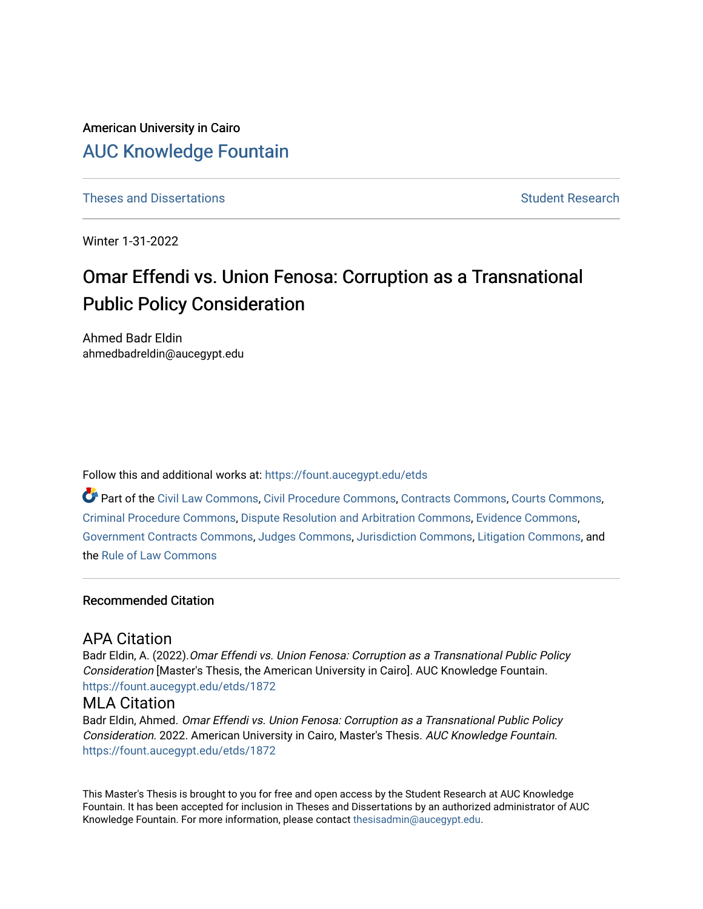American University in Cairo

AUC Knowledge Fountain

Theses and Dissertations

Student Research

Winter 1-31-2022

# Omar Effendi vs. Union Fenosa: Corruption as a Transnational Public Policy Consideration

Ahmed Badr Eldin
ahmedbadreldin@aucegypt.edu

Follow this and additional works at: https://fount.aucegypt.edu/etds

Part of the Civil Law Commons, Civil Procedure Commons, Contracts Commons, Courts Commons, Criminal Procedure Commons, Dispute Resolution and Arbitration Commons, Evidence Commons, Government Contracts Commons, Judges Commons, Jurisdiction Commons, Litigation Commons, and the Rule of Law Commons

## Recommended Citation

### APA Citation

Badr Eldin, A. (2022).*Omar Effendi vs. Union Fenosa: Corruption as a Transnational Public Policy Consideration* [Master's Thesis, the American University in Cairo]. AUC Knowledge Fountain.
https://fount.aucegypt.edu/etds/1872

### MLA Citation

Badr Eldin, Ahmed. *Omar Effendi vs. Union Fenosa: Corruption as a Transnational Public Policy Consideration*. 2022. American University in Cairo, Master's Thesis. *AUC Knowledge Fountain*.
https://fount.aucegypt.edu/etds/1872

This Master's Thesis is brought to you for free and open access by the Student Research at AUC Knowledge Fountain. It has been accepted for inclusion in Theses and Dissertations by an authorized administrator of AUC Knowledge Fountain. For more information, please contact thesisadmin@aucegypt.edu.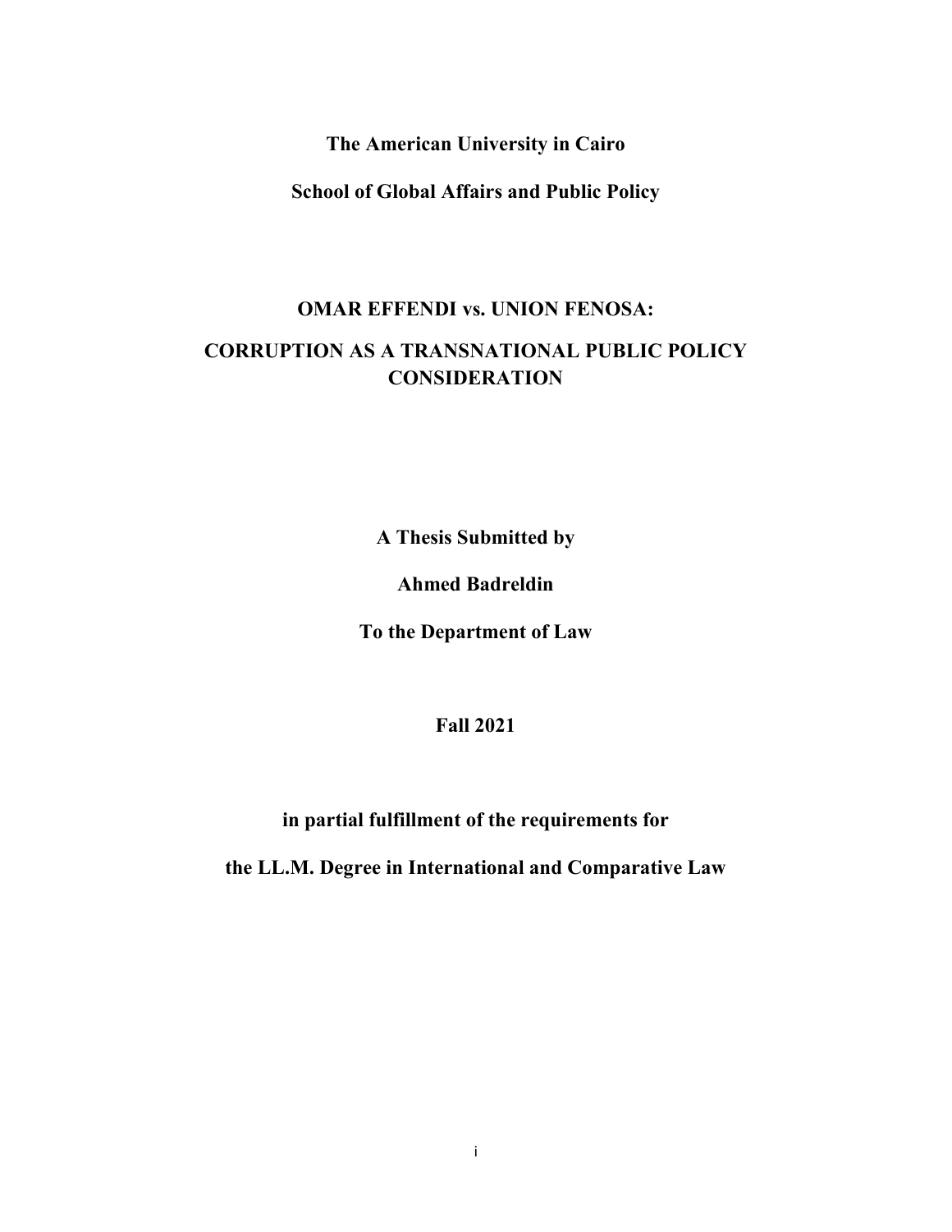**The American University in Cairo**

**School of Global Affairs and Public Policy**

**OMAR EFFENDI vs. UNION FENOSA:**

**CORRUPTION AS A TRANSNATIONAL PUBLIC POLICY CONSIDERATION**

**A Thesis Submitted by**

**Ahmed Badreldin**

**To the Department of Law**

**Fall 2021**

**in partial fulfillment of the requirements for**

**the LL.M. Degree in International and Comparative Law**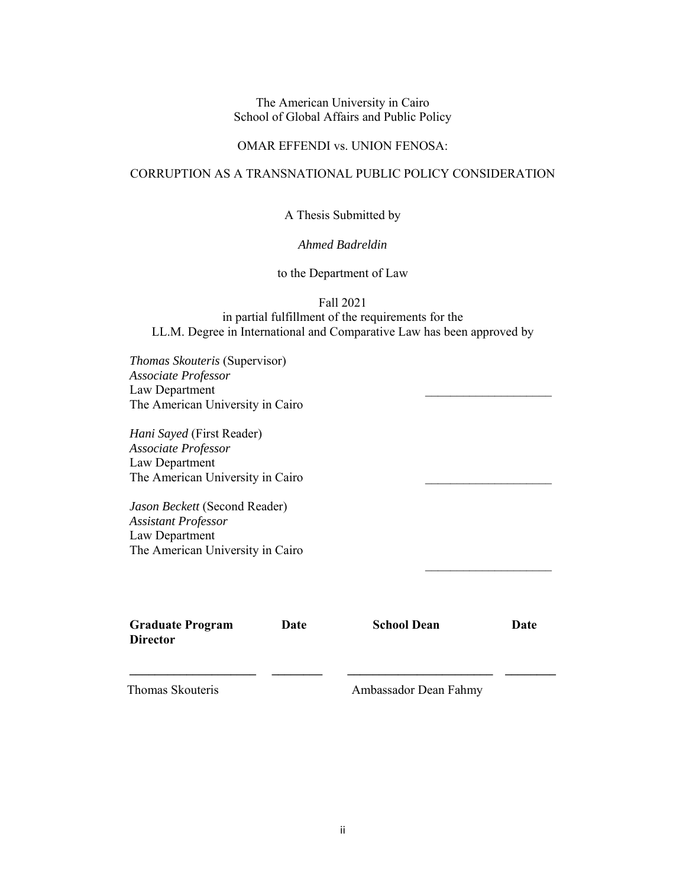The American University in Cairo
School of Global Affairs and Public Policy

OMAR EFFENDI vs. UNION FENOSA:

CORRUPTION AS A TRANSNATIONAL PUBLIC POLICY CONSIDERATION

A Thesis Submitted by

*Ahmed Badreldin*

to the Department of Law

Fall 2021
in partial fulfillment of the requirements for the
LL.M. Degree in International and Comparative Law has been approved by

*Thomas Skouteris* (Supervisor)
*Associate Professor*
Law Department
The American University in Cairo
____________________

*Hani Sayed* (First Reader)
*Associate Professor*
Law Department
The American University in Cairo
____________________

*Jason Beckett* (Second Reader)
*Assistant Professor*
Law Department
The American University in Cairo
____________________

| **Graduate Program Director** | **Date** | **School Dean** | **Date** |
|---|---|---|---|
| ____________________ | ________ | ______________________ | ________ |
| Thomas Skouteris | | Ambassador Dean Fahmy | |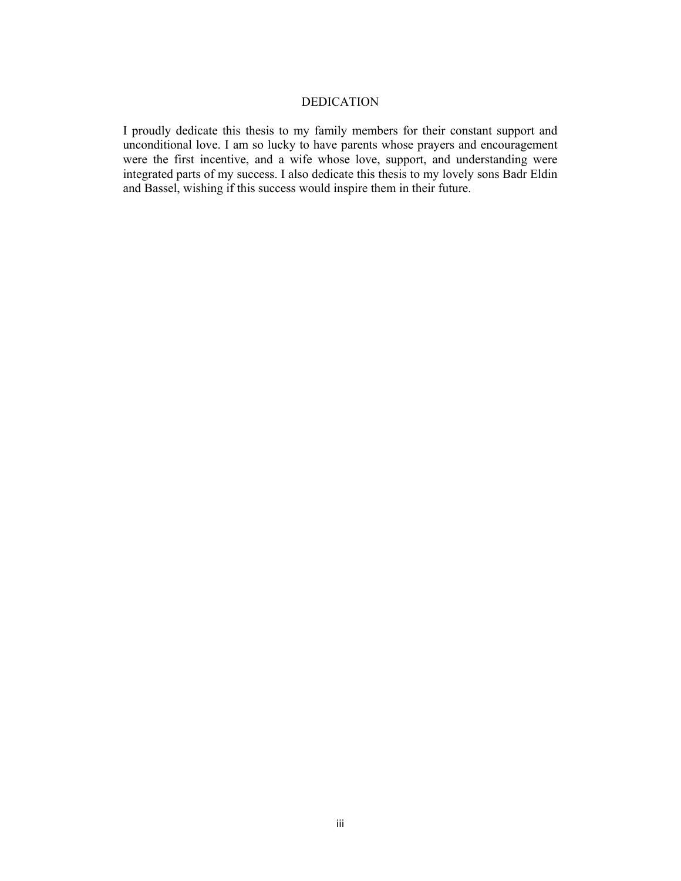# DEDICATION

I proudly dedicate this thesis to my family members for their constant support and unconditional love. I am so lucky to have parents whose prayers and encouragement were the first incentive, and a wife whose love, support, and understanding were integrated parts of my success. I also dedicate this thesis to my lovely sons Badr Eldin and Bassel, wishing if this success would inspire them in their future.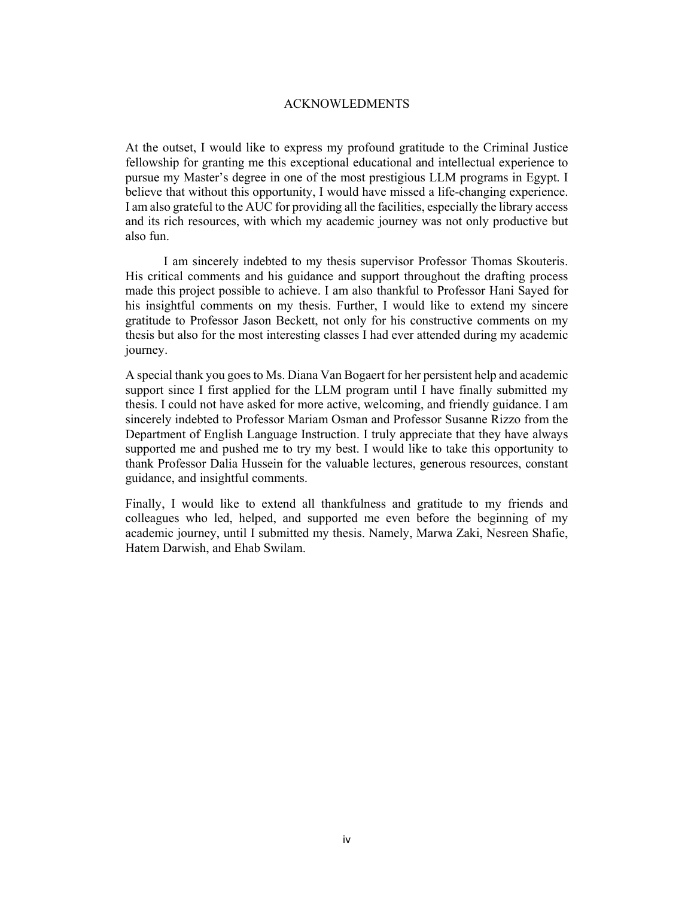# ACKNOWLEDMENTS

At the outset, I would like to express my profound gratitude to the Criminal Justice fellowship for granting me this exceptional educational and intellectual experience to pursue my Master's degree in one of the most prestigious LLM programs in Egypt. I believe that without this opportunity, I would have missed a life-changing experience. I am also grateful to the AUC for providing all the facilities, especially the library access and its rich resources, with which my academic journey was not only productive but also fun.

I am sincerely indebted to my thesis supervisor Professor Thomas Skouteris. His critical comments and his guidance and support throughout the drafting process made this project possible to achieve. I am also thankful to Professor Hani Sayed for his insightful comments on my thesis. Further, I would like to extend my sincere gratitude to Professor Jason Beckett, not only for his constructive comments on my thesis but also for the most interesting classes I had ever attended during my academic journey.

A special thank you goes to Ms. Diana Van Bogaert for her persistent help and academic support since I first applied for the LLM program until I have finally submitted my thesis. I could not have asked for more active, welcoming, and friendly guidance. I am sincerely indebted to Professor Mariam Osman and Professor Susanne Rizzo from the Department of English Language Instruction. I truly appreciate that they have always supported me and pushed me to try my best. I would like to take this opportunity to thank Professor Dalia Hussein for the valuable lectures, generous resources, constant guidance, and insightful comments.

Finally, I would like to extend all thankfulness and gratitude to my friends and colleagues who led, helped, and supported me even before the beginning of my academic journey, until I submitted my thesis. Namely, Marwa Zaki, Nesreen Shafie, Hatem Darwish, and Ehab Swilam.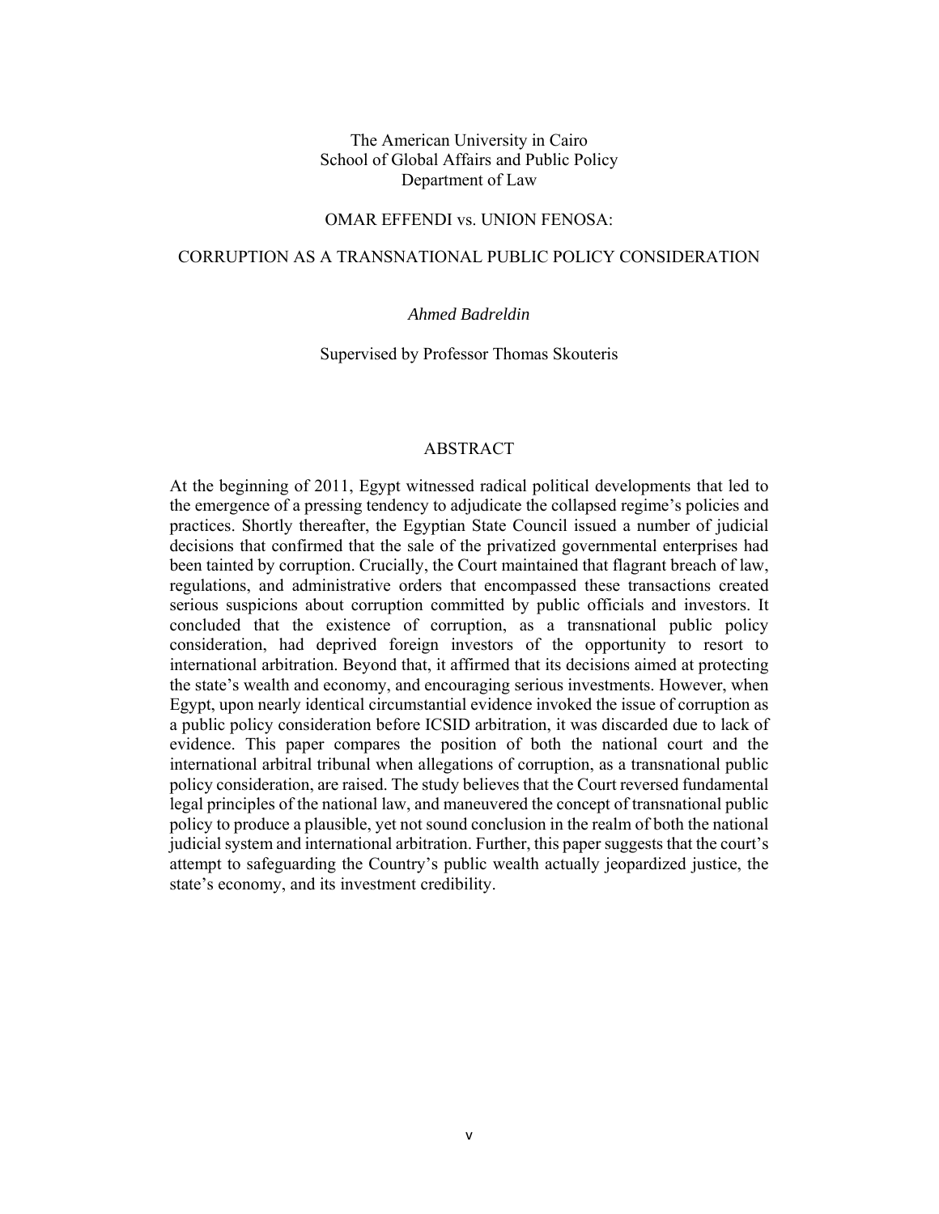The American University in Cairo
School of Global Affairs and Public Policy
Department of Law

OMAR EFFENDI vs. UNION FENOSA:

CORRUPTION AS A TRANSNATIONAL PUBLIC POLICY CONSIDERATION

*Ahmed Badreldin*

Supervised by Professor Thomas Skouteris

## ABSTRACT

At the beginning of 2011, Egypt witnessed radical political developments that led to the emergence of a pressing tendency to adjudicate the collapsed regime's policies and practices. Shortly thereafter, the Egyptian State Council issued a number of judicial decisions that confirmed that the sale of the privatized governmental enterprises had been tainted by corruption. Crucially, the Court maintained that flagrant breach of law, regulations, and administrative orders that encompassed these transactions created serious suspicions about corruption committed by public officials and investors. It concluded that the existence of corruption, as a transnational public policy consideration, had deprived foreign investors of the opportunity to resort to international arbitration. Beyond that, it affirmed that its decisions aimed at protecting the state's wealth and economy, and encouraging serious investments. However, when Egypt, upon nearly identical circumstantial evidence invoked the issue of corruption as a public policy consideration before ICSID arbitration, it was discarded due to lack of evidence. This paper compares the position of both the national court and the international arbitral tribunal when allegations of corruption, as a transnational public policy consideration, are raised. The study believes that the Court reversed fundamental legal principles of the national law, and maneuvered the concept of transnational public policy to produce a plausible, yet not sound conclusion in the realm of both the national judicial system and international arbitration. Further, this paper suggests that the court's attempt to safeguarding the Country's public wealth actually jeopardized justice, the state's economy, and its investment credibility.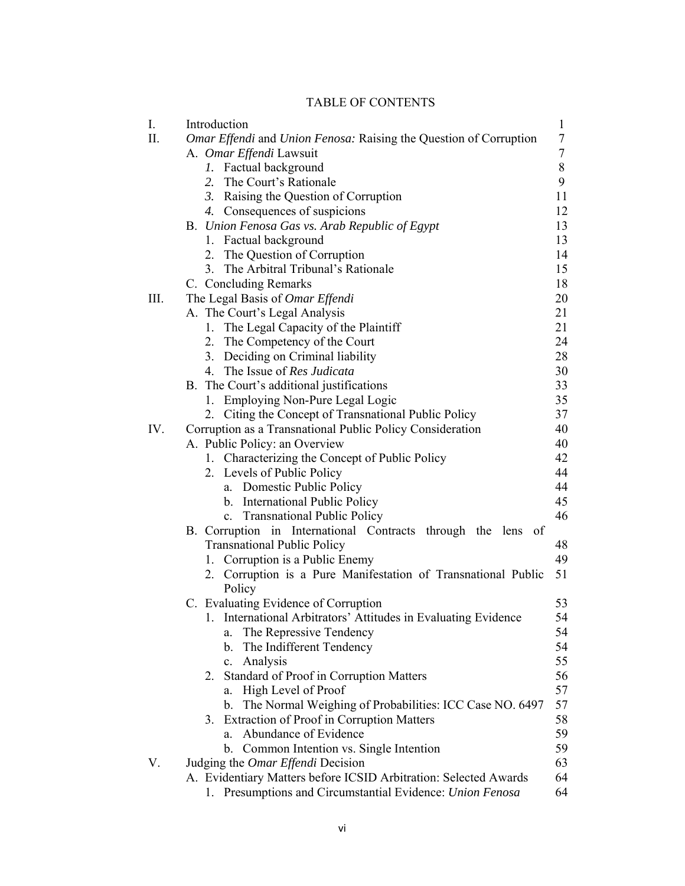# TABLE OF CONTENTS

| | | |
|---|---|---|
| I. | Introduction | 1 |
| II. | *Omar Effendi* and *Union Fenosa:* Raising the Question of Corruption | 7 |
| | A. *Omar Effendi* Lawsuit | 7 |
| | *1.* Factual background | 8 |
| | *2.* The Court's Rationale | 9 |
| | *3.* Raising the Question of Corruption | 11 |
| | *4.* Consequences of suspicions | 12 |
| | B. *Union Fenosa Gas vs. Arab Republic of Egypt* | 13 |
| | 1. Factual background | 13 |
| | 2. The Question of Corruption | 14 |
| | 3. The Arbitral Tribunal's Rationale | 15 |
| | C. Concluding Remarks | 18 |
| III. | The Legal Basis of *Omar Effendi* | 20 |
| | A. The Court's Legal Analysis | 21 |
| | 1. The Legal Capacity of the Plaintiff | 21 |
| | 2. The Competency of the Court | 24 |
| | 3. Deciding on Criminal liability | 28 |
| | 4. The Issue of *Res Judicata* | 30 |
| | B. The Court's additional justifications | 33 |
| | 1. Employing Non-Pure Legal Logic | 35 |
| | 2. Citing the Concept of Transnational Public Policy | 37 |
| IV. | Corruption as a Transnational Public Policy Consideration | 40 |
| | A. Public Policy: an Overview | 40 |
| | 1. Characterizing the Concept of Public Policy | 42 |
| | 2. Levels of Public Policy | 44 |
| | a. Domestic Public Policy | 44 |
| | b. International Public Policy | 45 |
| | c. Transnational Public Policy | 46 |
| | B. Corruption in International Contracts through the lens of Transnational Public Policy | 48 |
| | 1. Corruption is a Public Enemy | 49 |
| | 2. Corruption is a Pure Manifestation of Transnational Public Policy | 51 |
| | C. Evaluating Evidence of Corruption | 53 |
| | 1. International Arbitrators' Attitudes in Evaluating Evidence | 54 |
| | a. The Repressive Tendency | 54 |
| | b. The Indifferent Tendency | 54 |
| | c. Analysis | 55 |
| | 2. Standard of Proof in Corruption Matters | 56 |
| | a. High Level of Proof | 57 |
| | b. The Normal Weighing of Probabilities: ICC Case NO. 6497 | 57 |
| | 3. Extraction of Proof in Corruption Matters | 58 |
| | a. Abundance of Evidence | 59 |
| | b. Common Intention vs. Single Intention | 59 |
| V. | Judging the *Omar Effendi* Decision | 63 |
| | A. Evidentiary Matters before ICSID Arbitration: Selected Awards | 64 |
| | 1. Presumptions and Circumstantial Evidence: *Union Fenosa* | 64 |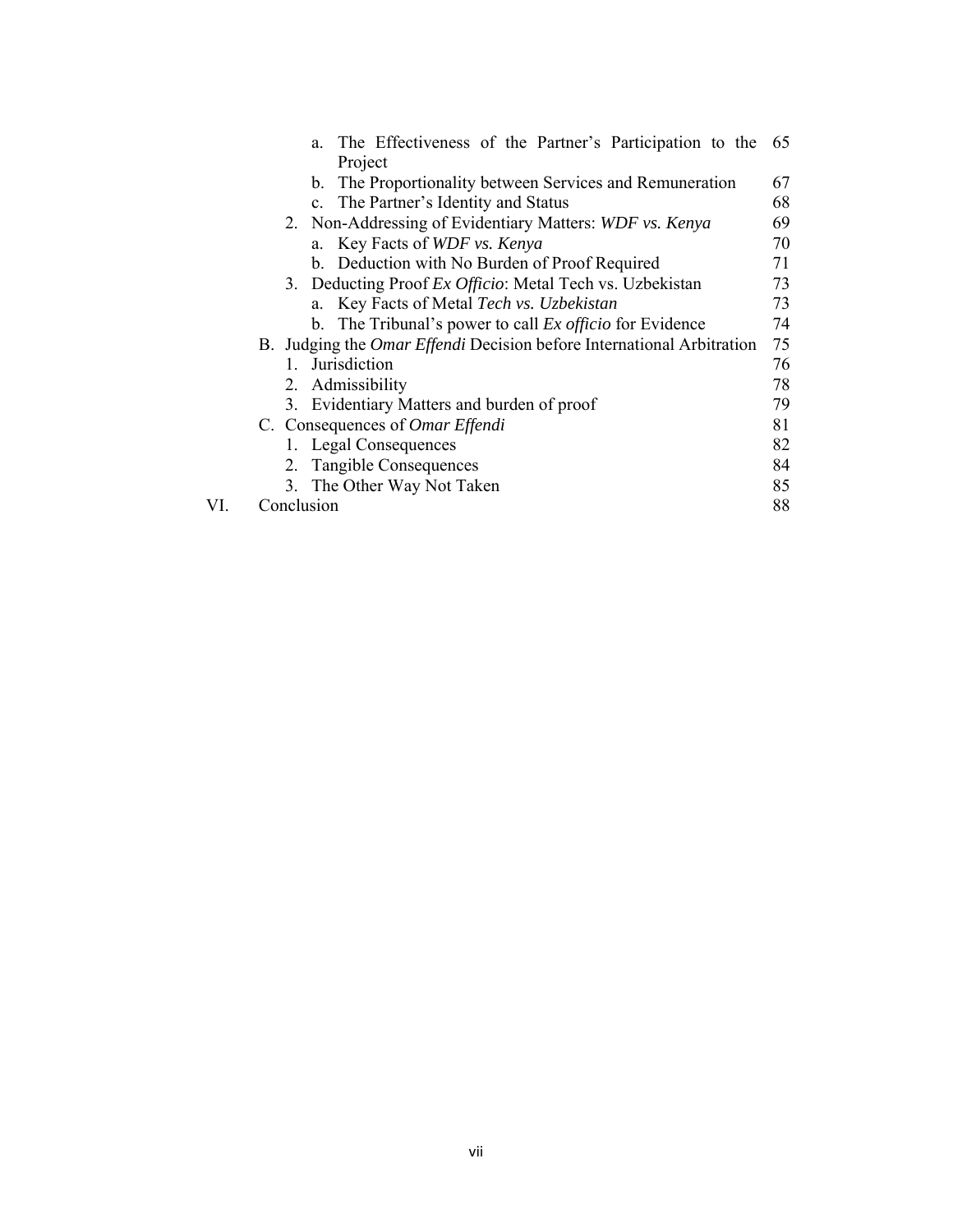- a. The Effectiveness of the Partner's Participation to the Project 65
- b. The Proportionality between Services and Remuneration 67
- c. The Partner's Identity and Status 68

2. Non-Addressing of Evidentiary Matters: *WDF vs. Kenya* 69
   - a. Key Facts of *WDF vs. Kenya* 70
   - b. Deduction with No Burden of Proof Required 71
3. Deducting Proof *Ex Officio*: Metal Tech vs. Uzbekistan 73
   - a. Key Facts of Metal *Tech vs. Uzbekistan* 73
   - b. The Tribunal's power to call *Ex officio* for Evidence 74

B. Judging the *Omar Effendi* Decision before International Arbitration 75
1. Jurisdiction 76
2. Admissibility 78
3. Evidentiary Matters and burden of proof 79

C. Consequences of *Omar Effendi* 81
1. Legal Consequences 82
2. Tangible Consequences 84
3. The Other Way Not Taken 85

VI. Conclusion 88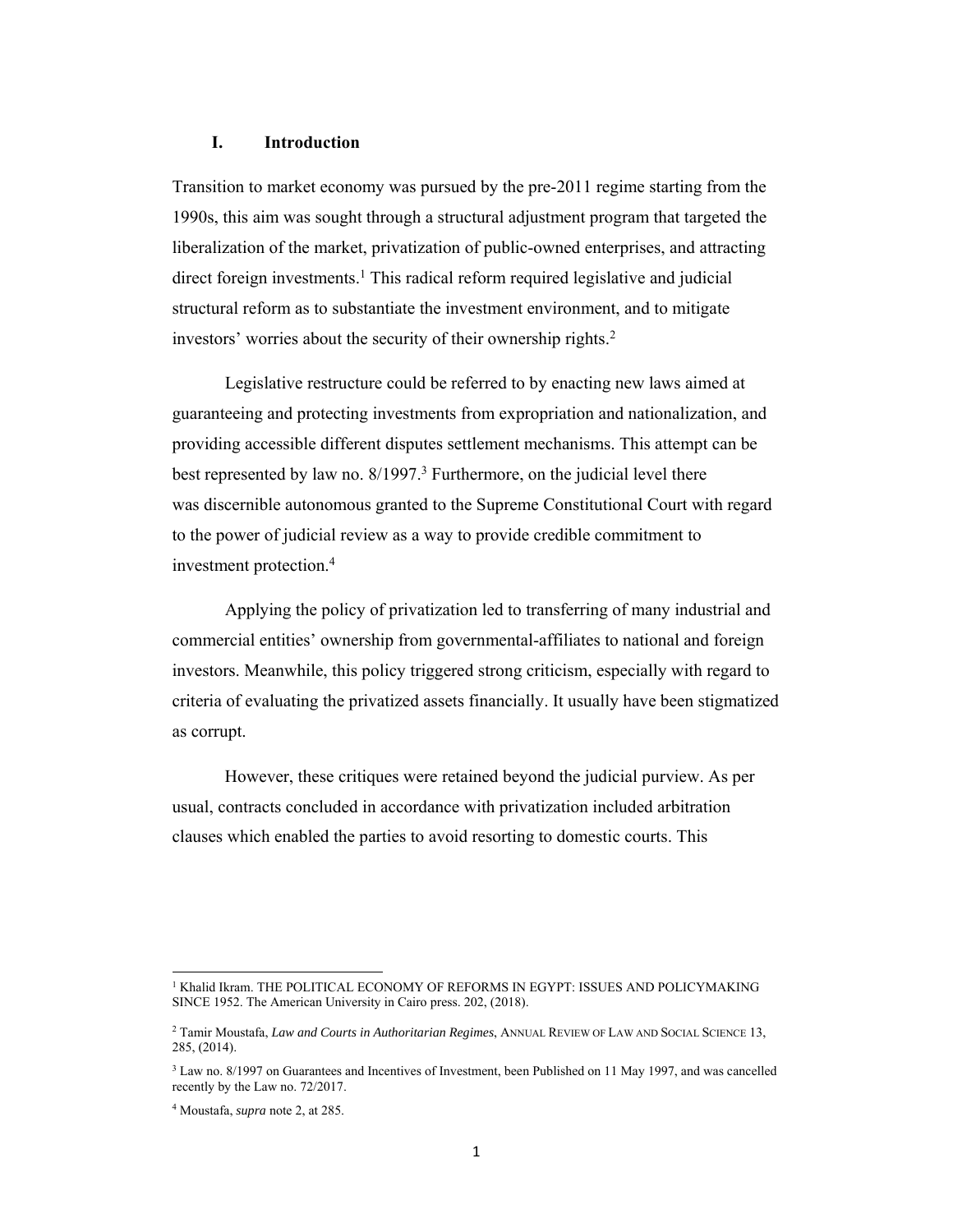## I. Introduction

Transition to market economy was pursued by the pre-2011 regime starting from the 1990s, this aim was sought through a structural adjustment program that targeted the liberalization of the market, privatization of public-owned enterprises, and attracting direct foreign investments.[1] This radical reform required legislative and judicial structural reform as to substantiate the investment environment, and to mitigate investors' worries about the security of their ownership rights.[2]

Legislative restructure could be referred to by enacting new laws aimed at guaranteeing and protecting investments from expropriation and nationalization, and providing accessible different disputes settlement mechanisms. This attempt can be best represented by law no. 8/1997.[3] Furthermore, on the judicial level there was discernible autonomous granted to the Supreme Constitutional Court with regard to the power of judicial review as a way to provide credible commitment to investment protection.[4]

Applying the policy of privatization led to transferring of many industrial and commercial entities' ownership from governmental-affiliates to national and foreign investors. Meanwhile, this policy triggered strong criticism, especially with regard to criteria of evaluating the privatized assets financially. It usually have been stigmatized as corrupt.

However, these critiques were retained beyond the judicial purview. As per usual, contracts concluded in accordance with privatization included arbitration clauses which enabled the parties to avoid resorting to domestic courts. This

---

[1] Khalid Ikram. THE POLITICAL ECONOMY OF REFORMS IN EGYPT: ISSUES AND POLICYMAKING SINCE 1952. The American University in Cairo press. 202, (2018).

[2] Tamir Moustafa, *Law and Courts in Authoritarian Regimes*, ANNUAL REVIEW OF LAW AND SOCIAL SCIENCE 13, 285, (2014).

[3] Law no. 8/1997 on Guarantees and Incentives of Investment, been Published on 11 May 1997, and was cancelled recently by the Law no. 72/2017.

[4] Moustafa, *supra* note 2, at 285.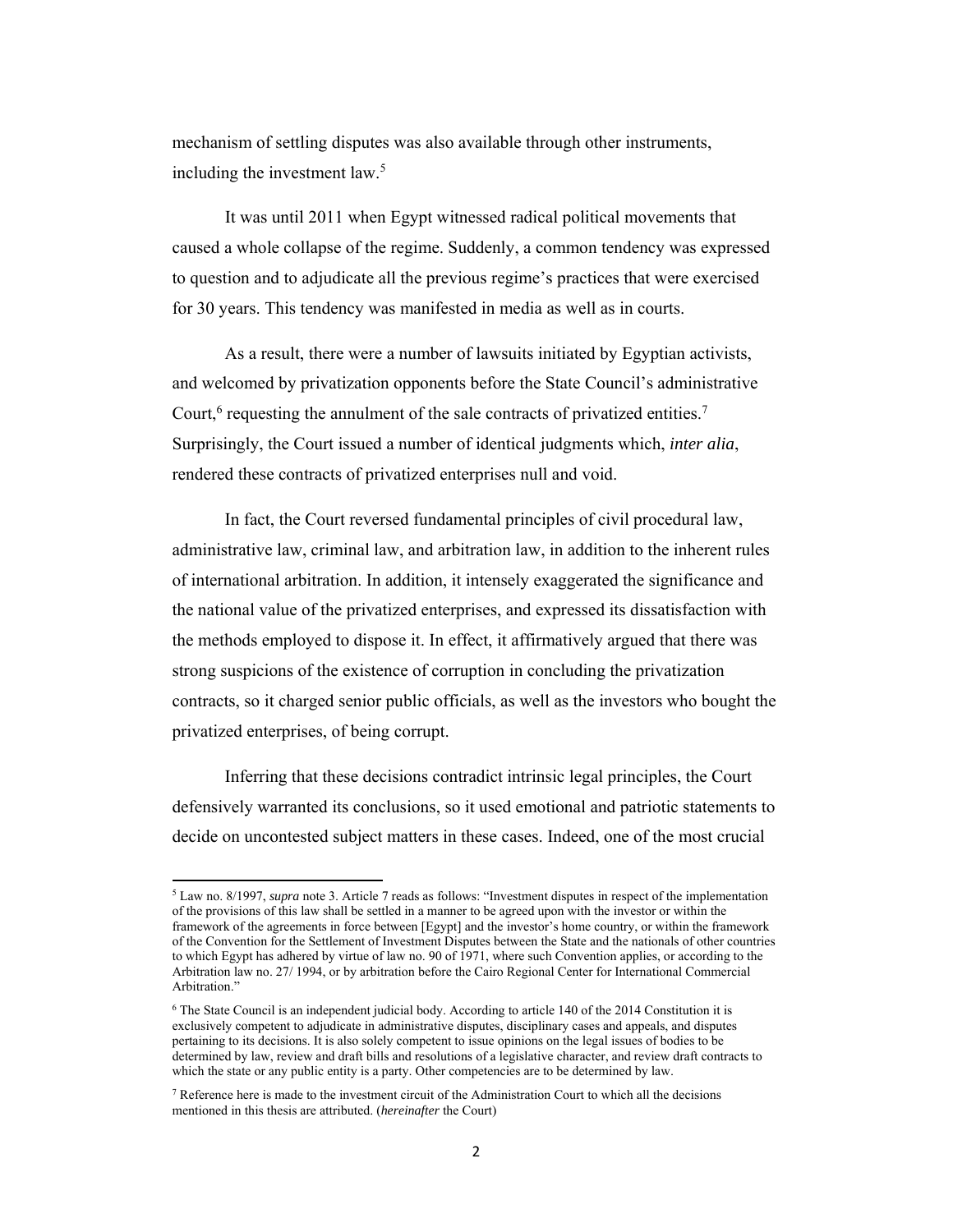mechanism of settling disputes was also available through other instruments, including the investment law.[5]

It was until 2011 when Egypt witnessed radical political movements that caused a whole collapse of the regime. Suddenly, a common tendency was expressed to question and to adjudicate all the previous regime's practices that were exercised for 30 years. This tendency was manifested in media as well as in courts.

As a result, there were a number of lawsuits initiated by Egyptian activists, and welcomed by privatization opponents before the State Council's administrative Court,[6] requesting the annulment of the sale contracts of privatized entities.[7] Surprisingly, the Court issued a number of identical judgments which, *inter alia*, rendered these contracts of privatized enterprises null and void.

In fact, the Court reversed fundamental principles of civil procedural law, administrative law, criminal law, and arbitration law, in addition to the inherent rules of international arbitration. In addition, it intensely exaggerated the significance and the national value of the privatized enterprises, and expressed its dissatisfaction with the methods employed to dispose it. In effect, it affirmatively argued that there was strong suspicions of the existence of corruption in concluding the privatization contracts, so it charged senior public officials, as well as the investors who bought the privatized enterprises, of being corrupt.

Inferring that these decisions contradict intrinsic legal principles, the Court defensively warranted its conclusions, so it used emotional and patriotic statements to decide on uncontested subject matters in these cases. Indeed, one of the most crucial

---

[5] Law no. 8/1997, *supra* note 3. Article 7 reads as follows: "Investment disputes in respect of the implementation of the provisions of this law shall be settled in a manner to be agreed upon with the investor or within the framework of the agreements in force between [Egypt] and the investor's home country, or within the framework of the Convention for the Settlement of Investment Disputes between the State and the nationals of other countries to which Egypt has adhered by virtue of law no. 90 of 1971, where such Convention applies, or according to the Arbitration law no. 27/ 1994, or by arbitration before the Cairo Regional Center for International Commercial Arbitration."

[6] The State Council is an independent judicial body. According to article 140 of the 2014 Constitution it is exclusively competent to adjudicate in administrative disputes, disciplinary cases and appeals, and disputes pertaining to its decisions. It is also solely competent to issue opinions on the legal issues of bodies to be determined by law, review and draft bills and resolutions of a legislative character, and review draft contracts to which the state or any public entity is a party. Other competencies are to be determined by law.

[7] Reference here is made to the investment circuit of the Administration Court to which all the decisions mentioned in this thesis are attributed. (*hereinafter* the Court)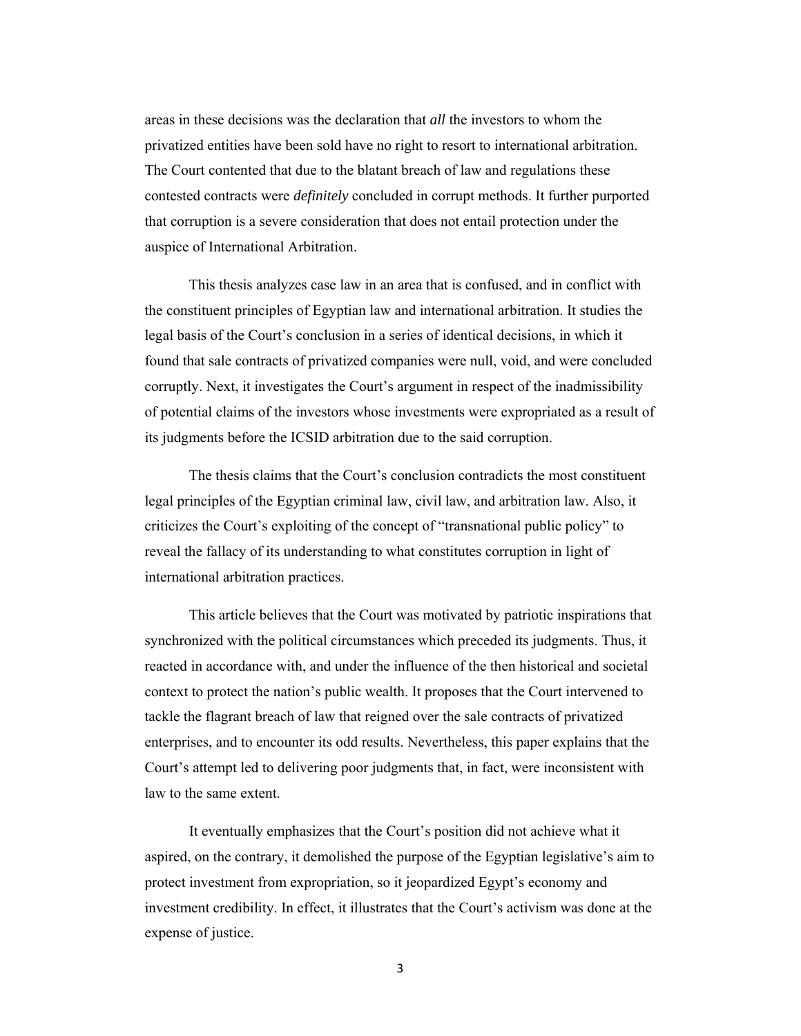areas in these decisions was the declaration that *all* the investors to whom the privatized entities have been sold have no right to resort to international arbitration. The Court contented that due to the blatant breach of law and regulations these contested contracts were *definitely* concluded in corrupt methods. It further purported that corruption is a severe consideration that does not entail protection under the auspice of International Arbitration.

This thesis analyzes case law in an area that is confused, and in conflict with the constituent principles of Egyptian law and international arbitration. It studies the legal basis of the Court's conclusion in a series of identical decisions, in which it found that sale contracts of privatized companies were null, void, and were concluded corruptly. Next, it investigates the Court's argument in respect of the inadmissibility of potential claims of the investors whose investments were expropriated as a result of its judgments before the ICSID arbitration due to the said corruption.

The thesis claims that the Court's conclusion contradicts the most constituent legal principles of the Egyptian criminal law, civil law, and arbitration law. Also, it criticizes the Court's exploiting of the concept of "transnational public policy" to reveal the fallacy of its understanding to what constitutes corruption in light of international arbitration practices.

This article believes that the Court was motivated by patriotic inspirations that synchronized with the political circumstances which preceded its judgments. Thus, it reacted in accordance with, and under the influence of the then historical and societal context to protect the nation's public wealth. It proposes that the Court intervened to tackle the flagrant breach of law that reigned over the sale contracts of privatized enterprises, and to encounter its odd results. Nevertheless, this paper explains that the Court's attempt led to delivering poor judgments that, in fact, were inconsistent with law to the same extent.

It eventually emphasizes that the Court's position did not achieve what it aspired, on the contrary, it demolished the purpose of the Egyptian legislative's aim to protect investment from expropriation, so it jeopardized Egypt's economy and investment credibility. In effect, it illustrates that the Court's activism was done at the expense of justice.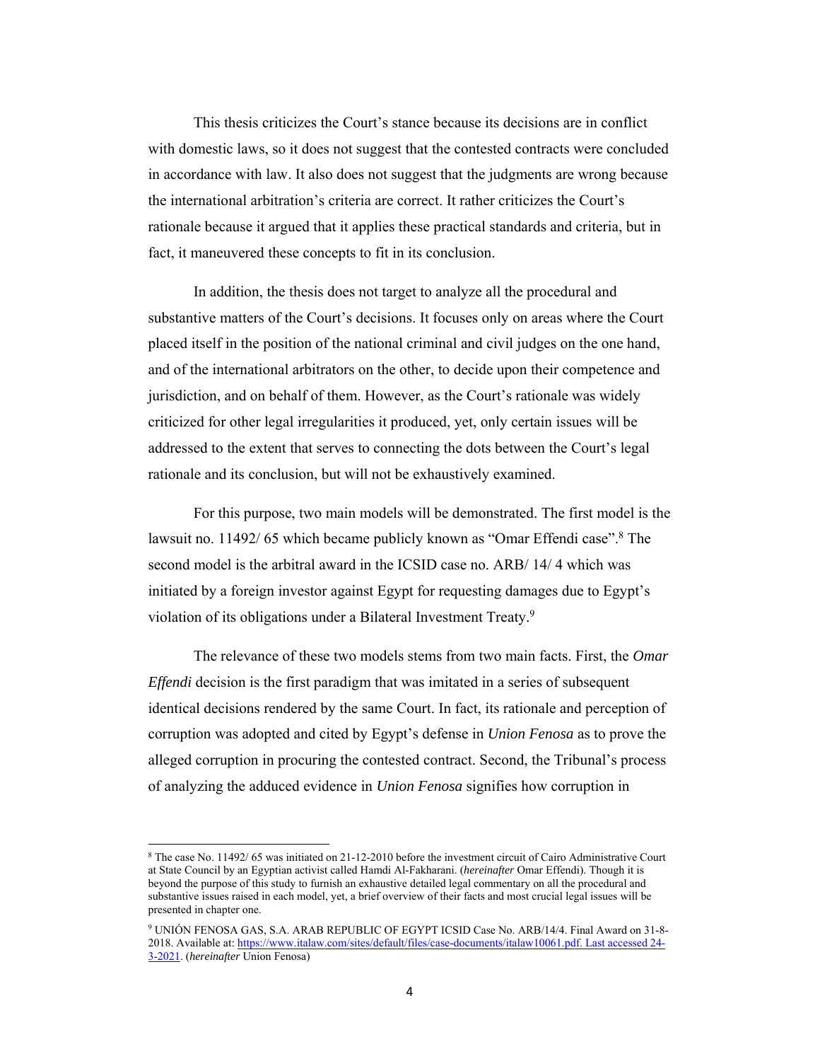This thesis criticizes the Court's stance because its decisions are in conflict with domestic laws, so it does not suggest that the contested contracts were concluded in accordance with law. It also does not suggest that the judgments are wrong because the international arbitration's criteria are correct. It rather criticizes the Court's rationale because it argued that it applies these practical standards and criteria, but in fact, it maneuvered these concepts to fit in its conclusion.

In addition, the thesis does not target to analyze all the procedural and substantive matters of the Court's decisions. It focuses only on areas where the Court placed itself in the position of the national criminal and civil judges on the one hand, and of the international arbitrators on the other, to decide upon their competence and jurisdiction, and on behalf of them. However, as the Court's rationale was widely criticized for other legal irregularities it produced, yet, only certain issues will be addressed to the extent that serves to connecting the dots between the Court's legal rationale and its conclusion, but will not be exhaustively examined.

For this purpose, two main models will be demonstrated. The first model is the lawsuit no. 11492/ 65 which became publicly known as "Omar Effendi case".[8] The second model is the arbitral award in the ICSID case no. ARB/ 14/ 4 which was initiated by a foreign investor against Egypt for requesting damages due to Egypt's violation of its obligations under a Bilateral Investment Treaty.[9]

The relevance of these two models stems from two main facts. First, the *Omar Effendi* decision is the first paradigm that was imitated in a series of subsequent identical decisions rendered by the same Court. In fact, its rationale and perception of corruption was adopted and cited by Egypt's defense in *Union Fenosa* as to prove the alleged corruption in procuring the contested contract. Second, the Tribunal's process of analyzing the adduced evidence in *Union Fenosa* signifies how corruption in

---

[8] The case No. 11492/ 65 was initiated on 21-12-2010 before the investment circuit of Cairo Administrative Court at State Council by an Egyptian activist called Hamdi Al-Fakharani. (*hereinafter* Omar Effendi). Though it is beyond the purpose of this study to furnish an exhaustive detailed legal commentary on all the procedural and substantive issues raised in each model, yet, a brief overview of their facts and most crucial legal issues will be presented in chapter one.

[9] UNIÓN FENOSA GAS, S.A. ARAB REPUBLIC OF EGYPT ICSID Case No. ARB/14/4. Final Award on 31-8-2018. Available at: https://www.italaw.com/sites/default/files/case-documents/italaw10061.pdf. Last accessed 24-3-2021. (*hereinafter* Union Fenosa)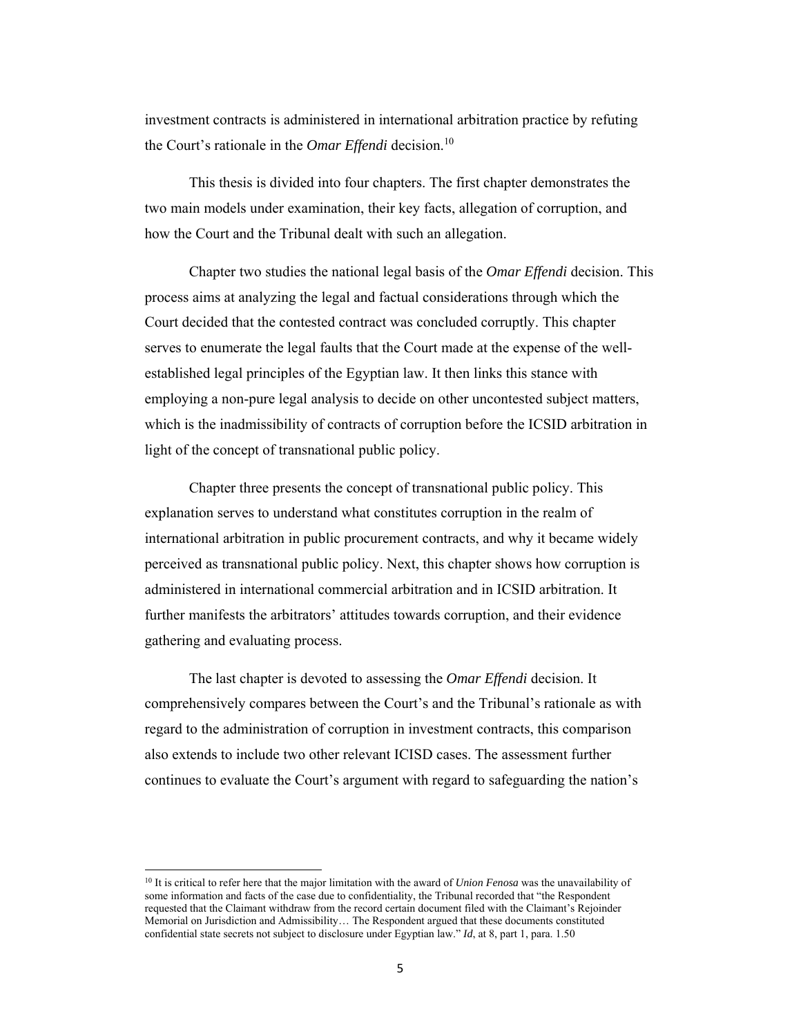investment contracts is administered in international arbitration practice by refuting the Court's rationale in the *Omar Effendi* decision.[10]

This thesis is divided into four chapters. The first chapter demonstrates the two main models under examination, their key facts, allegation of corruption, and how the Court and the Tribunal dealt with such an allegation.

Chapter two studies the national legal basis of the *Omar Effendi* decision. This process aims at analyzing the legal and factual considerations through which the Court decided that the contested contract was concluded corruptly. This chapter serves to enumerate the legal faults that the Court made at the expense of the well-established legal principles of the Egyptian law. It then links this stance with employing a non-pure legal analysis to decide on other uncontested subject matters, which is the inadmissibility of contracts of corruption before the ICSID arbitration in light of the concept of transnational public policy.

Chapter three presents the concept of transnational public policy. This explanation serves to understand what constitutes corruption in the realm of international arbitration in public procurement contracts, and why it became widely perceived as transnational public policy. Next, this chapter shows how corruption is administered in international commercial arbitration and in ICSID arbitration. It further manifests the arbitrators' attitudes towards corruption, and their evidence gathering and evaluating process.

The last chapter is devoted to assessing the *Omar Effendi* decision. It comprehensively compares between the Court's and the Tribunal's rationale as with regard to the administration of corruption in investment contracts, this comparison also extends to include two other relevant ICISD cases. The assessment further continues to evaluate the Court's argument with regard to safeguarding the nation's

---

[10] It is critical to refer here that the major limitation with the award of *Union Fenosa* was the unavailability of some information and facts of the case due to confidentiality, the Tribunal recorded that "the Respondent requested that the Claimant withdraw from the record certain document filed with the Claimant's Rejoinder Memorial on Jurisdiction and Admissibility… The Respondent argued that these documents constituted confidential state secrets not subject to disclosure under Egyptian law." *Id*, at 8, part 1, para. 1.50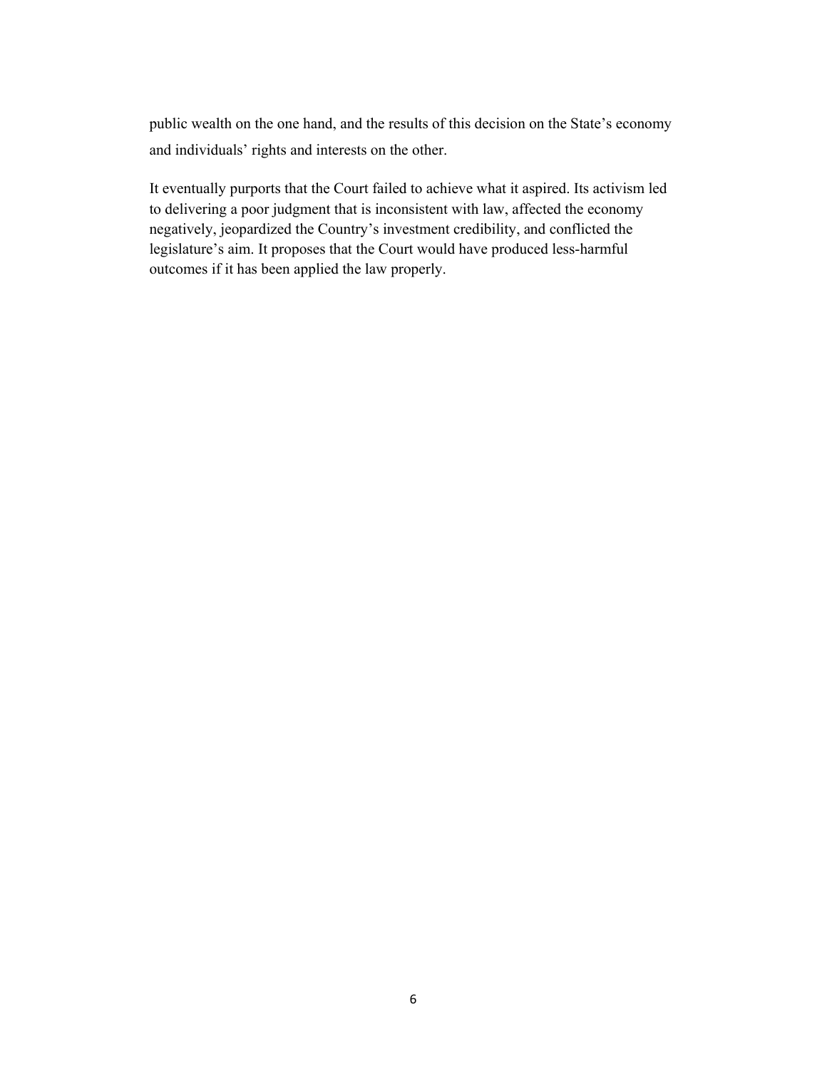public wealth on the one hand, and the results of this decision on the State's economy and individuals' rights and interests on the other.

It eventually purports that the Court failed to achieve what it aspired. Its activism led to delivering a poor judgment that is inconsistent with law, affected the economy negatively, jeopardized the Country's investment credibility, and conflicted the legislature's aim. It proposes that the Court would have produced less-harmful outcomes if it has been applied the law properly.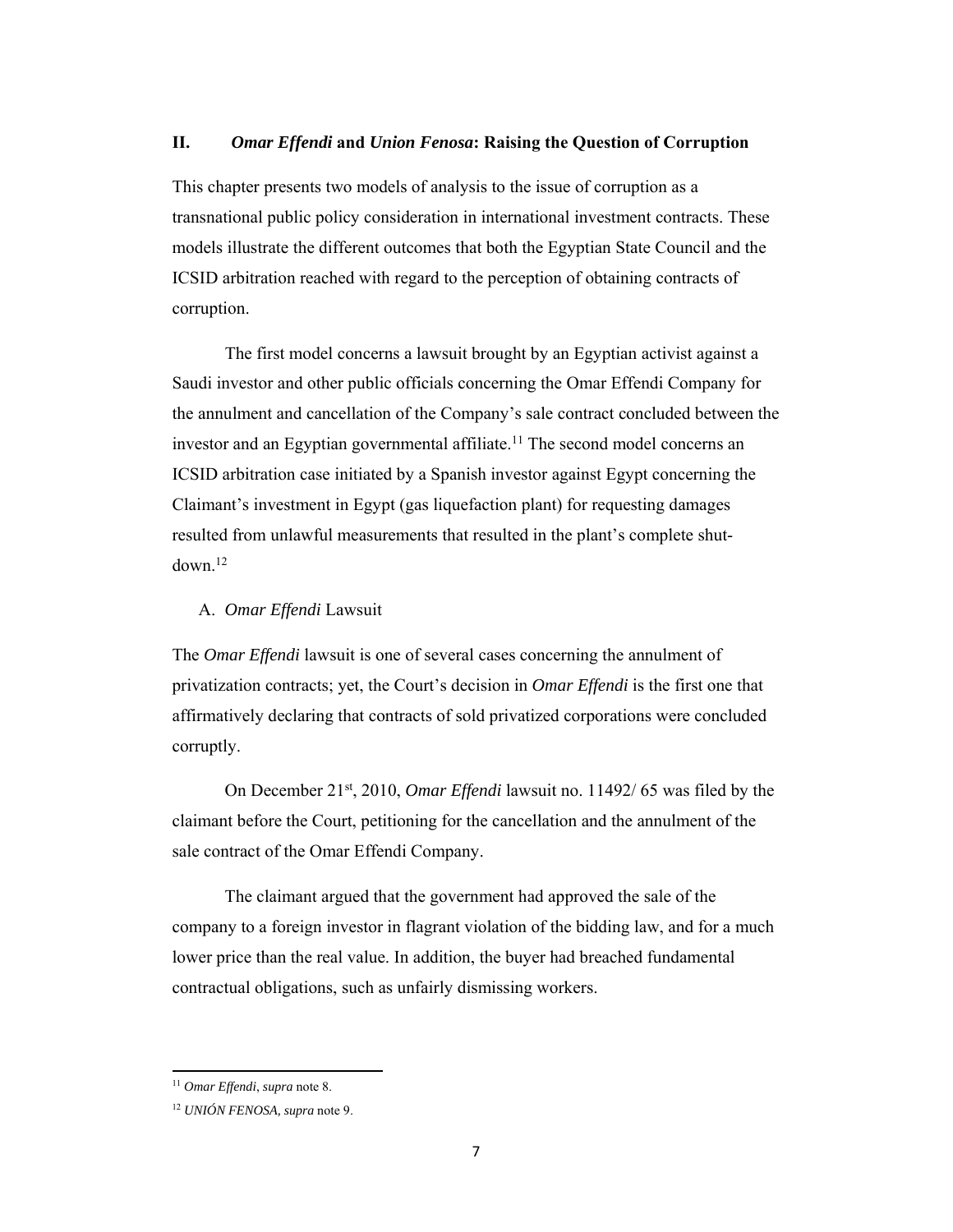## II. *Omar Effendi* and *Union Fenosa*: Raising the Question of Corruption

This chapter presents two models of analysis to the issue of corruption as a transnational public policy consideration in international investment contracts. These models illustrate the different outcomes that both the Egyptian State Council and the ICSID arbitration reached with regard to the perception of obtaining contracts of corruption.

The first model concerns a lawsuit brought by an Egyptian activist against a Saudi investor and other public officials concerning the Omar Effendi Company for the annulment and cancellation of the Company's sale contract concluded between the investor and an Egyptian governmental affiliate.[11] The second model concerns an ICSID arbitration case initiated by a Spanish investor against Egypt concerning the Claimant's investment in Egypt (gas liquefaction plant) for requesting damages resulted from unlawful measurements that resulted in the plant's complete shut-down.[12]

### A. *Omar Effendi* Lawsuit

The *Omar Effendi* lawsuit is one of several cases concerning the annulment of privatization contracts; yet, the Court's decision in *Omar Effendi* is the first one that affirmatively declaring that contracts of sold privatized corporations were concluded corruptly.

On December 21st, 2010, *Omar Effendi* lawsuit no. 11492/ 65 was filed by the claimant before the Court, petitioning for the cancellation and the annulment of the sale contract of the Omar Effendi Company.

The claimant argued that the government had approved the sale of the company to a foreign investor in flagrant violation of the bidding law, and for a much lower price than the real value. In addition, the buyer had breached fundamental contractual obligations, such as unfairly dismissing workers.

---

[11] *Omar Effendi*, *supra* note 8.

[12] *UNIÓN FENOSA, supra* note 9.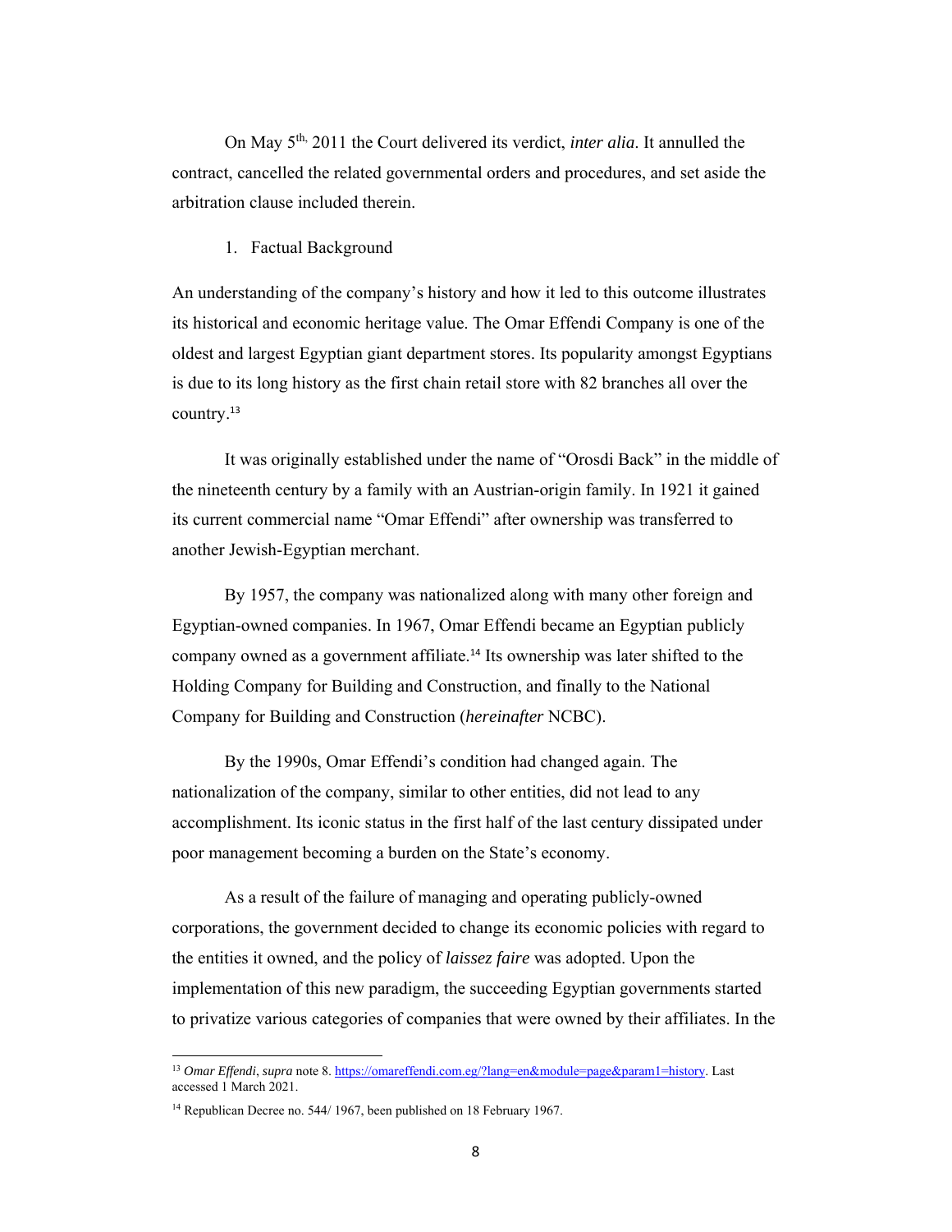On May 5th, 2011 the Court delivered its verdict, *inter alia*. It annulled the contract, cancelled the related governmental orders and procedures, and set aside the arbitration clause included therein.

1. Factual Background

An understanding of the company's history and how it led to this outcome illustrates its historical and economic heritage value. The Omar Effendi Company is one of the oldest and largest Egyptian giant department stores. Its popularity amongst Egyptians is due to its long history as the first chain retail store with 82 branches all over the country.[13]

It was originally established under the name of "Orosdi Back" in the middle of the nineteenth century by a family with an Austrian-origin family. In 1921 it gained its current commercial name "Omar Effendi" after ownership was transferred to another Jewish-Egyptian merchant.

By 1957, the company was nationalized along with many other foreign and Egyptian-owned companies. In 1967, Omar Effendi became an Egyptian publicly company owned as a government affiliate.[14] Its ownership was later shifted to the Holding Company for Building and Construction, and finally to the National Company for Building and Construction (*hereinafter* NCBC).

By the 1990s, Omar Effendi's condition had changed again. The nationalization of the company, similar to other entities, did not lead to any accomplishment. Its iconic status in the first half of the last century dissipated under poor management becoming a burden on the State's economy.

As a result of the failure of managing and operating publicly-owned corporations, the government decided to change its economic policies with regard to the entities it owned, and the policy of *laissez faire* was adopted. Upon the implementation of this new paradigm, the succeeding Egyptian governments started to privatize various categories of companies that were owned by their affiliates. In the

---

[13] *Omar Effendi*, *supra* note 8. https://omareffendi.com.eg/?lang=en&module=page&param1=history. Last accessed 1 March 2021.

[14] Republican Decree no. 544/ 1967, been published on 18 February 1967.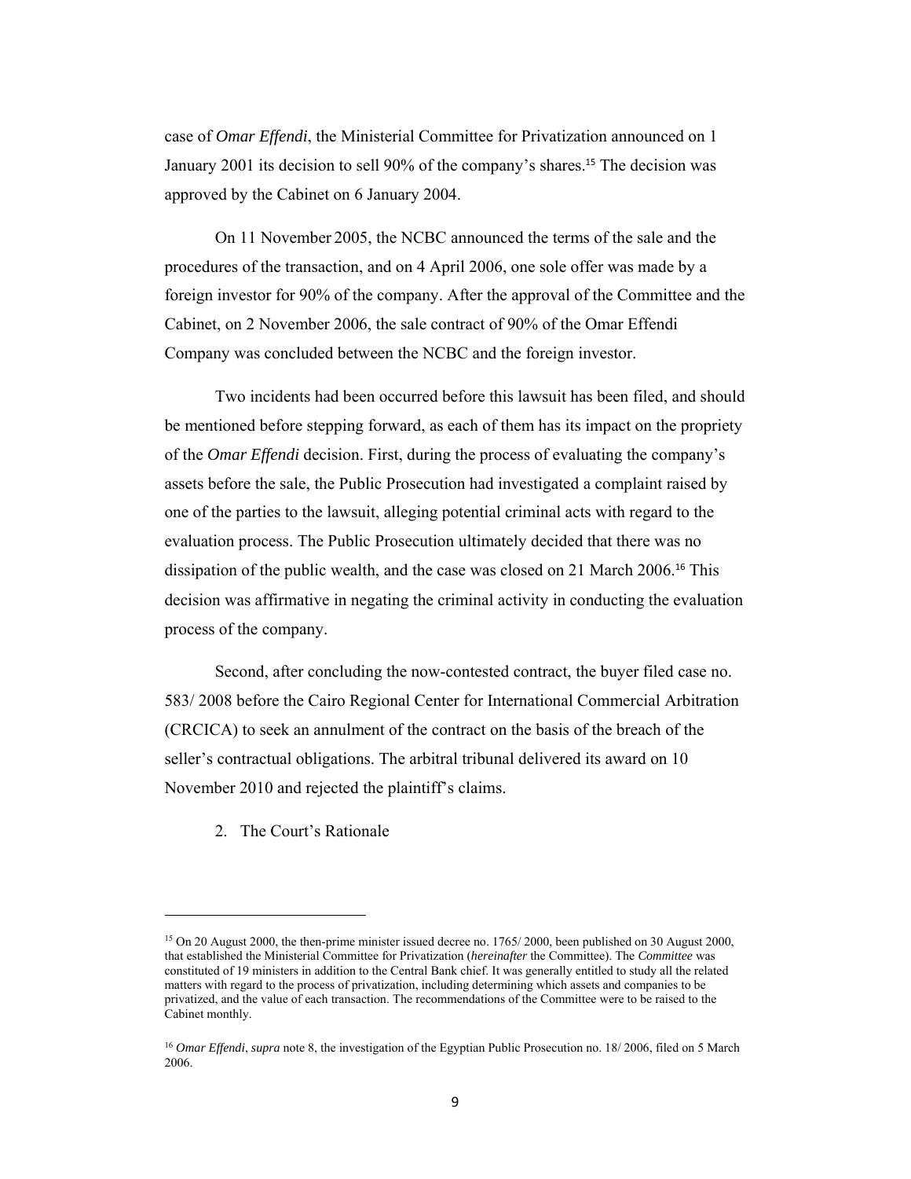case of *Omar Effendi*, the Ministerial Committee for Privatization announced on 1 January 2001 its decision to sell 90% of the company's shares.[15] The decision was approved by the Cabinet on 6 January 2004.

On 11 November 2005, the NCBC announced the terms of the sale and the procedures of the transaction, and on 4 April 2006, one sole offer was made by a foreign investor for 90% of the company. After the approval of the Committee and the Cabinet, on 2 November 2006, the sale contract of 90% of the Omar Effendi Company was concluded between the NCBC and the foreign investor.

Two incidents had been occurred before this lawsuit has been filed, and should be mentioned before stepping forward, as each of them has its impact on the propriety of the *Omar Effendi* decision. First, during the process of evaluating the company's assets before the sale, the Public Prosecution had investigated a complaint raised by one of the parties to the lawsuit, alleging potential criminal acts with regard to the evaluation process. The Public Prosecution ultimately decided that there was no dissipation of the public wealth, and the case was closed on 21 March 2006.[16] This decision was affirmative in negating the criminal activity in conducting the evaluation process of the company.

Second, after concluding the now-contested contract, the buyer filed case no. 583/ 2008 before the Cairo Regional Center for International Commercial Arbitration (CRCICA) to seek an annulment of the contract on the basis of the breach of the seller's contractual obligations. The arbitral tribunal delivered its award on 10 November 2010 and rejected the plaintiff's claims.

2. The Court's Rationale

---

[15] On 20 August 2000, the then-prime minister issued decree no. 1765/ 2000, been published on 30 August 2000, that established the Ministerial Committee for Privatization (*hereinafter* the Committee). The *Committee* was constituted of 19 ministers in addition to the Central Bank chief. It was generally entitled to study all the related matters with regard to the process of privatization, including determining which assets and companies to be privatized, and the value of each transaction. The recommendations of the Committee were to be raised to the Cabinet monthly.

[16] *Omar Effendi*, *supra* note 8, the investigation of the Egyptian Public Prosecution no. 18/ 2006, filed on 5 March 2006.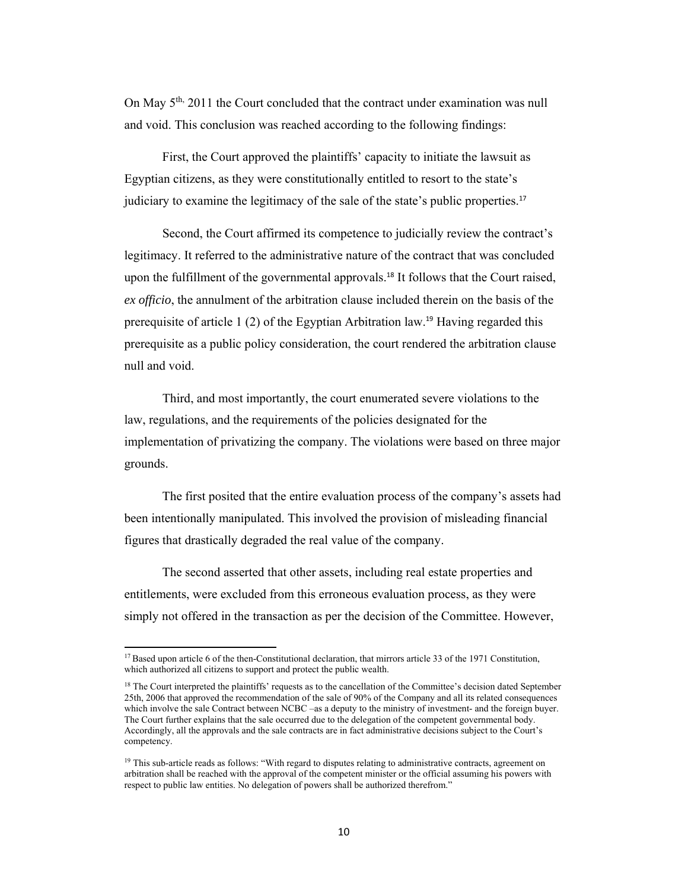On May 5th, 2011 the Court concluded that the contract under examination was null and void. This conclusion was reached according to the following findings:

First, the Court approved the plaintiffs' capacity to initiate the lawsuit as Egyptian citizens, as they were constitutionally entitled to resort to the state's judiciary to examine the legitimacy of the sale of the state's public properties.[17]

Second, the Court affirmed its competence to judicially review the contract's legitimacy. It referred to the administrative nature of the contract that was concluded upon the fulfillment of the governmental approvals.[18] It follows that the Court raised, *ex officio*, the annulment of the arbitration clause included therein on the basis of the prerequisite of article 1 (2) of the Egyptian Arbitration law.[19] Having regarded this prerequisite as a public policy consideration, the court rendered the arbitration clause null and void.

Third, and most importantly, the court enumerated severe violations to the law, regulations, and the requirements of the policies designated for the implementation of privatizing the company. The violations were based on three major grounds.

The first posited that the entire evaluation process of the company's assets had been intentionally manipulated. This involved the provision of misleading financial figures that drastically degraded the real value of the company.

The second asserted that other assets, including real estate properties and entitlements, were excluded from this erroneous evaluation process, as they were simply not offered in the transaction as per the decision of the Committee. However,

---

[17] Based upon article 6 of the then-Constitutional declaration, that mirrors article 33 of the 1971 Constitution, which authorized all citizens to support and protect the public wealth.

[18] The Court interpreted the plaintiffs' requests as to the cancellation of the Committee's decision dated September 25th, 2006 that approved the recommendation of the sale of 90% of the Company and all its related consequences which involve the sale Contract between NCBC –as a deputy to the ministry of investment- and the foreign buyer. The Court further explains that the sale occurred due to the delegation of the competent governmental body. Accordingly, all the approvals and the sale contracts are in fact administrative decisions subject to the Court's competency.

[19] This sub-article reads as follows: "With regard to disputes relating to administrative contracts, agreement on arbitration shall be reached with the approval of the competent minister or the official assuming his powers with respect to public law entities. No delegation of powers shall be authorized therefrom."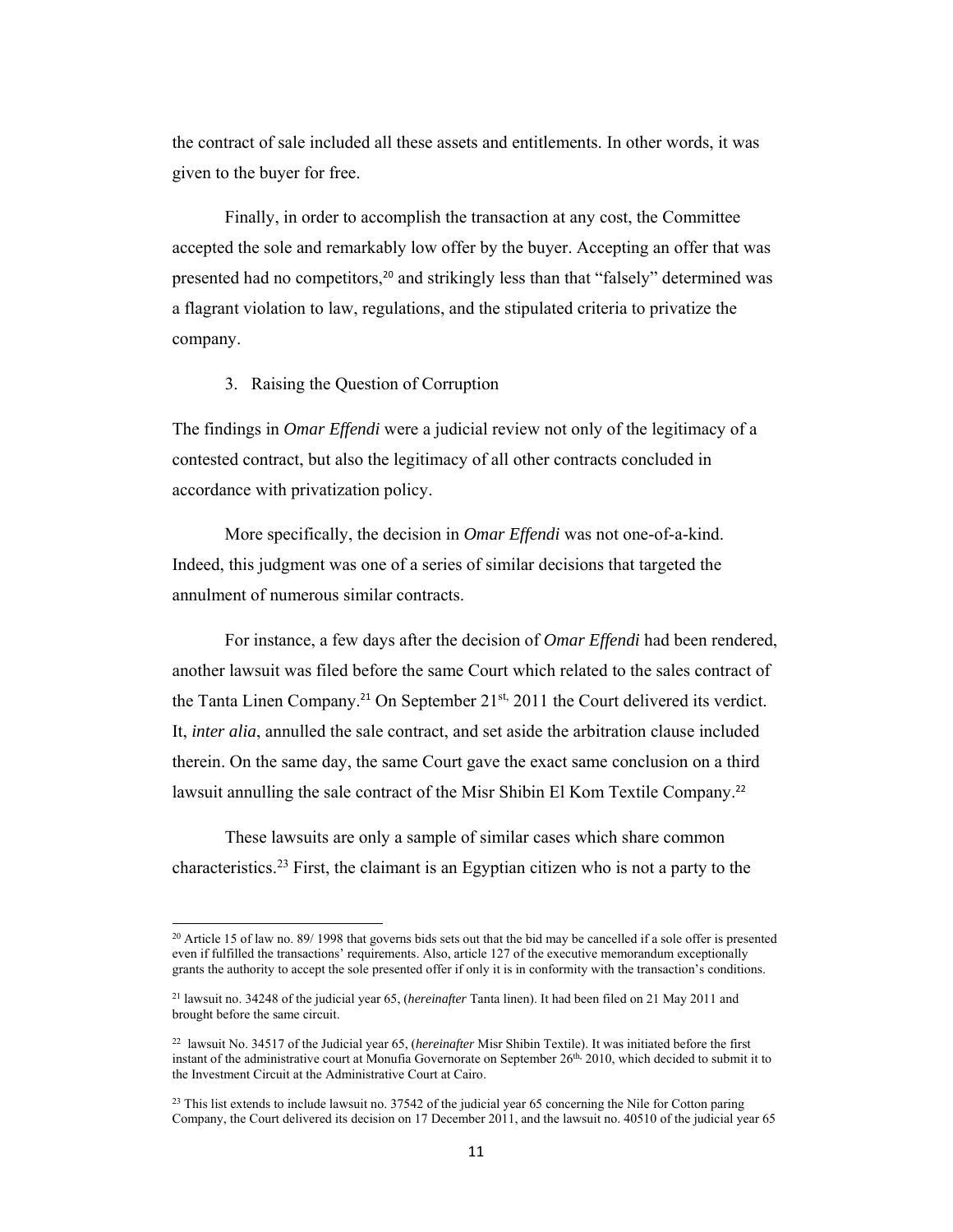the contract of sale included all these assets and entitlements. In other words, it was given to the buyer for free.

Finally, in order to accomplish the transaction at any cost, the Committee accepted the sole and remarkably low offer by the buyer. Accepting an offer that was presented had no competitors,[20] and strikingly less than that "falsely" determined was a flagrant violation to law, regulations, and the stipulated criteria to privatize the company.

3. Raising the Question of Corruption

The findings in *Omar Effendi* were a judicial review not only of the legitimacy of a contested contract, but also the legitimacy of all other contracts concluded in accordance with privatization policy.

More specifically, the decision in *Omar Effendi* was not one-of-a-kind. Indeed, this judgment was one of a series of similar decisions that targeted the annulment of numerous similar contracts.

For instance, a few days after the decision of *Omar Effendi* had been rendered, another lawsuit was filed before the same Court which related to the sales contract of the Tanta Linen Company.[21] On September 21st, 2011 the Court delivered its verdict. It, *inter alia*, annulled the sale contract, and set aside the arbitration clause included therein. On the same day, the same Court gave the exact same conclusion on a third lawsuit annulling the sale contract of the Misr Shibin El Kom Textile Company.[22]

These lawsuits are only a sample of similar cases which share common characteristics.[23] First, the claimant is an Egyptian citizen who is not a party to the

---

[20] Article 15 of law no. 89/ 1998 that governs bids sets out that the bid may be cancelled if a sole offer is presented even if fulfilled the transactions' requirements. Also, article 127 of the executive memorandum exceptionally grants the authority to accept the sole presented offer if only it is in conformity with the transaction's conditions.

[21] lawsuit no. 34248 of the judicial year 65, (*hereinafter* Tanta linen). It had been filed on 21 May 2011 and brought before the same circuit.

[22] lawsuit No. 34517 of the Judicial year 65, (*hereinafter* Misr Shibin Textile). It was initiated before the first instant of the administrative court at Monufia Governorate on September 26th, 2010, which decided to submit it to the Investment Circuit at the Administrative Court at Cairo.

[23] This list extends to include lawsuit no. 37542 of the judicial year 65 concerning the Nile for Cotton paring Company, the Court delivered its decision on 17 December 2011, and the lawsuit no. 40510 of the judicial year 65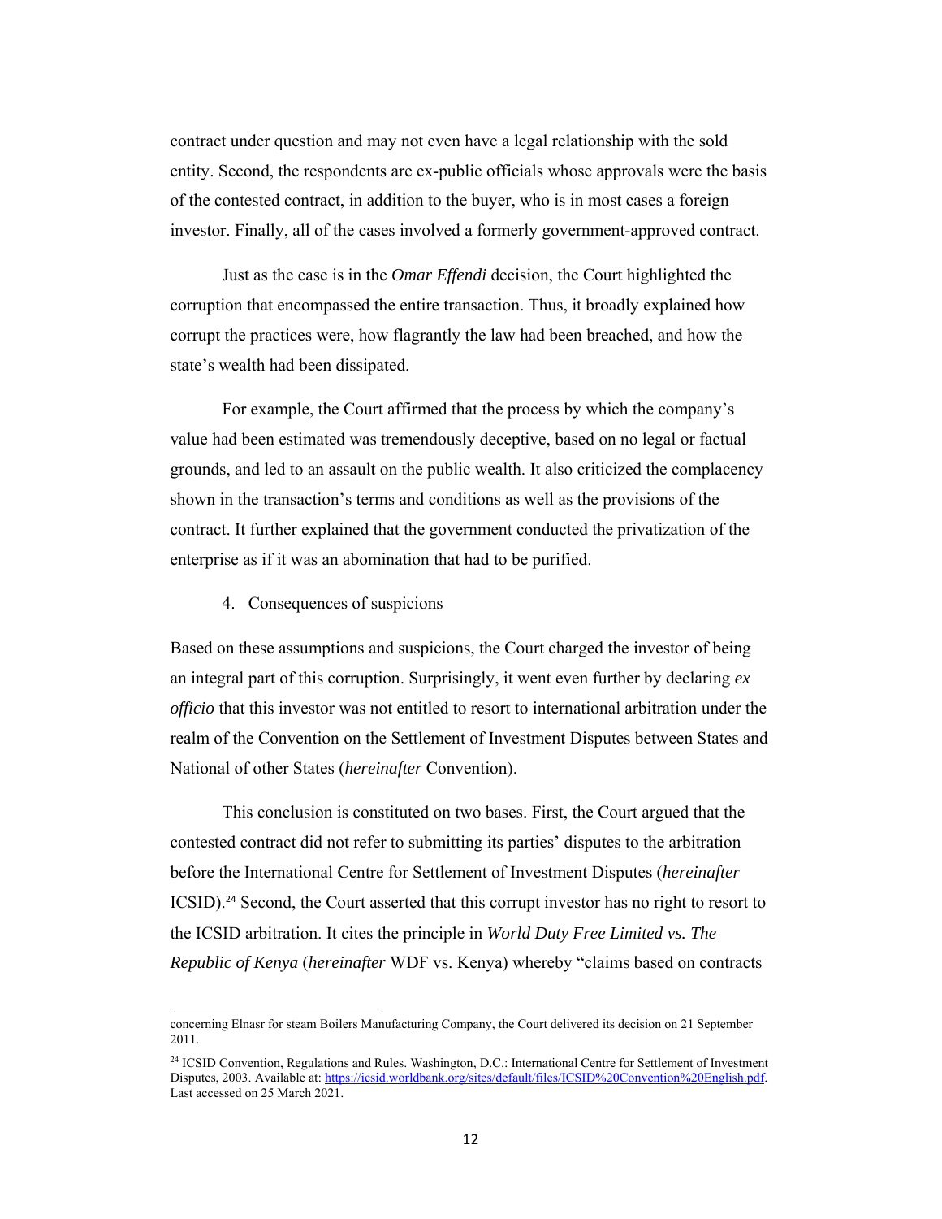contract under question and may not even have a legal relationship with the sold entity. Second, the respondents are ex-public officials whose approvals were the basis of the contested contract, in addition to the buyer, who is in most cases a foreign investor. Finally, all of the cases involved a formerly government-approved contract.

Just as the case is in the *Omar Effendi* decision, the Court highlighted the corruption that encompassed the entire transaction. Thus, it broadly explained how corrupt the practices were, how flagrantly the law had been breached, and how the state's wealth had been dissipated.

For example, the Court affirmed that the process by which the company's value had been estimated was tremendously deceptive, based on no legal or factual grounds, and led to an assault on the public wealth. It also criticized the complacency shown in the transaction's terms and conditions as well as the provisions of the contract. It further explained that the government conducted the privatization of the enterprise as if it was an abomination that had to be purified.

4. Consequences of suspicions

Based on these assumptions and suspicions, the Court charged the investor of being an integral part of this corruption. Surprisingly, it went even further by declaring *ex officio* that this investor was not entitled to resort to international arbitration under the realm of the Convention on the Settlement of Investment Disputes between States and National of other States (*hereinafter* Convention).

This conclusion is constituted on two bases. First, the Court argued that the contested contract did not refer to submitting its parties' disputes to the arbitration before the International Centre for Settlement of Investment Disputes (*hereinafter* ICSID).[24] Second, the Court asserted that this corrupt investor has no right to resort to the ICSID arbitration. It cites the principle in *World Duty Free Limited vs. The Republic of Kenya* (*hereinafter* WDF vs. Kenya) whereby "claims based on contracts

---

concerning Elnasr for steam Boilers Manufacturing Company, the Court delivered its decision on 21 September 2011.

[24] ICSID Convention, Regulations and Rules. Washington, D.C.: International Centre for Settlement of Investment Disputes, 2003. Available at: https://icsid.worldbank.org/sites/default/files/ICSID%20Convention%20English.pdf. Last accessed on 25 March 2021.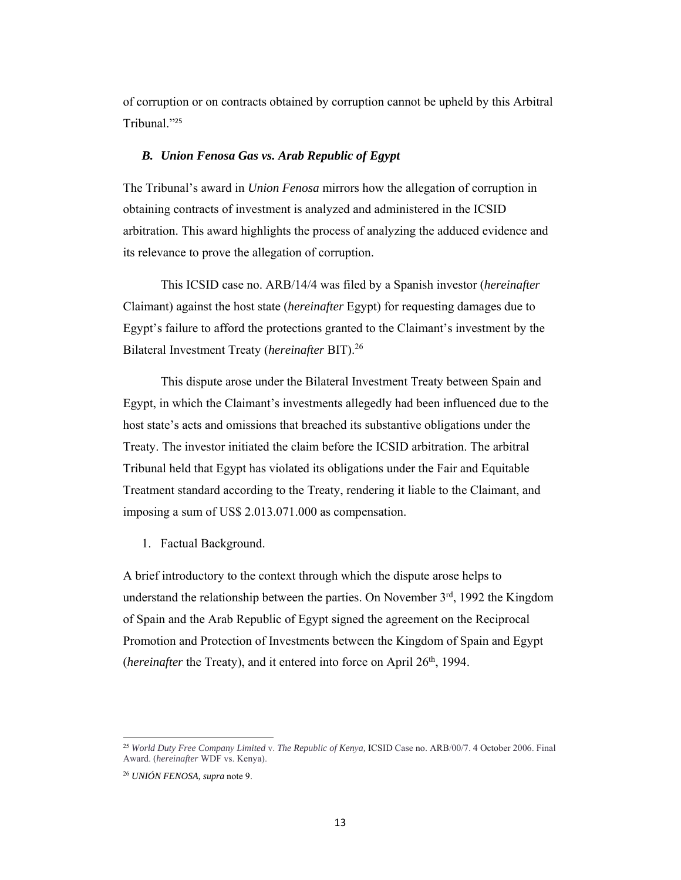of corruption or on contracts obtained by corruption cannot be upheld by this Arbitral Tribunal."[25]

### *B. Union Fenosa Gas vs. Arab Republic of Egypt*

The Tribunal's award in *Union Fenosa* mirrors how the allegation of corruption in obtaining contracts of investment is analyzed and administered in the ICSID arbitration. This award highlights the process of analyzing the adduced evidence and its relevance to prove the allegation of corruption.

This ICSID case no. ARB/14/4 was filed by a Spanish investor (*hereinafter* Claimant) against the host state (*hereinafter* Egypt) for requesting damages due to Egypt's failure to afford the protections granted to the Claimant's investment by the Bilateral Investment Treaty (*hereinafter* BIT).[26]

This dispute arose under the Bilateral Investment Treaty between Spain and Egypt, in which the Claimant's investments allegedly had been influenced due to the host state's acts and omissions that breached its substantive obligations under the Treaty. The investor initiated the claim before the ICSID arbitration. The arbitral Tribunal held that Egypt has violated its obligations under the Fair and Equitable Treatment standard according to the Treaty, rendering it liable to the Claimant, and imposing a sum of US$ 2.013.071.000 as compensation.

1. Factual Background.

A brief introductory to the context through which the dispute arose helps to understand the relationship between the parties. On November 3rd, 1992 the Kingdom of Spain and the Arab Republic of Egypt signed the agreement on the Reciprocal Promotion and Protection of Investments between the Kingdom of Spain and Egypt (*hereinafter* the Treaty), and it entered into force on April 26th, 1994.

---

[25] *World Duty Free Company Limited* v. *The Republic of Kenya,* ICSID Case no. ARB/00/7. 4 October 2006. Final Award. (*hereinafter* WDF vs. Kenya).

[26] *UNIÓN FENOSA, supra* note 9.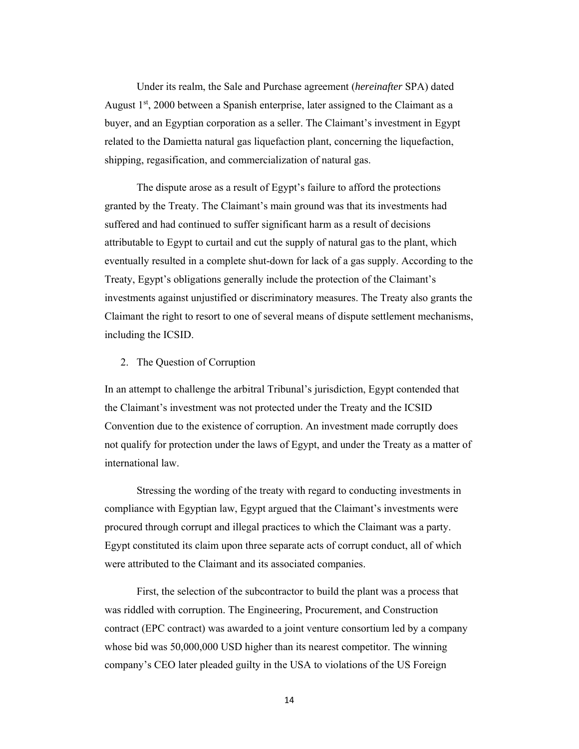Under its realm, the Sale and Purchase agreement (*hereinafter* SPA) dated August 1st, 2000 between a Spanish enterprise, later assigned to the Claimant as a buyer, and an Egyptian corporation as a seller. The Claimant's investment in Egypt related to the Damietta natural gas liquefaction plant, concerning the liquefaction, shipping, regasification, and commercialization of natural gas.

The dispute arose as a result of Egypt's failure to afford the protections granted by the Treaty. The Claimant's main ground was that its investments had suffered and had continued to suffer significant harm as a result of decisions attributable to Egypt to curtail and cut the supply of natural gas to the plant, which eventually resulted in a complete shut-down for lack of a gas supply. According to the Treaty, Egypt's obligations generally include the protection of the Claimant's investments against unjustified or discriminatory measures. The Treaty also grants the Claimant the right to resort to one of several means of dispute settlement mechanisms, including the ICSID.

2. The Question of Corruption

In an attempt to challenge the arbitral Tribunal's jurisdiction, Egypt contended that the Claimant's investment was not protected under the Treaty and the ICSID Convention due to the existence of corruption. An investment made corruptly does not qualify for protection under the laws of Egypt, and under the Treaty as a matter of international law.

Stressing the wording of the treaty with regard to conducting investments in compliance with Egyptian law, Egypt argued that the Claimant's investments were procured through corrupt and illegal practices to which the Claimant was a party. Egypt constituted its claim upon three separate acts of corrupt conduct, all of which were attributed to the Claimant and its associated companies.

First, the selection of the subcontractor to build the plant was a process that was riddled with corruption. The Engineering, Procurement, and Construction contract (EPC contract) was awarded to a joint venture consortium led by a company whose bid was 50,000,000 USD higher than its nearest competitor. The winning company's CEO later pleaded guilty in the USA to violations of the US Foreign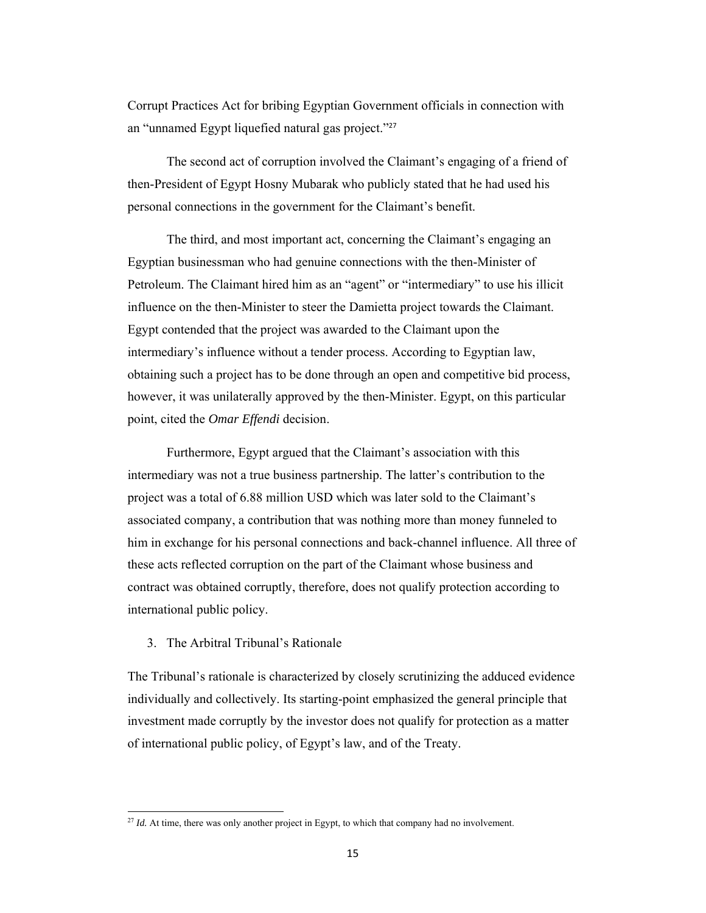Corrupt Practices Act for bribing Egyptian Government officials in connection with an "unnamed Egypt liquefied natural gas project."[27]

The second act of corruption involved the Claimant's engaging of a friend of then-President of Egypt Hosny Mubarak who publicly stated that he had used his personal connections in the government for the Claimant's benefit.

The third, and most important act, concerning the Claimant's engaging an Egyptian businessman who had genuine connections with the then-Minister of Petroleum. The Claimant hired him as an "agent" or "intermediary" to use his illicit influence on the then-Minister to steer the Damietta project towards the Claimant. Egypt contended that the project was awarded to the Claimant upon the intermediary's influence without a tender process. According to Egyptian law, obtaining such a project has to be done through an open and competitive bid process, however, it was unilaterally approved by the then-Minister. Egypt, on this particular point, cited the *Omar Effendi* decision.

Furthermore, Egypt argued that the Claimant's association with this intermediary was not a true business partnership. The latter's contribution to the project was a total of 6.88 million USD which was later sold to the Claimant's associated company, a contribution that was nothing more than money funneled to him in exchange for his personal connections and back-channel influence. All three of these acts reflected corruption on the part of the Claimant whose business and contract was obtained corruptly, therefore, does not qualify protection according to international public policy.

3. The Arbitral Tribunal's Rationale

The Tribunal's rationale is characterized by closely scrutinizing the adduced evidence individually and collectively. Its starting-point emphasized the general principle that investment made corruptly by the investor does not qualify for protection as a matter of international public policy, of Egypt's law, and of the Treaty.

---

[27] *Id.* At time, there was only another project in Egypt, to which that company had no involvement.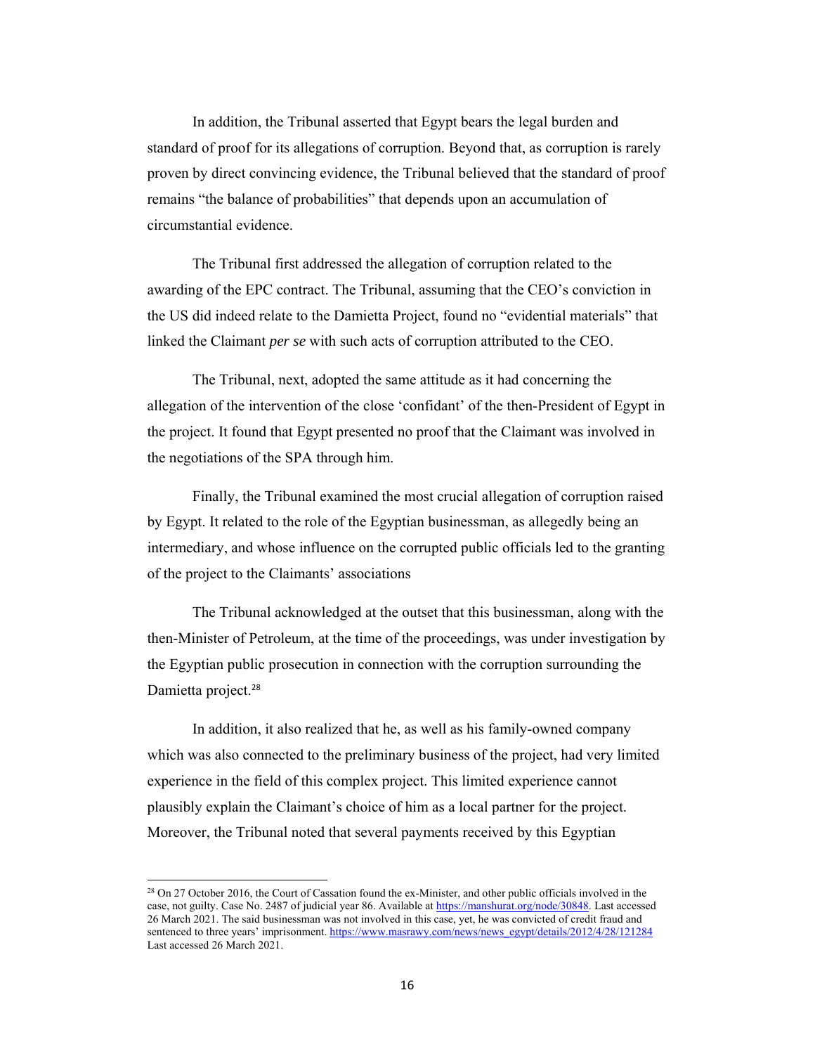In addition, the Tribunal asserted that Egypt bears the legal burden and standard of proof for its allegations of corruption. Beyond that, as corruption is rarely proven by direct convincing evidence, the Tribunal believed that the standard of proof remains "the balance of probabilities" that depends upon an accumulation of circumstantial evidence.

The Tribunal first addressed the allegation of corruption related to the awarding of the EPC contract. The Tribunal, assuming that the CEO's conviction in the US did indeed relate to the Damietta Project, found no "evidential materials" that linked the Claimant *per se* with such acts of corruption attributed to the CEO.

The Tribunal, next, adopted the same attitude as it had concerning the allegation of the intervention of the close 'confidant' of the then-President of Egypt in the project. It found that Egypt presented no proof that the Claimant was involved in the negotiations of the SPA through him.

Finally, the Tribunal examined the most crucial allegation of corruption raised by Egypt. It related to the role of the Egyptian businessman, as allegedly being an intermediary, and whose influence on the corrupted public officials led to the granting of the project to the Claimants' associations

The Tribunal acknowledged at the outset that this businessman, along with the then-Minister of Petroleum, at the time of the proceedings, was under investigation by the Egyptian public prosecution in connection with the corruption surrounding the Damietta project.[28]

In addition, it also realized that he, as well as his family-owned company which was also connected to the preliminary business of the project, had very limited experience in the field of this complex project. This limited experience cannot plausibly explain the Claimant's choice of him as a local partner for the project. Moreover, the Tribunal noted that several payments received by this Egyptian

---

[28] On 27 October 2016, the Court of Cassation found the ex-Minister, and other public officials involved in the case, not guilty. Case No. 2487 of judicial year 86. Available at https://manshurat.org/node/30848. Last accessed 26 March 2021. The said businessman was not involved in this case, yet, he was convicted of credit fraud and sentenced to three years' imprisonment. https://www.masrawy.com/news/news_egypt/details/2012/4/28/121284 Last accessed 26 March 2021.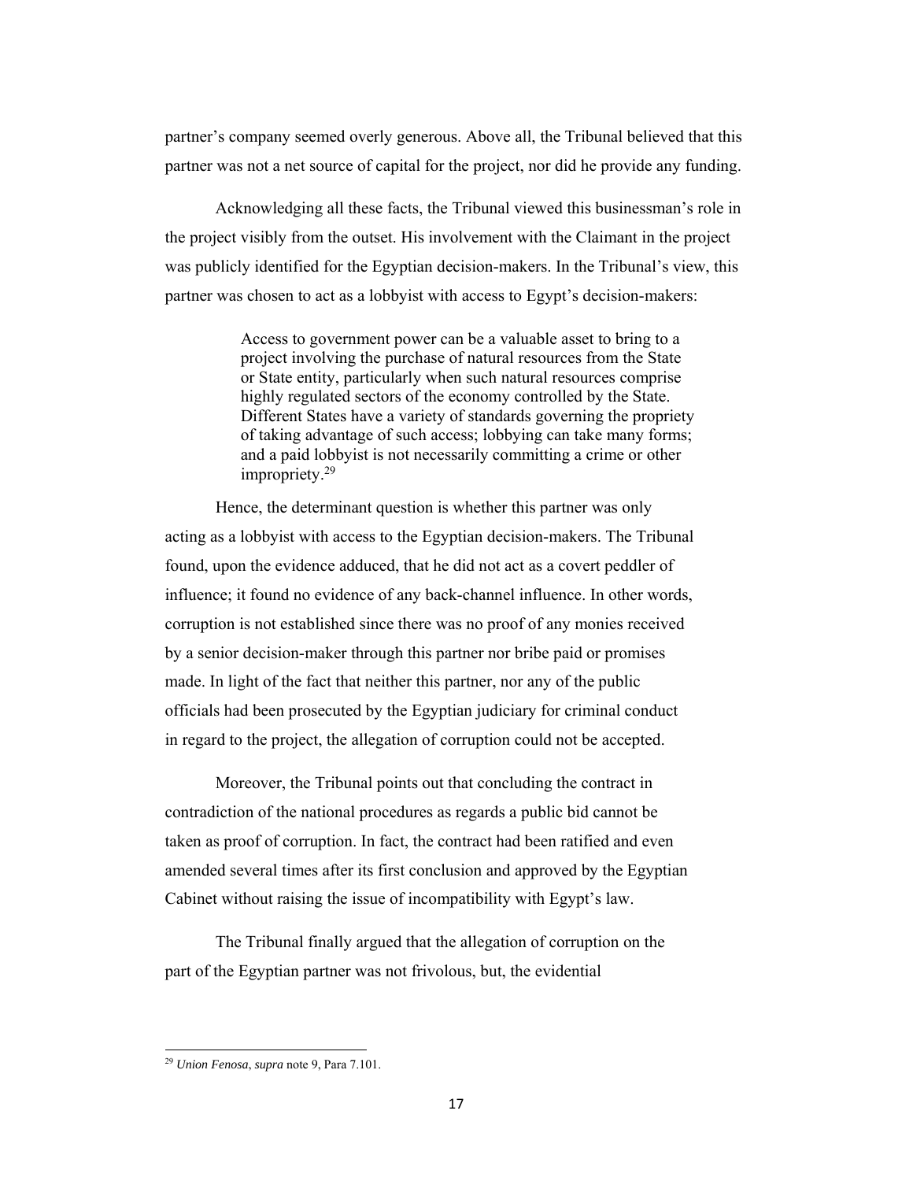partner's company seemed overly generous. Above all, the Tribunal believed that this partner was not a net source of capital for the project, nor did he provide any funding.

Acknowledging all these facts, the Tribunal viewed this businessman's role in the project visibly from the outset. His involvement with the Claimant in the project was publicly identified for the Egyptian decision-makers. In the Tribunal's view, this partner was chosen to act as a lobbyist with access to Egypt's decision-makers:

> Access to government power can be a valuable asset to bring to a project involving the purchase of natural resources from the State or State entity, particularly when such natural resources comprise highly regulated sectors of the economy controlled by the State. Different States have a variety of standards governing the propriety of taking advantage of such access; lobbying can take many forms; and a paid lobbyist is not necessarily committing a crime or other impropriety.[29]

Hence, the determinant question is whether this partner was only acting as a lobbyist with access to the Egyptian decision-makers. The Tribunal found, upon the evidence adduced, that he did not act as a covert peddler of influence; it found no evidence of any back-channel influence. In other words, corruption is not established since there was no proof of any monies received by a senior decision-maker through this partner nor bribe paid or promises made. In light of the fact that neither this partner, nor any of the public officials had been prosecuted by the Egyptian judiciary for criminal conduct in regard to the project, the allegation of corruption could not be accepted.

Moreover, the Tribunal points out that concluding the contract in contradiction of the national procedures as regards a public bid cannot be taken as proof of corruption. In fact, the contract had been ratified and even amended several times after its first conclusion and approved by the Egyptian Cabinet without raising the issue of incompatibility with Egypt's law.

The Tribunal finally argued that the allegation of corruption on the part of the Egyptian partner was not frivolous, but, the evidential

---

[29] *Union Fenosa*, *supra* note 9, Para 7.101.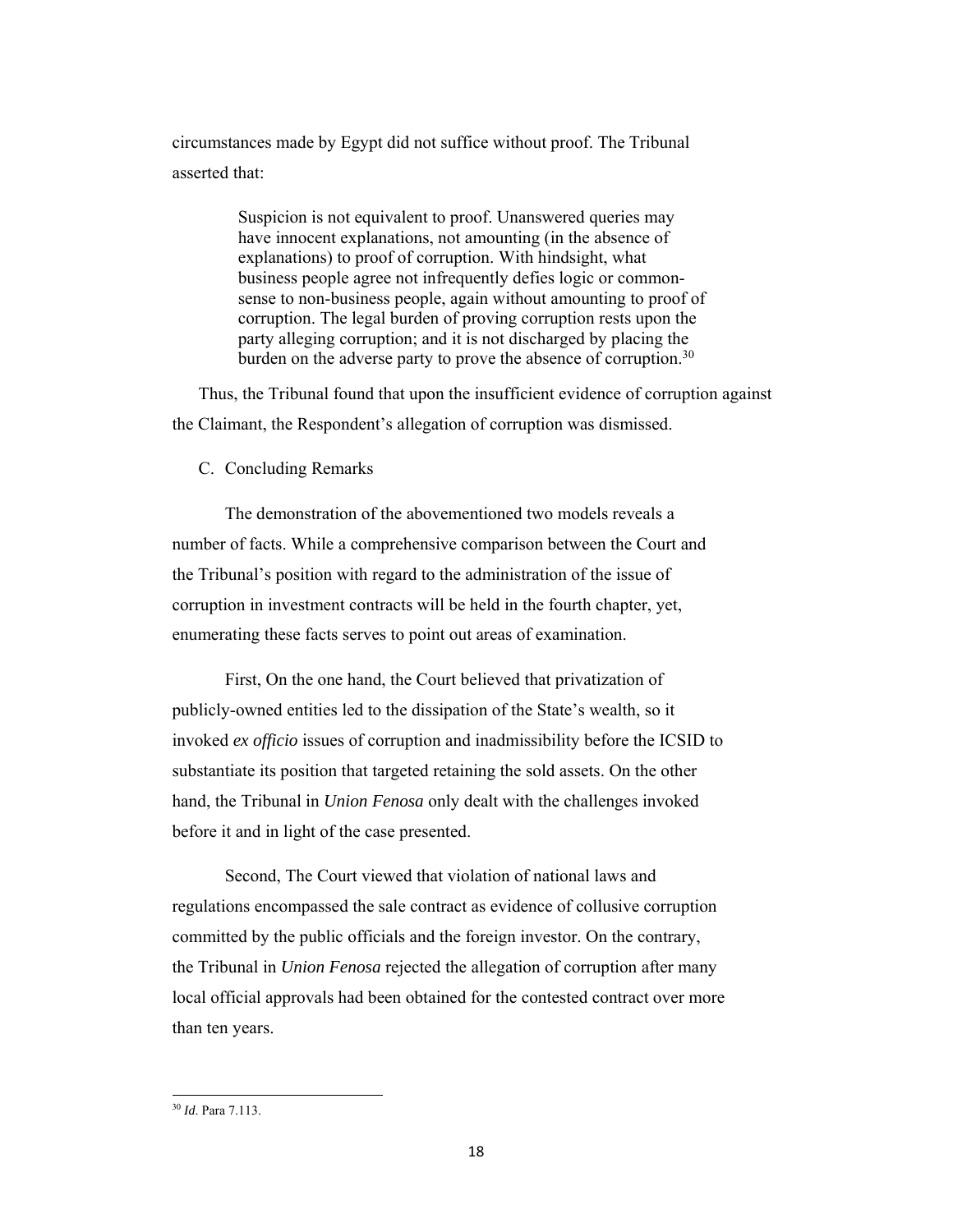circumstances made by Egypt did not suffice without proof. The Tribunal asserted that:

> Suspicion is not equivalent to proof. Unanswered queries may have innocent explanations, not amounting (in the absence of explanations) to proof of corruption. With hindsight, what business people agree not infrequently defies logic or common-sense to non-business people, again without amounting to proof of corruption. The legal burden of proving corruption rests upon the party alleging corruption; and it is not discharged by placing the burden on the adverse party to prove the absence of corruption.[30]

Thus, the Tribunal found that upon the insufficient evidence of corruption against the Claimant, the Respondent's allegation of corruption was dismissed.

### C. Concluding Remarks

The demonstration of the abovementioned two models reveals a number of facts. While a comprehensive comparison between the Court and the Tribunal's position with regard to the administration of the issue of corruption in investment contracts will be held in the fourth chapter, yet, enumerating these facts serves to point out areas of examination.

First, On the one hand, the Court believed that privatization of publicly-owned entities led to the dissipation of the State's wealth, so it invoked *ex officio* issues of corruption and inadmissibility before the ICSID to substantiate its position that targeted retaining the sold assets. On the other hand, the Tribunal in *Union Fenosa* only dealt with the challenges invoked before it and in light of the case presented.

Second, The Court viewed that violation of national laws and regulations encompassed the sale contract as evidence of collusive corruption committed by the public officials and the foreign investor. On the contrary, the Tribunal in *Union Fenosa* rejected the allegation of corruption after many local official approvals had been obtained for the contested contract over more than ten years.

---

[30] *Id*. Para 7.113.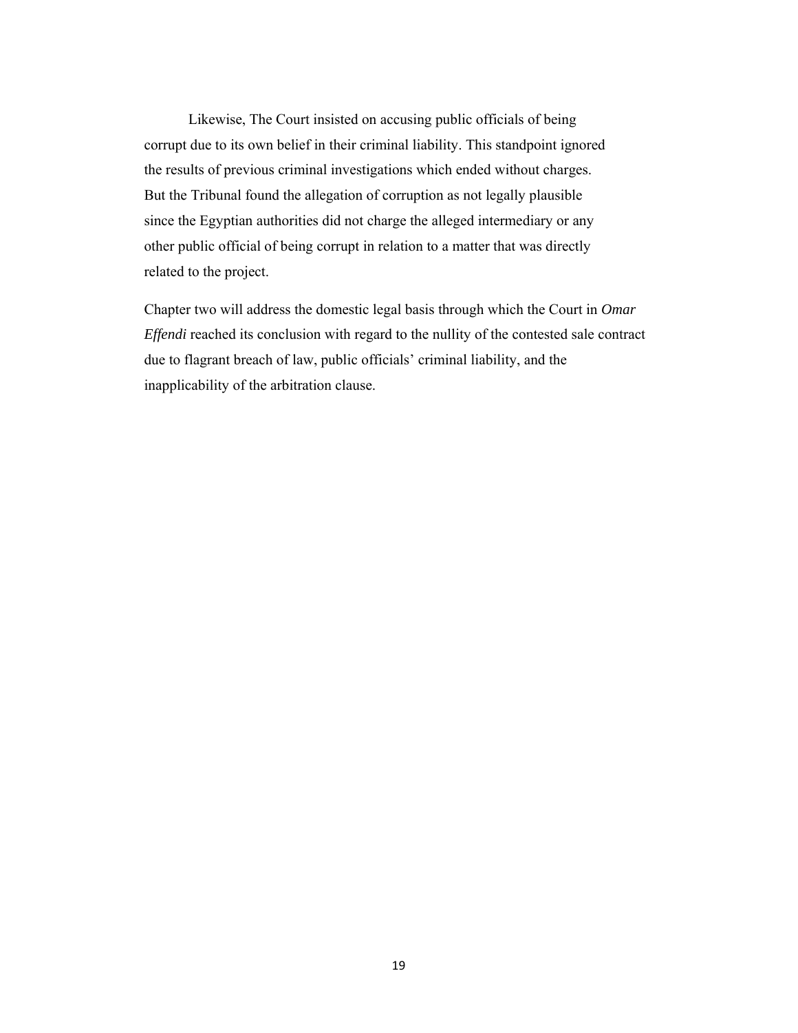Likewise, The Court insisted on accusing public officials of being corrupt due to its own belief in their criminal liability. This standpoint ignored the results of previous criminal investigations which ended without charges. But the Tribunal found the allegation of corruption as not legally plausible since the Egyptian authorities did not charge the alleged intermediary or any other public official of being corrupt in relation to a matter that was directly related to the project.

Chapter two will address the domestic legal basis through which the Court in *Omar Effendi* reached its conclusion with regard to the nullity of the contested sale contract due to flagrant breach of law, public officials' criminal liability, and the inapplicability of the arbitration clause.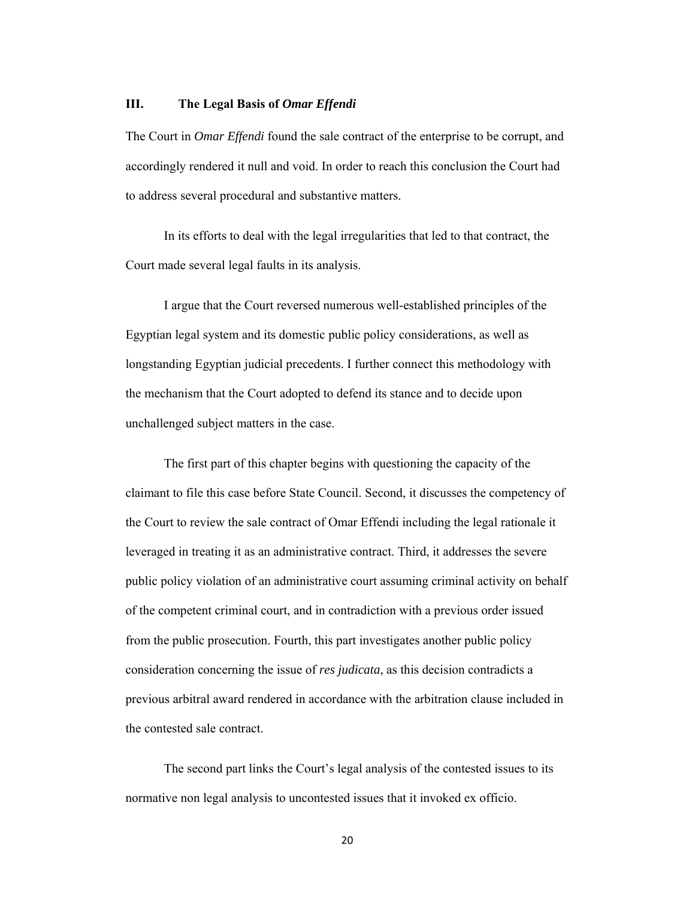## III. The Legal Basis of *Omar Effendi*

The Court in *Omar Effendi* found the sale contract of the enterprise to be corrupt, and accordingly rendered it null and void. In order to reach this conclusion the Court had to address several procedural and substantive matters.

In its efforts to deal with the legal irregularities that led to that contract, the Court made several legal faults in its analysis.

I argue that the Court reversed numerous well-established principles of the Egyptian legal system and its domestic public policy considerations, as well as longstanding Egyptian judicial precedents. I further connect this methodology with the mechanism that the Court adopted to defend its stance and to decide upon unchallenged subject matters in the case.

The first part of this chapter begins with questioning the capacity of the claimant to file this case before State Council. Second, it discusses the competency of the Court to review the sale contract of Omar Effendi including the legal rationale it leveraged in treating it as an administrative contract. Third, it addresses the severe public policy violation of an administrative court assuming criminal activity on behalf of the competent criminal court, and in contradiction with a previous order issued from the public prosecution. Fourth, this part investigates another public policy consideration concerning the issue of *res judicata*, as this decision contradicts a previous arbitral award rendered in accordance with the arbitration clause included in the contested sale contract.

The second part links the Court's legal analysis of the contested issues to its normative non legal analysis to uncontested issues that it invoked ex officio.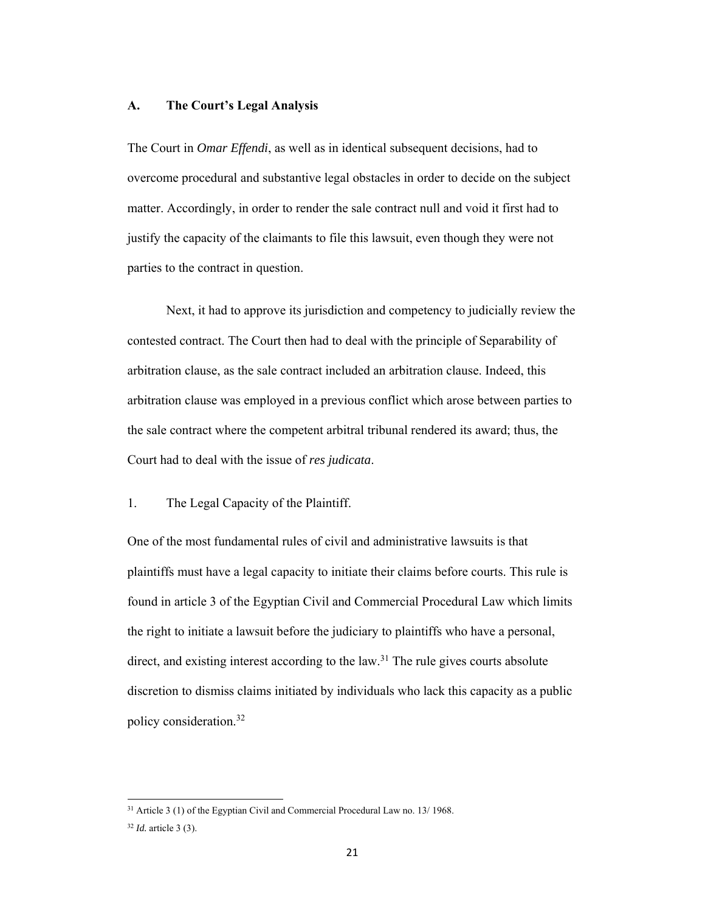### A. The Court's Legal Analysis

The Court in *Omar Effendi*, as well as in identical subsequent decisions, had to overcome procedural and substantive legal obstacles in order to decide on the subject matter. Accordingly, in order to render the sale contract null and void it first had to justify the capacity of the claimants to file this lawsuit, even though they were not parties to the contract in question.

Next, it had to approve its jurisdiction and competency to judicially review the contested contract. The Court then had to deal with the principle of Separability of arbitration clause, as the sale contract included an arbitration clause. Indeed, this arbitration clause was employed in a previous conflict which arose between parties to the sale contract where the competent arbitral tribunal rendered its award; thus, the Court had to deal with the issue of *res judicata*.

1. The Legal Capacity of the Plaintiff.

One of the most fundamental rules of civil and administrative lawsuits is that plaintiffs must have a legal capacity to initiate their claims before courts. This rule is found in article 3 of the Egyptian Civil and Commercial Procedural Law which limits the right to initiate a lawsuit before the judiciary to plaintiffs who have a personal, direct, and existing interest according to the law.[31] The rule gives courts absolute discretion to dismiss claims initiated by individuals who lack this capacity as a public policy consideration.[32]

---

[31] Article 3 (1) of the Egyptian Civil and Commercial Procedural Law no. 13/ 1968.

[32] *Id.* article 3 (3).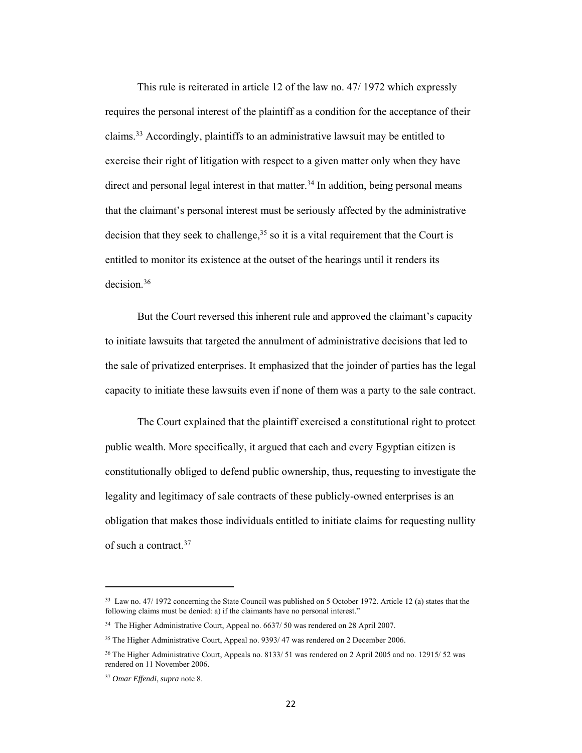This rule is reiterated in article 12 of the law no. 47/ 1972 which expressly requires the personal interest of the plaintiff as a condition for the acceptance of their claims.[33] Accordingly, plaintiffs to an administrative lawsuit may be entitled to exercise their right of litigation with respect to a given matter only when they have direct and personal legal interest in that matter.[34] In addition, being personal means that the claimant's personal interest must be seriously affected by the administrative decision that they seek to challenge,[35] so it is a vital requirement that the Court is entitled to monitor its existence at the outset of the hearings until it renders its decision.[36]

But the Court reversed this inherent rule and approved the claimant's capacity to initiate lawsuits that targeted the annulment of administrative decisions that led to the sale of privatized enterprises. It emphasized that the joinder of parties has the legal capacity to initiate these lawsuits even if none of them was a party to the sale contract.

The Court explained that the plaintiff exercised a constitutional right to protect public wealth. More specifically, it argued that each and every Egyptian citizen is constitutionally obliged to defend public ownership, thus, requesting to investigate the legality and legitimacy of sale contracts of these publicly-owned enterprises is an obligation that makes those individuals entitled to initiate claims for requesting nullity of such a contract.[37]

---

[33] Law no. 47/ 1972 concerning the State Council was published on 5 October 1972. Article 12 (a) states that the following claims must be denied: a) if the claimants have no personal interest."

[34] The Higher Administrative Court, Appeal no. 6637/ 50 was rendered on 28 April 2007.

[35] The Higher Administrative Court, Appeal no. 9393/ 47 was rendered on 2 December 2006.

[36] The Higher Administrative Court, Appeals no. 8133/ 51 was rendered on 2 April 2005 and no. 12915/ 52 was rendered on 11 November 2006.

[37] *Omar Effendi*, *supra* note 8.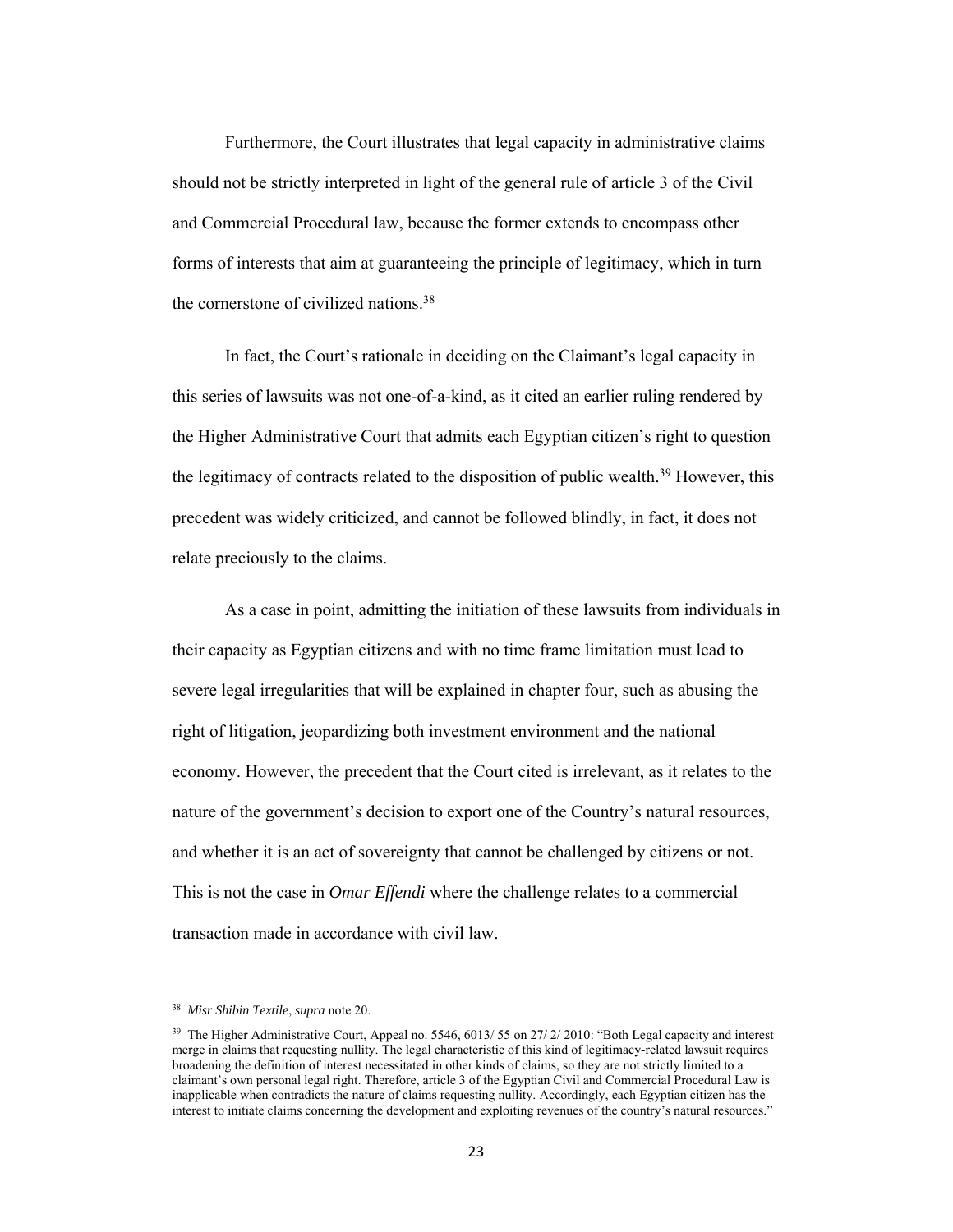Furthermore, the Court illustrates that legal capacity in administrative claims should not be strictly interpreted in light of the general rule of article 3 of the Civil and Commercial Procedural law, because the former extends to encompass other forms of interests that aim at guaranteeing the principle of legitimacy, which in turn the cornerstone of civilized nations.[38]

In fact, the Court's rationale in deciding on the Claimant's legal capacity in this series of lawsuits was not one-of-a-kind, as it cited an earlier ruling rendered by the Higher Administrative Court that admits each Egyptian citizen's right to question the legitimacy of contracts related to the disposition of public wealth.[39] However, this precedent was widely criticized, and cannot be followed blindly, in fact, it does not relate preciously to the claims.

As a case in point, admitting the initiation of these lawsuits from individuals in their capacity as Egyptian citizens and with no time frame limitation must lead to severe legal irregularities that will be explained in chapter four, such as abusing the right of litigation, jeopardizing both investment environment and the national economy. However, the precedent that the Court cited is irrelevant, as it relates to the nature of the government's decision to export one of the Country's natural resources, and whether it is an act of sovereignty that cannot be challenged by citizens or not. This is not the case in *Omar Effendi* where the challenge relates to a commercial transaction made in accordance with civil law.

---

[38] *Misr Shibin Textile*, *supra* note 20.

[39] The Higher Administrative Court, Appeal no. 5546, 6013/ 55 on 27/ 2/ 2010: "Both Legal capacity and interest merge in claims that requesting nullity. The legal characteristic of this kind of legitimacy-related lawsuit requires broadening the definition of interest necessitated in other kinds of claims, so they are not strictly limited to a claimant's own personal legal right. Therefore, article 3 of the Egyptian Civil and Commercial Procedural Law is inapplicable when contradicts the nature of claims requesting nullity. Accordingly, each Egyptian citizen has the interest to initiate claims concerning the development and exploiting revenues of the country's natural resources."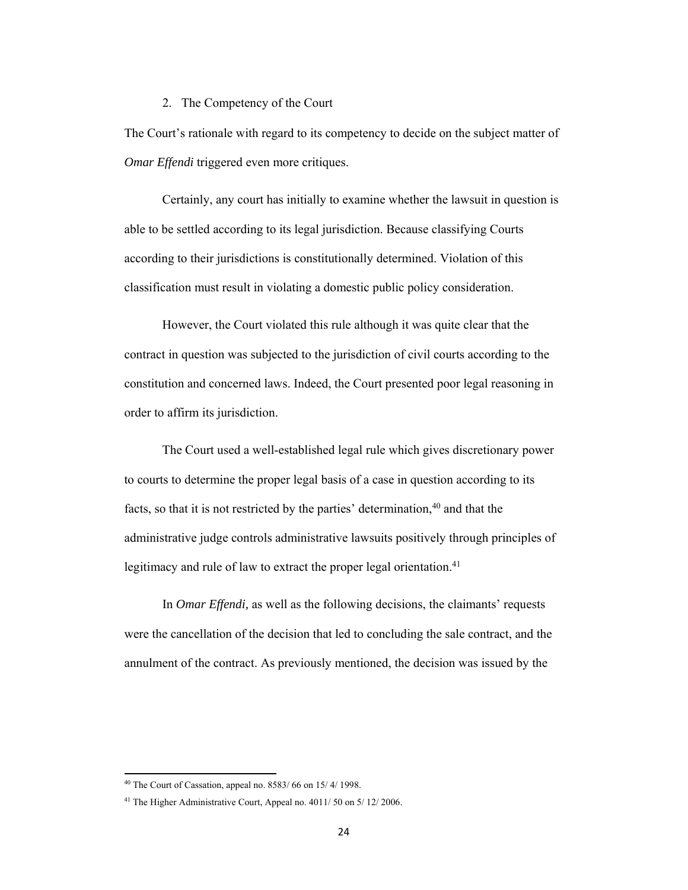### 2. The Competency of the Court

The Court's rationale with regard to its competency to decide on the subject matter of *Omar Effendi* triggered even more critiques.

Certainly, any court has initially to examine whether the lawsuit in question is able to be settled according to its legal jurisdiction. Because classifying Courts according to their jurisdictions is constitutionally determined. Violation of this classification must result in violating a domestic public policy consideration.

However, the Court violated this rule although it was quite clear that the contract in question was subjected to the jurisdiction of civil courts according to the constitution and concerned laws. Indeed, the Court presented poor legal reasoning in order to affirm its jurisdiction.

The Court used a well-established legal rule which gives discretionary power to courts to determine the proper legal basis of a case in question according to its facts, so that it is not restricted by the parties' determination,[40] and that the administrative judge controls administrative lawsuits positively through principles of legitimacy and rule of law to extract the proper legal orientation.[41]

In *Omar Effendi,* as well as the following decisions, the claimants' requests were the cancellation of the decision that led to concluding the sale contract, and the annulment of the contract. As previously mentioned, the decision was issued by the

---

[40] The Court of Cassation, appeal no. 8583/ 66 on 15/ 4/ 1998.

[41] The Higher Administrative Court, Appeal no. 4011/ 50 on 5/ 12/ 2006.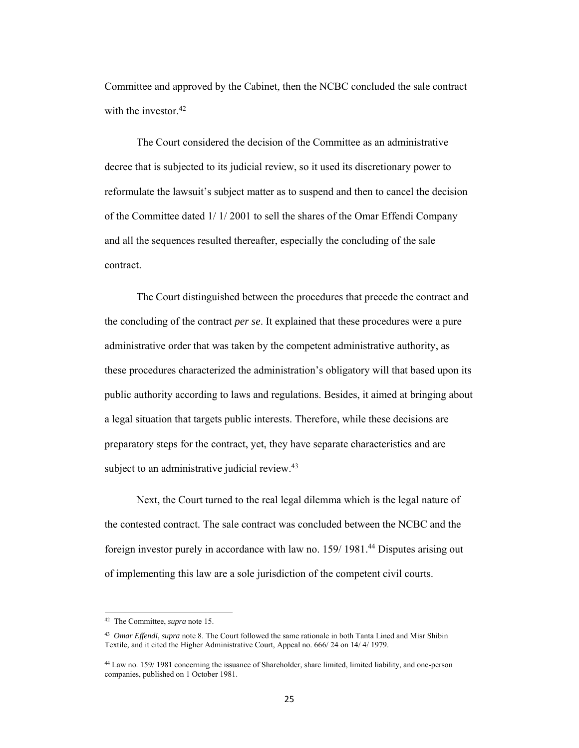Committee and approved by the Cabinet, then the NCBC concluded the sale contract with the investor.[42]

The Court considered the decision of the Committee as an administrative decree that is subjected to its judicial review, so it used its discretionary power to reformulate the lawsuit's subject matter as to suspend and then to cancel the decision of the Committee dated 1/ 1/ 2001 to sell the shares of the Omar Effendi Company and all the sequences resulted thereafter, especially the concluding of the sale contract.

The Court distinguished between the procedures that precede the contract and the concluding of the contract *per se*. It explained that these procedures were a pure administrative order that was taken by the competent administrative authority, as these procedures characterized the administration's obligatory will that based upon its public authority according to laws and regulations. Besides, it aimed at bringing about a legal situation that targets public interests. Therefore, while these decisions are preparatory steps for the contract, yet, they have separate characteristics and are subject to an administrative judicial review.[43]

Next, the Court turned to the real legal dilemma which is the legal nature of the contested contract. The sale contract was concluded between the NCBC and the foreign investor purely in accordance with law no. 159/ 1981.[44] Disputes arising out of implementing this law are a sole jurisdiction of the competent civil courts.

---

[42] The Committee, *supra* note 15.

[43] *Omar Effendi*, *supra* note 8. The Court followed the same rationale in both Tanta Lined and Misr Shibin Textile, and it cited the Higher Administrative Court, Appeal no. 666/ 24 on 14/ 4/ 1979.

[44] Law no. 159/ 1981 concerning the issuance of Shareholder, share limited, limited liability, and one-person companies, published on 1 October 1981.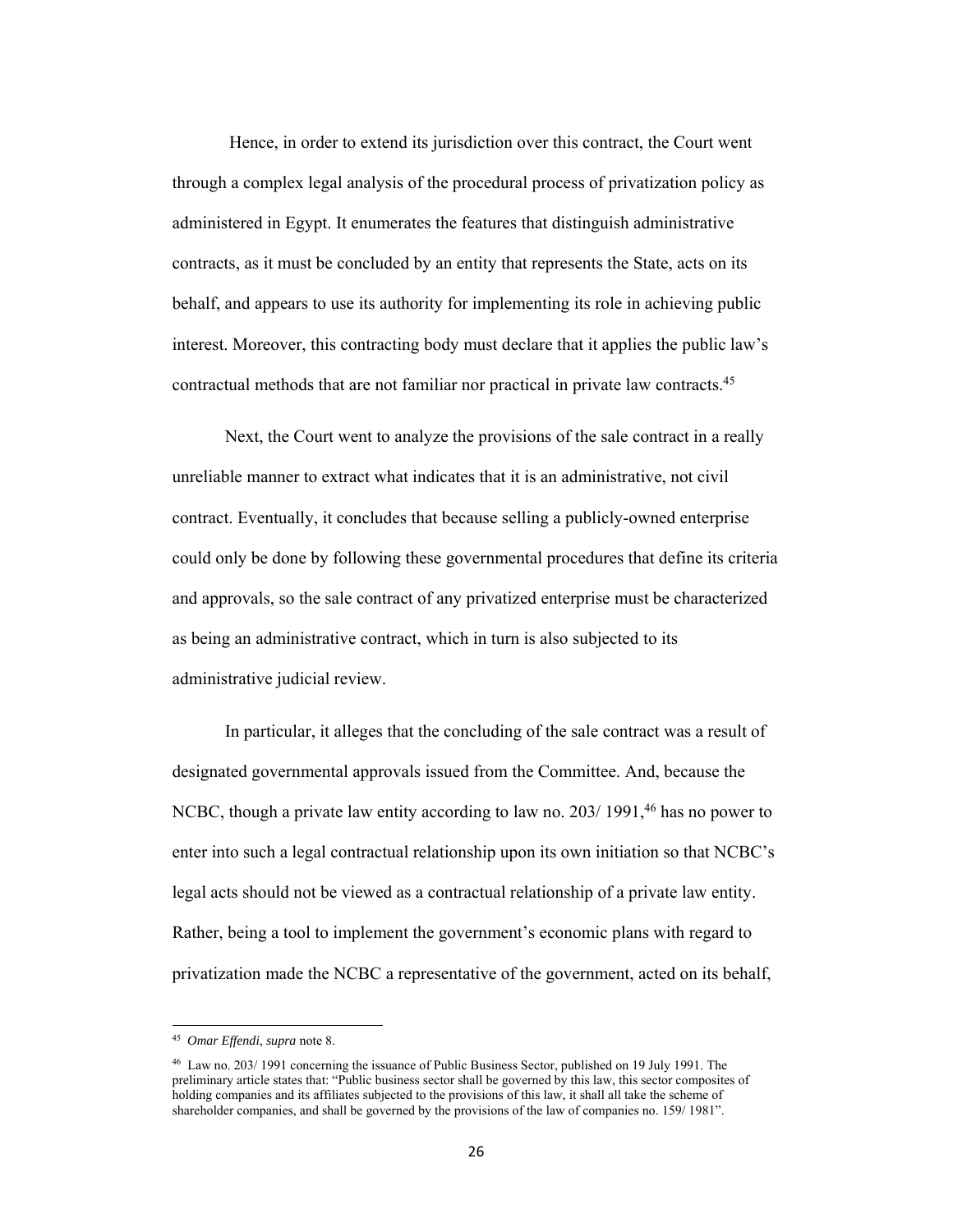Hence, in order to extend its jurisdiction over this contract, the Court went through a complex legal analysis of the procedural process of privatization policy as administered in Egypt. It enumerates the features that distinguish administrative contracts, as it must be concluded by an entity that represents the State, acts on its behalf, and appears to use its authority for implementing its role in achieving public interest. Moreover, this contracting body must declare that it applies the public law's contractual methods that are not familiar nor practical in private law contracts.[45]

Next, the Court went to analyze the provisions of the sale contract in a really unreliable manner to extract what indicates that it is an administrative, not civil contract. Eventually, it concludes that because selling a publicly-owned enterprise could only be done by following these governmental procedures that define its criteria and approvals, so the sale contract of any privatized enterprise must be characterized as being an administrative contract, which in turn is also subjected to its administrative judicial review.

In particular, it alleges that the concluding of the sale contract was a result of designated governmental approvals issued from the Committee. And, because the NCBC, though a private law entity according to law no. 203/ 1991,[46] has no power to enter into such a legal contractual relationship upon its own initiation so that NCBC's legal acts should not be viewed as a contractual relationship of a private law entity. Rather, being a tool to implement the government's economic plans with regard to privatization made the NCBC a representative of the government, acted on its behalf,

---

[45] *Omar Effendi*, *supra* note 8.

[46] Law no. 203/ 1991 concerning the issuance of Public Business Sector, published on 19 July 1991. The preliminary article states that: "Public business sector shall be governed by this law, this sector composites of holding companies and its affiliates subjected to the provisions of this law, it shall all take the scheme of shareholder companies, and shall be governed by the provisions of the law of companies no. 159/ 1981".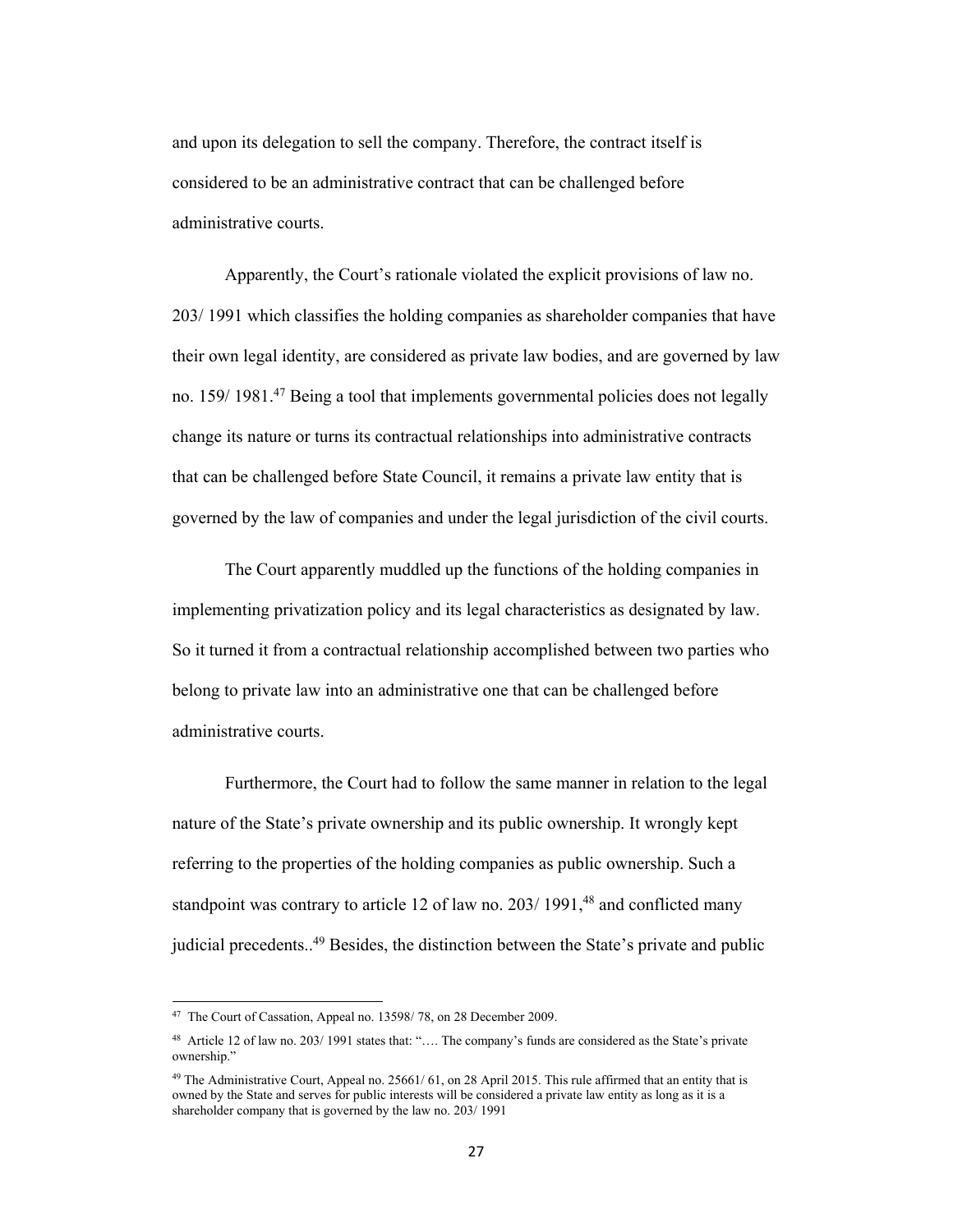and upon its delegation to sell the company. Therefore, the contract itself is considered to be an administrative contract that can be challenged before administrative courts.

Apparently, the Court's rationale violated the explicit provisions of law no. 203/ 1991 which classifies the holding companies as shareholder companies that have their own legal identity, are considered as private law bodies, and are governed by law no. 159/ 1981.[47] Being a tool that implements governmental policies does not legally change its nature or turns its contractual relationships into administrative contracts that can be challenged before State Council, it remains a private law entity that is governed by the law of companies and under the legal jurisdiction of the civil courts.

The Court apparently muddled up the functions of the holding companies in implementing privatization policy and its legal characteristics as designated by law. So it turned it from a contractual relationship accomplished between two parties who belong to private law into an administrative one that can be challenged before administrative courts.

Furthermore, the Court had to follow the same manner in relation to the legal nature of the State's private ownership and its public ownership. It wrongly kept referring to the properties of the holding companies as public ownership. Such a standpoint was contrary to article 12 of law no. 203/ 1991,[48] and conflicted many judicial precedents..[49] Besides, the distinction between the State's private and public

---

[47] The Court of Cassation, Appeal no. 13598/ 78, on 28 December 2009.

[48] Article 12 of law no. 203/ 1991 states that: "…. The company's funds are considered as the State's private ownership."

[49] The Administrative Court, Appeal no. 25661/ 61, on 28 April 2015. This rule affirmed that an entity that is owned by the State and serves for public interests will be considered a private law entity as long as it is a shareholder company that is governed by the law no. 203/ 1991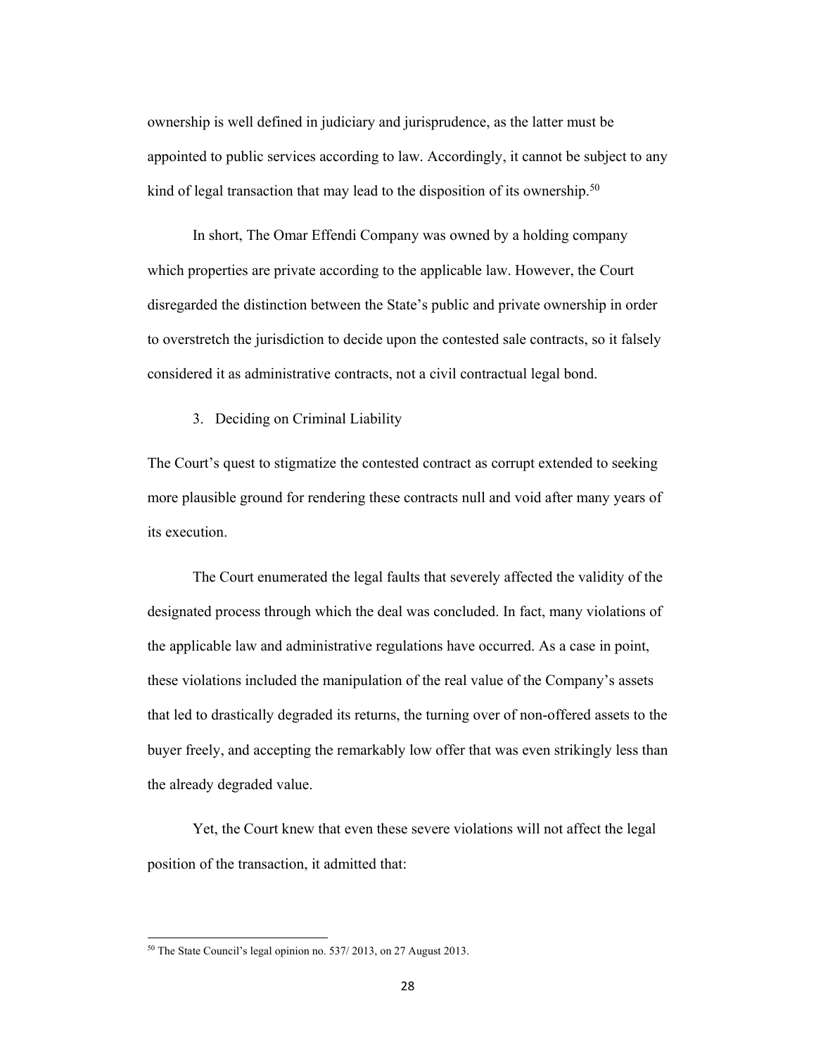ownership is well defined in judiciary and jurisprudence, as the latter must be appointed to public services according to law. Accordingly, it cannot be subject to any kind of legal transaction that may lead to the disposition of its ownership.[50]

In short, The Omar Effendi Company was owned by a holding company which properties are private according to the applicable law. However, the Court disregarded the distinction between the State's public and private ownership in order to overstretch the jurisdiction to decide upon the contested sale contracts, so it falsely considered it as administrative contracts, not a civil contractual legal bond.

3. Deciding on Criminal Liability

The Court's quest to stigmatize the contested contract as corrupt extended to seeking more plausible ground for rendering these contracts null and void after many years of its execution.

The Court enumerated the legal faults that severely affected the validity of the designated process through which the deal was concluded. In fact, many violations of the applicable law and administrative regulations have occurred. As a case in point, these violations included the manipulation of the real value of the Company's assets that led to drastically degraded its returns, the turning over of non-offered assets to the buyer freely, and accepting the remarkably low offer that was even strikingly less than the already degraded value.

Yet, the Court knew that even these severe violations will not affect the legal position of the transaction, it admitted that:

[50] The State Council's legal opinion no. 537/ 2013, on 27 August 2013.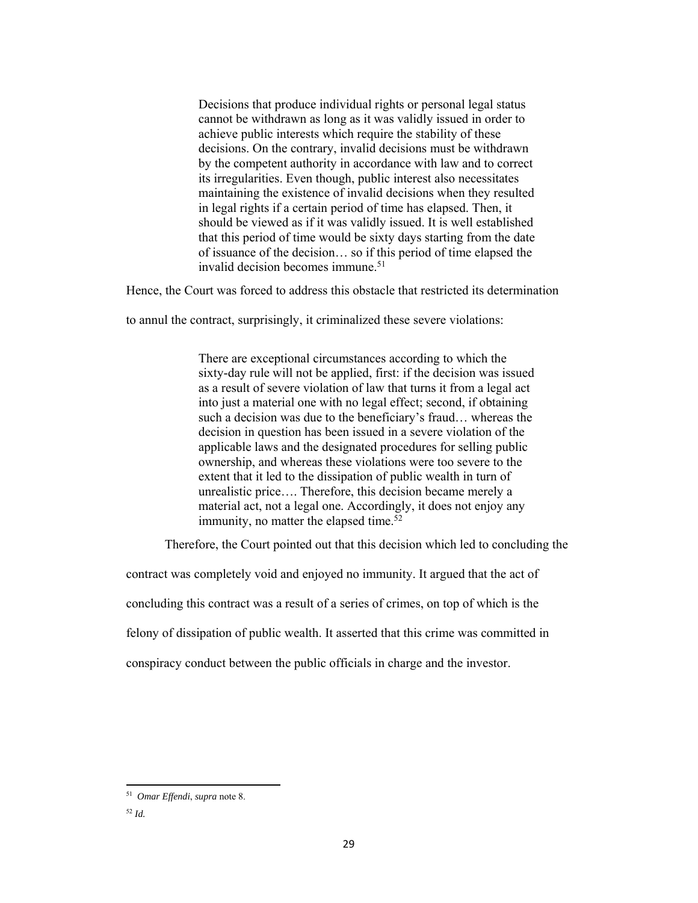> Decisions that produce individual rights or personal legal status cannot be withdrawn as long as it was validly issued in order to achieve public interests which require the stability of these decisions. On the contrary, invalid decisions must be withdrawn by the competent authority in accordance with law and to correct its irregularities. Even though, public interest also necessitates maintaining the existence of invalid decisions when they resulted in legal rights if a certain period of time has elapsed. Then, it should be viewed as if it was validly issued. It is well established that this period of time would be sixty days starting from the date of issuance of the decision… so if this period of time elapsed the invalid decision becomes immune.[51]

Hence, the Court was forced to address this obstacle that restricted its determination to annul the contract, surprisingly, it criminalized these severe violations:

> There are exceptional circumstances according to which the sixty-day rule will not be applied, first: if the decision was issued as a result of severe violation of law that turns it from a legal act into just a material one with no legal effect; second, if obtaining such a decision was due to the beneficiary's fraud… whereas the decision in question has been issued in a severe violation of the applicable laws and the designated procedures for selling public ownership, and whereas these violations were too severe to the extent that it led to the dissipation of public wealth in turn of unrealistic price…. Therefore, this decision became merely a material act, not a legal one. Accordingly, it does not enjoy any immunity, no matter the elapsed time.[52]

Therefore, the Court pointed out that this decision which led to concluding the contract was completely void and enjoyed no immunity. It argued that the act of concluding this contract was a result of a series of crimes, on top of which is the felony of dissipation of public wealth. It asserted that this crime was committed in conspiracy conduct between the public officials in charge and the investor.

---

[51] *Omar Effendi*, *supra* note 8.

[52] *Id.*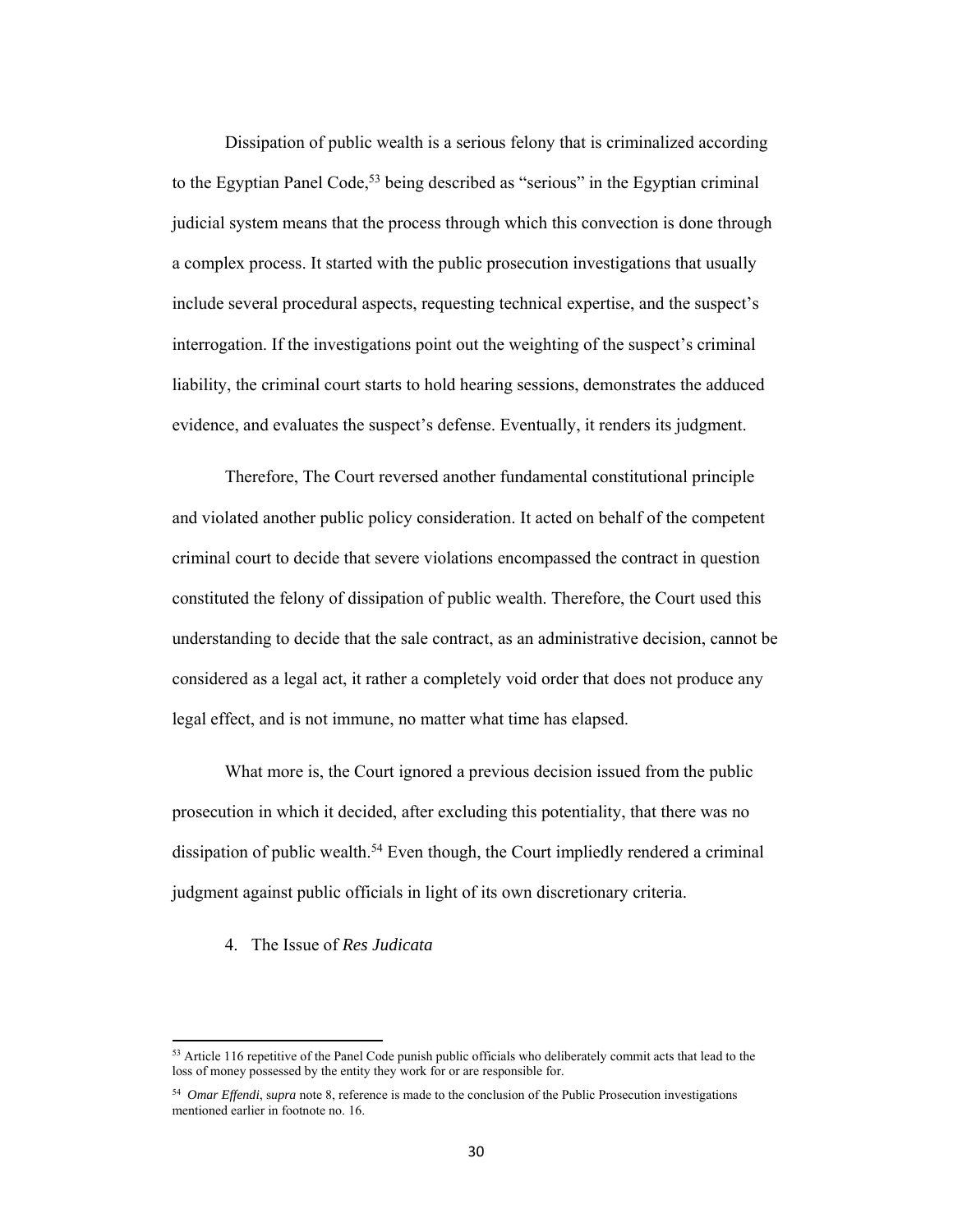Dissipation of public wealth is a serious felony that is criminalized according to the Egyptian Panel Code,[53] being described as "serious" in the Egyptian criminal judicial system means that the process through which this convection is done through a complex process. It started with the public prosecution investigations that usually include several procedural aspects, requesting technical expertise, and the suspect's interrogation. If the investigations point out the weighting of the suspect's criminal liability, the criminal court starts to hold hearing sessions, demonstrates the adduced evidence, and evaluates the suspect's defense. Eventually, it renders its judgment.

Therefore, The Court reversed another fundamental constitutional principle and violated another public policy consideration. It acted on behalf of the competent criminal court to decide that severe violations encompassed the contract in question constituted the felony of dissipation of public wealth. Therefore, the Court used this understanding to decide that the sale contract, as an administrative decision, cannot be considered as a legal act, it rather a completely void order that does not produce any legal effect, and is not immune, no matter what time has elapsed.

What more is, the Court ignored a previous decision issued from the public prosecution in which it decided, after excluding this potentiality, that there was no dissipation of public wealth.[54] Even though, the Court impliedly rendered a criminal judgment against public officials in light of its own discretionary criteria.

4. The Issue of *Res Judicata*

---

[53] Article 116 repetitive of the Panel Code punish public officials who deliberately commit acts that lead to the loss of money possessed by the entity they work for or are responsible for.

[54] *Omar Effendi*, s*upra* note 8, reference is made to the conclusion of the Public Prosecution investigations mentioned earlier in footnote no. 16.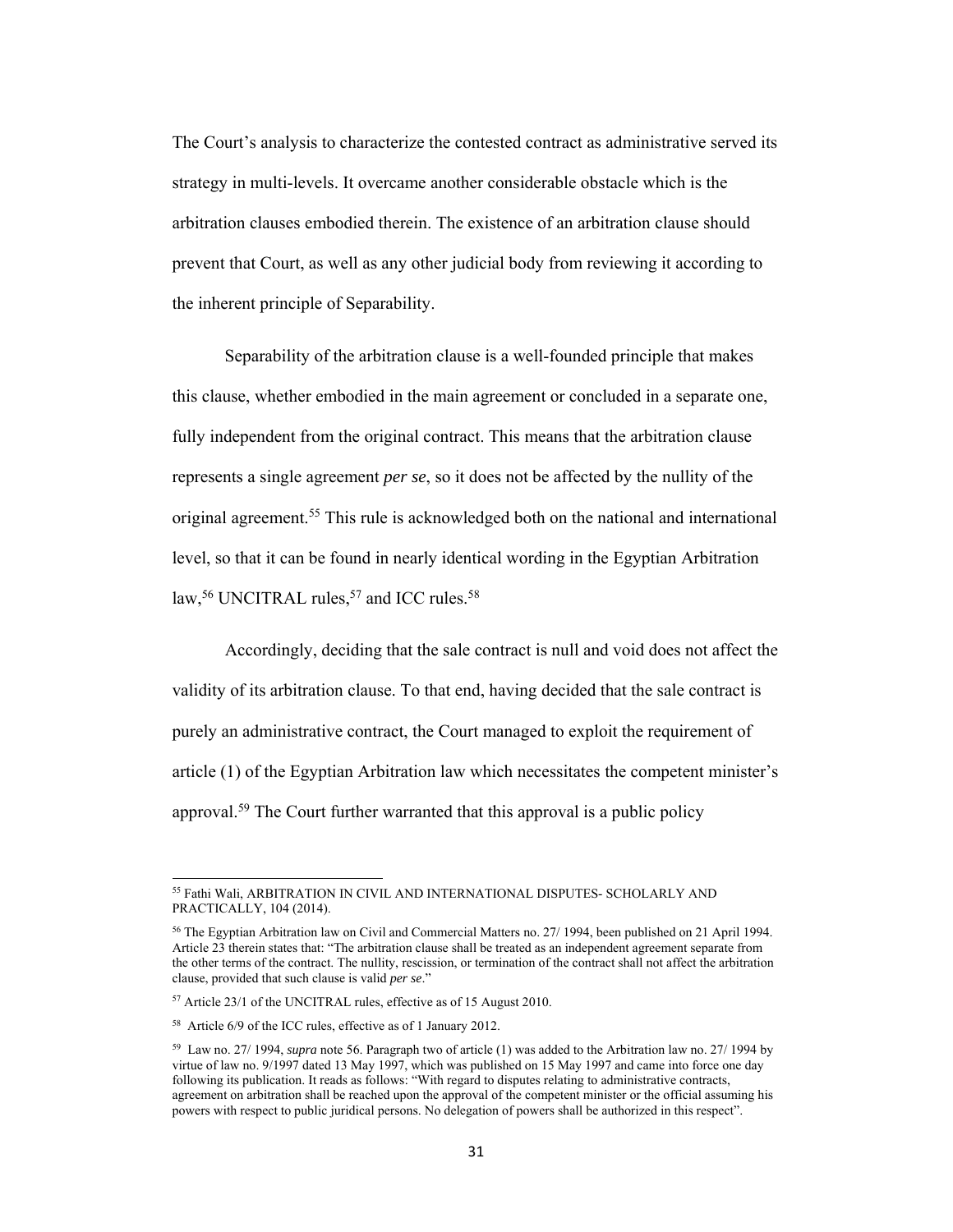The Court's analysis to characterize the contested contract as administrative served its strategy in multi-levels. It overcame another considerable obstacle which is the arbitration clauses embodied therein. The existence of an arbitration clause should prevent that Court, as well as any other judicial body from reviewing it according to the inherent principle of Separability.

Separability of the arbitration clause is a well-founded principle that makes this clause, whether embodied in the main agreement or concluded in a separate one, fully independent from the original contract. This means that the arbitration clause represents a single agreement *per se*, so it does not be affected by the nullity of the original agreement.[55] This rule is acknowledged both on the national and international level, so that it can be found in nearly identical wording in the Egyptian Arbitration law,[56] UNCITRAL rules,[57] and ICC rules.[58]

Accordingly, deciding that the sale contract is null and void does not affect the validity of its arbitration clause. To that end, having decided that the sale contract is purely an administrative contract, the Court managed to exploit the requirement of article (1) of the Egyptian Arbitration law which necessitates the competent minister's approval.[59] The Court further warranted that this approval is a public policy

---

[55] Fathi Wali, ARBITRATION IN CIVIL AND INTERNATIONAL DISPUTES- SCHOLARLY AND PRACTICALLY, 104 (2014).

[56] The Egyptian Arbitration law on Civil and Commercial Matters no. 27/ 1994, been published on 21 April 1994. Article 23 therein states that: "The arbitration clause shall be treated as an independent agreement separate from the other terms of the contract. The nullity, rescission, or termination of the contract shall not affect the arbitration clause, provided that such clause is valid *per se*."

[57] Article 23/1 of the UNCITRAL rules, effective as of 15 August 2010.

[58] Article 6/9 of the ICC rules, effective as of 1 January 2012.

[59] Law no. 27/ 1994, *supra* note 56. Paragraph two of article (1) was added to the Arbitration law no. 27/ 1994 by virtue of law no. 9/1997 dated 13 May 1997, which was published on 15 May 1997 and came into force one day following its publication. It reads as follows: "With regard to disputes relating to administrative contracts, agreement on arbitration shall be reached upon the approval of the competent minister or the official assuming his powers with respect to public juridical persons. No delegation of powers shall be authorized in this respect".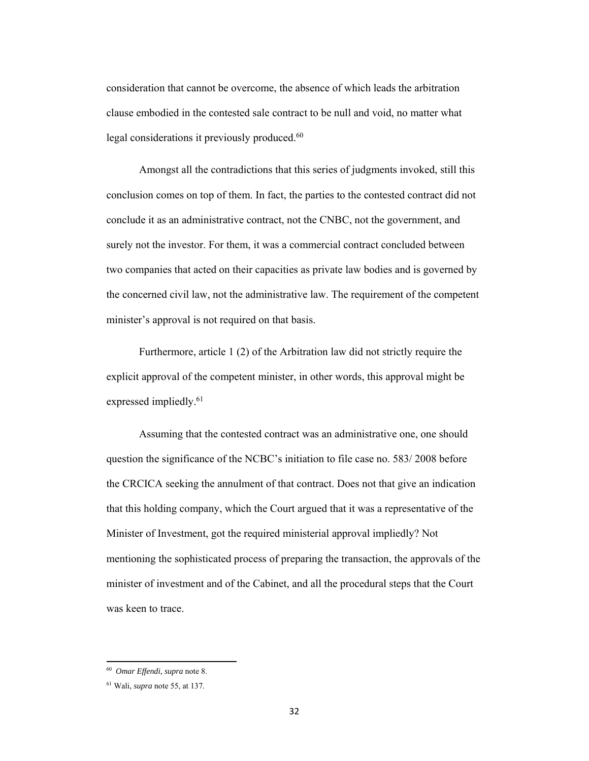consideration that cannot be overcome, the absence of which leads the arbitration clause embodied in the contested sale contract to be null and void, no matter what legal considerations it previously produced.[60]

Amongst all the contradictions that this series of judgments invoked, still this conclusion comes on top of them. In fact, the parties to the contested contract did not conclude it as an administrative contract, not the CNBC, not the government, and surely not the investor. For them, it was a commercial contract concluded between two companies that acted on their capacities as private law bodies and is governed by the concerned civil law, not the administrative law. The requirement of the competent minister's approval is not required on that basis.

Furthermore, article 1 (2) of the Arbitration law did not strictly require the explicit approval of the competent minister, in other words, this approval might be expressed impliedly.[61]

Assuming that the contested contract was an administrative one, one should question the significance of the NCBC's initiation to file case no. 583/ 2008 before the CRCICA seeking the annulment of that contract. Does not that give an indication that this holding company, which the Court argued that it was a representative of the Minister of Investment, got the required ministerial approval impliedly? Not mentioning the sophisticated process of preparing the transaction, the approvals of the minister of investment and of the Cabinet, and all the procedural steps that the Court was keen to trace.

---

[60] *Omar Effendi, supra* note 8.

[61] Wali, *supra* note 55, at 137.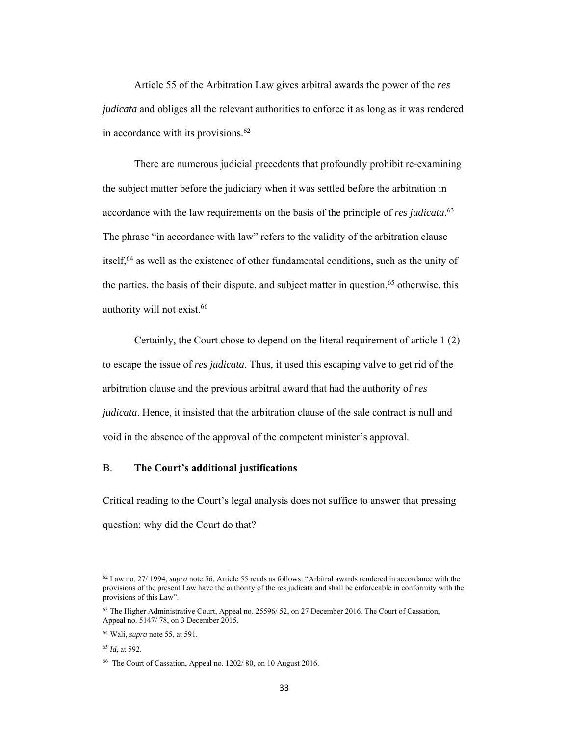Article 55 of the Arbitration Law gives arbitral awards the power of the *res judicata* and obliges all the relevant authorities to enforce it as long as it was rendered in accordance with its provisions.[62]

There are numerous judicial precedents that profoundly prohibit re-examining the subject matter before the judiciary when it was settled before the arbitration in accordance with the law requirements on the basis of the principle of *res judicata*.[63] The phrase "in accordance with law" refers to the validity of the arbitration clause itself,[64] as well as the existence of other fundamental conditions, such as the unity of the parties, the basis of their dispute, and subject matter in question,[65] otherwise, this authority will not exist.[66]

Certainly, the Court chose to depend on the literal requirement of article 1 (2) to escape the issue of *res judicata*. Thus, it used this escaping valve to get rid of the arbitration clause and the previous arbitral award that had the authority of *res judicata*. Hence, it insisted that the arbitration clause of the sale contract is null and void in the absence of the approval of the competent minister's approval.

## B. **The Court's additional justifications**

Critical reading to the Court's legal analysis does not suffice to answer that pressing question: why did the Court do that?

---

[62] Law no. 27/ 1994, *supra* note 56. Article 55 reads as follows: "Arbitral awards rendered in accordance with the provisions of the present Law have the authority of the res judicata and shall be enforceable in conformity with the provisions of this Law".

[63] The Higher Administrative Court, Appeal no. 25596/ 52, on 27 December 2016. The Court of Cassation, Appeal no. 5147/ 78, on 3 December 2015.

[64] Wali, *supra* note 55, at 591.

[65] *Id*, at 592.

[66] The Court of Cassation, Appeal no. 1202/ 80, on 10 August 2016.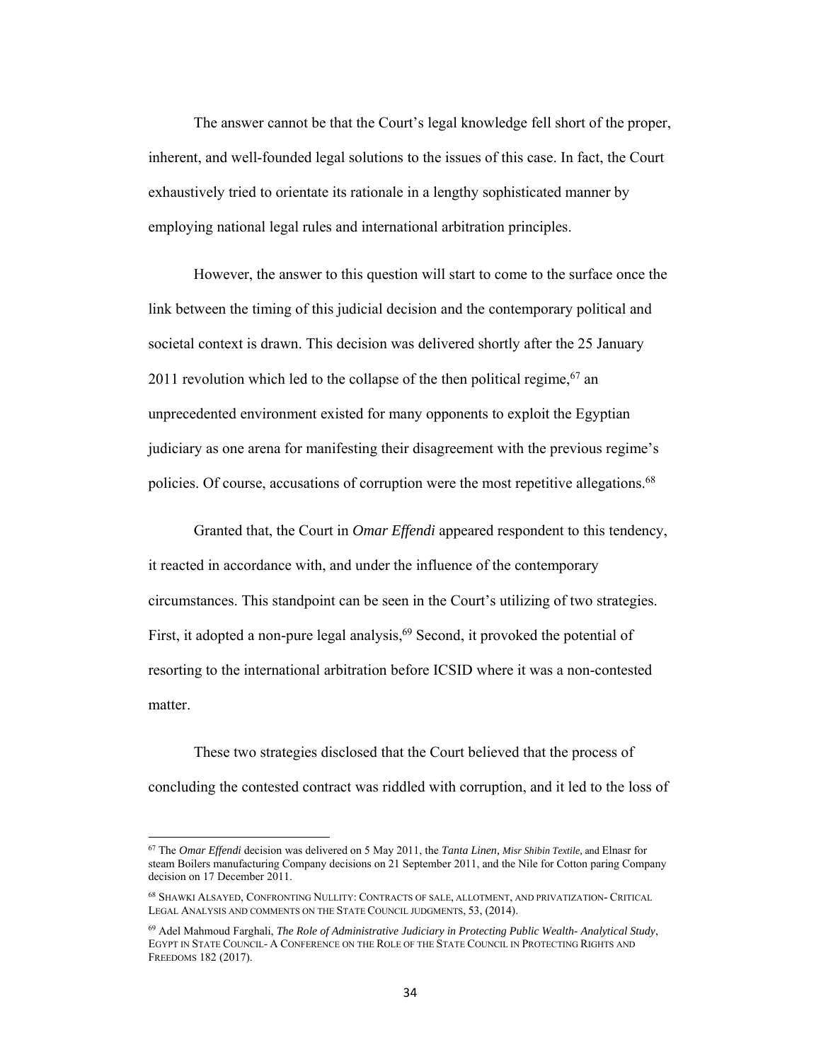The answer cannot be that the Court's legal knowledge fell short of the proper, inherent, and well-founded legal solutions to the issues of this case. In fact, the Court exhaustively tried to orientate its rationale in a lengthy sophisticated manner by employing national legal rules and international arbitration principles.

However, the answer to this question will start to come to the surface once the link between the timing of this judicial decision and the contemporary political and societal context is drawn. This decision was delivered shortly after the 25 January 2011 revolution which led to the collapse of the then political regime,[67] an unprecedented environment existed for many opponents to exploit the Egyptian judiciary as one arena for manifesting their disagreement with the previous regime's policies. Of course, accusations of corruption were the most repetitive allegations.[68]

Granted that, the Court in *Omar Effendi* appeared respondent to this tendency, it reacted in accordance with, and under the influence of the contemporary circumstances. This standpoint can be seen in the Court's utilizing of two strategies. First, it adopted a non-pure legal analysis,[69] Second, it provoked the potential of resorting to the international arbitration before ICSID where it was a non-contested matter.

These two strategies disclosed that the Court believed that the process of concluding the contested contract was riddled with corruption, and it led to the loss of

---

[67] The *Omar Effendi* decision was delivered on 5 May 2011, the *Tanta Linen, Misr Shibin Textile,* and Elnasr for steam Boilers manufacturing Company decisions on 21 September 2011, and the Nile for Cotton paring Company decision on 17 December 2011.

[68] SHAWKI ALSAYED, CONFRONTING NULLITY: CONTRACTS OF SALE, ALLOTMENT, AND PRIVATIZATION- CRITICAL LEGAL ANALYSIS AND COMMENTS ON THE STATE COUNCIL JUDGMENTS, 53, (2014).

[69] Adel Mahmoud Farghali, *The Role of Administrative Judiciary in Protecting Public Wealth- Analytical Study*, EGYPT IN STATE COUNCIL- A CONFERENCE ON THE ROLE OF THE STATE COUNCIL IN PROTECTING RIGHTS AND FREEDOMS 182 (2017).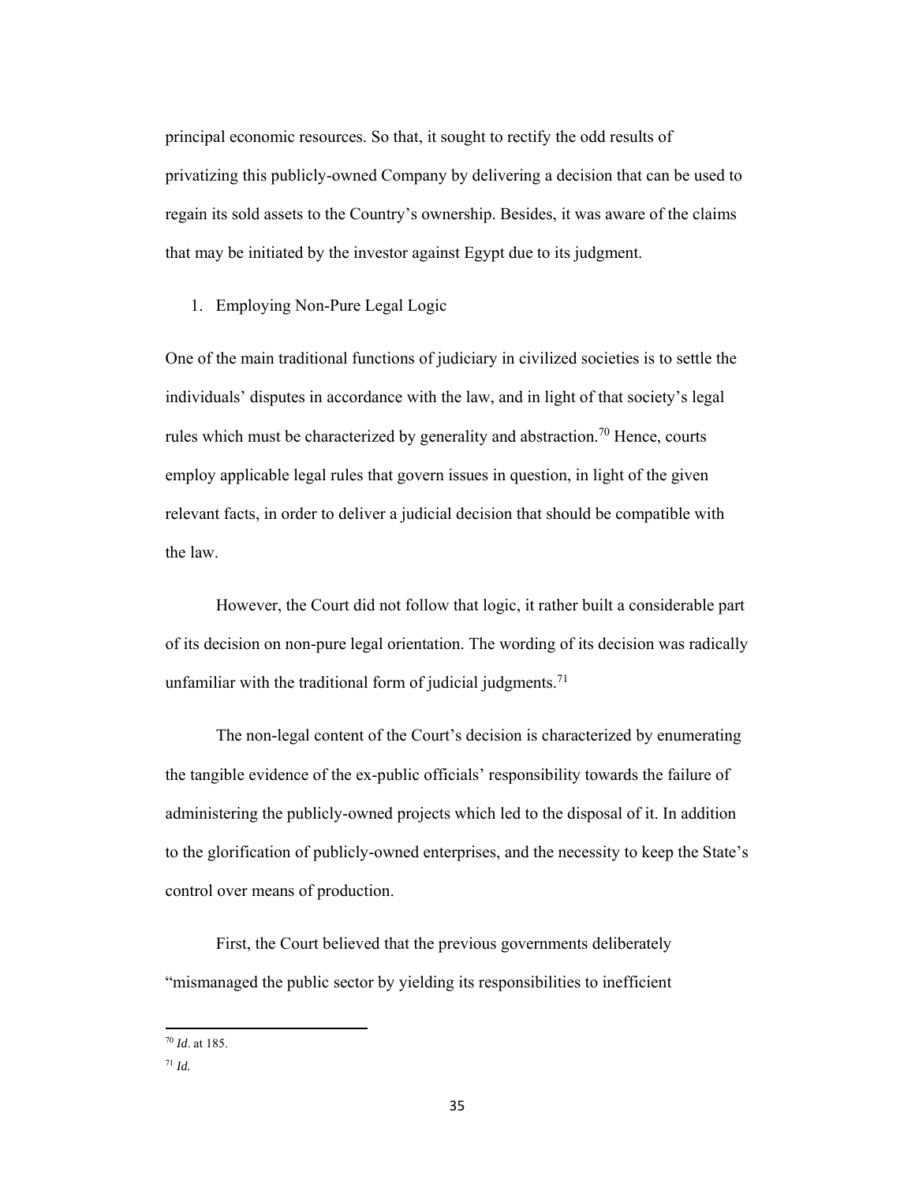principal economic resources. So that, it sought to rectify the odd results of privatizing this publicly-owned Company by delivering a decision that can be used to regain its sold assets to the Country's ownership. Besides, it was aware of the claims that may be initiated by the investor against Egypt due to its judgment.

1. Employing Non-Pure Legal Logic

One of the main traditional functions of judiciary in civilized societies is to settle the individuals' disputes in accordance with the law, and in light of that society's legal rules which must be characterized by generality and abstraction.[70] Hence, courts employ applicable legal rules that govern issues in question, in light of the given relevant facts, in order to deliver a judicial decision that should be compatible with the law.

However, the Court did not follow that logic, it rather built a considerable part of its decision on non-pure legal orientation. The wording of its decision was radically unfamiliar with the traditional form of judicial judgments.[71]

The non-legal content of the Court's decision is characterized by enumerating the tangible evidence of the ex-public officials' responsibility towards the failure of administering the publicly-owned projects which led to the disposal of it. In addition to the glorification of publicly-owned enterprises, and the necessity to keep the State's control over means of production.

First, the Court believed that the previous governments deliberately "mismanaged the public sector by yielding its responsibilities to inefficient

---

[70] *Id*. at 185.

[71] *Id.*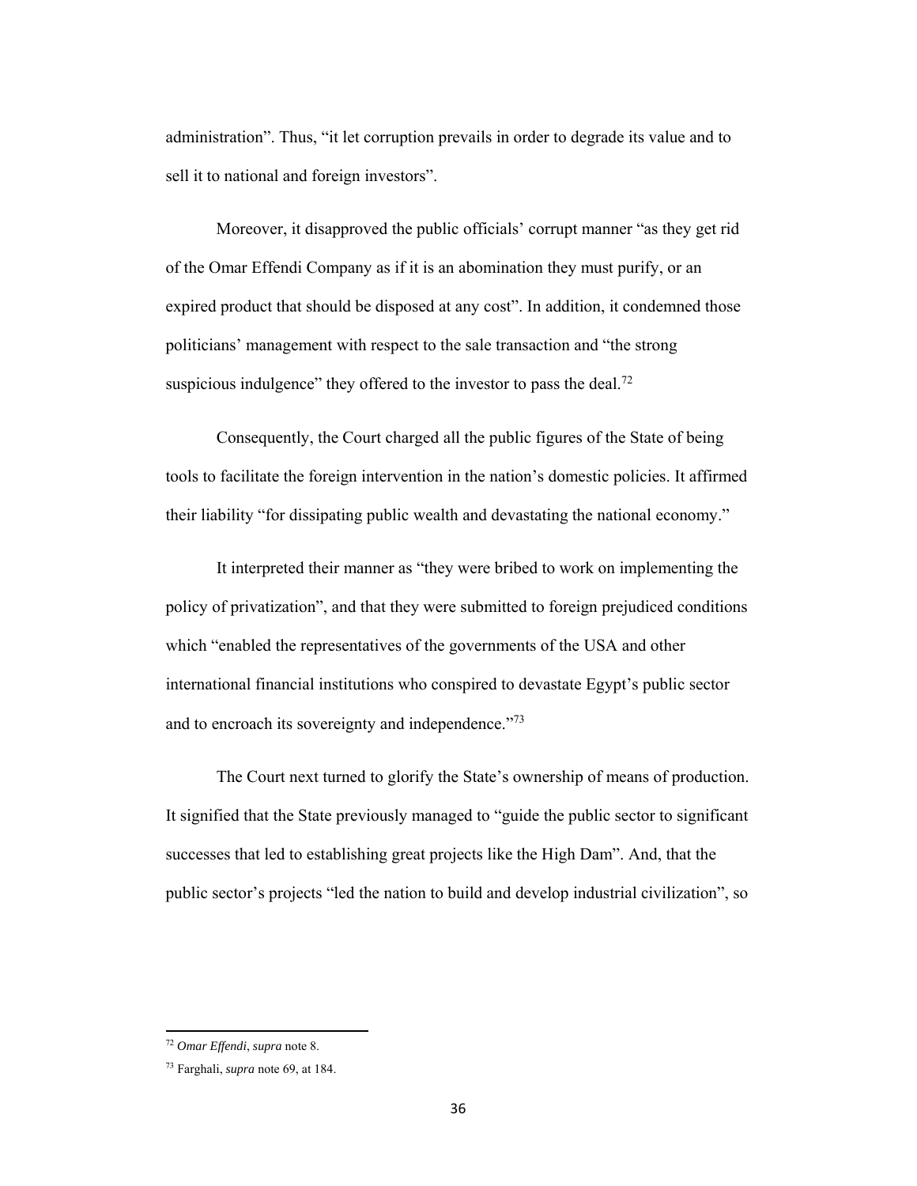administration". Thus, "it let corruption prevails in order to degrade its value and to sell it to national and foreign investors".

Moreover, it disapproved the public officials' corrupt manner "as they get rid of the Omar Effendi Company as if it is an abomination they must purify, or an expired product that should be disposed at any cost". In addition, it condemned those politicians' management with respect to the sale transaction and "the strong suspicious indulgence" they offered to the investor to pass the deal.[72]

Consequently, the Court charged all the public figures of the State of being tools to facilitate the foreign intervention in the nation's domestic policies. It affirmed their liability "for dissipating public wealth and devastating the national economy."

It interpreted their manner as "they were bribed to work on implementing the policy of privatization", and that they were submitted to foreign prejudiced conditions which "enabled the representatives of the governments of the USA and other international financial institutions who conspired to devastate Egypt's public sector and to encroach its sovereignty and independence."[73]

The Court next turned to glorify the State's ownership of means of production. It signified that the State previously managed to "guide the public sector to significant successes that led to establishing great projects like the High Dam". And, that the public sector's projects "led the nation to build and develop industrial civilization", so

---

[72] *Omar Effendi*, *supra* note 8.

[73] Farghali, *supra* note 69, at 184.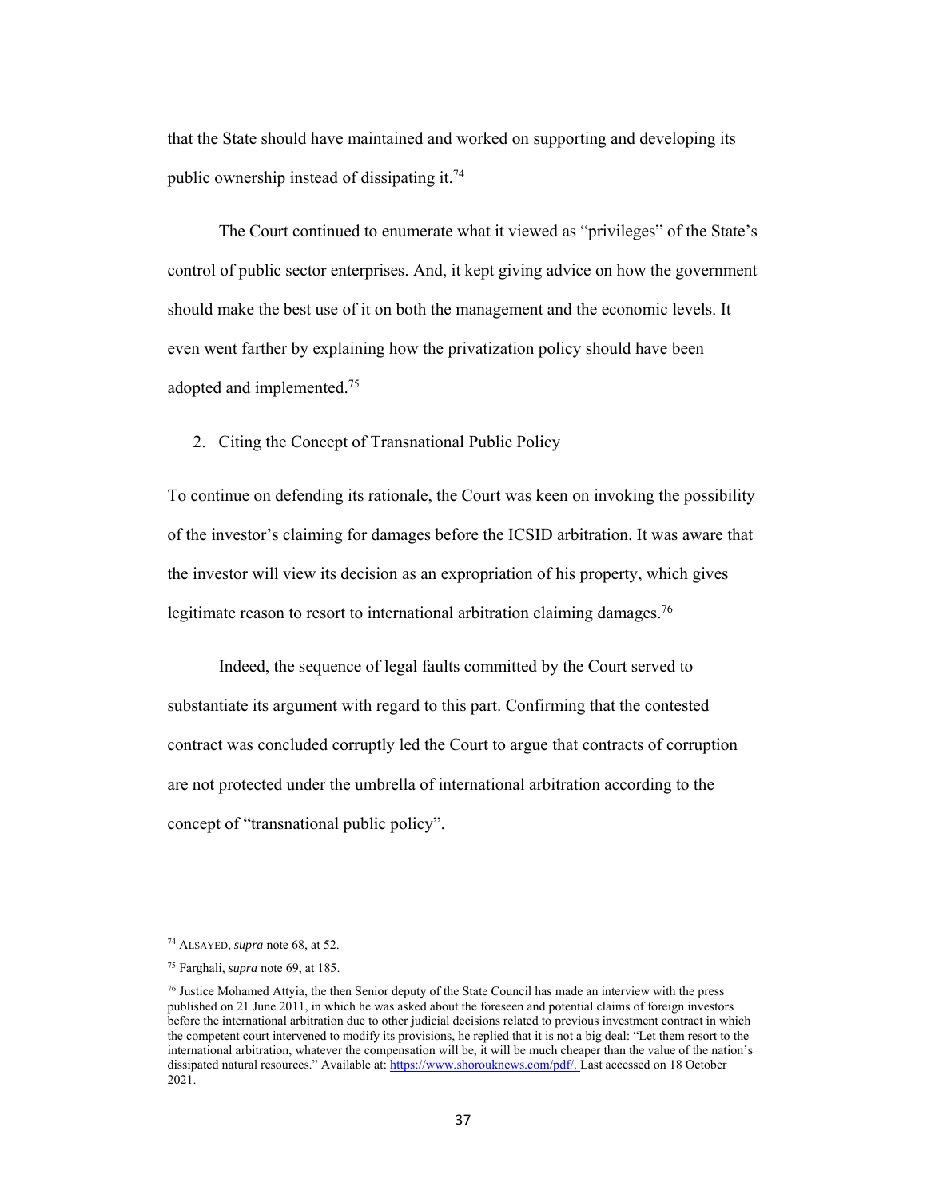that the State should have maintained and worked on supporting and developing its public ownership instead of dissipating it.[74]

The Court continued to enumerate what it viewed as "privileges" of the State's control of public sector enterprises. And, it kept giving advice on how the government should make the best use of it on both the management and the economic levels. It even went farther by explaining how the privatization policy should have been adopted and implemented.[75]

2. Citing the Concept of Transnational Public Policy

To continue on defending its rationale, the Court was keen on invoking the possibility of the investor's claiming for damages before the ICSID arbitration. It was aware that the investor will view its decision as an expropriation of his property, which gives legitimate reason to resort to international arbitration claiming damages.[76]

Indeed, the sequence of legal faults committed by the Court served to substantiate its argument with regard to this part. Confirming that the contested contract was concluded corruptly led the Court to argue that contracts of corruption are not protected under the umbrella of international arbitration according to the concept of "transnational public policy".

---

[74] ALSAYED, *supra* note 68, at 52.

[75] Farghali, *supra* note 69, at 185.

[76] Justice Mohamed Attyia, the then Senior deputy of the State Council has made an interview with the press published on 21 June 2011, in which he was asked about the foreseen and potential claims of foreign investors before the international arbitration due to other judicial decisions related to previous investment contract in which the competent court intervened to modify its provisions, he replied that it is not a big deal: "Let them resort to the international arbitration, whatever the compensation will be, it will be much cheaper than the value of the nation's dissipated natural resources." Available at: https://www.shorouknews.com/pdf/. Last accessed on 18 October 2021.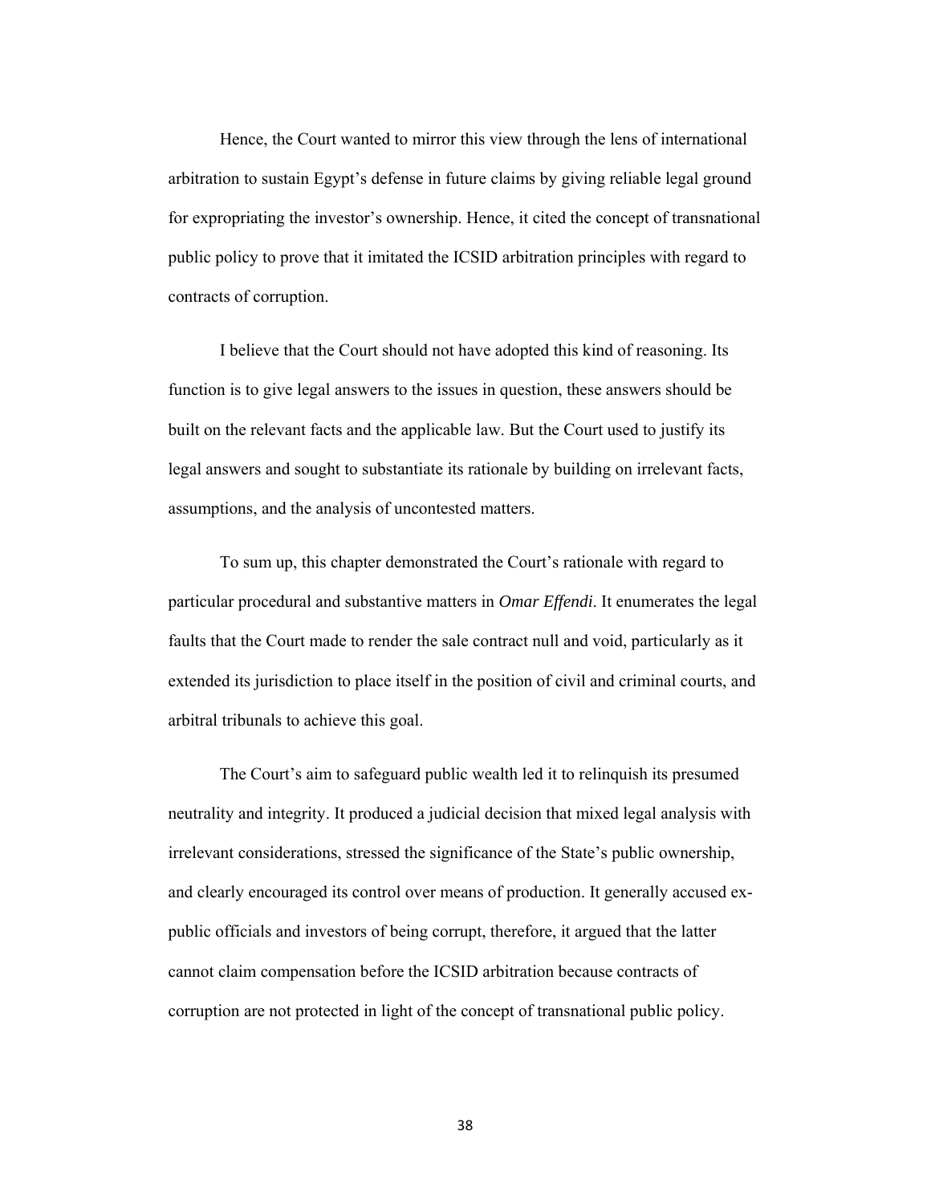Hence, the Court wanted to mirror this view through the lens of international arbitration to sustain Egypt's defense in future claims by giving reliable legal ground for expropriating the investor's ownership. Hence, it cited the concept of transnational public policy to prove that it imitated the ICSID arbitration principles with regard to contracts of corruption.

I believe that the Court should not have adopted this kind of reasoning. Its function is to give legal answers to the issues in question, these answers should be built on the relevant facts and the applicable law. But the Court used to justify its legal answers and sought to substantiate its rationale by building on irrelevant facts, assumptions, and the analysis of uncontested matters.

To sum up, this chapter demonstrated the Court's rationale with regard to particular procedural and substantive matters in *Omar Effendi*. It enumerates the legal faults that the Court made to render the sale contract null and void, particularly as it extended its jurisdiction to place itself in the position of civil and criminal courts, and arbitral tribunals to achieve this goal.

The Court's aim to safeguard public wealth led it to relinquish its presumed neutrality and integrity. It produced a judicial decision that mixed legal analysis with irrelevant considerations, stressed the significance of the State's public ownership, and clearly encouraged its control over means of production. It generally accused ex-public officials and investors of being corrupt, therefore, it argued that the latter cannot claim compensation before the ICSID arbitration because contracts of corruption are not protected in light of the concept of transnational public policy.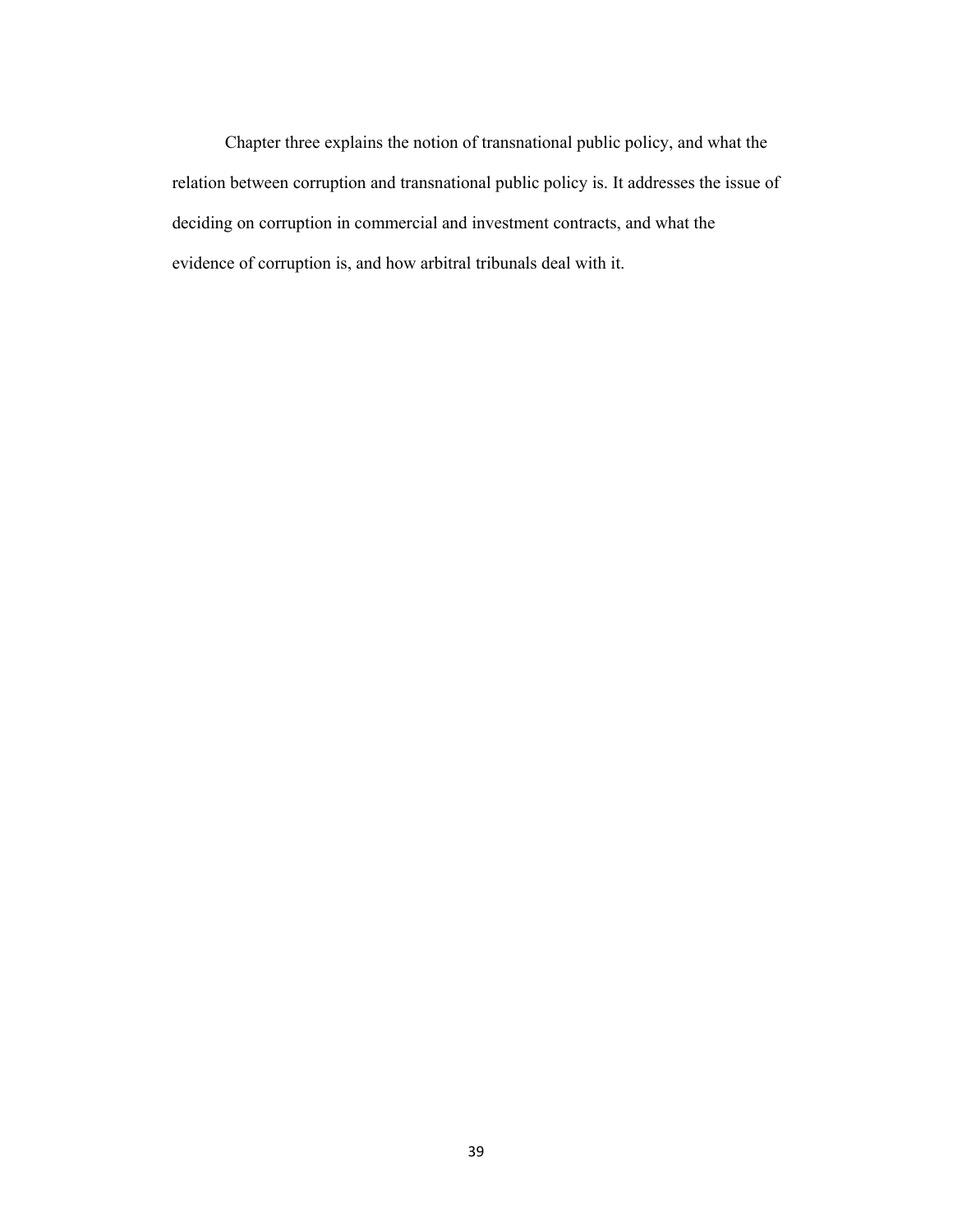Chapter three explains the notion of transnational public policy, and what the relation between corruption and transnational public policy is. It addresses the issue of deciding on corruption in commercial and investment contracts, and what the evidence of corruption is, and how arbitral tribunals deal with it.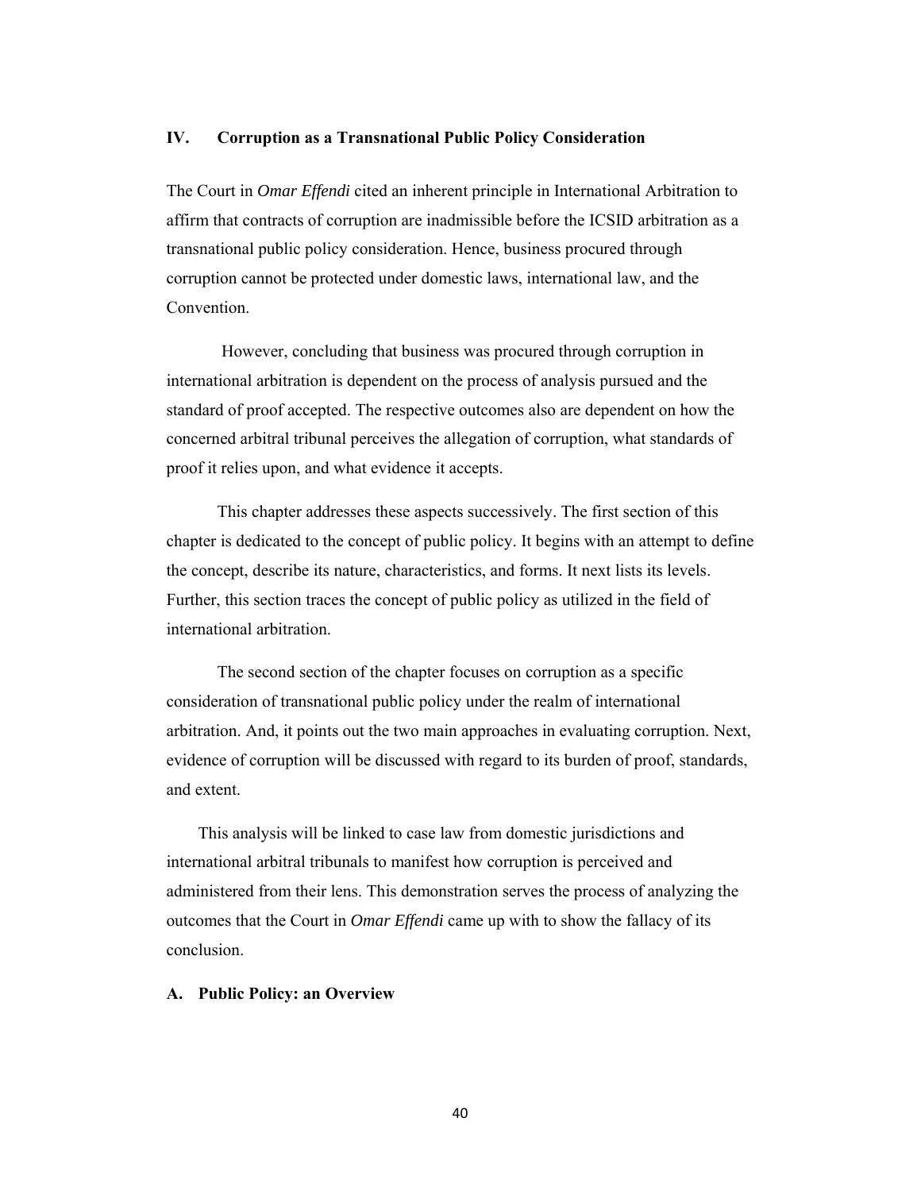## IV. Corruption as a Transnational Public Policy Consideration

The Court in *Omar Effendi* cited an inherent principle in International Arbitration to affirm that contracts of corruption are inadmissible before the ICSID arbitration as a transnational public policy consideration. Hence, business procured through corruption cannot be protected under domestic laws, international law, and the Convention.

However, concluding that business was procured through corruption in international arbitration is dependent on the process of analysis pursued and the standard of proof accepted. The respective outcomes also are dependent on how the concerned arbitral tribunal perceives the allegation of corruption, what standards of proof it relies upon, and what evidence it accepts.

This chapter addresses these aspects successively. The first section of this chapter is dedicated to the concept of public policy. It begins with an attempt to define the concept, describe its nature, characteristics, and forms. It next lists its levels. Further, this section traces the concept of public policy as utilized in the field of international arbitration.

The second section of the chapter focuses on corruption as a specific consideration of transnational public policy under the realm of international arbitration. And, it points out the two main approaches in evaluating corruption. Next, evidence of corruption will be discussed with regard to its burden of proof, standards, and extent.

This analysis will be linked to case law from domestic jurisdictions and international arbitral tribunals to manifest how corruption is perceived and administered from their lens. This demonstration serves the process of analyzing the outcomes that the Court in *Omar Effendi* came up with to show the fallacy of its conclusion.

### A. Public Policy: an Overview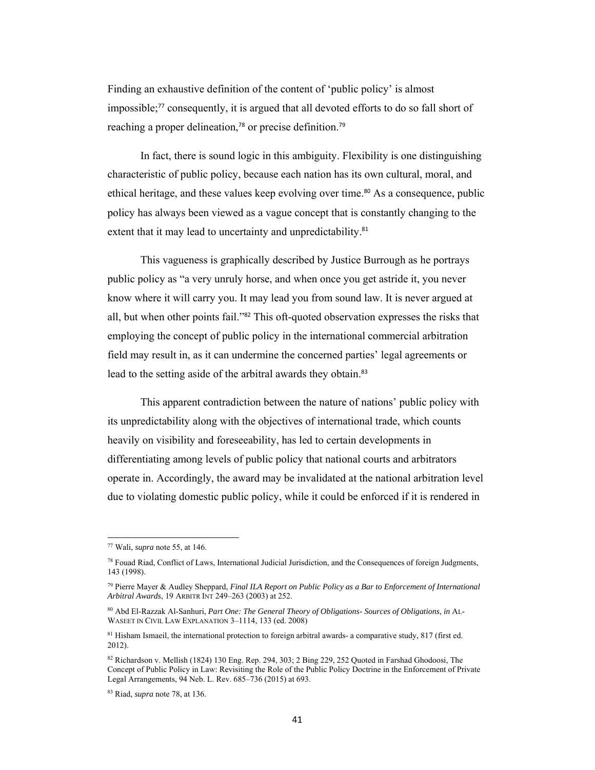Finding an exhaustive definition of the content of 'public policy' is almost impossible;[77] consequently, it is argued that all devoted efforts to do so fall short of reaching a proper delineation,[78] or precise definition.[79]

In fact, there is sound logic in this ambiguity. Flexibility is one distinguishing characteristic of public policy, because each nation has its own cultural, moral, and ethical heritage, and these values keep evolving over time.[80] As a consequence, public policy has always been viewed as a vague concept that is constantly changing to the extent that it may lead to uncertainty and unpredictability.[81]

This vagueness is graphically described by Justice Burrough as he portrays public policy as "a very unruly horse, and when once you get astride it, you never know where it will carry you. It may lead you from sound law. It is never argued at all, but when other points fail."[82] This oft-quoted observation expresses the risks that employing the concept of public policy in the international commercial arbitration field may result in, as it can undermine the concerned parties' legal agreements or lead to the setting aside of the arbitral awards they obtain.[83]

This apparent contradiction between the nature of nations' public policy with its unpredictability along with the objectives of international trade, which counts heavily on visibility and foreseeability, has led to certain developments in differentiating among levels of public policy that national courts and arbitrators operate in. Accordingly, the award may be invalidated at the national arbitration level due to violating domestic public policy, while it could be enforced if it is rendered in

---

[77] Wali, *supra* note 55, at 146.

[78] Fouad Riad, Conflict of Laws, International Judicial Jurisdiction, and the Consequences of foreign Judgments, 143 (1998).

[79] Pierre Mayer & Audley Sheppard, *Final ILA Report on Public Policy as a Bar to Enforcement of International Arbitral Awards*, 19 ARBITR INT 249–263 (2003) at 252.

[80] Abd El-Razzak Al-Sanhuri, *Part One: The General Theory of Obligations- Sources of Obligations*, *in* AL-WASEET IN CIVIL LAW EXPLANATION 3–1114, 133 (ed. 2008)

[81] Hisham Ismaeil, the international protection to foreign arbitral awards- a comparative study, 817 (first ed. 2012).

[82] Richardson v. Mellish (1824) 130 Eng. Rep. 294, 303; 2 Bing 229, 252 Quoted in Farshad Ghodoosi, The Concept of Public Policy in Law: Revisiting the Role of the Public Policy Doctrine in the Enforcement of Private Legal Arrangements, 94 Neb. L. Rev. 685–736 (2015) at 693.

[83] Riad, *supra* note 78, at 136.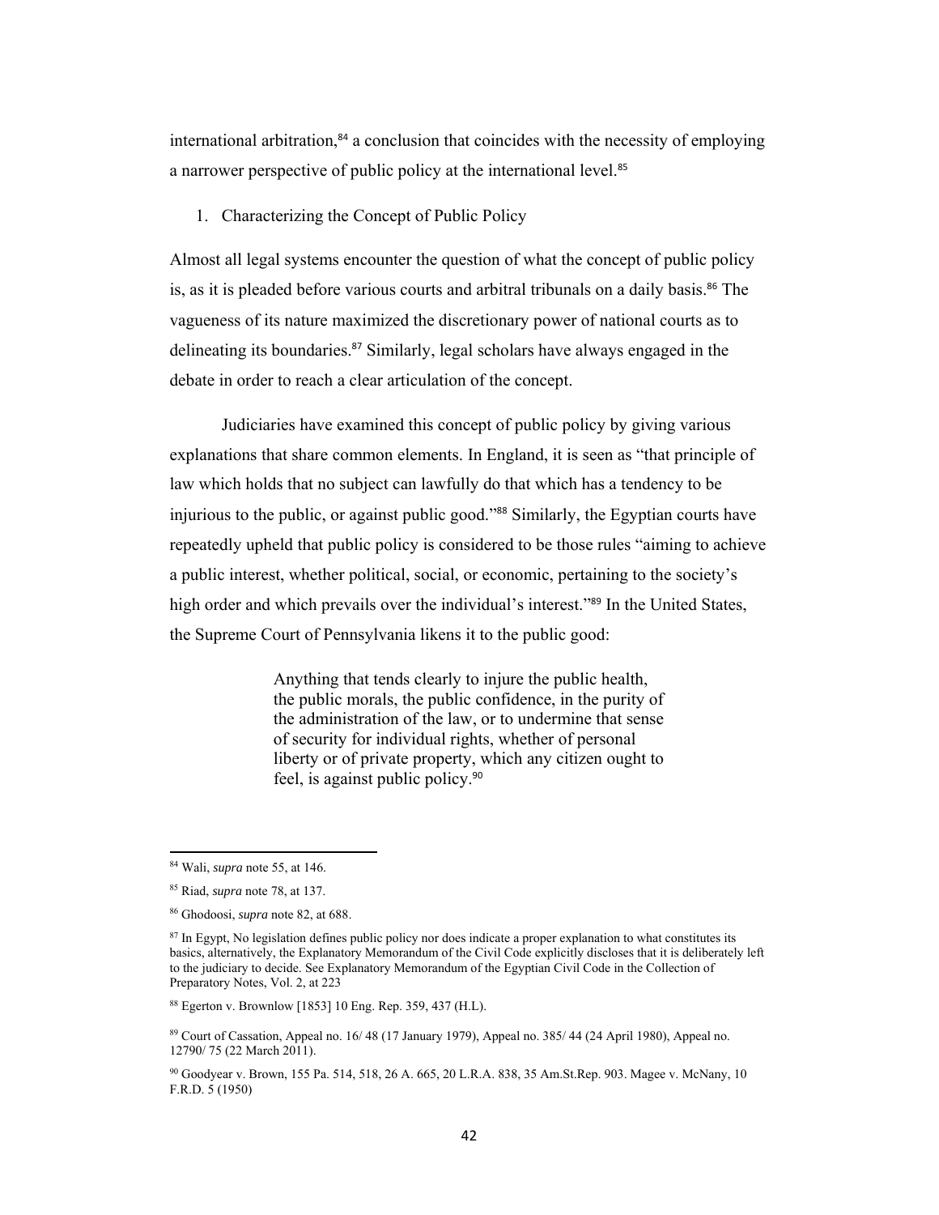international arbitration,[84] a conclusion that coincides with the necessity of employing a narrower perspective of public policy at the international level.[85]

1. Characterizing the Concept of Public Policy

Almost all legal systems encounter the question of what the concept of public policy is, as it is pleaded before various courts and arbitral tribunals on a daily basis.[86] The vagueness of its nature maximized the discretionary power of national courts as to delineating its boundaries.[87] Similarly, legal scholars have always engaged in the debate in order to reach a clear articulation of the concept.

Judiciaries have examined this concept of public policy by giving various explanations that share common elements. In England, it is seen as "that principle of law which holds that no subject can lawfully do that which has a tendency to be injurious to the public, or against public good."[88] Similarly, the Egyptian courts have repeatedly upheld that public policy is considered to be those rules "aiming to achieve a public interest, whether political, social, or economic, pertaining to the society's high order and which prevails over the individual's interest."[89] In the United States, the Supreme Court of Pennsylvania likens it to the public good:

> Anything that tends clearly to injure the public health, the public morals, the public confidence, in the purity of the administration of the law, or to undermine that sense of security for individual rights, whether of personal liberty or of private property, which any citizen ought to feel, is against public policy.[90]

---

[84] Wali, *supra* note 55, at 146.

[85] Riad, *supra* note 78, at 137.

[86] Ghodoosi, *supra* note 82, at 688.

[87] In Egypt, No legislation defines public policy nor does indicate a proper explanation to what constitutes its basics, alternatively, the Explanatory Memorandum of the Civil Code explicitly discloses that it is deliberately left to the judiciary to decide. See Explanatory Memorandum of the Egyptian Civil Code in the Collection of Preparatory Notes, Vol. 2, at 223

[88] Egerton v. Brownlow [1853] 10 Eng. Rep. 359, 437 (H.L).

[89] Court of Cassation, Appeal no. 16/ 48 (17 January 1979), Appeal no. 385/ 44 (24 April 1980), Appeal no. 12790/ 75 (22 March 2011).

[90] Goodyear v. Brown, 155 Pa. 514, 518, 26 A. 665, 20 L.R.A. 838, 35 Am.St.Rep. 903. Magee v. McNany, 10 F.R.D. 5 (1950)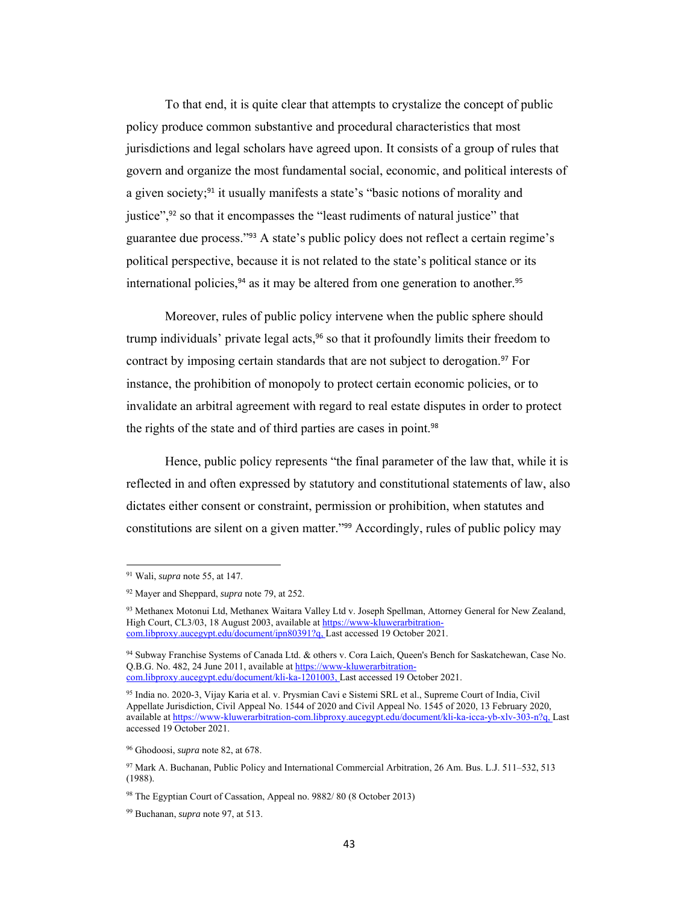To that end, it is quite clear that attempts to crystalize the concept of public policy produce common substantive and procedural characteristics that most jurisdictions and legal scholars have agreed upon. It consists of a group of rules that govern and organize the most fundamental social, economic, and political interests of a given society;[91] it usually manifests a state's "basic notions of morality and justice",[92] so that it encompasses the "least rudiments of natural justice" that guarantee due process."[93] A state's public policy does not reflect a certain regime's political perspective, because it is not related to the state's political stance or its international policies,[94] as it may be altered from one generation to another.[95]

Moreover, rules of public policy intervene when the public sphere should trump individuals' private legal acts,[96] so that it profoundly limits their freedom to contract by imposing certain standards that are not subject to derogation.[97] For instance, the prohibition of monopoly to protect certain economic policies, or to invalidate an arbitral agreement with regard to real estate disputes in order to protect the rights of the state and of third parties are cases in point.[98]

Hence, public policy represents "the final parameter of the law that, while it is reflected in and often expressed by statutory and constitutional statements of law, also dictates either consent or constraint, permission or prohibition, when statutes and constitutions are silent on a given matter."[99] Accordingly, rules of public policy may

---

[91] Wali, *supra* note 55, at 147.

[92] Mayer and Sheppard, *supra* note 79, at 252.

[93] Methanex Motonui Ltd, Methanex Waitara Valley Ltd v. Joseph Spellman, Attorney General for New Zealand, High Court, CL3/03, 18 August 2003, available at https://www-kluwerarbitration-com.libproxy.aucegypt.edu/document/ipn80391?q, Last accessed 19 October 2021.

[94] Subway Franchise Systems of Canada Ltd. & others v. Cora Laich, Queen's Bench for Saskatchewan, Case No. Q.B.G. No. 482, 24 June 2011, available at https://www-kluwerarbitration-com.libproxy.aucegypt.edu/document/kli-ka-1201003, Last accessed 19 October 2021.

[95] India no. 2020-3, Vijay Karia et al. v. Prysmian Cavi e Sistemi SRL et al., Supreme Court of India, Civil Appellate Jurisdiction, Civil Appeal No. 1544 of 2020 and Civil Appeal No. 1545 of 2020, 13 February 2020, available at https://www-kluwerarbitration-com.libproxy.aucegypt.edu/document/kli-ka-icca-yb-xlv-303-n?q, Last accessed 19 October 2021.

[96] Ghodoosi, *supra* note 82, at 678.

[97] Mark A. Buchanan, Public Policy and International Commercial Arbitration, 26 Am. Bus. L.J. 511–532, 513 (1988).

[98] The Egyptian Court of Cassation, Appeal no. 9882/ 80 (8 October 2013)

[99] Buchanan, *supra* note 97, at 513.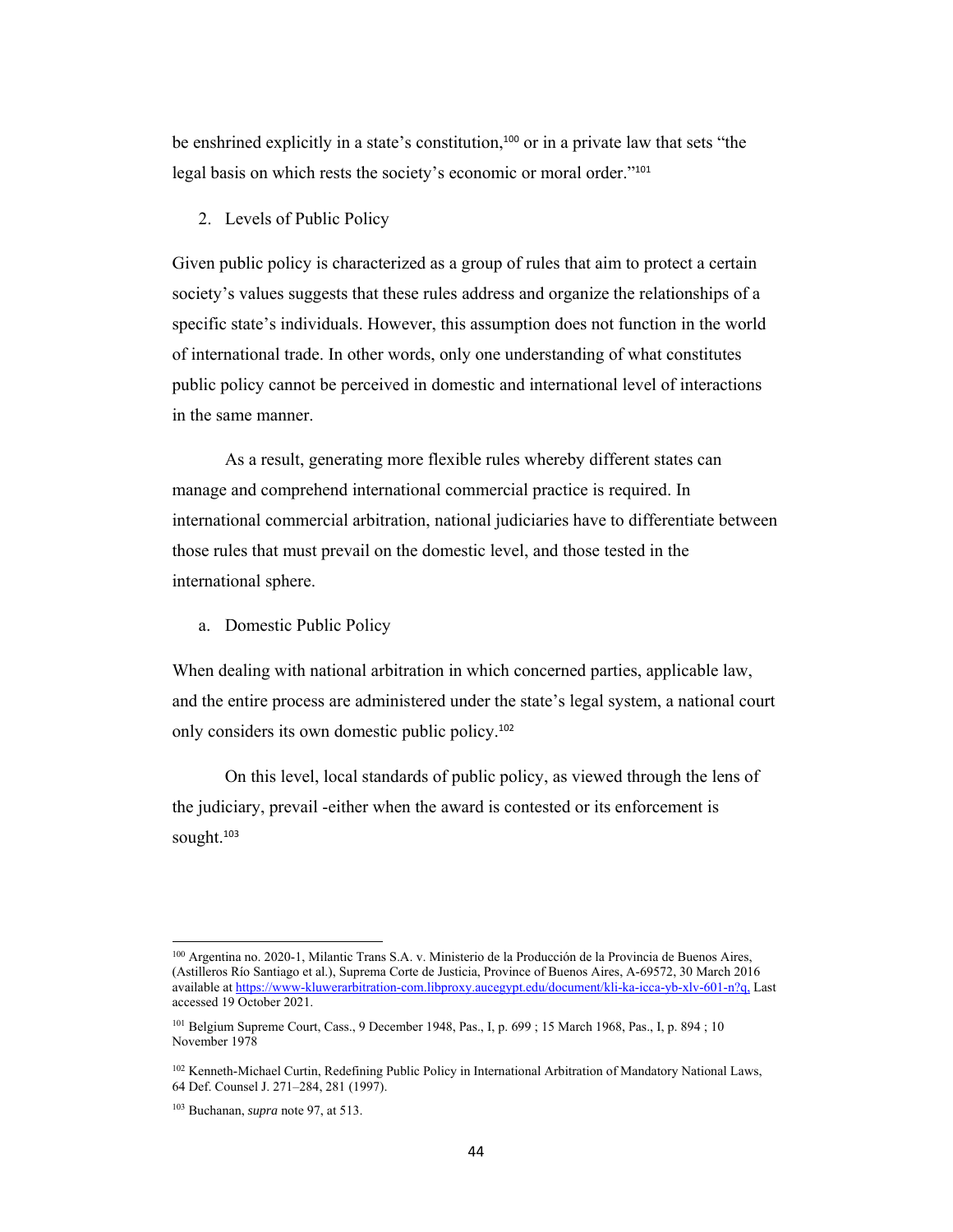be enshrined explicitly in a state's constitution,[100] or in a private law that sets "the legal basis on which rests the society's economic or moral order."[101]

### 2. Levels of Public Policy

Given public policy is characterized as a group of rules that aim to protect a certain society's values suggests that these rules address and organize the relationships of a specific state's individuals. However, this assumption does not function in the world of international trade. In other words, only one understanding of what constitutes public policy cannot be perceived in domestic and international level of interactions in the same manner.

As a result, generating more flexible rules whereby different states can manage and comprehend international commercial practice is required. In international commercial arbitration, national judiciaries have to differentiate between those rules that must prevail on the domestic level, and those tested in the international sphere.

#### a. Domestic Public Policy

When dealing with national arbitration in which concerned parties, applicable law, and the entire process are administered under the state's legal system, a national court only considers its own domestic public policy.[102]

On this level, local standards of public policy, as viewed through the lens of the judiciary, prevail -either when the award is contested or its enforcement is sought.[103]

---

[100] Argentina no. 2020-1, Milantic Trans S.A. v. Ministerio de la Producción de la Provincia de Buenos Aires, (Astilleros Río Santiago et al.), Suprema Corte de Justicia, Province of Buenos Aires, A-69572, 30 March 2016 available at https://www-kluwerarbitration-com.libproxy.aucegypt.edu/document/kli-ka-icca-yb-xlv-601-n?q, Last accessed 19 October 2021.

[101] Belgium Supreme Court, Cass., 9 December 1948, Pas., I, p. 699 ; 15 March 1968, Pas., I, p. 894 ; 10 November 1978

[102] Kenneth-Michael Curtin, Redefining Public Policy in International Arbitration of Mandatory National Laws, 64 Def. Counsel J. 271–284, 281 (1997).

[103] Buchanan, *supra* note 97, at 513.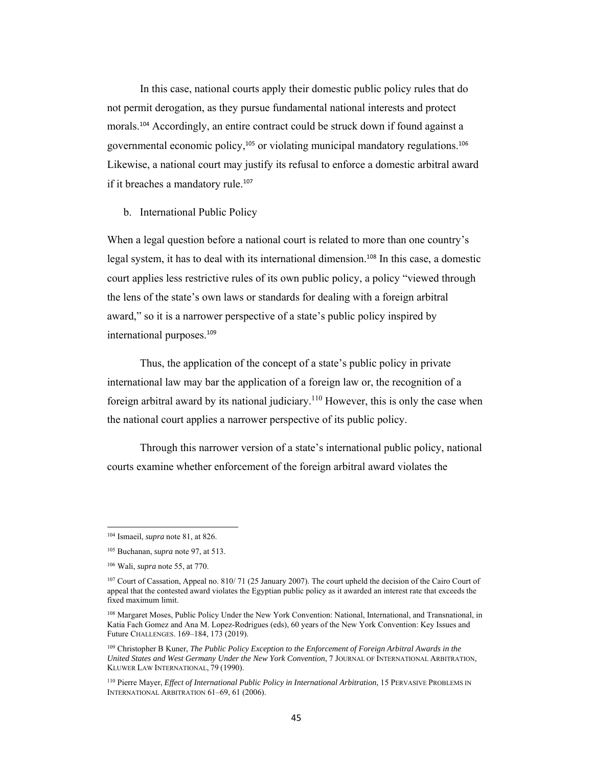In this case, national courts apply their domestic public policy rules that do not permit derogation, as they pursue fundamental national interests and protect morals.[104] Accordingly, an entire contract could be struck down if found against a governmental economic policy,[105] or violating municipal mandatory regulations.[106] Likewise, a national court may justify its refusal to enforce a domestic arbitral award if it breaches a mandatory rule.[107]

b. International Public Policy

When a legal question before a national court is related to more than one country's legal system, it has to deal with its international dimension.[108] In this case, a domestic court applies less restrictive rules of its own public policy, a policy "viewed through the lens of the state's own laws or standards for dealing with a foreign arbitral award," so it is a narrower perspective of a state's public policy inspired by international purposes.[109]

Thus, the application of the concept of a state's public policy in private international law may bar the application of a foreign law or, the recognition of a foreign arbitral award by its national judiciary.[110] However, this is only the case when the national court applies a narrower perspective of its public policy.

Through this narrower version of a state's international public policy, national courts examine whether enforcement of the foreign arbitral award violates the

---

[104] Ismaeil, *supra* note 81, at 826.

[105] Buchanan, *supra* note 97, at 513.

[106] Wali, *supra* note 55, at 770.

[107] Court of Cassation, Appeal no. 810/ 71 (25 January 2007). The court upheld the decision of the Cairo Court of appeal that the contested award violates the Egyptian public policy as it awarded an interest rate that exceeds the fixed maximum limit.

[108] Margaret Moses, Public Policy Under the New York Convention: National, International, and Transnational, in Katia Fach Gomez and Ana M. Lopez-Rodrigues (eds), 60 years of the New York Convention: Key Issues and Future CHALLENGES. 169–184, 173 (2019).

[109] Christopher B Kuner, *The Public Policy Exception to the Enforcement of Foreign Arbitral Awards in the United States and West Germany Under the New York Convention*, 7 JOURNAL OF INTERNATIONAL ARBITRATION, KLUWER LAW INTERNATIONAL, 79 (1990).

[110] Pierre Mayer, *Effect of International Public Policy in International Arbitration*, 15 PERVASIVE PROBLEMS IN INTERNATIONAL ARBITRATION 61–69, 61 (2006).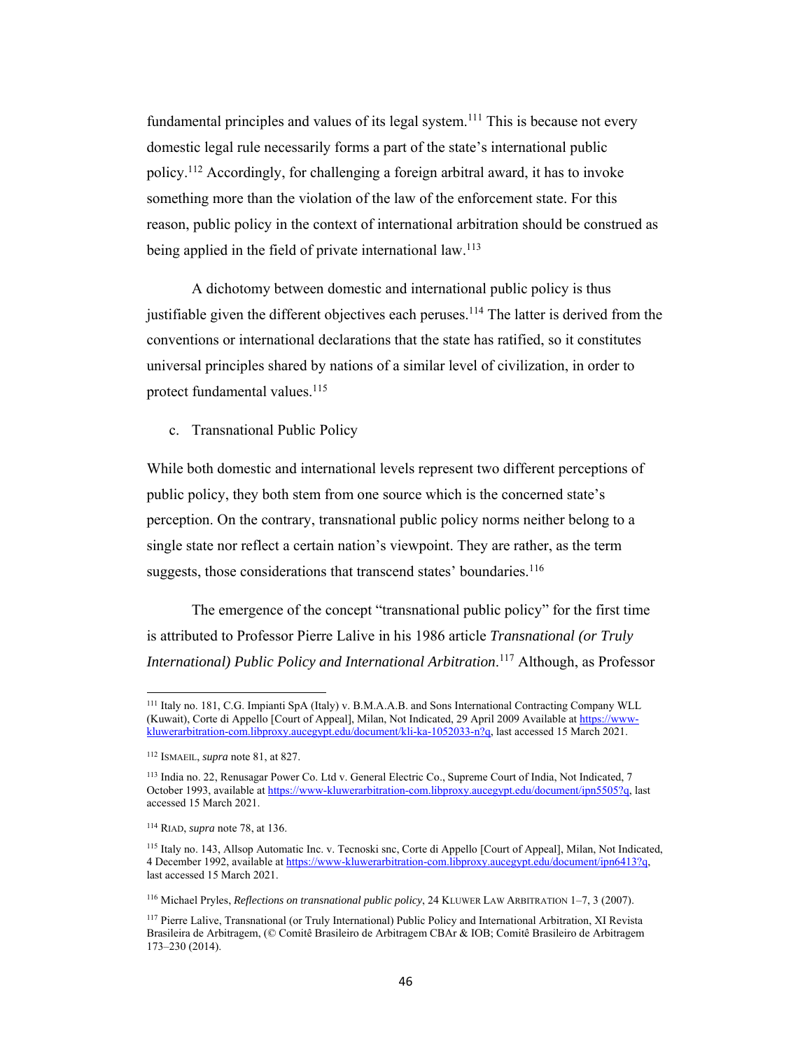fundamental principles and values of its legal system.[111] This is because not every domestic legal rule necessarily forms a part of the state's international public policy.[112] Accordingly, for challenging a foreign arbitral award, it has to invoke something more than the violation of the law of the enforcement state. For this reason, public policy in the context of international arbitration should be construed as being applied in the field of private international law.[113]

A dichotomy between domestic and international public policy is thus justifiable given the different objectives each peruses.[114] The latter is derived from the conventions or international declarations that the state has ratified, so it constitutes universal principles shared by nations of a similar level of civilization, in order to protect fundamental values.[115]

c. Transnational Public Policy

While both domestic and international levels represent two different perceptions of public policy, they both stem from one source which is the concerned state's perception. On the contrary, transnational public policy norms neither belong to a single state nor reflect a certain nation's viewpoint. They are rather, as the term suggests, those considerations that transcend states' boundaries.[116]

The emergence of the concept "transnational public policy" for the first time is attributed to Professor Pierre Lalive in his 1986 article *Transnational (or Truly International) Public Policy and International Arbitration*.[117] Although, as Professor

---

[111] Italy no. 181, C.G. Impianti SpA (Italy) v. B.M.A.A.B. and Sons International Contracting Company WLL (Kuwait), Corte di Appello [Court of Appeal], Milan, Not Indicated, 29 April 2009 Available at https://www-kluwerarbitration-com.libproxy.aucegypt.edu/document/kli-ka-1052033-n?q, last accessed 15 March 2021.

[112] ISMAEIL, *supra* note 81, at 827.

[113] India no. 22, Renusagar Power Co. Ltd v. General Electric Co., Supreme Court of India, Not Indicated, 7 October 1993, available at https://www-kluwerarbitration-com.libproxy.aucegypt.edu/document/ipn5505?q, last accessed 15 March 2021.

[114] RIAD, *supra* note 78, at 136.

[115] Italy no. 143, Allsop Automatic Inc. v. Tecnoski snc, Corte di Appello [Court of Appeal], Milan, Not Indicated, 4 December 1992, available at https://www-kluwerarbitration-com.libproxy.aucegypt.edu/document/ipn6413?q, last accessed 15 March 2021.

[116] Michael Pryles, *Reflections on transnational public policy*, 24 KLUWER LAW ARBITRATION 1–7, 3 (2007).

[117] Pierre Lalive, Transnational (or Truly International) Public Policy and International Arbitration, XI Revista Brasileira de Arbitragem, (© Comitê Brasileiro de Arbitragem CBAr & IOB; Comitê Brasileiro de Arbitragem 173–230 (2014).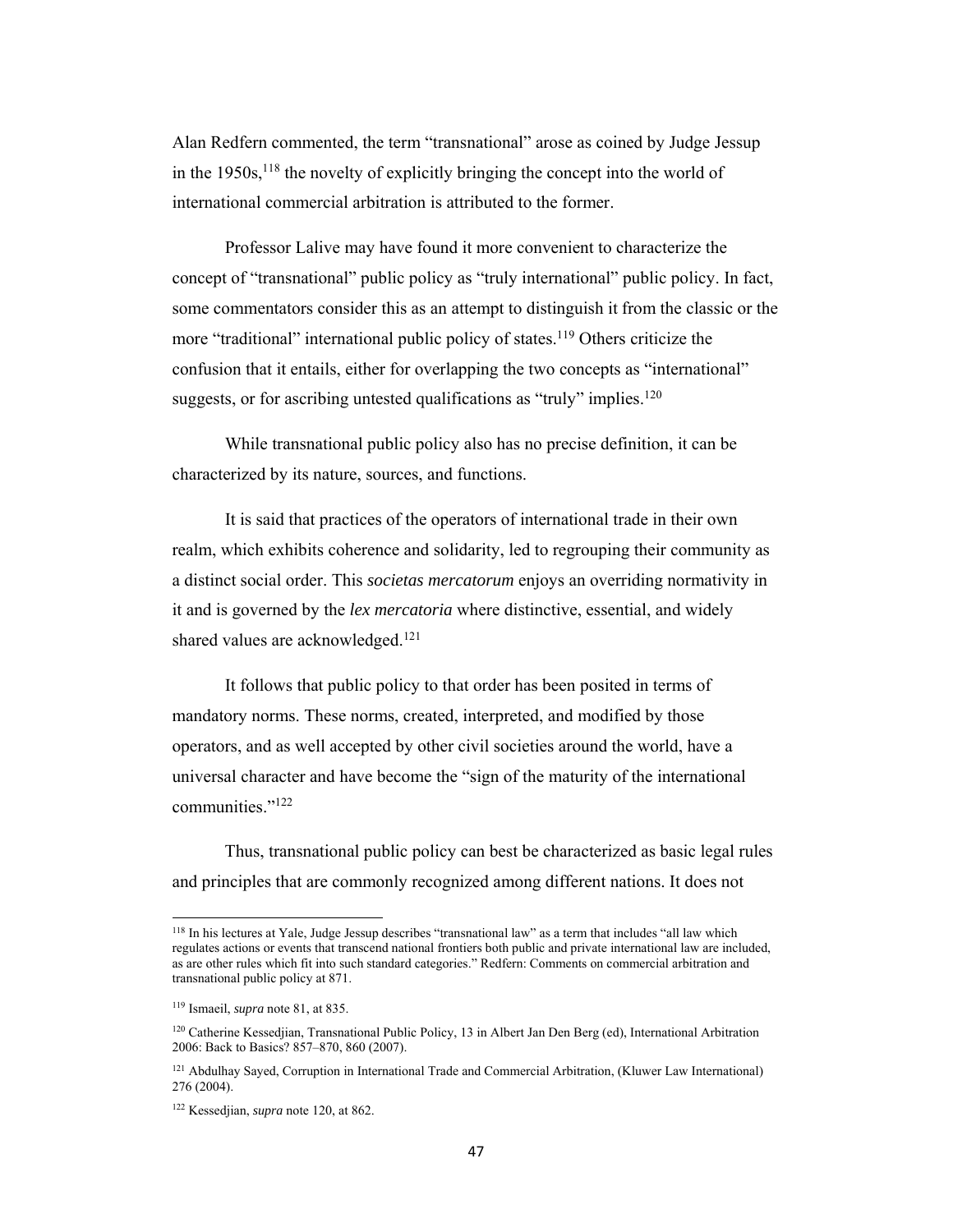Alan Redfern commented, the term "transnational" arose as coined by Judge Jessup in the 1950s,[118] the novelty of explicitly bringing the concept into the world of international commercial arbitration is attributed to the former.

Professor Lalive may have found it more convenient to characterize the concept of "transnational" public policy as "truly international" public policy. In fact, some commentators consider this as an attempt to distinguish it from the classic or the more "traditional" international public policy of states.[119] Others criticize the confusion that it entails, either for overlapping the two concepts as "international" suggests, or for ascribing untested qualifications as "truly" implies.[120]

While transnational public policy also has no precise definition, it can be characterized by its nature, sources, and functions.

It is said that practices of the operators of international trade in their own realm, which exhibits coherence and solidarity, led to regrouping their community as a distinct social order. This *societas mercatorum* enjoys an overriding normativity in it and is governed by the *lex mercatoria* where distinctive, essential, and widely shared values are acknowledged.[121]

It follows that public policy to that order has been posited in terms of mandatory norms. These norms, created, interpreted, and modified by those operators, and as well accepted by other civil societies around the world, have a universal character and have become the "sign of the maturity of the international communities."[122]

Thus, transnational public policy can best be characterized as basic legal rules and principles that are commonly recognized among different nations. It does not

---

[118] In his lectures at Yale, Judge Jessup describes "transnational law" as a term that includes "all law which regulates actions or events that transcend national frontiers both public and private international law are included, as are other rules which fit into such standard categories." Redfern: Comments on commercial arbitration and transnational public policy at 871.

[119] Ismaeil, *supra* note 81, at 835.

[120] Catherine Kessedjian, Transnational Public Policy, 13 in Albert Jan Den Berg (ed), International Arbitration 2006: Back to Basics? 857–870, 860 (2007).

[121] Abdulhay Sayed, Corruption in International Trade and Commercial Arbitration, (Kluwer Law International) 276 (2004).

[122] Kessedjian, *supra* note 120, at 862.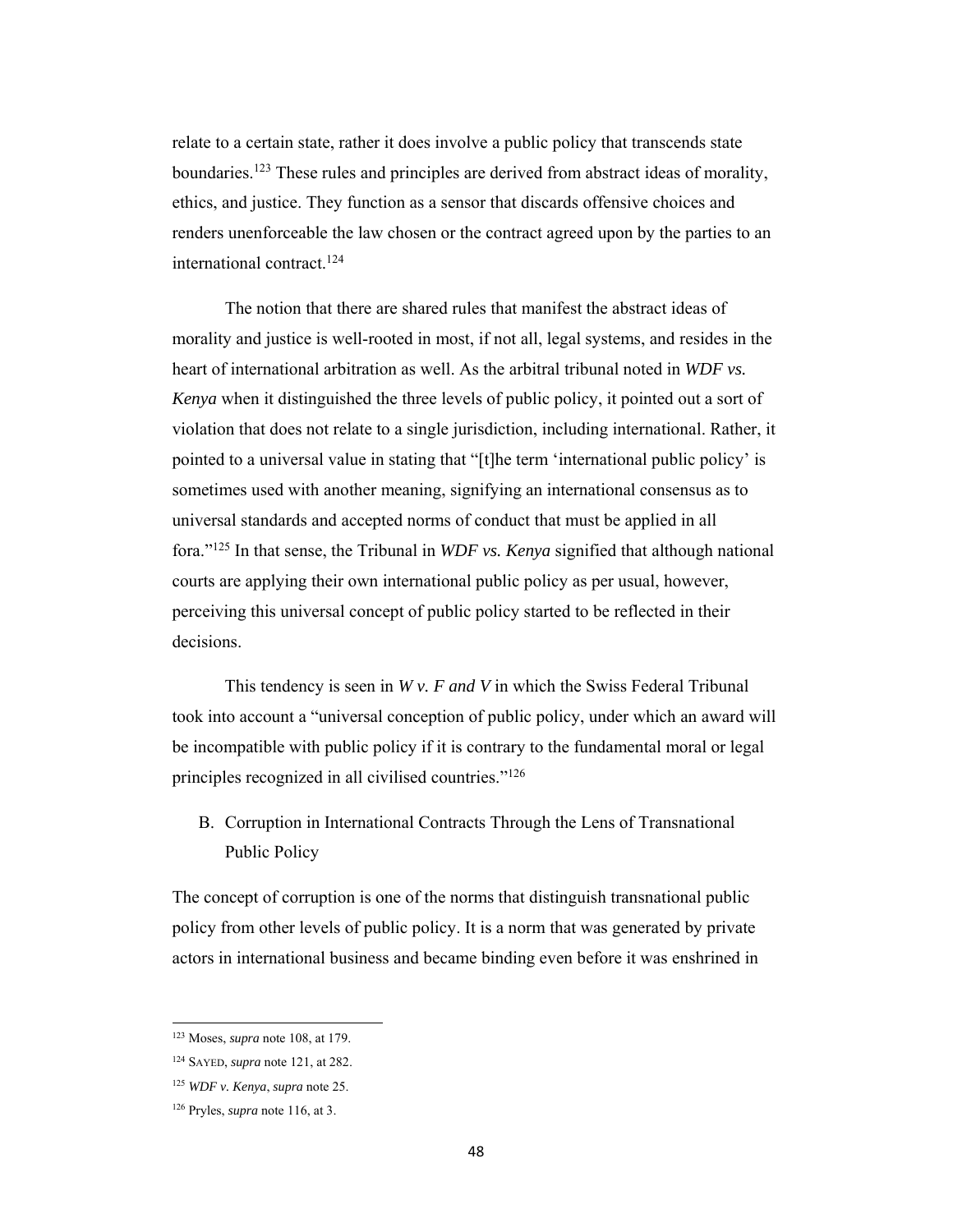relate to a certain state, rather it does involve a public policy that transcends state boundaries.[123] These rules and principles are derived from abstract ideas of morality, ethics, and justice. They function as a sensor that discards offensive choices and renders unenforceable the law chosen or the contract agreed upon by the parties to an international contract.[124]

The notion that there are shared rules that manifest the abstract ideas of morality and justice is well-rooted in most, if not all, legal systems, and resides in the heart of international arbitration as well. As the arbitral tribunal noted in *WDF vs. Kenya* when it distinguished the three levels of public policy, it pointed out a sort of violation that does not relate to a single jurisdiction, including international. Rather, it pointed to a universal value in stating that "[t]he term 'international public policy' is sometimes used with another meaning, signifying an international consensus as to universal standards and accepted norms of conduct that must be applied in all fora."[125] In that sense, the Tribunal in *WDF vs. Kenya* signified that although national courts are applying their own international public policy as per usual, however, perceiving this universal concept of public policy started to be reflected in their decisions.

This tendency is seen in *W v. F and V* in which the Swiss Federal Tribunal took into account a "universal conception of public policy, under which an award will be incompatible with public policy if it is contrary to the fundamental moral or legal principles recognized in all civilised countries."[126]

### B. Corruption in International Contracts Through the Lens of Transnational Public Policy

The concept of corruption is one of the norms that distinguish transnational public policy from other levels of public policy. It is a norm that was generated by private actors in international business and became binding even before it was enshrined in

---

[123] Moses, *supra* note 108, at 179.

[124] SAYED, *supra* note 121, at 282.

[125] *WDF v. Kenya*, *supra* note 25.

[126] Pryles, *supra* note 116, at 3.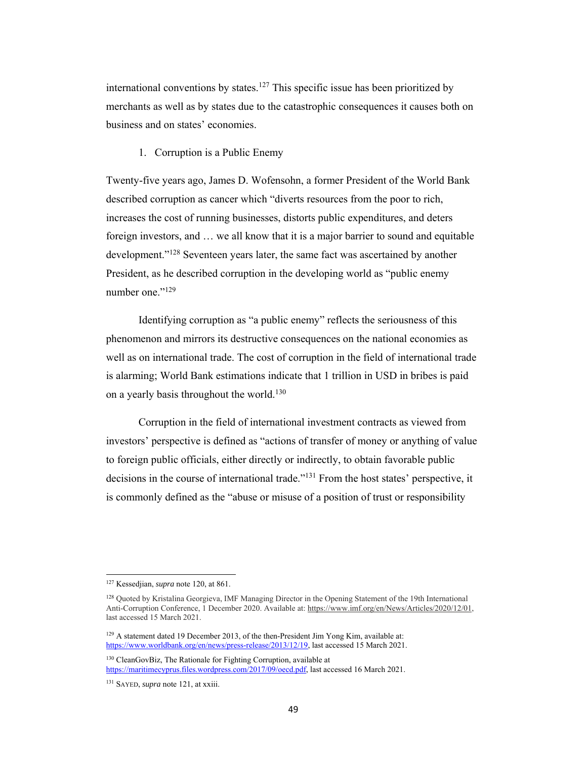international conventions by states.[127] This specific issue has been prioritized by merchants as well as by states due to the catastrophic consequences it causes both on business and on states' economies.

1. Corruption is a Public Enemy

Twenty-five years ago, James D. Wofensohn, a former President of the World Bank described corruption as cancer which "diverts resources from the poor to rich, increases the cost of running businesses, distorts public expenditures, and deters foreign investors, and … we all know that it is a major barrier to sound and equitable development."[128] Seventeen years later, the same fact was ascertained by another President, as he described corruption in the developing world as "public enemy number one."[129]

Identifying corruption as "a public enemy" reflects the seriousness of this phenomenon and mirrors its destructive consequences on the national economies as well as on international trade. The cost of corruption in the field of international trade is alarming; World Bank estimations indicate that 1 trillion in USD in bribes is paid on a yearly basis throughout the world.[130]

Corruption in the field of international investment contracts as viewed from investors' perspective is defined as "actions of transfer of money or anything of value to foreign public officials, either directly or indirectly, to obtain favorable public decisions in the course of international trade."[131] From the host states' perspective, it is commonly defined as the "abuse or misuse of a position of trust or responsibility

---

[127] Kessedjian, *supra* note 120, at 861.

[128] Quoted by Kristalina Georgieva, IMF Managing Director in the Opening Statement of the 19th International Anti-Corruption Conference, 1 December 2020. Available at: https://www.imf.org/en/News/Articles/2020/12/01, last accessed 15 March 2021.

[129] A statement dated 19 December 2013, of the then-President Jim Yong Kim, available at: https://www.worldbank.org/en/news/press-release/2013/12/19, last accessed 15 March 2021.

[130] CleanGovBiz, The Rationale for Fighting Corruption, available at https://maritimecyprus.files.wordpress.com/2017/09/oecd.pdf, last accessed 16 March 2021.

[131] Sayed, *supra* note 121, at xxiii.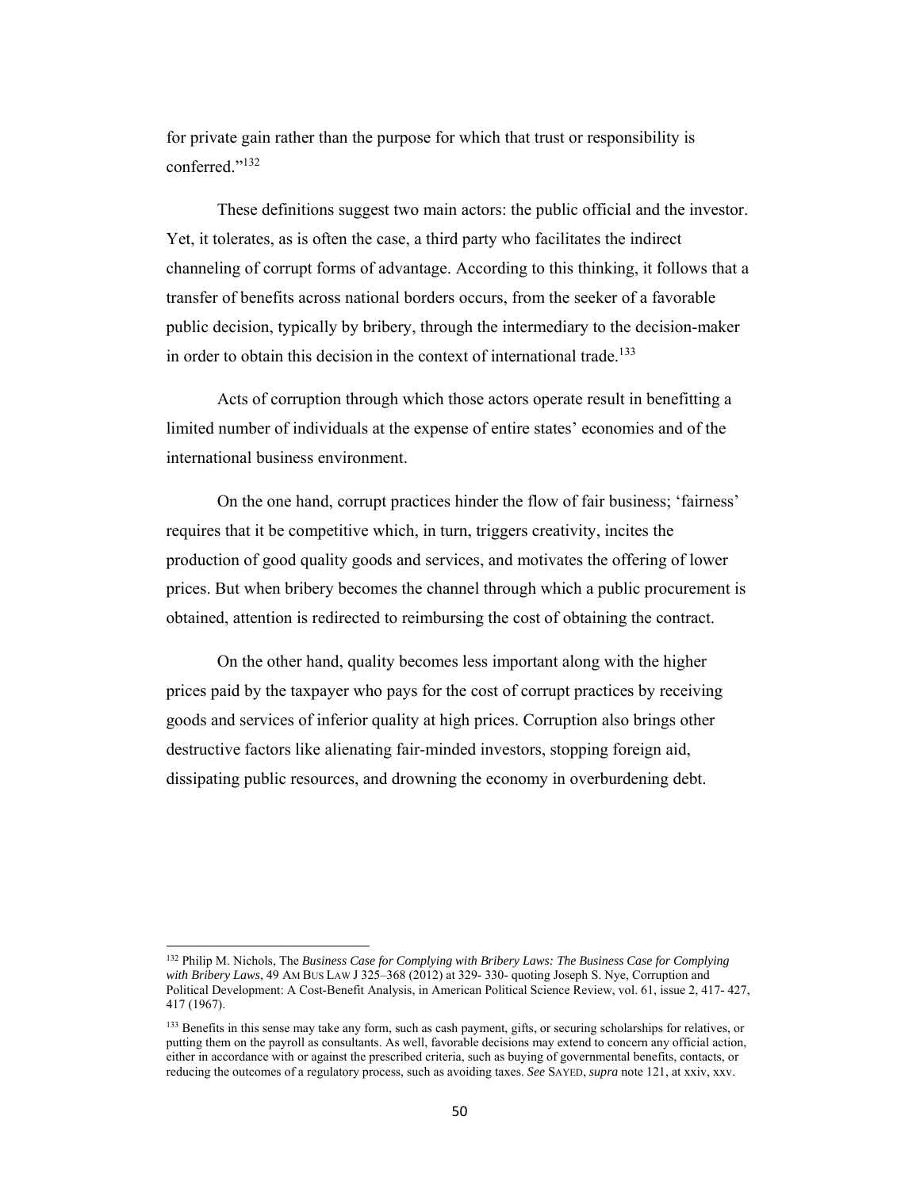for private gain rather than the purpose for which that trust or responsibility is conferred."[132]

These definitions suggest two main actors: the public official and the investor. Yet, it tolerates, as is often the case, a third party who facilitates the indirect channeling of corrupt forms of advantage. According to this thinking, it follows that a transfer of benefits across national borders occurs, from the seeker of a favorable public decision, typically by bribery, through the intermediary to the decision-maker in order to obtain this decision in the context of international trade.[133]

Acts of corruption through which those actors operate result in benefitting a limited number of individuals at the expense of entire states' economies and of the international business environment.

On the one hand, corrupt practices hinder the flow of fair business; 'fairness' requires that it be competitive which, in turn, triggers creativity, incites the production of good quality goods and services, and motivates the offering of lower prices. But when bribery becomes the channel through which a public procurement is obtained, attention is redirected to reimbursing the cost of obtaining the contract.

On the other hand, quality becomes less important along with the higher prices paid by the taxpayer who pays for the cost of corrupt practices by receiving goods and services of inferior quality at high prices. Corruption also brings other destructive factors like alienating fair-minded investors, stopping foreign aid, dissipating public resources, and drowning the economy in overburdening debt.

---

[132] Philip M. Nichols, The *Business Case for Complying with Bribery Laws: The Business Case for Complying with Bribery Laws*, 49 AM BUS LAW J 325–368 (2012) at 329- 330- quoting Joseph S. Nye, Corruption and Political Development: A Cost-Benefit Analysis, in American Political Science Review, vol. 61, issue 2, 417- 427, 417 (1967).

[133] Benefits in this sense may take any form, such as cash payment, gifts, or securing scholarships for relatives, or putting them on the payroll as consultants. As well, favorable decisions may extend to concern any official action, either in accordance with or against the prescribed criteria, such as buying of governmental benefits, contacts, or reducing the outcomes of a regulatory process, such as avoiding taxes. *See* SAYED, *supra* note 121, at xxiv, xxv.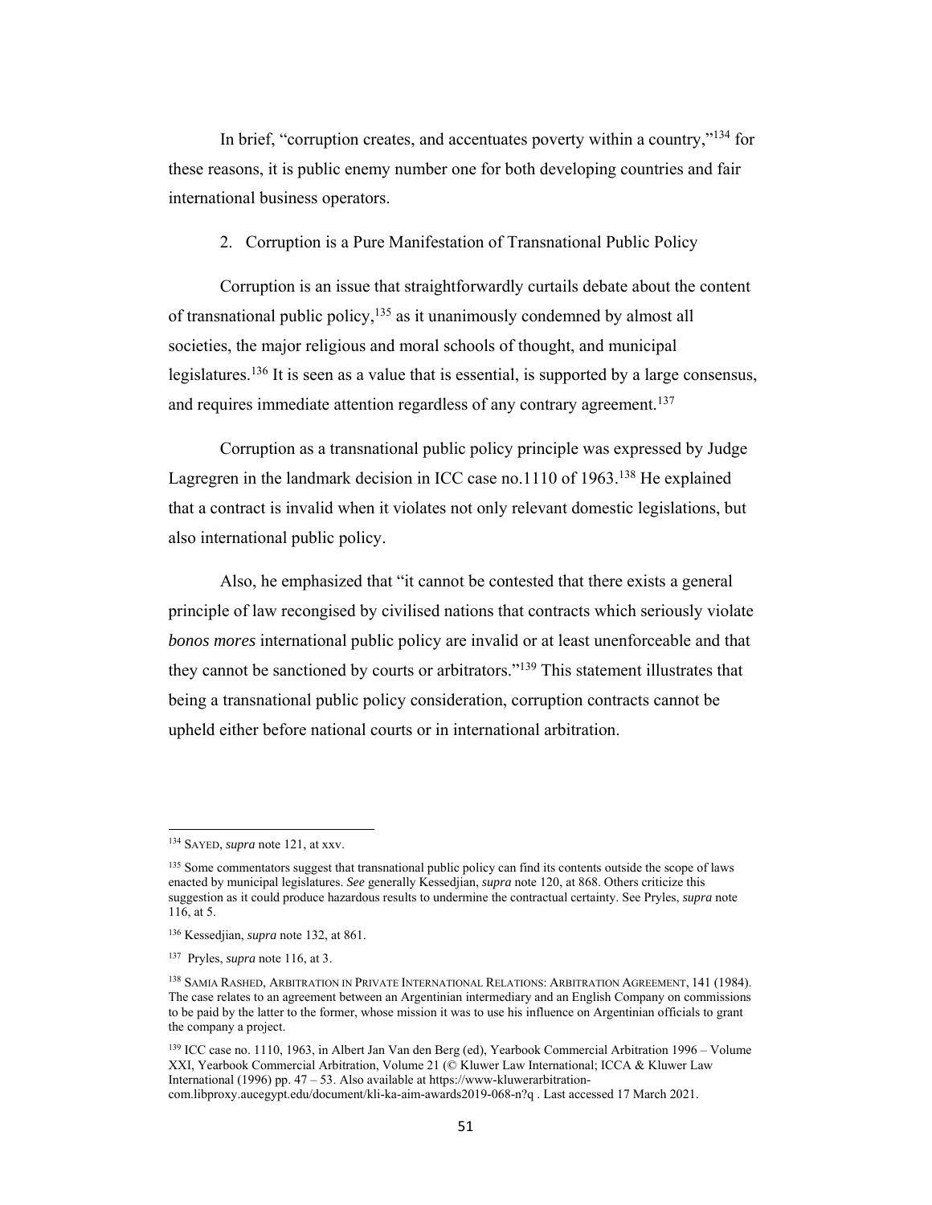In brief, "corruption creates, and accentuates poverty within a country,"[134] for these reasons, it is public enemy number one for both developing countries and fair international business operators.

2. Corruption is a Pure Manifestation of Transnational Public Policy

Corruption is an issue that straightforwardly curtails debate about the content of transnational public policy,[135] as it unanimously condemned by almost all societies, the major religious and moral schools of thought, and municipal legislatures.[136] It is seen as a value that is essential, is supported by a large consensus, and requires immediate attention regardless of any contrary agreement.[137]

Corruption as a transnational public policy principle was expressed by Judge Lagregren in the landmark decision in ICC case no.1110 of 1963.[138] He explained that a contract is invalid when it violates not only relevant domestic legislations, but also international public policy.

Also, he emphasized that "it cannot be contested that there exists a general principle of law recongised by civilised nations that contracts which seriously violate *bonos mores* international public policy are invalid or at least unenforceable and that they cannot be sanctioned by courts or arbitrators."[139] This statement illustrates that being a transnational public policy consideration, corruption contracts cannot be upheld either before national courts or in international arbitration.

---

[134] SAYED, *supra* note 121, at xxv.

[135] Some commentators suggest that transnational public policy can find its contents outside the scope of laws enacted by municipal legislatures. *See* generally Kessedjian, *supra* note 120, at 868. Others criticize this suggestion as it could produce hazardous results to undermine the contractual certainty. See Pryles, *supra* note 116, at 5.

[136] Kessedjian, *supra* note 132, at 861.

[137] Pryles, *supra* note 116, at 3.

[138] SAMIA RASHED, ARBITRATION IN PRIVATE INTERNATIONAL RELATIONS: ARBITRATION AGREEMENT, 141 (1984). The case relates to an agreement between an Argentinian intermediary and an English Company on commissions to be paid by the latter to the former, whose mission it was to use his influence on Argentinian officials to grant the company a project.

[139] ICC case no. 1110, 1963, in Albert Jan Van den Berg (ed), Yearbook Commercial Arbitration 1996 – Volume XXI, Yearbook Commercial Arbitration, Volume 21 (© Kluwer Law International; ICCA & Kluwer Law International (1996) pp. 47 – 53. Also available at https://www-kluwerarbitration-com.libproxy.aucegypt.edu/document/kli-ka-aim-awards2019-068-n?q . Last accessed 17 March 2021.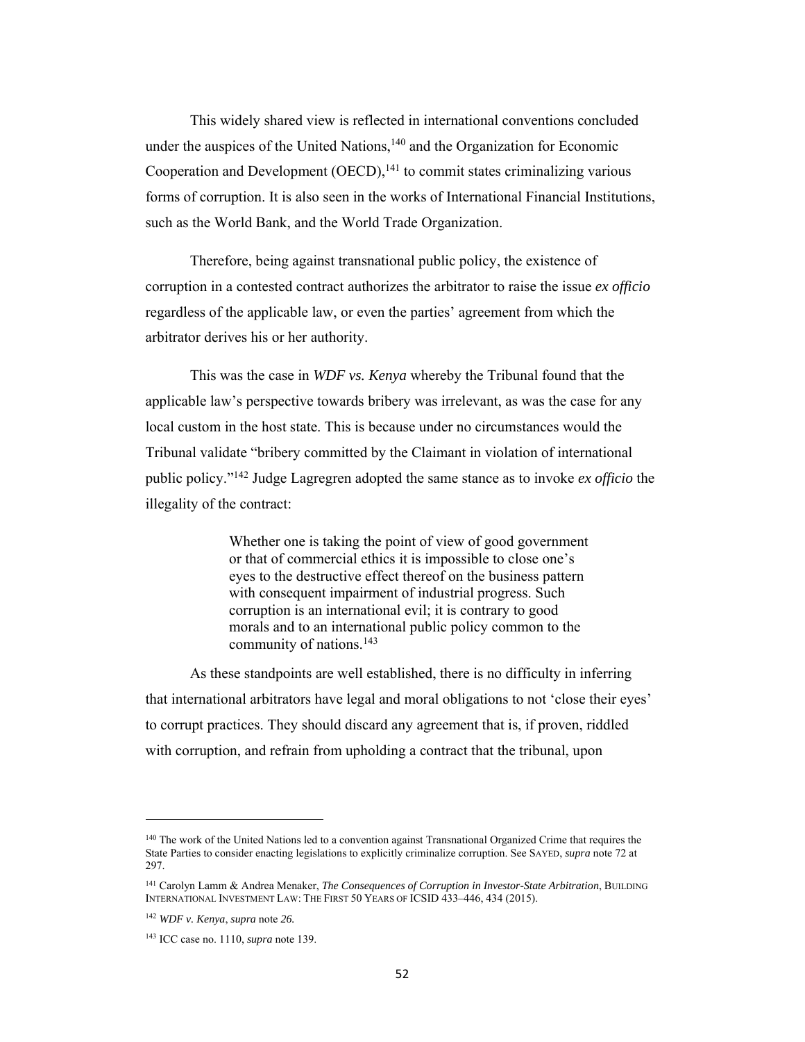This widely shared view is reflected in international conventions concluded under the auspices of the United Nations,[140] and the Organization for Economic Cooperation and Development (OECD),[141] to commit states criminalizing various forms of corruption. It is also seen in the works of International Financial Institutions, such as the World Bank, and the World Trade Organization.

Therefore, being against transnational public policy, the existence of corruption in a contested contract authorizes the arbitrator to raise the issue *ex officio* regardless of the applicable law, or even the parties' agreement from which the arbitrator derives his or her authority.

This was the case in *WDF vs. Kenya* whereby the Tribunal found that the applicable law's perspective towards bribery was irrelevant, as was the case for any local custom in the host state. This is because under no circumstances would the Tribunal validate "bribery committed by the Claimant in violation of international public policy."[142] Judge Lagregren adopted the same stance as to invoke *ex officio* the illegality of the contract:

> Whether one is taking the point of view of good government or that of commercial ethics it is impossible to close one's eyes to the destructive effect thereof on the business pattern with consequent impairment of industrial progress. Such corruption is an international evil; it is contrary to good morals and to an international public policy common to the community of nations.[143]

As these standpoints are well established, there is no difficulty in inferring that international arbitrators have legal and moral obligations to not 'close their eyes' to corrupt practices. They should discard any agreement that is, if proven, riddled with corruption, and refrain from upholding a contract that the tribunal, upon

---

[140] The work of the United Nations led to a convention against Transnational Organized Crime that requires the State Parties to consider enacting legislations to explicitly criminalize corruption. See SAYED, *supra* note 72 at 297.

[141] Carolyn Lamm & Andrea Menaker, *The Consequences of Corruption in Investor-State Arbitration*, BUILDING INTERNATIONAL INVESTMENT LAW: THE FIRST 50 YEARS OF ICSID 433–446, 434 (2015).

[142] *WDF v. Kenya*, *supra* note *26.*

[143] ICC case no. 1110, *supra* note 139.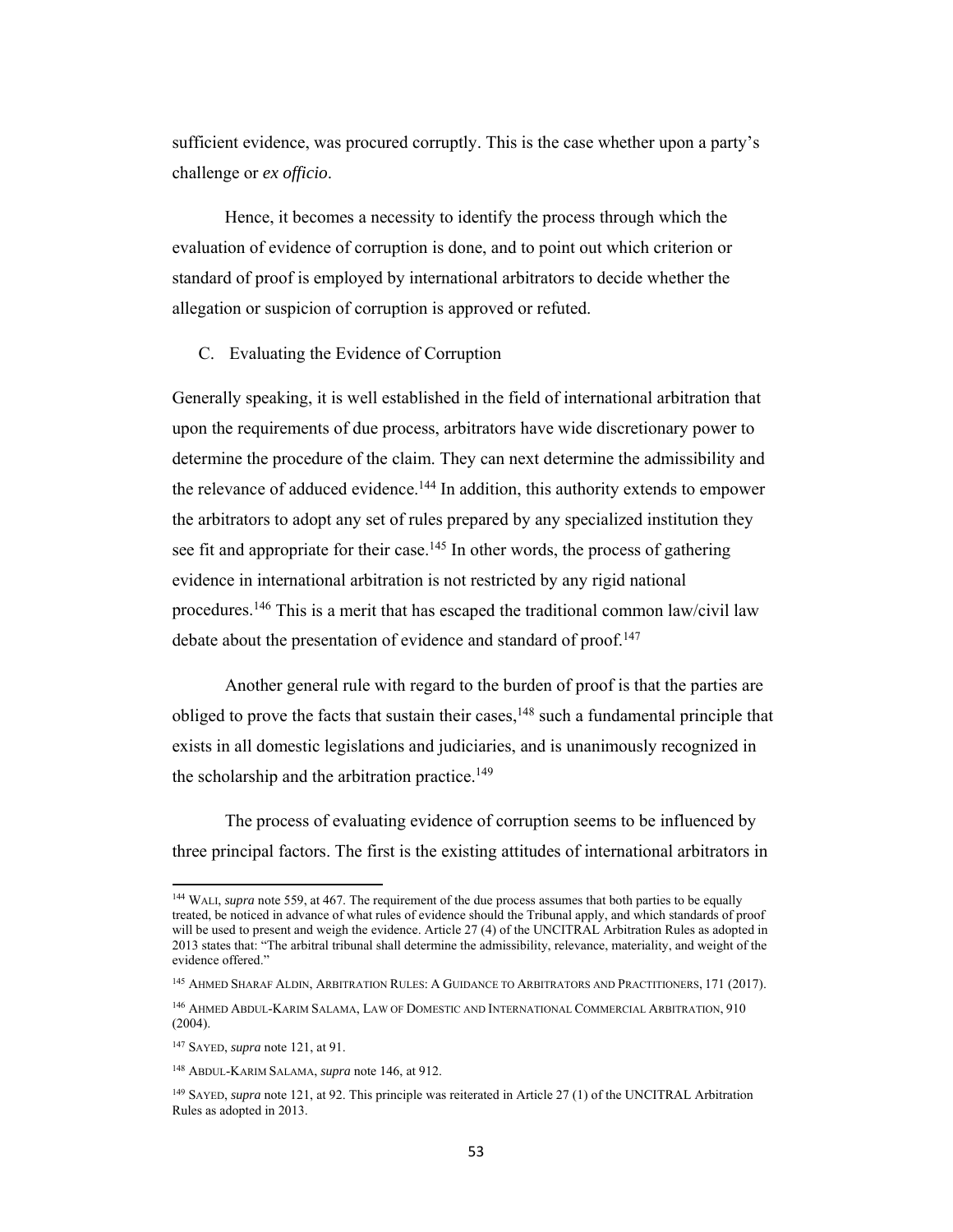sufficient evidence, was procured corruptly. This is the case whether upon a party's challenge or *ex officio*.

Hence, it becomes a necessity to identify the process through which the evaluation of evidence of corruption is done, and to point out which criterion or standard of proof is employed by international arbitrators to decide whether the allegation or suspicion of corruption is approved or refuted.

### C. Evaluating the Evidence of Corruption

Generally speaking, it is well established in the field of international arbitration that upon the requirements of due process, arbitrators have wide discretionary power to determine the procedure of the claim. They can next determine the admissibility and the relevance of adduced evidence.[144] In addition, this authority extends to empower the arbitrators to adopt any set of rules prepared by any specialized institution they see fit and appropriate for their case.[145] In other words, the process of gathering evidence in international arbitration is not restricted by any rigid national procedures.[146] This is a merit that has escaped the traditional common law/civil law debate about the presentation of evidence and standard of proof.[147]

Another general rule with regard to the burden of proof is that the parties are obliged to prove the facts that sustain their cases,[148] such a fundamental principle that exists in all domestic legislations and judiciaries, and is unanimously recognized in the scholarship and the arbitration practice.[149]

The process of evaluating evidence of corruption seems to be influenced by three principal factors. The first is the existing attitudes of international arbitrators in

---

[144] WALI, *supra* note 559, at 467. The requirement of the due process assumes that both parties to be equally treated, be noticed in advance of what rules of evidence should the Tribunal apply, and which standards of proof will be used to present and weigh the evidence. Article 27 (4) of the UNCITRAL Arbitration Rules as adopted in 2013 states that: "The arbitral tribunal shall determine the admissibility, relevance, materiality, and weight of the evidence offered."

[145] AHMED SHARAF ALDIN, ARBITRATION RULES: A GUIDANCE TO ARBITRATORS AND PRACTITIONERS, 171 (2017).

[146] AHMED ABDUL-KARIM SALAMA, LAW OF DOMESTIC AND INTERNATIONAL COMMERCIAL ARBITRATION, 910 (2004).

[147] SAYED, *supra* note 121, at 91.

[148] ABDUL-KARIM SALAMA, *supra* note 146, at 912.

[149] SAYED, *supra* note 121, at 92. This principle was reiterated in Article 27 (1) of the UNCITRAL Arbitration Rules as adopted in 2013.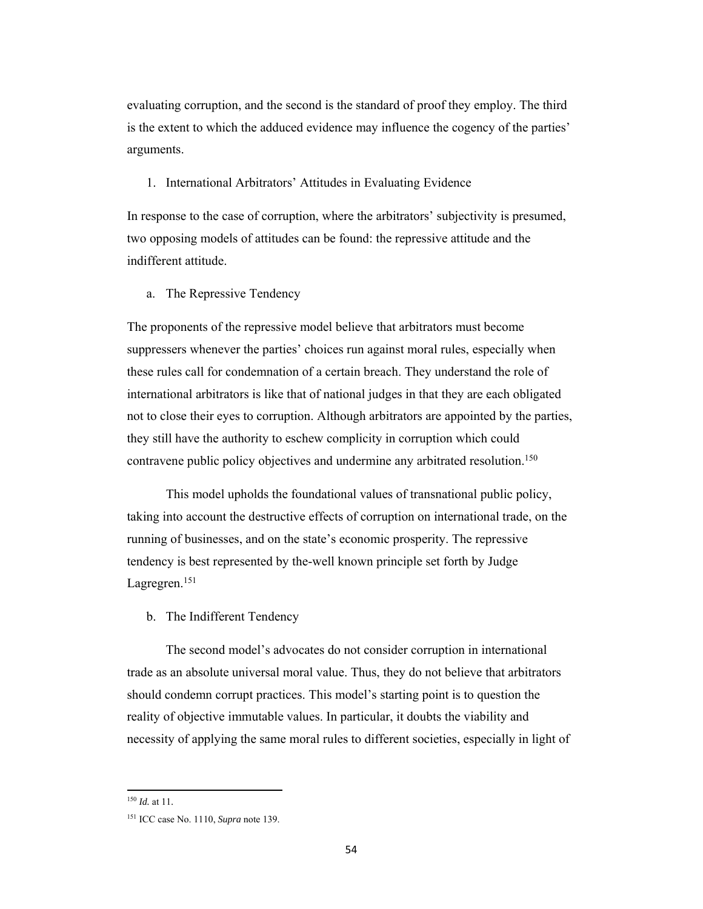evaluating corruption, and the second is the standard of proof they employ. The third is the extent to which the adduced evidence may influence the cogency of the parties' arguments.

### 1. International Arbitrators' Attitudes in Evaluating Evidence

In response to the case of corruption, where the arbitrators' subjectivity is presumed, two opposing models of attitudes can be found: the repressive attitude and the indifferent attitude.

#### a. The Repressive Tendency

The proponents of the repressive model believe that arbitrators must become suppressers whenever the parties' choices run against moral rules, especially when these rules call for condemnation of a certain breach. They understand the role of international arbitrators is like that of national judges in that they are each obligated not to close their eyes to corruption. Although arbitrators are appointed by the parties, they still have the authority to eschew complicity in corruption which could contravene public policy objectives and undermine any arbitrated resolution.[150]

This model upholds the foundational values of transnational public policy, taking into account the destructive effects of corruption on international trade, on the running of businesses, and on the state's economic prosperity. The repressive tendency is best represented by the-well known principle set forth by Judge Lagregren.[151]

#### b. The Indifferent Tendency

The second model's advocates do not consider corruption in international trade as an absolute universal moral value. Thus, they do not believe that arbitrators should condemn corrupt practices. This model's starting point is to question the reality of objective immutable values. In particular, it doubts the viability and necessity of applying the same moral rules to different societies, especially in light of

---

[150] *Id.* at 11.

[151] ICC case No. 1110, *Supra* note 139.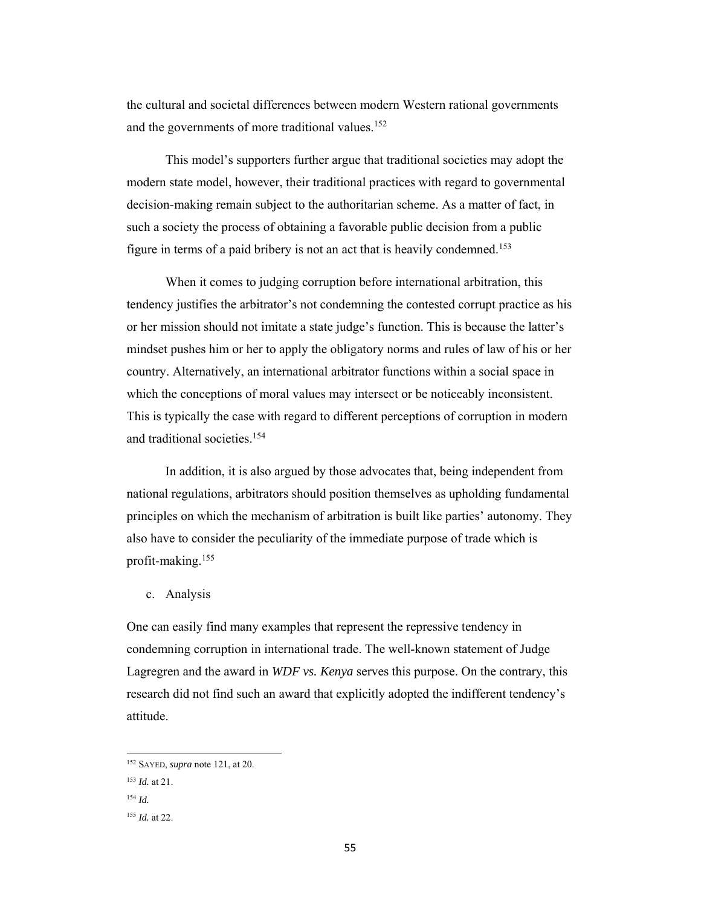the cultural and societal differences between modern Western rational governments and the governments of more traditional values.[152]

This model's supporters further argue that traditional societies may adopt the modern state model, however, their traditional practices with regard to governmental decision-making remain subject to the authoritarian scheme. As a matter of fact, in such a society the process of obtaining a favorable public decision from a public figure in terms of a paid bribery is not an act that is heavily condemned.[153]

When it comes to judging corruption before international arbitration, this tendency justifies the arbitrator's not condemning the contested corrupt practice as his or her mission should not imitate a state judge's function. This is because the latter's mindset pushes him or her to apply the obligatory norms and rules of law of his or her country. Alternatively, an international arbitrator functions within a social space in which the conceptions of moral values may intersect or be noticeably inconsistent. This is typically the case with regard to different perceptions of corruption in modern and traditional societies.[154]

In addition, it is also argued by those advocates that, being independent from national regulations, arbitrators should position themselves as upholding fundamental principles on which the mechanism of arbitration is built like parties' autonomy. They also have to consider the peculiarity of the immediate purpose of trade which is profit-making.[155]

c. Analysis

One can easily find many examples that represent the repressive tendency in condemning corruption in international trade. The well-known statement of Judge Lagregren and the award in *WDF vs. Kenya* serves this purpose. On the contrary, this research did not find such an award that explicitly adopted the indifferent tendency's attitude.

---

[152] SAYED, *supra* note 121, at 20.

[153] *Id.* at 21.

[154] *Id.*

[155] *Id.* at 22.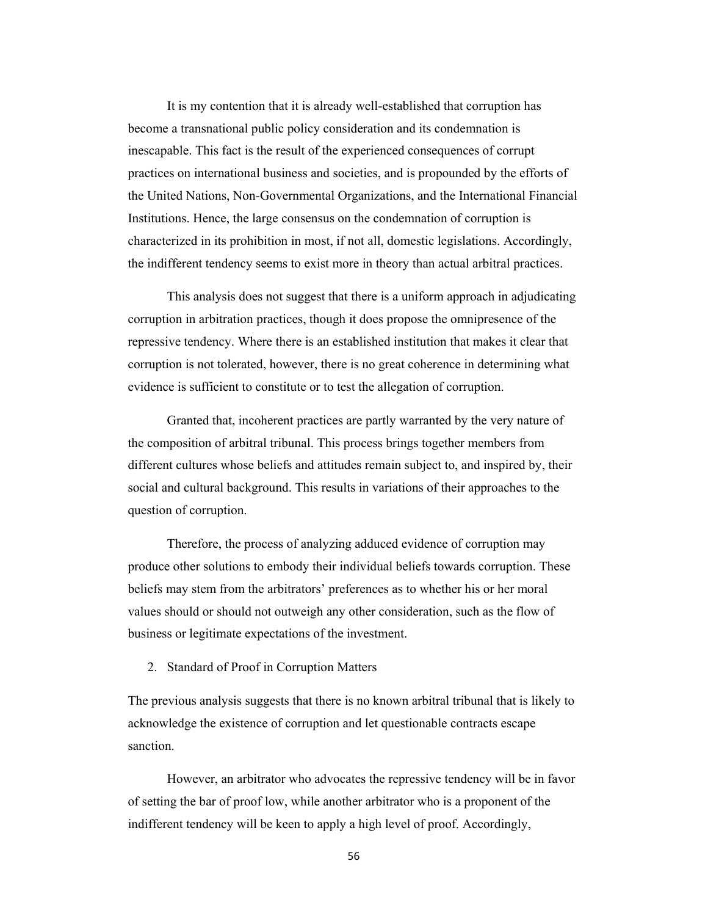It is my contention that it is already well-established that corruption has become a transnational public policy consideration and its condemnation is inescapable. This fact is the result of the experienced consequences of corrupt practices on international business and societies, and is propounded by the efforts of the United Nations, Non-Governmental Organizations, and the International Financial Institutions. Hence, the large consensus on the condemnation of corruption is characterized in its prohibition in most, if not all, domestic legislations. Accordingly, the indifferent tendency seems to exist more in theory than actual arbitral practices.

This analysis does not suggest that there is a uniform approach in adjudicating corruption in arbitration practices, though it does propose the omnipresence of the repressive tendency. Where there is an established institution that makes it clear that corruption is not tolerated, however, there is no great coherence in determining what evidence is sufficient to constitute or to test the allegation of corruption.

Granted that, incoherent practices are partly warranted by the very nature of the composition of arbitral tribunal. This process brings together members from different cultures whose beliefs and attitudes remain subject to, and inspired by, their social and cultural background. This results in variations of their approaches to the question of corruption.

Therefore, the process of analyzing adduced evidence of corruption may produce other solutions to embody their individual beliefs towards corruption. These beliefs may stem from the arbitrators' preferences as to whether his or her moral values should or should not outweigh any other consideration, such as the flow of business or legitimate expectations of the investment.

## 2. Standard of Proof in Corruption Matters

The previous analysis suggests that there is no known arbitral tribunal that is likely to acknowledge the existence of corruption and let questionable contracts escape sanction.

However, an arbitrator who advocates the repressive tendency will be in favor of setting the bar of proof low, while another arbitrator who is a proponent of the indifferent tendency will be keen to apply a high level of proof. Accordingly,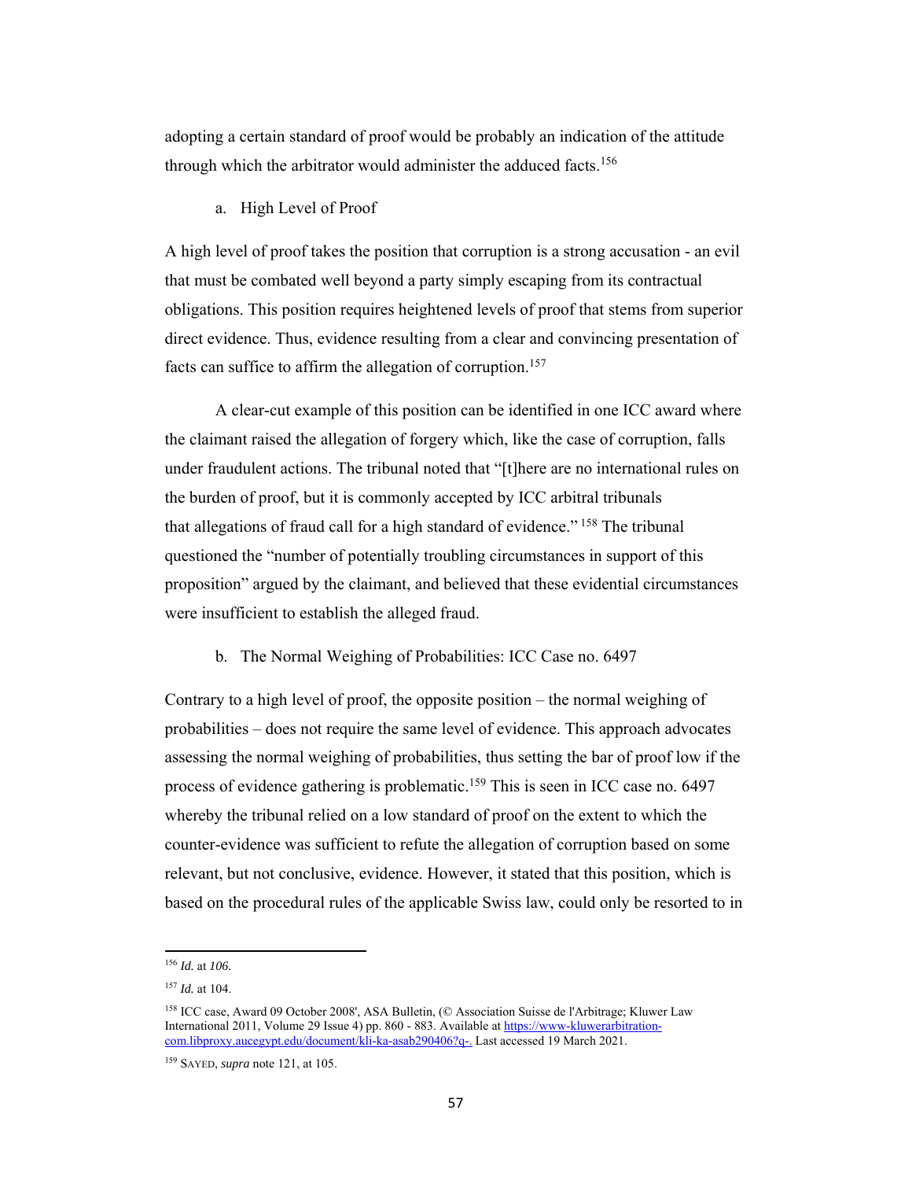adopting a certain standard of proof would be probably an indication of the attitude through which the arbitrator would administer the adduced facts.[156]

a. High Level of Proof

A high level of proof takes the position that corruption is a strong accusation - an evil that must be combated well beyond a party simply escaping from its contractual obligations. This position requires heightened levels of proof that stems from superior direct evidence. Thus, evidence resulting from a clear and convincing presentation of facts can suffice to affirm the allegation of corruption.[157]

A clear-cut example of this position can be identified in one ICC award where the claimant raised the allegation of forgery which, like the case of corruption, falls under fraudulent actions. The tribunal noted that "[t]here are no international rules on the burden of proof, but it is commonly accepted by ICC arbitral tribunals that allegations of fraud call for a high standard of evidence." [158] The tribunal questioned the "number of potentially troubling circumstances in support of this proposition" argued by the claimant, and believed that these evidential circumstances were insufficient to establish the alleged fraud.

b. The Normal Weighing of Probabilities: ICC Case no. 6497

Contrary to a high level of proof, the opposite position – the normal weighing of probabilities – does not require the same level of evidence. This approach advocates assessing the normal weighing of probabilities, thus setting the bar of proof low if the process of evidence gathering is problematic.[159] This is seen in ICC case no. 6497 whereby the tribunal relied on a low standard of proof on the extent to which the counter-evidence was sufficient to refute the allegation of corruption based on some relevant, but not conclusive, evidence. However, it stated that this position, which is based on the procedural rules of the applicable Swiss law, could only be resorted to in

---

[156] *Id.* at *106*.

[157] *Id.* at 104.

[158] ICC case, Award 09 October 2008', ASA Bulletin, (© Association Suisse de l'Arbitrage; Kluwer Law International 2011, Volume 29 Issue 4) pp. 860 - 883. Available at https://www-kluwerarbitration-com.libproxy.aucegypt.edu/document/kli-ka-asab290406?q-. Last accessed 19 March 2021.

[159] SAYED, *supra* note 121, at 105.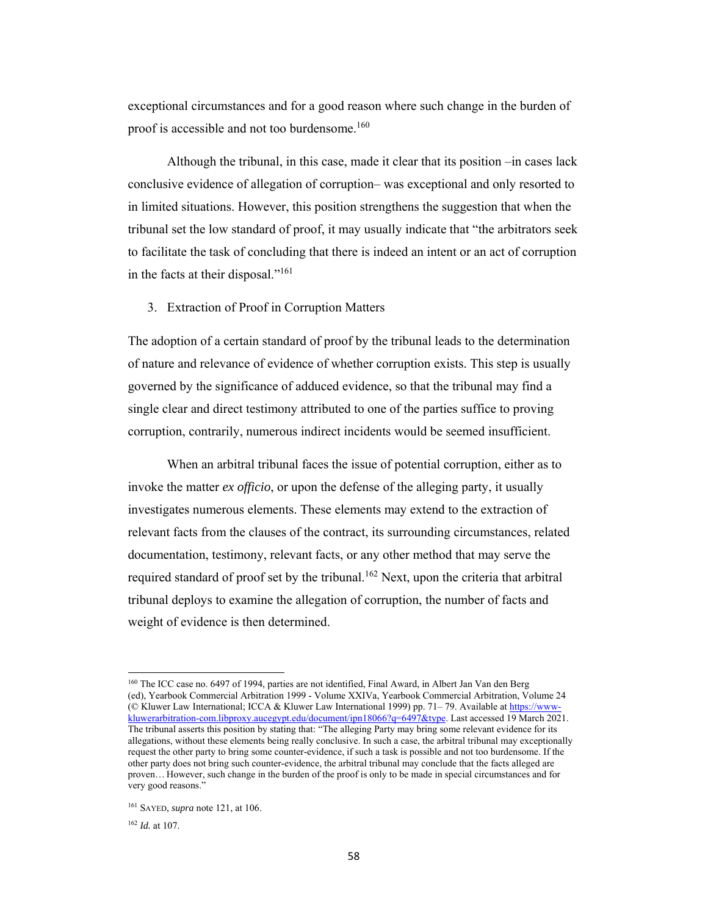exceptional circumstances and for a good reason where such change in the burden of proof is accessible and not too burdensome.[160]

Although the tribunal, in this case, made it clear that its position –in cases lack conclusive evidence of allegation of corruption– was exceptional and only resorted to in limited situations. However, this position strengthens the suggestion that when the tribunal set the low standard of proof, it may usually indicate that "the arbitrators seek to facilitate the task of concluding that there is indeed an intent or an act of corruption in the facts at their disposal."[161]

3. Extraction of Proof in Corruption Matters

The adoption of a certain standard of proof by the tribunal leads to the determination of nature and relevance of evidence of whether corruption exists. This step is usually governed by the significance of adduced evidence, so that the tribunal may find a single clear and direct testimony attributed to one of the parties suffice to proving corruption, contrarily, numerous indirect incidents would be seemed insufficient.

When an arbitral tribunal faces the issue of potential corruption, either as to invoke the matter *ex officio*, or upon the defense of the alleging party, it usually investigates numerous elements. These elements may extend to the extraction of relevant facts from the clauses of the contract, its surrounding circumstances, related documentation, testimony, relevant facts, or any other method that may serve the required standard of proof set by the tribunal.[162] Next, upon the criteria that arbitral tribunal deploys to examine the allegation of corruption, the number of facts and weight of evidence is then determined.

---

[160] The ICC case no. 6497 of 1994, parties are not identified, Final Award, in Albert Jan Van den Berg (ed), Yearbook Commercial Arbitration 1999 - Volume XXIVa, Yearbook Commercial Arbitration, Volume 24 (© Kluwer Law International; ICCA & Kluwer Law International 1999) pp. 71– 79. Available at https://www-kluwerarbitration-com.libproxy.aucegypt.edu/document/ipn18066?q=6497&type. Last accessed 19 March 2021. The tribunal asserts this position by stating that: "The alleging Party may bring some relevant evidence for its allegations, without these elements being really conclusive. In such a case, the arbitral tribunal may exceptionally request the other party to bring some counter-evidence, if such a task is possible and not too burdensome. If the other party does not bring such counter-evidence, the arbitral tribunal may conclude that the facts alleged are proven… However, such change in the burden of the proof is only to be made in special circumstances and for very good reasons."

[161] SAYED, *supra* note 121, at 106.

[162] *Id.* at 107.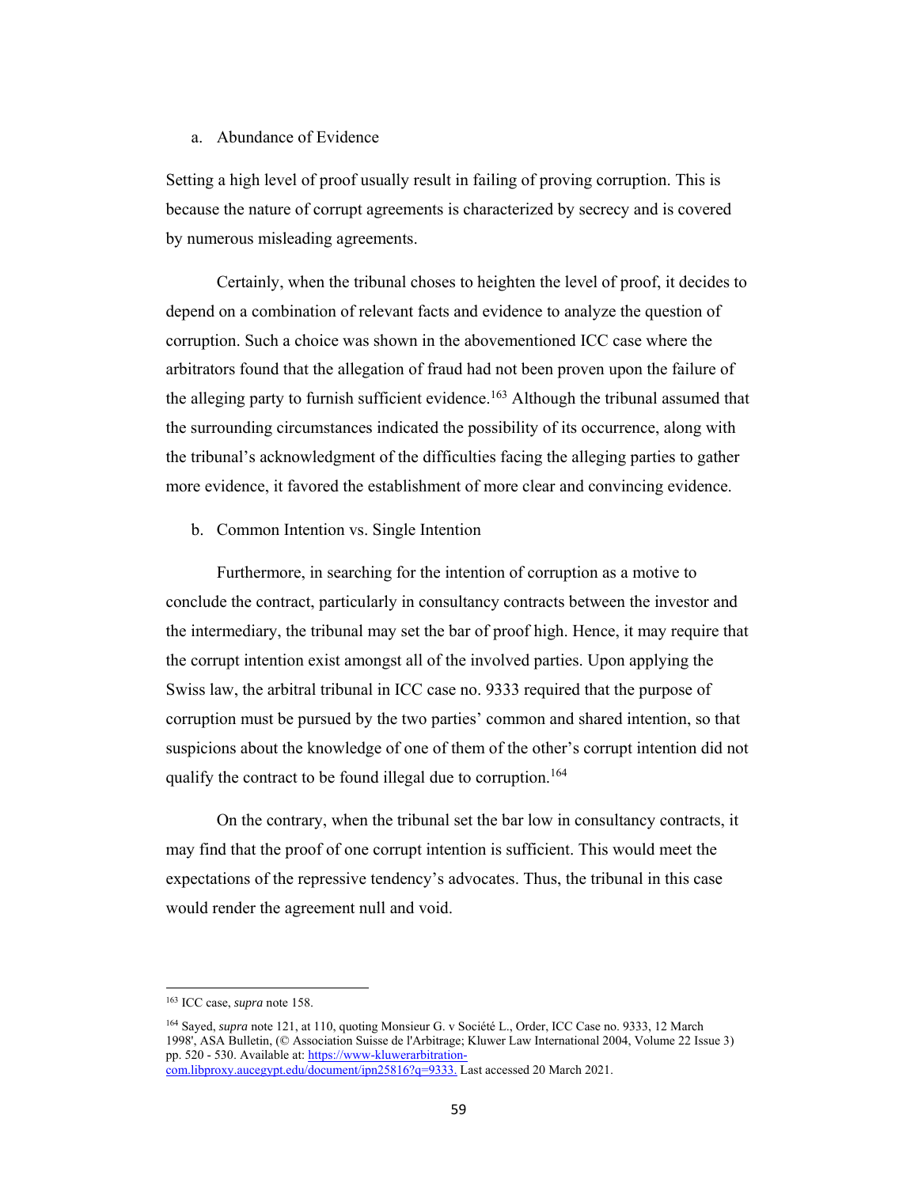a. Abundance of Evidence

Setting a high level of proof usually result in failing of proving corruption. This is because the nature of corrupt agreements is characterized by secrecy and is covered by numerous misleading agreements.

Certainly, when the tribunal choses to heighten the level of proof, it decides to depend on a combination of relevant facts and evidence to analyze the question of corruption. Such a choice was shown in the abovementioned ICC case where the arbitrators found that the allegation of fraud had not been proven upon the failure of the alleging party to furnish sufficient evidence.[163] Although the tribunal assumed that the surrounding circumstances indicated the possibility of its occurrence, along with the tribunal's acknowledgment of the difficulties facing the alleging parties to gather more evidence, it favored the establishment of more clear and convincing evidence.

b. Common Intention vs. Single Intention

Furthermore, in searching for the intention of corruption as a motive to conclude the contract, particularly in consultancy contracts between the investor and the intermediary, the tribunal may set the bar of proof high. Hence, it may require that the corrupt intention exist amongst all of the involved parties. Upon applying the Swiss law, the arbitral tribunal in ICC case no. 9333 required that the purpose of corruption must be pursued by the two parties' common and shared intention, so that suspicions about the knowledge of one of them of the other's corrupt intention did not qualify the contract to be found illegal due to corruption.[164]

On the contrary, when the tribunal set the bar low in consultancy contracts, it may find that the proof of one corrupt intention is sufficient. This would meet the expectations of the repressive tendency's advocates. Thus, the tribunal in this case would render the agreement null and void.

---

[163] ICC case, *supra* note 158.

[164] Sayed, *supra* note 121, at 110, quoting Monsieur G. v Société L., Order, ICC Case no. 9333, 12 March 1998', ASA Bulletin, (© Association Suisse de l'Arbitrage; Kluwer Law International 2004, Volume 22 Issue 3) pp. 520 - 530. Available at: https://www-kluwerarbitration-com.libproxy.aucegypt.edu/document/ipn25816?q=9333. Last accessed 20 March 2021.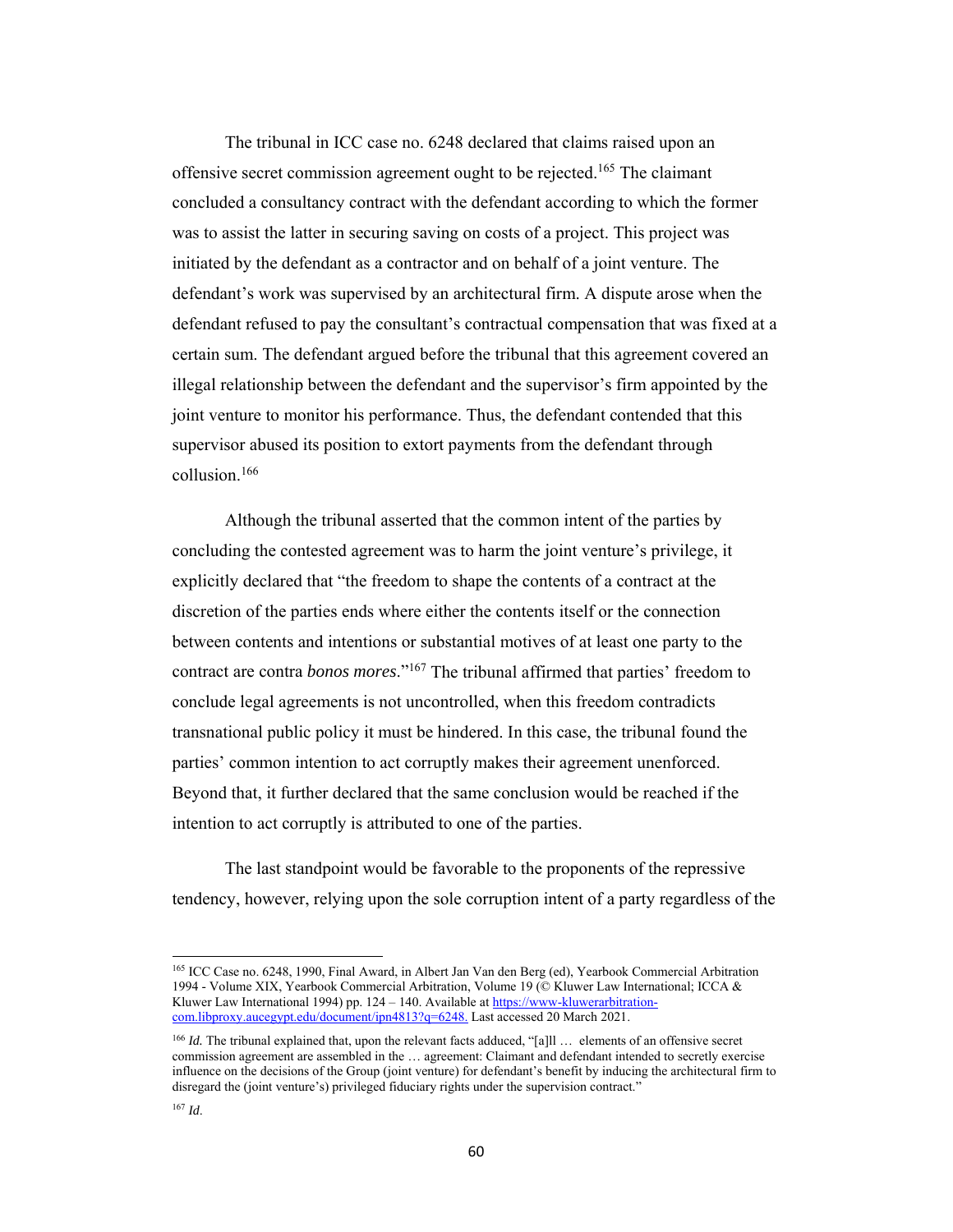The tribunal in ICC case no. 6248 declared that claims raised upon an offensive secret commission agreement ought to be rejected.[165] The claimant concluded a consultancy contract with the defendant according to which the former was to assist the latter in securing saving on costs of a project. This project was initiated by the defendant as a contractor and on behalf of a joint venture. The defendant's work was supervised by an architectural firm. A dispute arose when the defendant refused to pay the consultant's contractual compensation that was fixed at a certain sum. The defendant argued before the tribunal that this agreement covered an illegal relationship between the defendant and the supervisor's firm appointed by the joint venture to monitor his performance. Thus, the defendant contended that this supervisor abused its position to extort payments from the defendant through collusion.[166]

Although the tribunal asserted that the common intent of the parties by concluding the contested agreement was to harm the joint venture's privilege, it explicitly declared that "the freedom to shape the contents of a contract at the discretion of the parties ends where either the contents itself or the connection between contents and intentions or substantial motives of at least one party to the contract are contra *bonos mores*."[167] The tribunal affirmed that parties' freedom to conclude legal agreements is not uncontrolled, when this freedom contradicts transnational public policy it must be hindered. In this case, the tribunal found the parties' common intention to act corruptly makes their agreement unenforced. Beyond that, it further declared that the same conclusion would be reached if the intention to act corruptly is attributed to one of the parties.

The last standpoint would be favorable to the proponents of the repressive tendency, however, relying upon the sole corruption intent of a party regardless of the

---

[165] ICC Case no. 6248, 1990, Final Award, in Albert Jan Van den Berg (ed), Yearbook Commercial Arbitration 1994 - Volume XIX, Yearbook Commercial Arbitration, Volume 19 (© Kluwer Law International; ICCA & Kluwer Law International 1994) pp. 124 – 140. Available at https://www-kluwerarbitration-com.libproxy.aucegypt.edu/document/ipn4813?q=6248. Last accessed 20 March 2021.

[166] *Id.* The tribunal explained that, upon the relevant facts adduced, "[a]ll … elements of an offensive secret commission agreement are assembled in the … agreement: Claimant and defendant intended to secretly exercise influence on the decisions of the Group (joint venture) for defendant's benefit by inducing the architectural firm to disregard the (joint venture's) privileged fiduciary rights under the supervision contract."

[167] *Id*.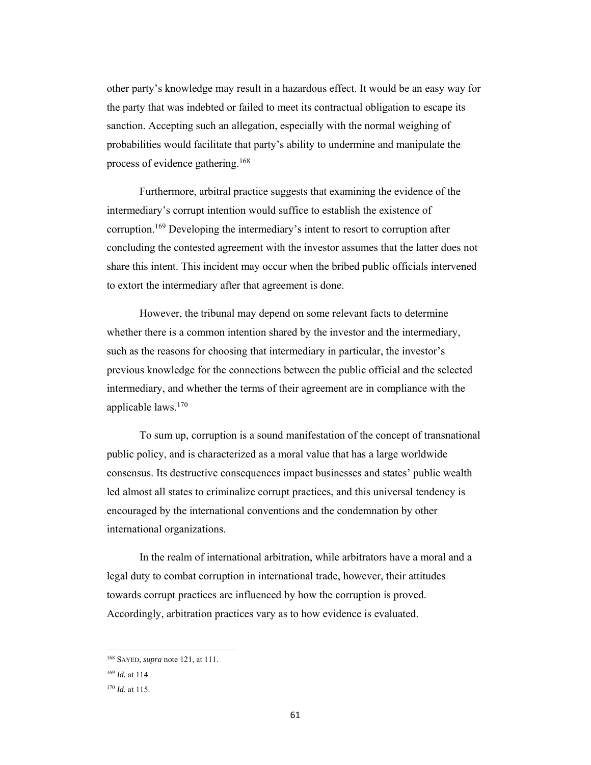other party's knowledge may result in a hazardous effect. It would be an easy way for the party that was indebted or failed to meet its contractual obligation to escape its sanction. Accepting such an allegation, especially with the normal weighing of probabilities would facilitate that party's ability to undermine and manipulate the process of evidence gathering.[168]

Furthermore, arbitral practice suggests that examining the evidence of the intermediary's corrupt intention would suffice to establish the existence of corruption.[169] Developing the intermediary's intent to resort to corruption after concluding the contested agreement with the investor assumes that the latter does not share this intent. This incident may occur when the bribed public officials intervened to extort the intermediary after that agreement is done.

However, the tribunal may depend on some relevant facts to determine whether there is a common intention shared by the investor and the intermediary, such as the reasons for choosing that intermediary in particular, the investor's previous knowledge for the connections between the public official and the selected intermediary, and whether the terms of their agreement are in compliance with the applicable laws.[170]

To sum up, corruption is a sound manifestation of the concept of transnational public policy, and is characterized as a moral value that has a large worldwide consensus. Its destructive consequences impact businesses and states' public wealth led almost all states to criminalize corrupt practices, and this universal tendency is encouraged by the international conventions and the condemnation by other international organizations.

In the realm of international arbitration, while arbitrators have a moral and a legal duty to combat corruption in international trade, however, their attitudes towards corrupt practices are influenced by how the corruption is proved. Accordingly, arbitration practices vary as to how evidence is evaluated.

---

[168] SAYED, *supra* note 121, at 111.

[169] *Id.* at 114.

[170] *Id.* at 115.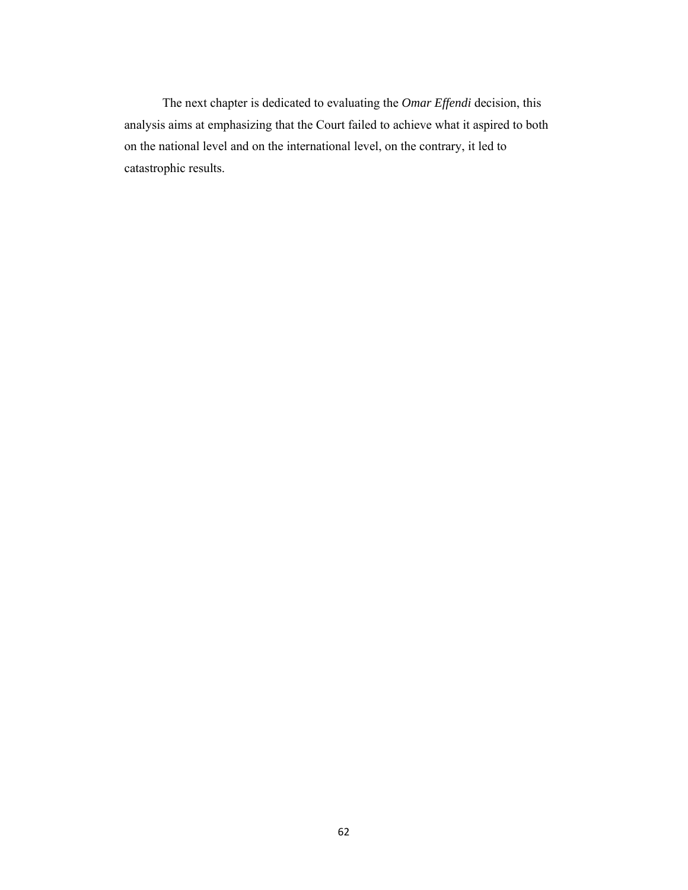The next chapter is dedicated to evaluating the *Omar Effendi* decision, this analysis aims at emphasizing that the Court failed to achieve what it aspired to both on the national level and on the international level, on the contrary, it led to catastrophic results.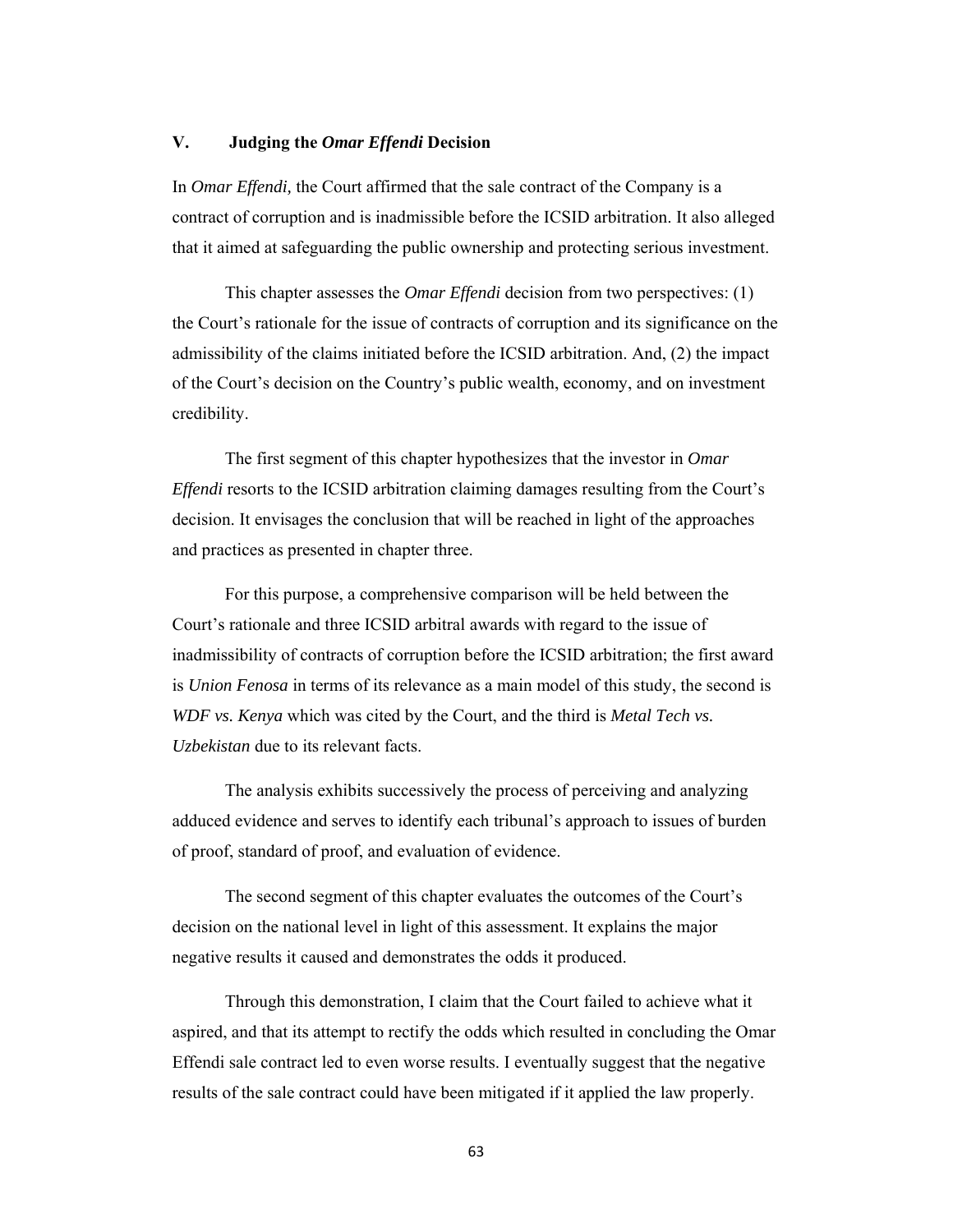## V. Judging the *Omar Effendi* Decision

In *Omar Effendi,* the Court affirmed that the sale contract of the Company is a contract of corruption and is inadmissible before the ICSID arbitration. It also alleged that it aimed at safeguarding the public ownership and protecting serious investment.

This chapter assesses the *Omar Effendi* decision from two perspectives: (1) the Court's rationale for the issue of contracts of corruption and its significance on the admissibility of the claims initiated before the ICSID arbitration. And, (2) the impact of the Court's decision on the Country's public wealth, economy, and on investment credibility.

The first segment of this chapter hypothesizes that the investor in *Omar Effendi* resorts to the ICSID arbitration claiming damages resulting from the Court's decision. It envisages the conclusion that will be reached in light of the approaches and practices as presented in chapter three.

For this purpose, a comprehensive comparison will be held between the Court's rationale and three ICSID arbitral awards with regard to the issue of inadmissibility of contracts of corruption before the ICSID arbitration; the first award is *Union Fenosa* in terms of its relevance as a main model of this study, the second is *WDF vs. Kenya* which was cited by the Court, and the third is *Metal Tech vs. Uzbekistan* due to its relevant facts.

The analysis exhibits successively the process of perceiving and analyzing adduced evidence and serves to identify each tribunal's approach to issues of burden of proof, standard of proof, and evaluation of evidence.

The second segment of this chapter evaluates the outcomes of the Court's decision on the national level in light of this assessment. It explains the major negative results it caused and demonstrates the odds it produced.

Through this demonstration, I claim that the Court failed to achieve what it aspired, and that its attempt to rectify the odds which resulted in concluding the Omar Effendi sale contract led to even worse results. I eventually suggest that the negative results of the sale contract could have been mitigated if it applied the law properly.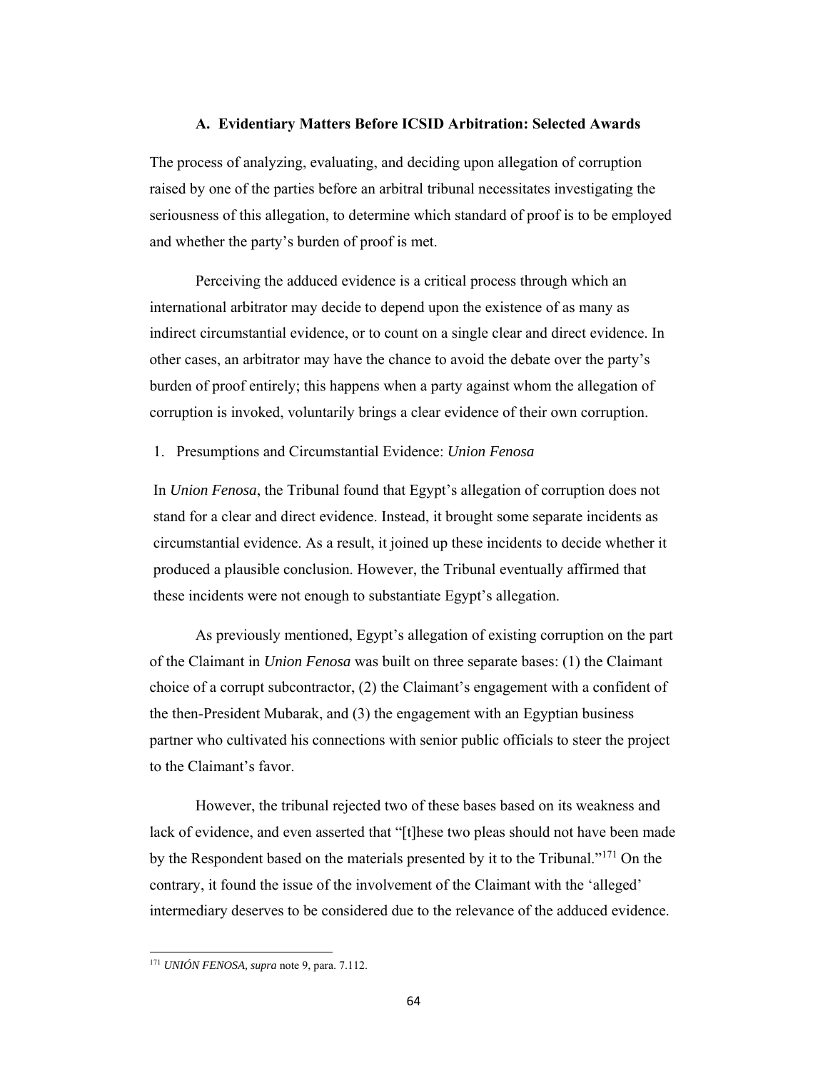### A. Evidentiary Matters Before ICSID Arbitration: Selected Awards

The process of analyzing, evaluating, and deciding upon allegation of corruption raised by one of the parties before an arbitral tribunal necessitates investigating the seriousness of this allegation, to determine which standard of proof is to be employed and whether the party's burden of proof is met.

Perceiving the adduced evidence is a critical process through which an international arbitrator may decide to depend upon the existence of as many as indirect circumstantial evidence, or to count on a single clear and direct evidence. In other cases, an arbitrator may have the chance to avoid the debate over the party's burden of proof entirely; this happens when a party against whom the allegation of corruption is invoked, voluntarily brings a clear evidence of their own corruption.

1. Presumptions and Circumstantial Evidence: *Union Fenosa*

In *Union Fenosa*, the Tribunal found that Egypt's allegation of corruption does not stand for a clear and direct evidence. Instead, it brought some separate incidents as circumstantial evidence. As a result, it joined up these incidents to decide whether it produced a plausible conclusion. However, the Tribunal eventually affirmed that these incidents were not enough to substantiate Egypt's allegation.

As previously mentioned, Egypt's allegation of existing corruption on the part of the Claimant in *Union Fenosa* was built on three separate bases: (1) the Claimant choice of a corrupt subcontractor, (2) the Claimant's engagement with a confident of the then-President Mubarak, and (3) the engagement with an Egyptian business partner who cultivated his connections with senior public officials to steer the project to the Claimant's favor.

However, the tribunal rejected two of these bases based on its weakness and lack of evidence, and even asserted that "[t]hese two pleas should not have been made by the Respondent based on the materials presented by it to the Tribunal."[171] On the contrary, it found the issue of the involvement of the Claimant with the 'alleged' intermediary deserves to be considered due to the relevance of the adduced evidence.

---

[171] *UNIÓN FENOSA, supra* note 9, para. 7.112.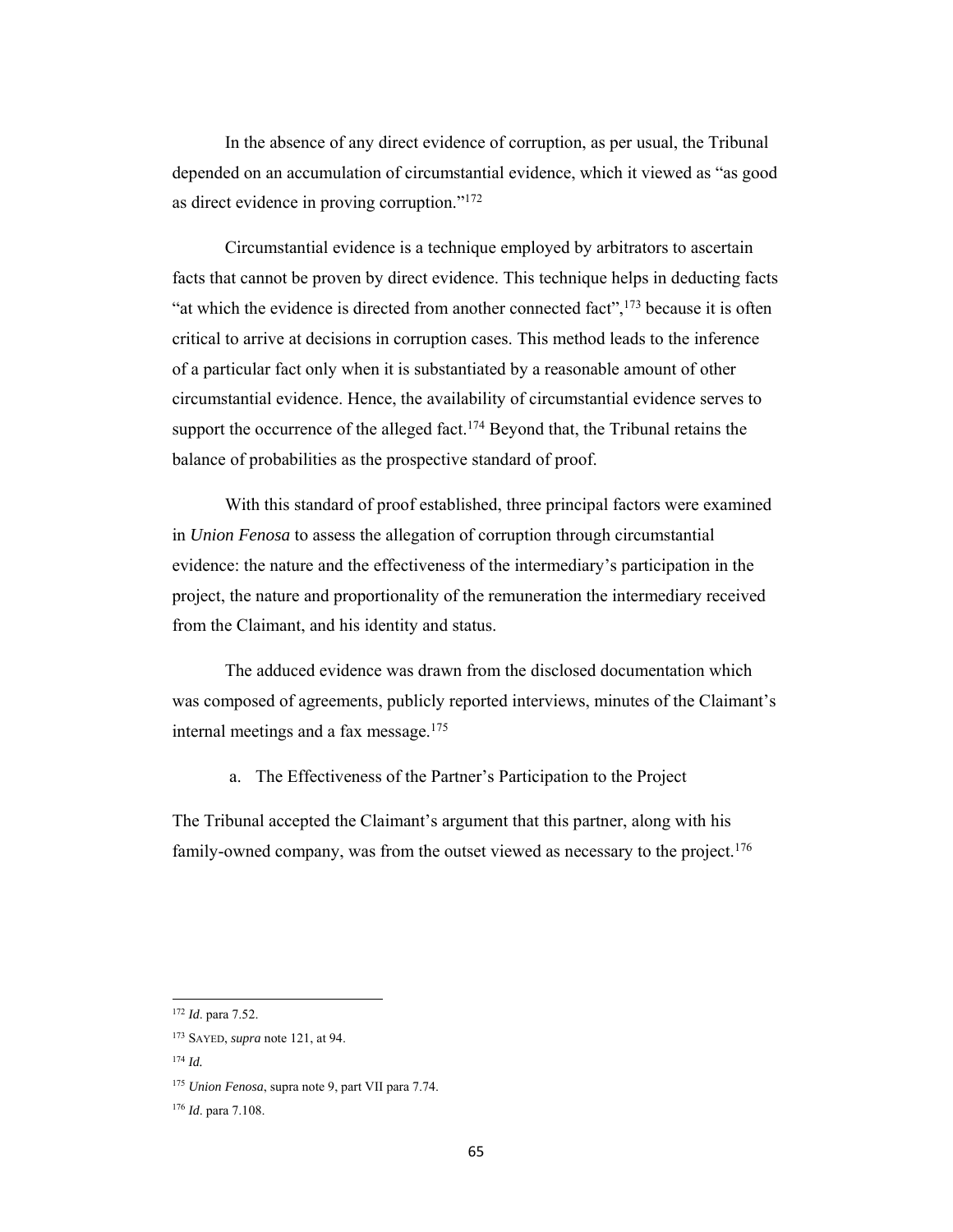In the absence of any direct evidence of corruption, as per usual, the Tribunal depended on an accumulation of circumstantial evidence, which it viewed as "as good as direct evidence in proving corruption."[172]

Circumstantial evidence is a technique employed by arbitrators to ascertain facts that cannot be proven by direct evidence. This technique helps in deducting facts "at which the evidence is directed from another connected fact",[173] because it is often critical to arrive at decisions in corruption cases. This method leads to the inference of a particular fact only when it is substantiated by a reasonable amount of other circumstantial evidence. Hence, the availability of circumstantial evidence serves to support the occurrence of the alleged fact.[174] Beyond that, the Tribunal retains the balance of probabilities as the prospective standard of proof.

With this standard of proof established, three principal factors were examined in *Union Fenosa* to assess the allegation of corruption through circumstantial evidence: the nature and the effectiveness of the intermediary's participation in the project, the nature and proportionality of the remuneration the intermediary received from the Claimant, and his identity and status.

The adduced evidence was drawn from the disclosed documentation which was composed of agreements, publicly reported interviews, minutes of the Claimant's internal meetings and a fax message.[175]

a. The Effectiveness of the Partner's Participation to the Project

The Tribunal accepted the Claimant's argument that this partner, along with his family-owned company, was from the outset viewed as necessary to the project.[176]

---

[172] *Id*. para 7.52.

[173] SAYED, *supra* note 121, at 94.

[174] *Id.*

[175] *Union Fenosa*, supra note 9, part VII para 7.74.

[176] *Id*. para 7.108.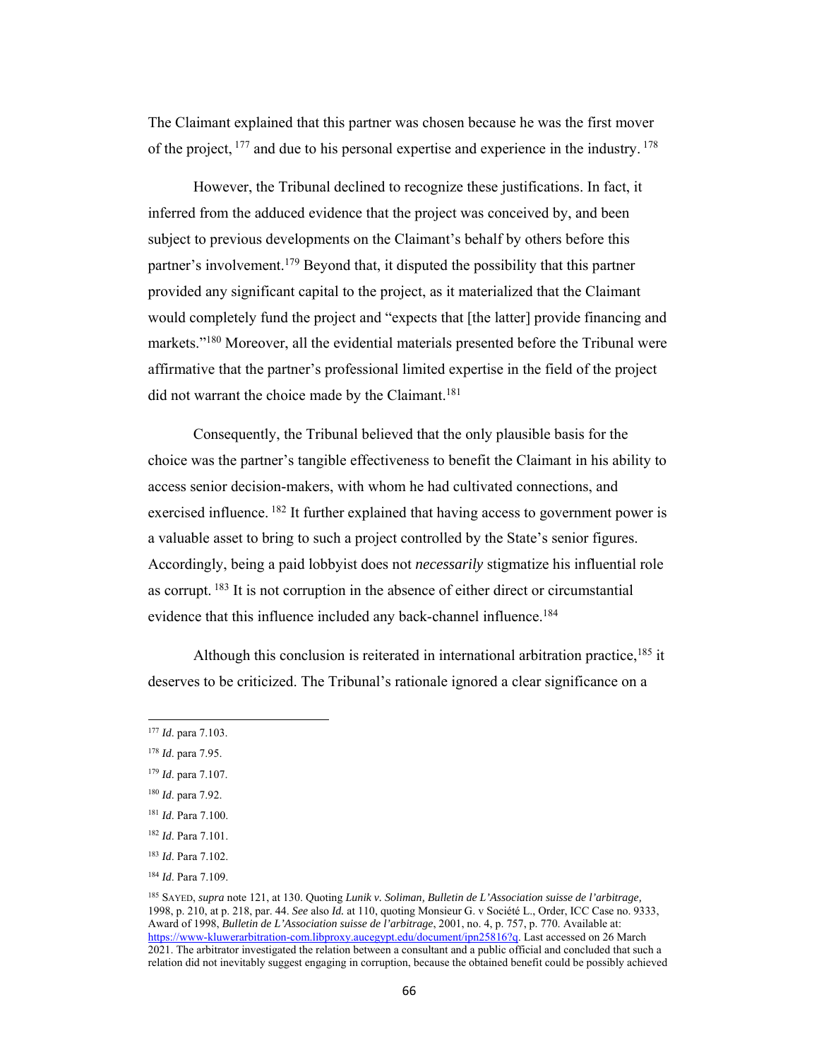The Claimant explained that this partner was chosen because he was the first mover of the project, [177] and due to his personal expertise and experience in the industry. [178]

However, the Tribunal declined to recognize these justifications. In fact, it inferred from the adduced evidence that the project was conceived by, and been subject to previous developments on the Claimant's behalf by others before this partner's involvement.[179] Beyond that, it disputed the possibility that this partner provided any significant capital to the project, as it materialized that the Claimant would completely fund the project and "expects that [the latter] provide financing and markets."[180] Moreover, all the evidential materials presented before the Tribunal were affirmative that the partner's professional limited expertise in the field of the project did not warrant the choice made by the Claimant.[181]

Consequently, the Tribunal believed that the only plausible basis for the choice was the partner's tangible effectiveness to benefit the Claimant in his ability to access senior decision-makers, with whom he had cultivated connections, and exercised influence. [182] It further explained that having access to government power is a valuable asset to bring to such a project controlled by the State's senior figures. Accordingly, being a paid lobbyist does not *necessarily* stigmatize his influential role as corrupt. [183] It is not corruption in the absence of either direct or circumstantial evidence that this influence included any back-channel influence.[184]

Although this conclusion is reiterated in international arbitration practice,[185] it deserves to be criticized. The Tribunal's rationale ignored a clear significance on a

---

[177] *Id*. para 7.103.

[178] *Id*. para 7.95.

[179] *Id*. para 7.107.

[180] *Id*. para 7.92.

[181] *Id*. Para 7.100.

[182] *Id*. Para 7.101.

[183] *Id*. Para 7.102.

[184] *Id*. Para 7.109.

[185] SAYED, *supra* note 121, at 130. Quoting *Lunik v. Soliman, Bulletin de L'Association suisse de l'arbitrage,* 1998, p. 210, at p. 218, par. 44. *See* also *Id.* at 110, quoting Monsieur G. v Société L., Order, ICC Case no. 9333, Award of 1998, *Bulletin de L'Association suisse de l'arbitrage*, 2001, no. 4, p. 757, p. 770. Available at: https://www-kluwerarbitration-com.libproxy.aucegypt.edu/document/ipn25816?q. Last accessed on 26 March 2021. The arbitrator investigated the relation between a consultant and a public official and concluded that such a relation did not inevitably suggest engaging in corruption, because the obtained benefit could be possibly achieved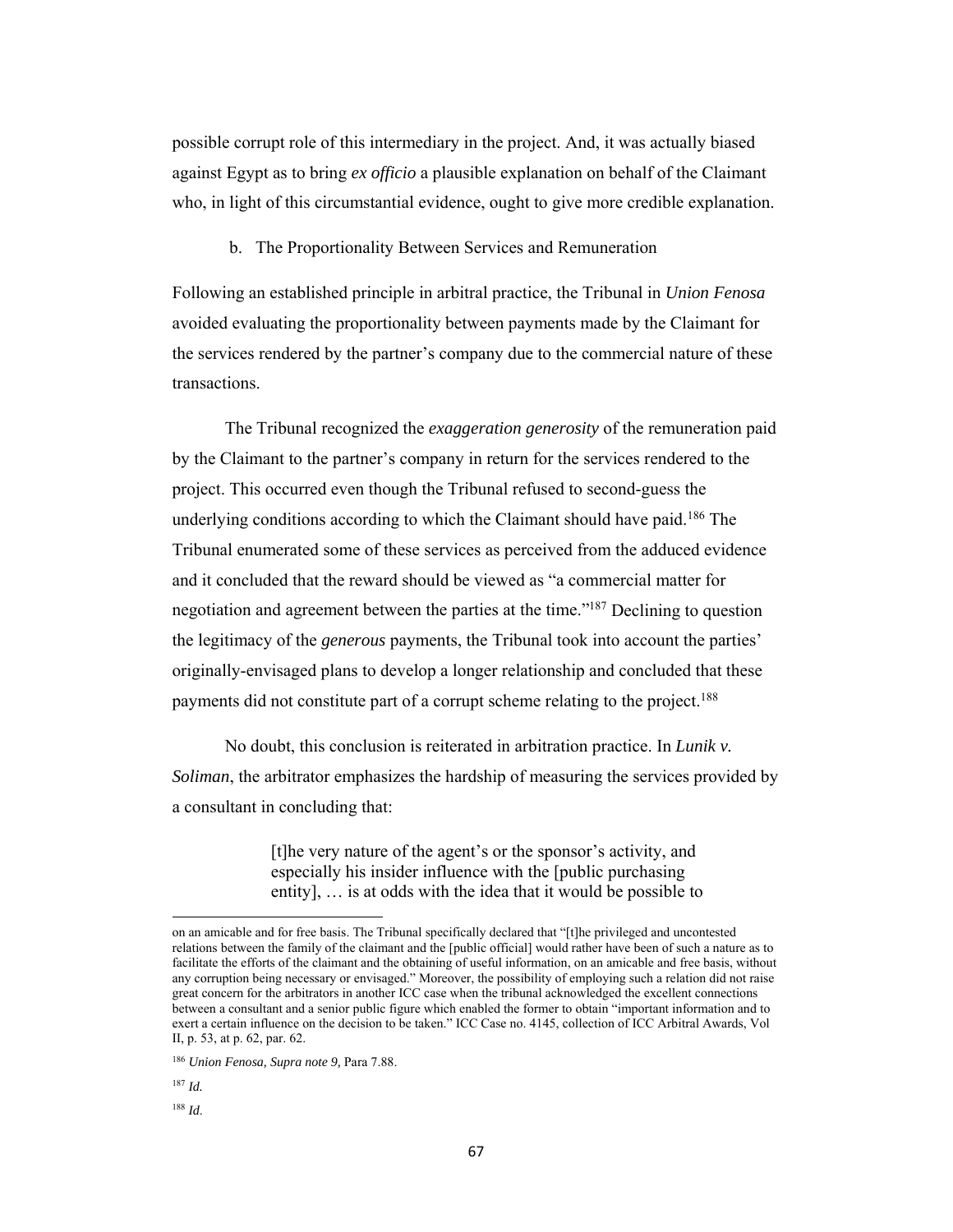possible corrupt role of this intermediary in the project. And, it was actually biased against Egypt as to bring *ex officio* a plausible explanation on behalf of the Claimant who, in light of this circumstantial evidence, ought to give more credible explanation.

b. The Proportionality Between Services and Remuneration

Following an established principle in arbitral practice, the Tribunal in *Union Fenosa* avoided evaluating the proportionality between payments made by the Claimant for the services rendered by the partner's company due to the commercial nature of these transactions.

The Tribunal recognized the *exaggeration generosity* of the remuneration paid by the Claimant to the partner's company in return for the services rendered to the project. This occurred even though the Tribunal refused to second-guess the underlying conditions according to which the Claimant should have paid.[186] The Tribunal enumerated some of these services as perceived from the adduced evidence and it concluded that the reward should be viewed as "a commercial matter for negotiation and agreement between the parties at the time."[187] Declining to question the legitimacy of the *generous* payments, the Tribunal took into account the parties' originally-envisaged plans to develop a longer relationship and concluded that these payments did not constitute part of a corrupt scheme relating to the project.[188]

No doubt, this conclusion is reiterated in arbitration practice. In *Lunik v. Soliman*, the arbitrator emphasizes the hardship of measuring the services provided by a consultant in concluding that:

> [t]he very nature of the agent's or the sponsor's activity, and especially his insider influence with the [public purchasing entity], … is at odds with the idea that it would be possible to

---

on an amicable and for free basis. The Tribunal specifically declared that "[t]he privileged and uncontested relations between the family of the claimant and the [public official] would rather have been of such a nature as to facilitate the efforts of the claimant and the obtaining of useful information, on an amicable and free basis, without any corruption being necessary or envisaged." Moreover, the possibility of employing such a relation did not raise great concern for the arbitrators in another ICC case when the tribunal acknowledged the excellent connections between a consultant and a senior public figure which enabled the former to obtain "important information and to exert a certain influence on the decision to be taken." ICC Case no. 4145, collection of ICC Arbitral Awards, Vol II, p. 53, at p. 62, par. 62.

[186] *Union Fenosa, Supra note 9,* Para 7.88.

[187] *Id.*

[188] *Id*.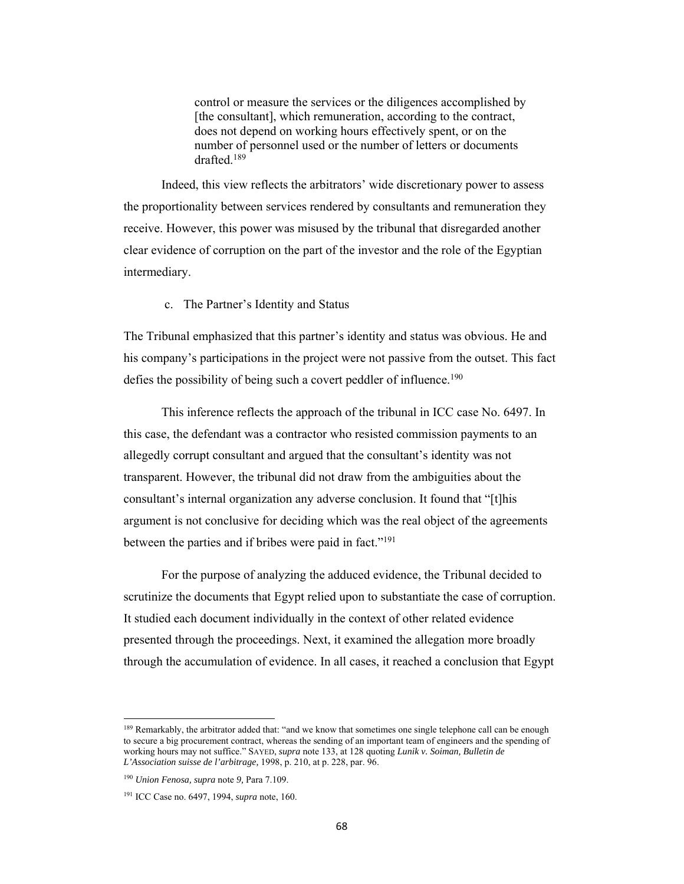> control or measure the services or the diligences accomplished by [the consultant], which remuneration, according to the contract, does not depend on working hours effectively spent, or on the number of personnel used or the number of letters or documents drafted.[189]

Indeed, this view reflects the arbitrators' wide discretionary power to assess the proportionality between services rendered by consultants and remuneration they receive. However, this power was misused by the tribunal that disregarded another clear evidence of corruption on the part of the investor and the role of the Egyptian intermediary.

c. The Partner's Identity and Status

The Tribunal emphasized that this partner's identity and status was obvious. He and his company's participations in the project were not passive from the outset. This fact defies the possibility of being such a covert peddler of influence.[190]

This inference reflects the approach of the tribunal in ICC case No. 6497. In this case, the defendant was a contractor who resisted commission payments to an allegedly corrupt consultant and argued that the consultant's identity was not transparent. However, the tribunal did not draw from the ambiguities about the consultant's internal organization any adverse conclusion. It found that "[t]his argument is not conclusive for deciding which was the real object of the agreements between the parties and if bribes were paid in fact."[191]

For the purpose of analyzing the adduced evidence, the Tribunal decided to scrutinize the documents that Egypt relied upon to substantiate the case of corruption. It studied each document individually in the context of other related evidence presented through the proceedings. Next, it examined the allegation more broadly through the accumulation of evidence. In all cases, it reached a conclusion that Egypt

---

[189] Remarkably, the arbitrator added that: "and we know that sometimes one single telephone call can be enough to secure a big procurement contract, whereas the sending of an important team of engineers and the spending of working hours may not suffice." SAYED, *supra* note 133, at 128 quoting *Lunik v. Soiman, Bulletin de L'Association suisse de l'arbitrage,* 1998, p. 210, at p. 228, par. 96.

[190] *Union Fenosa, supra* note 9, Para 7.109.

[191] ICC Case no. 6497, 1994, *supra* note, 160.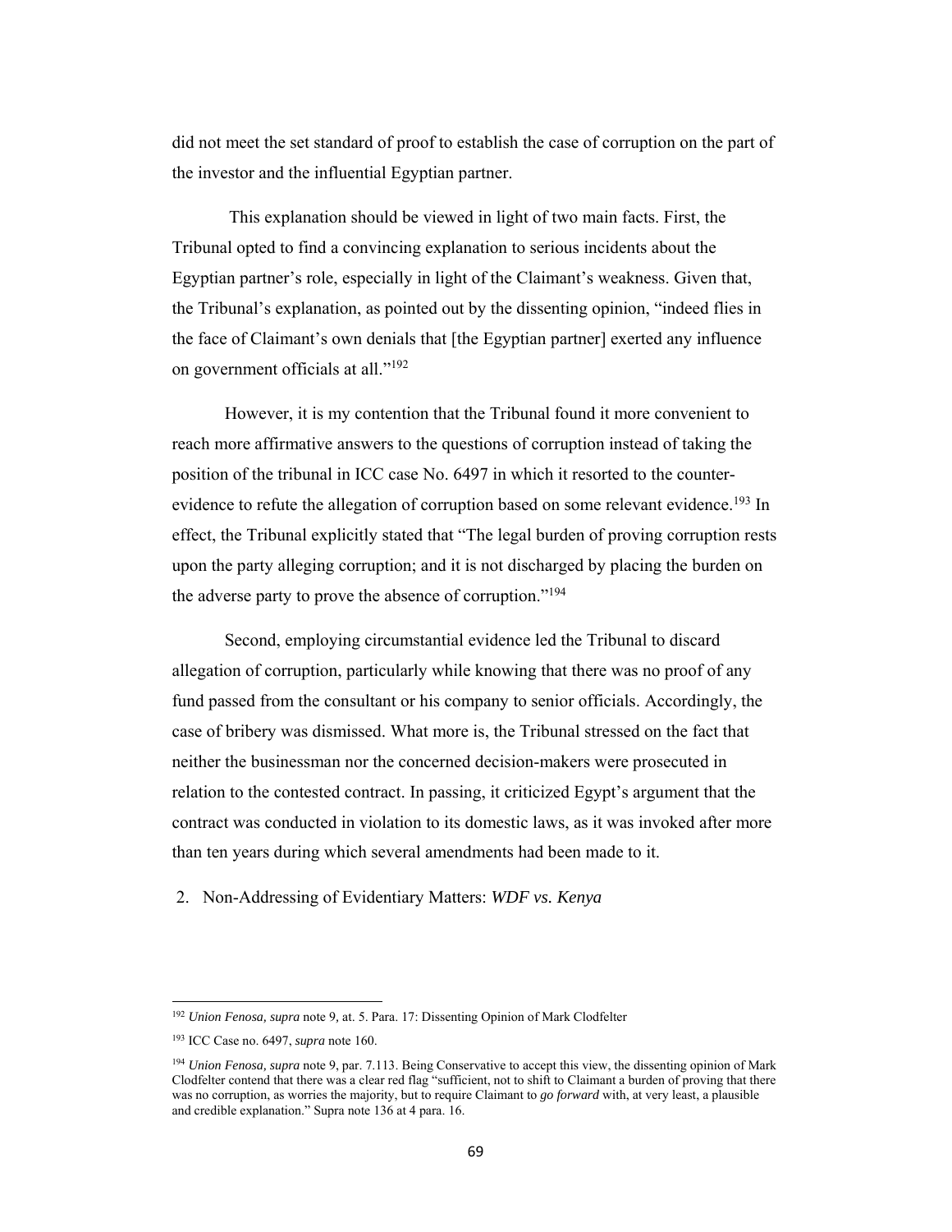did not meet the set standard of proof to establish the case of corruption on the part of the investor and the influential Egyptian partner.

This explanation should be viewed in light of two main facts. First, the Tribunal opted to find a convincing explanation to serious incidents about the Egyptian partner's role, especially in light of the Claimant's weakness. Given that, the Tribunal's explanation, as pointed out by the dissenting opinion, "indeed flies in the face of Claimant's own denials that [the Egyptian partner] exerted any influence on government officials at all."[192]

However, it is my contention that the Tribunal found it more convenient to reach more affirmative answers to the questions of corruption instead of taking the position of the tribunal in ICC case No. 6497 in which it resorted to the counter-evidence to refute the allegation of corruption based on some relevant evidence.[193] In effect, the Tribunal explicitly stated that "The legal burden of proving corruption rests upon the party alleging corruption; and it is not discharged by placing the burden on the adverse party to prove the absence of corruption."[194]

Second, employing circumstantial evidence led the Tribunal to discard allegation of corruption, particularly while knowing that there was no proof of any fund passed from the consultant or his company to senior officials. Accordingly, the case of bribery was dismissed. What more is, the Tribunal stressed on the fact that neither the businessman nor the concerned decision-makers were prosecuted in relation to the contested contract. In passing, it criticized Egypt's argument that the contract was conducted in violation to its domestic laws, as it was invoked after more than ten years during which several amendments had been made to it.

2. Non-Addressing of Evidentiary Matters: *WDF vs. Kenya*

---

[192] *Union Fenosa, supra* note 9, at. 5. Para. 17: Dissenting Opinion of Mark Clodfelter

[193] ICC Case no. 6497, *supra* note 160.

[194] *Union Fenosa, supra* note 9, par. 7.113. Being Conservative to accept this view, the dissenting opinion of Mark Clodfelter contend that there was a clear red flag "sufficient, not to shift to Claimant a burden of proving that there was no corruption, as worries the majority, but to require Claimant to *go forward* with, at very least, a plausible and credible explanation." Supra note 136 at 4 para. 16.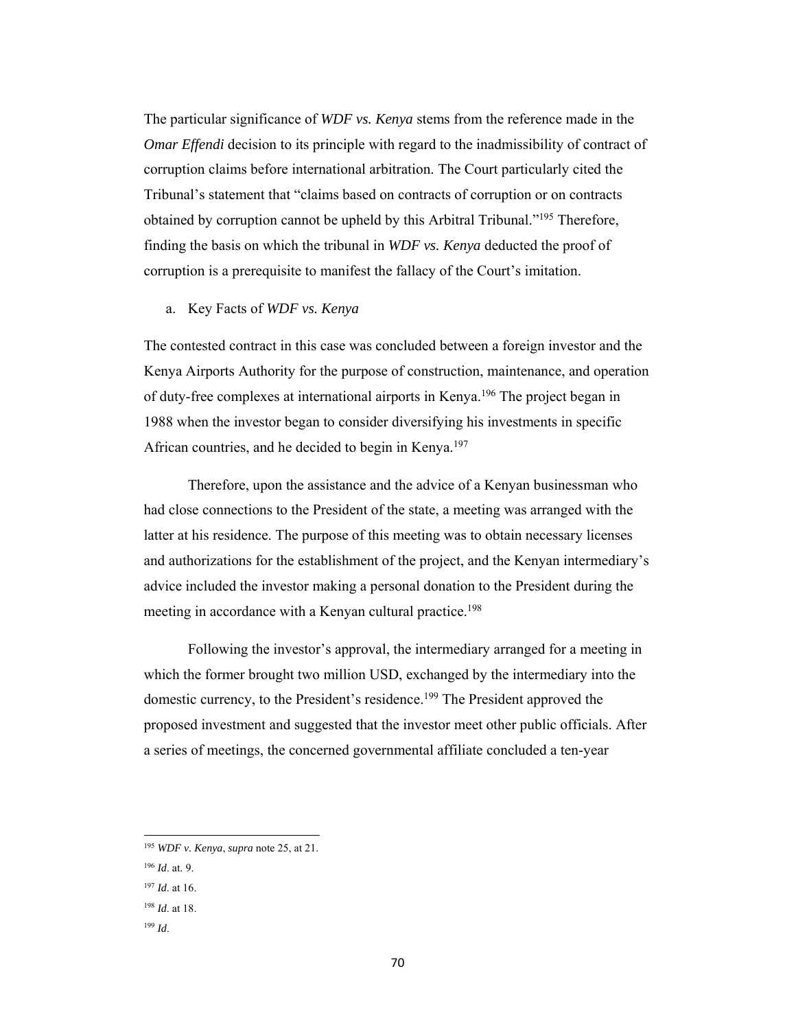The particular significance of *WDF vs. Kenya* stems from the reference made in the *Omar Effendi* decision to its principle with regard to the inadmissibility of contract of corruption claims before international arbitration. The Court particularly cited the Tribunal's statement that "claims based on contracts of corruption or on contracts obtained by corruption cannot be upheld by this Arbitral Tribunal."[195] Therefore, finding the basis on which the tribunal in *WDF vs. Kenya* deducted the proof of corruption is a prerequisite to manifest the fallacy of the Court's imitation.

a. Key Facts of *WDF vs. Kenya*

The contested contract in this case was concluded between a foreign investor and the Kenya Airports Authority for the purpose of construction, maintenance, and operation of duty-free complexes at international airports in Kenya.[196] The project began in 1988 when the investor began to consider diversifying his investments in specific African countries, and he decided to begin in Kenya.[197]

Therefore, upon the assistance and the advice of a Kenyan businessman who had close connections to the President of the state, a meeting was arranged with the latter at his residence. The purpose of this meeting was to obtain necessary licenses and authorizations for the establishment of the project, and the Kenyan intermediary's advice included the investor making a personal donation to the President during the meeting in accordance with a Kenyan cultural practice.[198]

Following the investor's approval, the intermediary arranged for a meeting in which the former brought two million USD, exchanged by the intermediary into the domestic currency, to the President's residence.[199] The President approved the proposed investment and suggested that the investor meet other public officials. After a series of meetings, the concerned governmental affiliate concluded a ten-year

---

[195] *WDF v. Kenya*, *supra* note 25, at 21.

[196] *Id*. at. 9.

[197] *Id*. at 16.

[198] *Id*. at 18.

[199] *Id*.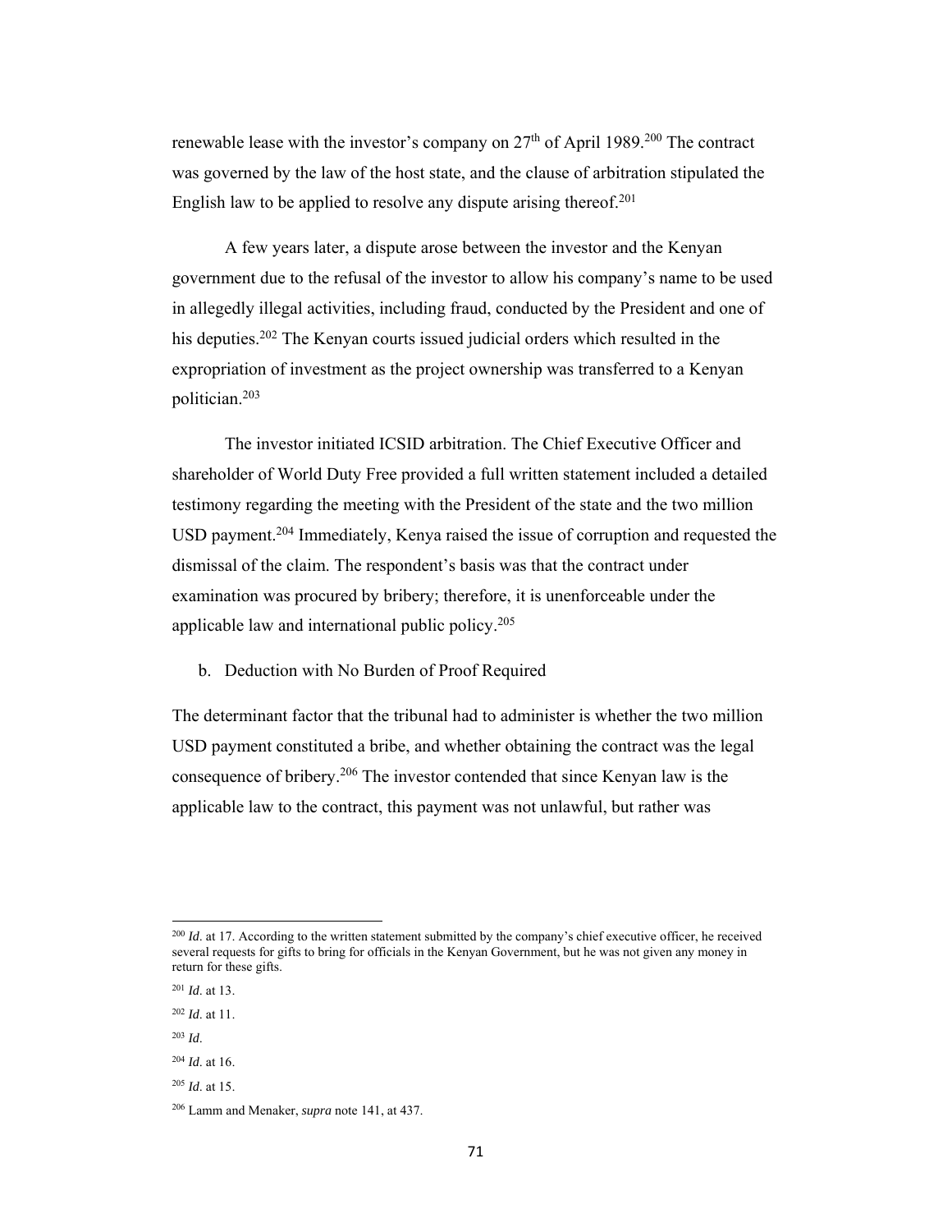renewable lease with the investor's company on 27th of April 1989.[200] The contract was governed by the law of the host state, and the clause of arbitration stipulated the English law to be applied to resolve any dispute arising thereof.[201]

A few years later, a dispute arose between the investor and the Kenyan government due to the refusal of the investor to allow his company's name to be used in allegedly illegal activities, including fraud, conducted by the President and one of his deputies.[202] The Kenyan courts issued judicial orders which resulted in the expropriation of investment as the project ownership was transferred to a Kenyan politician.[203]

The investor initiated ICSID arbitration. The Chief Executive Officer and shareholder of World Duty Free provided a full written statement included a detailed testimony regarding the meeting with the President of the state and the two million USD payment.[204] Immediately, Kenya raised the issue of corruption and requested the dismissal of the claim. The respondent's basis was that the contract under examination was procured by bribery; therefore, it is unenforceable under the applicable law and international public policy.[205]

b. Deduction with No Burden of Proof Required

The determinant factor that the tribunal had to administer is whether the two million USD payment constituted a bribe, and whether obtaining the contract was the legal consequence of bribery.[206] The investor contended that since Kenyan law is the applicable law to the contract, this payment was not unlawful, but rather was

---

[200] *Id*. at 17. According to the written statement submitted by the company's chief executive officer, he received several requests for gifts to bring for officials in the Kenyan Government, but he was not given any money in return for these gifts.

[201] *Id*. at 13.

[202] *Id*. at 11.

[203] *Id*.

[204] *Id*. at 16.

[205] *Id*. at 15.

[206] Lamm and Menaker, *supra* note 141, at 437.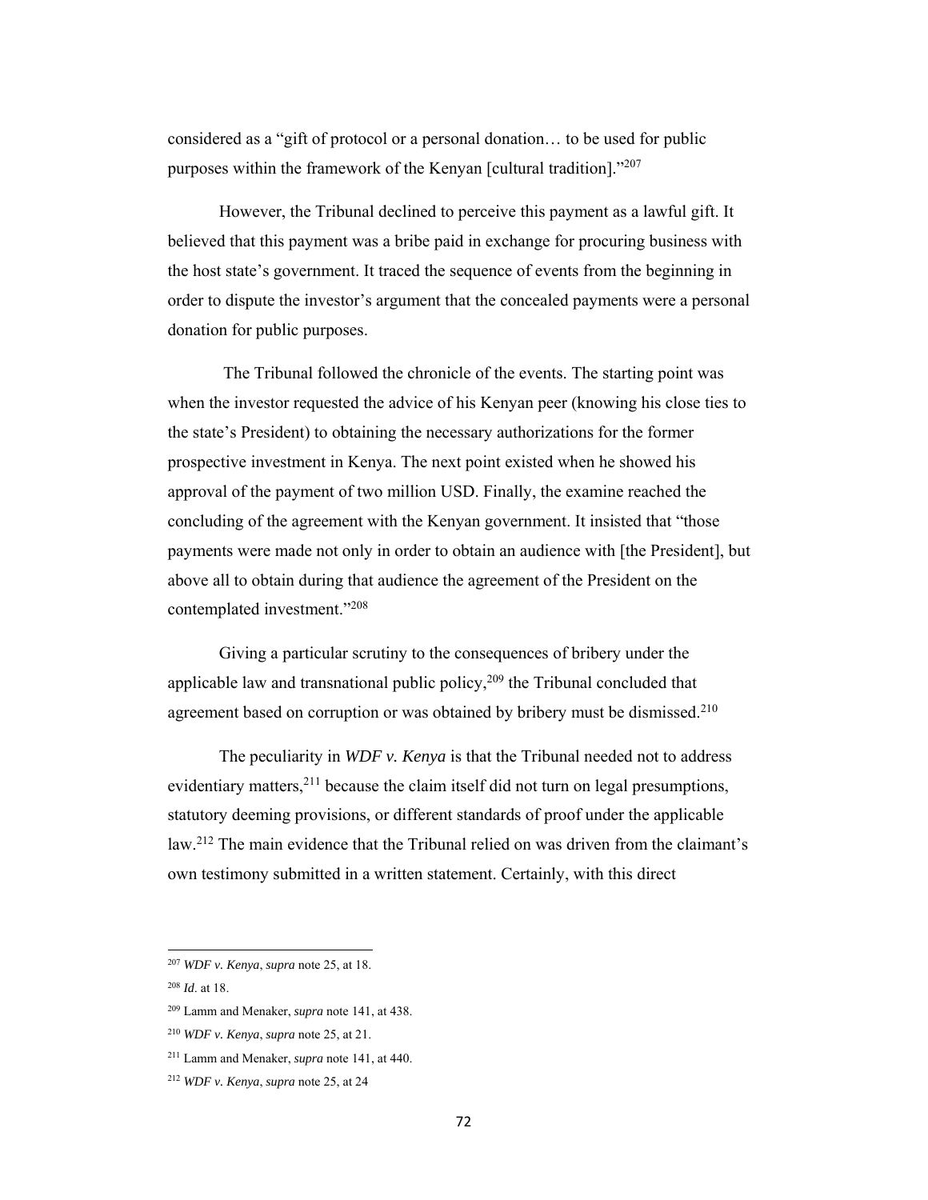considered as a "gift of protocol or a personal donation… to be used for public purposes within the framework of the Kenyan [cultural tradition]."[207]

However, the Tribunal declined to perceive this payment as a lawful gift. It believed that this payment was a bribe paid in exchange for procuring business with the host state's government. It traced the sequence of events from the beginning in order to dispute the investor's argument that the concealed payments were a personal donation for public purposes.

The Tribunal followed the chronicle of the events. The starting point was when the investor requested the advice of his Kenyan peer (knowing his close ties to the state's President) to obtaining the necessary authorizations for the former prospective investment in Kenya. The next point existed when he showed his approval of the payment of two million USD. Finally, the examine reached the concluding of the agreement with the Kenyan government. It insisted that "those payments were made not only in order to obtain an audience with [the President], but above all to obtain during that audience the agreement of the President on the contemplated investment."[208]

Giving a particular scrutiny to the consequences of bribery under the applicable law and transnational public policy,[209] the Tribunal concluded that agreement based on corruption or was obtained by bribery must be dismissed.[210]

The peculiarity in *WDF v. Kenya* is that the Tribunal needed not to address evidentiary matters,[211] because the claim itself did not turn on legal presumptions, statutory deeming provisions, or different standards of proof under the applicable law.[212] The main evidence that the Tribunal relied on was driven from the claimant's own testimony submitted in a written statement. Certainly, with this direct

---

[207] *WDF v. Kenya*, *supra* note 25, at 18.

[208] *Id*. at 18.

[209] Lamm and Menaker, *supra* note 141, at 438.

[210] *WDF v. Kenya*, *supra* note 25, at 21.

[211] Lamm and Menaker, *supra* note 141, at 440.

[212] *WDF v. Kenya*, *supra* note 25, at 24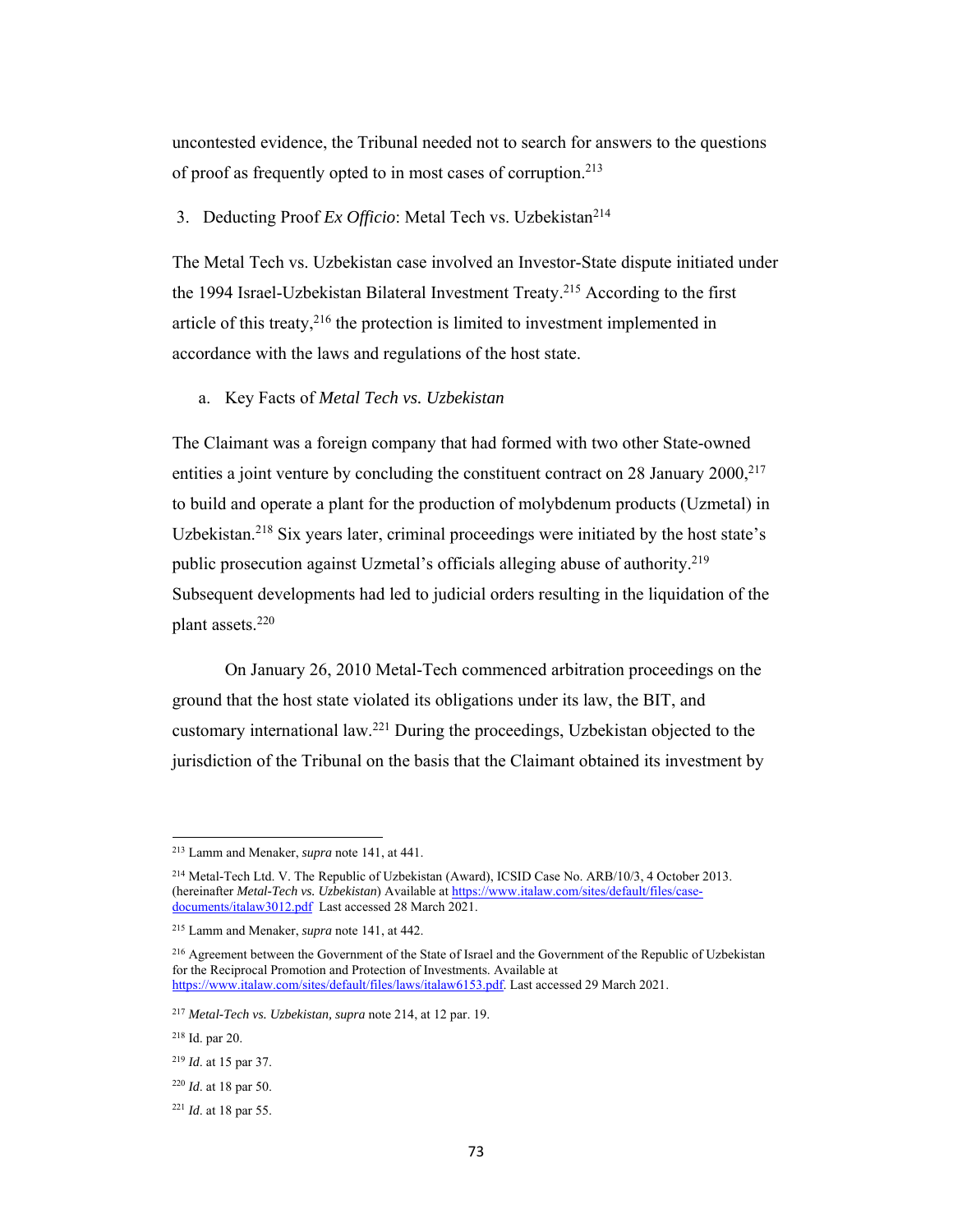uncontested evidence, the Tribunal needed not to search for answers to the questions of proof as frequently opted to in most cases of corruption.[213]

### 3. Deducting Proof *Ex Officio*: Metal Tech vs. Uzbekistan[214]

The Metal Tech vs. Uzbekistan case involved an Investor-State dispute initiated under the 1994 Israel-Uzbekistan Bilateral Investment Treaty.[215] According to the first article of this treaty,[216] the protection is limited to investment implemented in accordance with the laws and regulations of the host state.

#### a. Key Facts of *Metal Tech vs. Uzbekistan*

The Claimant was a foreign company that had formed with two other State-owned entities a joint venture by concluding the constituent contract on 28 January 2000,[217] to build and operate a plant for the production of molybdenum products (Uzmetal) in Uzbekistan.[218] Six years later, criminal proceedings were initiated by the host state's public prosecution against Uzmetal's officials alleging abuse of authority.[219] Subsequent developments had led to judicial orders resulting in the liquidation of the plant assets.[220]

On January 26, 2010 Metal-Tech commenced arbitration proceedings on the ground that the host state violated its obligations under its law, the BIT, and customary international law.[221] During the proceedings, Uzbekistan objected to the jurisdiction of the Tribunal on the basis that the Claimant obtained its investment by

---

[213] Lamm and Menaker, *supra* note 141, at 441.

[214] Metal-Tech Ltd. V. The Republic of Uzbekistan (Award), ICSID Case No. ARB/10/3, 4 October 2013. (hereinafter *Metal-Tech vs. Uzbekistan*) Available at https://www.italaw.com/sites/default/files/case-documents/italaw3012.pdf Last accessed 28 March 2021.

[215] Lamm and Menaker, *supra* note 141, at 442.

[216] Agreement between the Government of the State of Israel and the Government of the Republic of Uzbekistan for the Reciprocal Promotion and Protection of Investments. Available at https://www.italaw.com/sites/default/files/laws/italaw6153.pdf. Last accessed 29 March 2021.

[217] *Metal-Tech vs. Uzbekistan, supra* note 214, at 12 par. 19.

[218] Id. par 20.

[219] *Id*. at 15 par 37.

[220] *Id*. at 18 par 50.

[221] *Id*. at 18 par 55.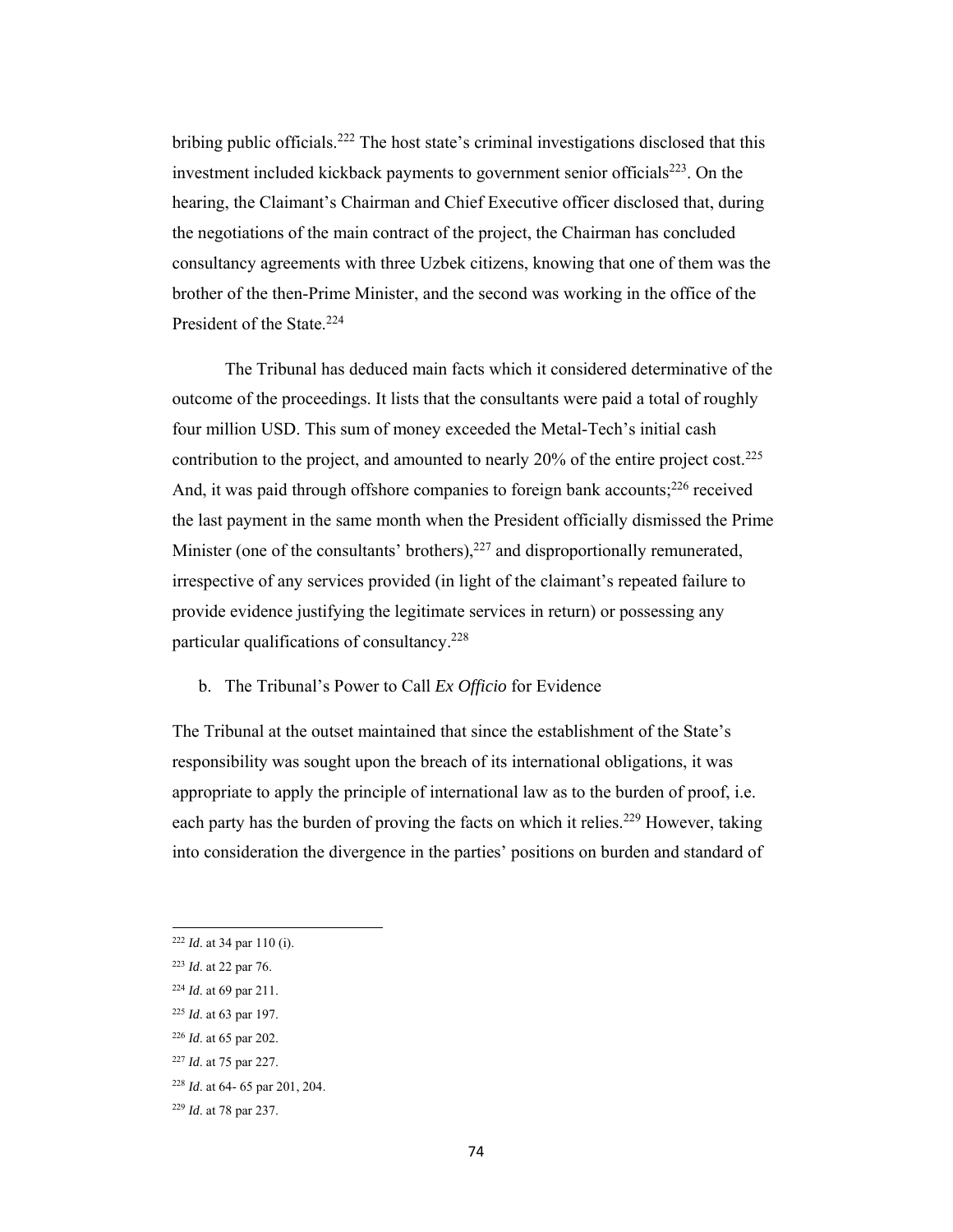bribing public officials.[222] The host state's criminal investigations disclosed that this investment included kickback payments to government senior officials[223]. On the hearing, the Claimant's Chairman and Chief Executive officer disclosed that, during the negotiations of the main contract of the project, the Chairman has concluded consultancy agreements with three Uzbek citizens, knowing that one of them was the brother of the then-Prime Minister, and the second was working in the office of the President of the State.[224]

The Tribunal has deduced main facts which it considered determinative of the outcome of the proceedings. It lists that the consultants were paid a total of roughly four million USD. This sum of money exceeded the Metal-Tech's initial cash contribution to the project, and amounted to nearly 20% of the entire project cost.[225] And, it was paid through offshore companies to foreign bank accounts;[226] received the last payment in the same month when the President officially dismissed the Prime Minister (one of the consultants' brothers),[227] and disproportionally remunerated, irrespective of any services provided (in light of the claimant's repeated failure to provide evidence justifying the legitimate services in return) or possessing any particular qualifications of consultancy.[228]

b. The Tribunal's Power to Call *Ex Officio* for Evidence

The Tribunal at the outset maintained that since the establishment of the State's responsibility was sought upon the breach of its international obligations, it was appropriate to apply the principle of international law as to the burden of proof, i.e. each party has the burden of proving the facts on which it relies.[229] However, taking into consideration the divergence in the parties' positions on burden and standard of

---

[222] *Id*. at 34 par 110 (i).

[223] *Id*. at 22 par 76.

[224] *Id*. at 69 par 211.

[225] *Id*. at 63 par 197.

[226] *Id*. at 65 par 202.

[227] *Id*. at 75 par 227.

[228] *Id*. at 64- 65 par 201, 204.

[229] *Id*. at 78 par 237.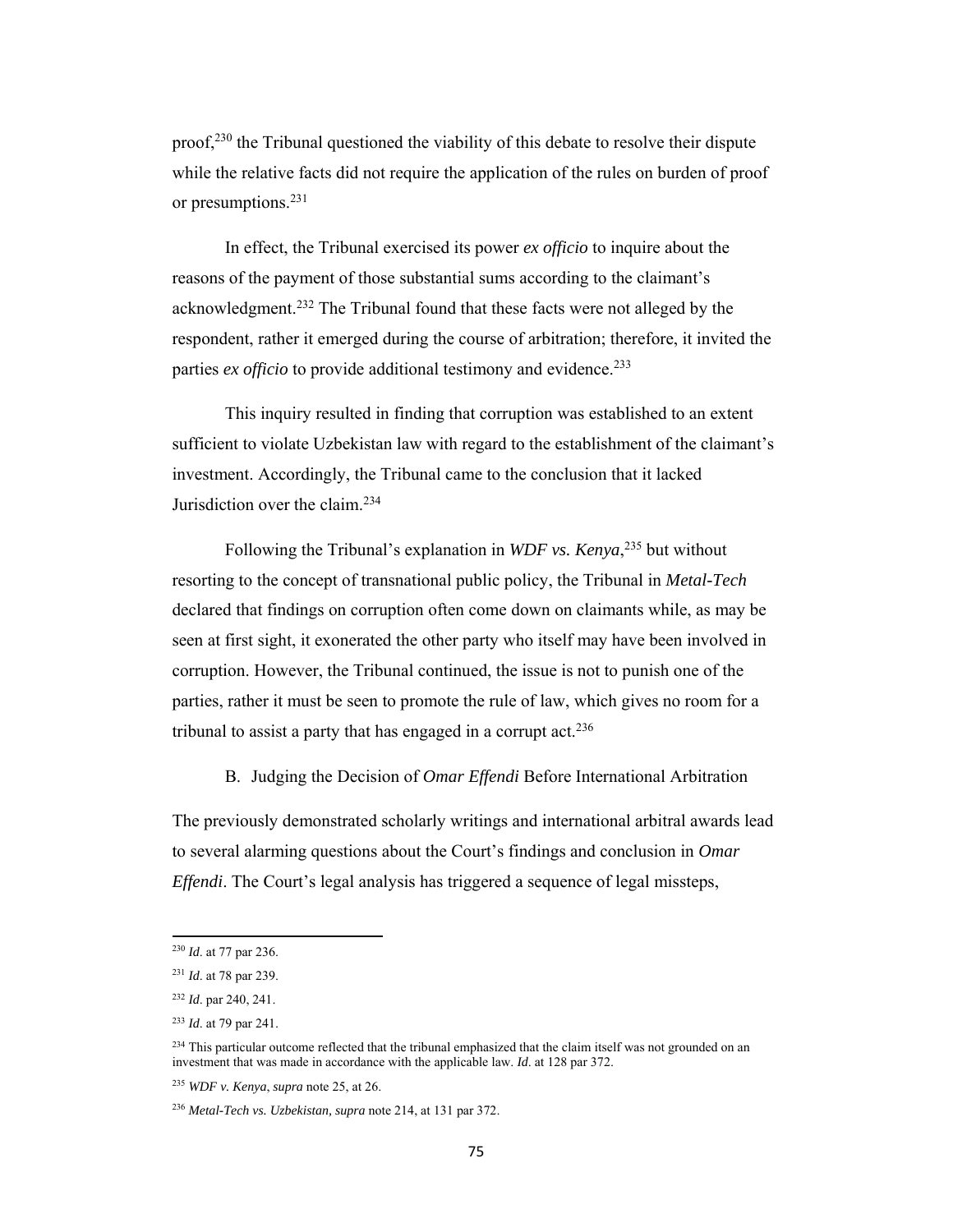proof,[230] the Tribunal questioned the viability of this debate to resolve their dispute while the relative facts did not require the application of the rules on burden of proof or presumptions.[231]

In effect, the Tribunal exercised its power *ex officio* to inquire about the reasons of the payment of those substantial sums according to the claimant's acknowledgment.[232] The Tribunal found that these facts were not alleged by the respondent, rather it emerged during the course of arbitration; therefore, it invited the parties *ex officio* to provide additional testimony and evidence.[233]

This inquiry resulted in finding that corruption was established to an extent sufficient to violate Uzbekistan law with regard to the establishment of the claimant's investment. Accordingly, the Tribunal came to the conclusion that it lacked Jurisdiction over the claim.[234]

Following the Tribunal's explanation in *WDF vs. Kenya*,[235] but without resorting to the concept of transnational public policy, the Tribunal in *Metal-Tech* declared that findings on corruption often come down on claimants while, as may be seen at first sight, it exonerated the other party who itself may have been involved in corruption. However, the Tribunal continued, the issue is not to punish one of the parties, rather it must be seen to promote the rule of law, which gives no room for a tribunal to assist a party that has engaged in a corrupt act.[236]

### B. Judging the Decision of *Omar Effendi* Before International Arbitration

The previously demonstrated scholarly writings and international arbitral awards lead to several alarming questions about the Court's findings and conclusion in *Omar Effendi*. The Court's legal analysis has triggered a sequence of legal missteps,

---

[230] *Id*. at 77 par 236.

[231] *Id*. at 78 par 239.

[232] *Id*. par 240, 241.

[233] *Id*. at 79 par 241.

[234] This particular outcome reflected that the tribunal emphasized that the claim itself was not grounded on an investment that was made in accordance with the applicable law. *Id*. at 128 par 372.

[235] *WDF v. Kenya*, *supra* note 25, at 26.

[236] *Metal-Tech vs. Uzbekistan, supra* note 214, at 131 par 372.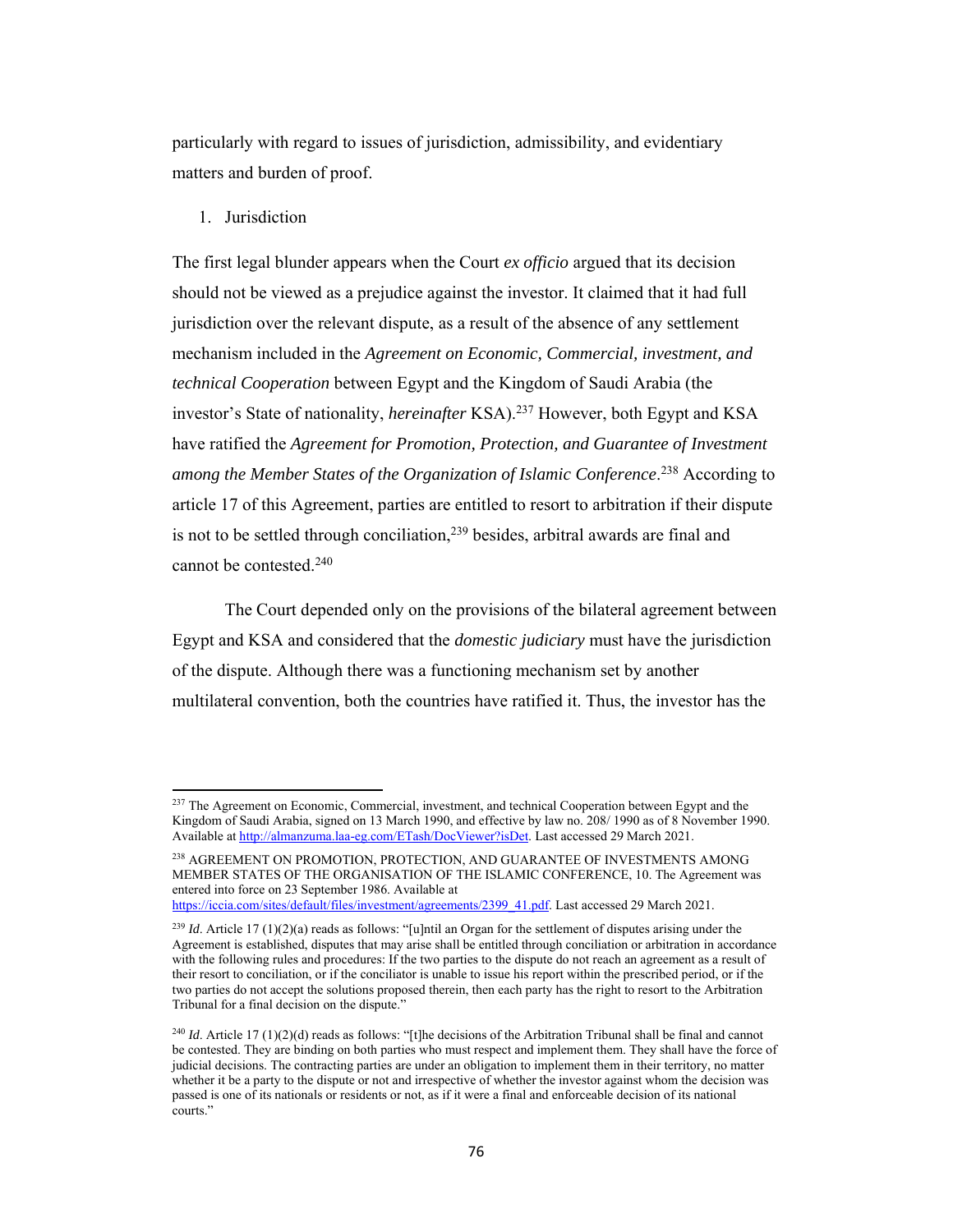particularly with regard to issues of jurisdiction, admissibility, and evidentiary matters and burden of proof.

1. Jurisdiction

The first legal blunder appears when the Court *ex officio* argued that its decision should not be viewed as a prejudice against the investor. It claimed that it had full jurisdiction over the relevant dispute, as a result of the absence of any settlement mechanism included in the *Agreement on Economic, Commercial, investment, and technical Cooperation* between Egypt and the Kingdom of Saudi Arabia (the investor's State of nationality, *hereinafter* KSA).[237] However, both Egypt and KSA have ratified the *Agreement for Promotion, Protection, and Guarantee of Investment among the Member States of the Organization of Islamic Conference*.[238] According to article 17 of this Agreement, parties are entitled to resort to arbitration if their dispute is not to be settled through conciliation,[239] besides, arbitral awards are final and cannot be contested.[240]

The Court depended only on the provisions of the bilateral agreement between Egypt and KSA and considered that the *domestic judiciary* must have the jurisdiction of the dispute. Although there was a functioning mechanism set by another multilateral convention, both the countries have ratified it. Thus, the investor has the

---

[237] The Agreement on Economic, Commercial, investment, and technical Cooperation between Egypt and the Kingdom of Saudi Arabia, signed on 13 March 1990, and effective by law no. 208/ 1990 as of 8 November 1990. Available at http://almanzuma.laa-eg.com/ETash/DocViewer?isDet. Last accessed 29 March 2021.

[238] AGREEMENT ON PROMOTION, PROTECTION, AND GUARANTEE OF INVESTMENTS AMONG MEMBER STATES OF THE ORGANISATION OF THE ISLAMIC CONFERENCE, 10. The Agreement was entered into force on 23 September 1986. Available at https://iccia.com/sites/default/files/investment/agreements/2399_41.pdf. Last accessed 29 March 2021.

[239] *Id*. Article 17 (1)(2)(a) reads as follows: "[u]ntil an Organ for the settlement of disputes arising under the Agreement is established, disputes that may arise shall be entitled through conciliation or arbitration in accordance with the following rules and procedures: If the two parties to the dispute do not reach an agreement as a result of their resort to conciliation, or if the conciliator is unable to issue his report within the prescribed period, or if the two parties do not accept the solutions proposed therein, then each party has the right to resort to the Arbitration Tribunal for a final decision on the dispute."

[240] *Id*. Article 17 (1)(2)(d) reads as follows: "[t]he decisions of the Arbitration Tribunal shall be final and cannot be contested. They are binding on both parties who must respect and implement them. They shall have the force of judicial decisions. The contracting parties are under an obligation to implement them in their territory, no matter whether it be a party to the dispute or not and irrespective of whether the investor against whom the decision was passed is one of its nationals or residents or not, as if it were a final and enforceable decision of its national courts."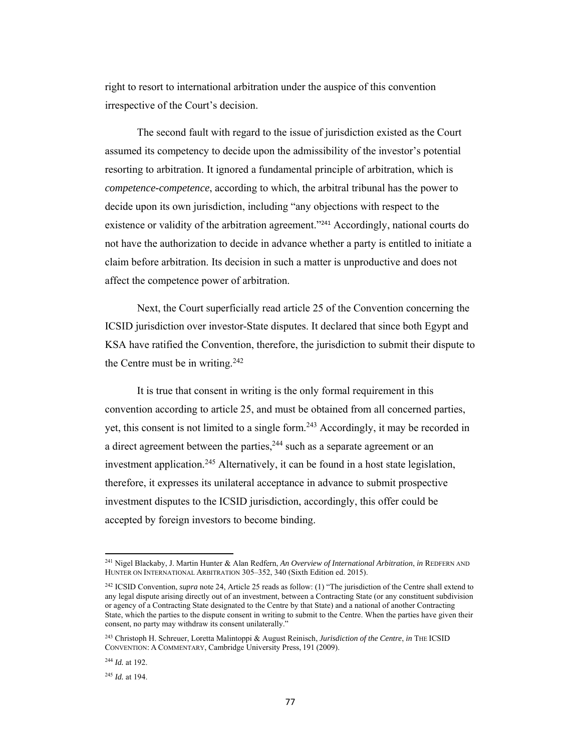right to resort to international arbitration under the auspice of this convention irrespective of the Court's decision.

The second fault with regard to the issue of jurisdiction existed as the Court assumed its competency to decide upon the admissibility of the investor's potential resorting to arbitration. It ignored a fundamental principle of arbitration, which is *competence-competence*, according to which, the arbitral tribunal has the power to decide upon its own jurisdiction, including "any objections with respect to the existence or validity of the arbitration agreement."[241] Accordingly, national courts do not have the authorization to decide in advance whether a party is entitled to initiate a claim before arbitration. Its decision in such a matter is unproductive and does not affect the competence power of arbitration.

Next, the Court superficially read article 25 of the Convention concerning the ICSID jurisdiction over investor-State disputes. It declared that since both Egypt and KSA have ratified the Convention, therefore, the jurisdiction to submit their dispute to the Centre must be in writing.[242]

It is true that consent in writing is the only formal requirement in this convention according to article 25, and must be obtained from all concerned parties, yet, this consent is not limited to a single form.[243] Accordingly, it may be recorded in a direct agreement between the parties,[244] such as a separate agreement or an investment application.[245] Alternatively, it can be found in a host state legislation, therefore, it expresses its unilateral acceptance in advance to submit prospective investment disputes to the ICSID jurisdiction, accordingly, this offer could be accepted by foreign investors to become binding.

---

[241] Nigel Blackaby, J. Martin Hunter & Alan Redfern, *An Overview of International Arbitration*, *in* REDFERN AND HUNTER ON INTERNATIONAL ARBITRATION 305–352, 340 (Sixth Edition ed. 2015).

[242] ICSID Convention, *supra* note 24, Article 25 reads as follow: (1) "The jurisdiction of the Centre shall extend to any legal dispute arising directly out of an investment, between a Contracting State (or any constituent subdivision or agency of a Contracting State designated to the Centre by that State) and a national of another Contracting State, which the parties to the dispute consent in writing to submit to the Centre. When the parties have given their consent, no party may withdraw its consent unilaterally."

[243] Christoph H. Schreuer, Loretta Malintoppi & August Reinisch, *Jurisdiction of the Centre*, *in* THE ICSID CONVENTION: A COMMENTARY, Cambridge University Press, 191 (2009).

[244] *Id.* at 192.

[245] *Id.* at 194.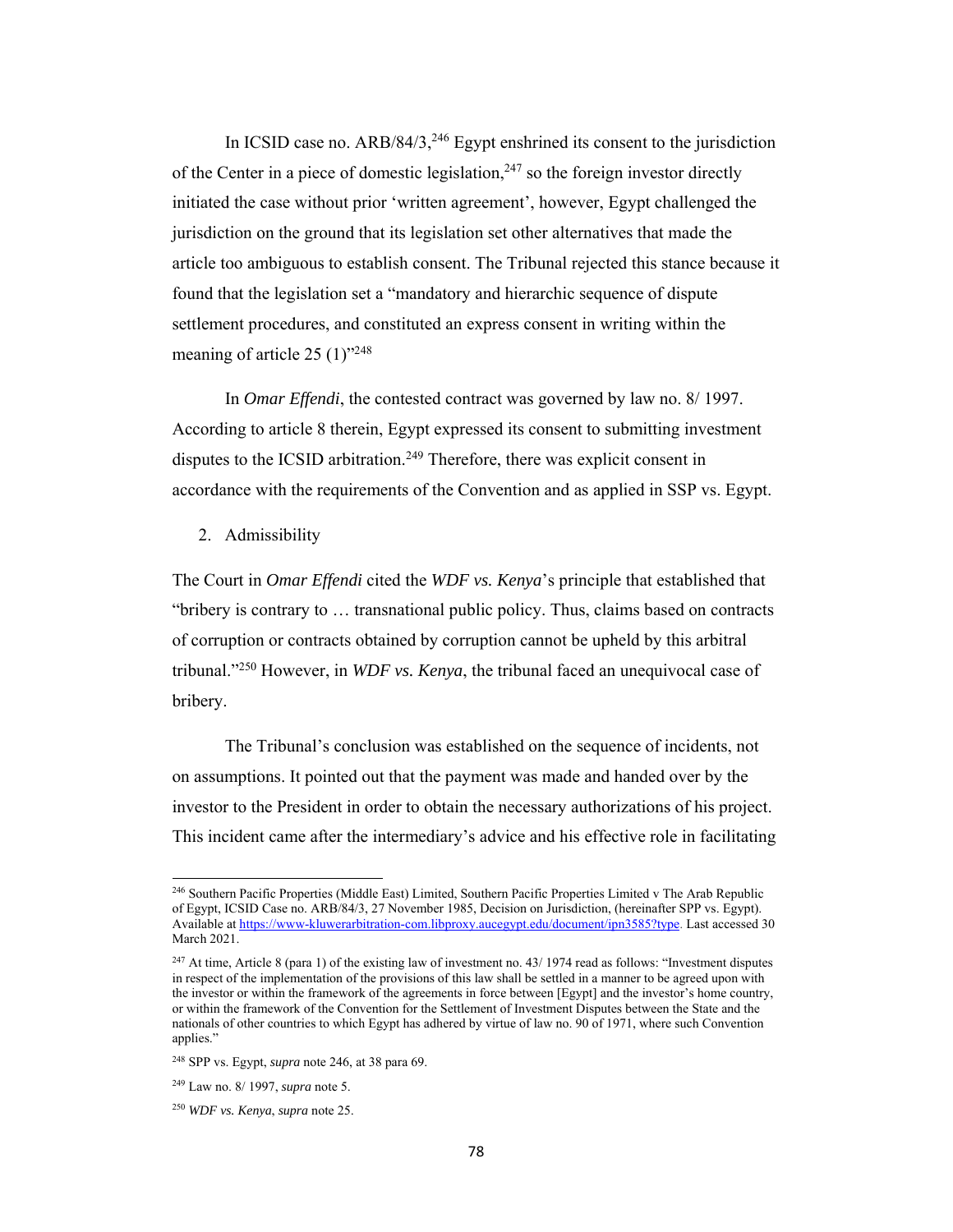In ICSID case no. ARB/84/3,[246] Egypt enshrined its consent to the jurisdiction of the Center in a piece of domestic legislation,[247] so the foreign investor directly initiated the case without prior 'written agreement', however, Egypt challenged the jurisdiction on the ground that its legislation set other alternatives that made the article too ambiguous to establish consent. The Tribunal rejected this stance because it found that the legislation set a "mandatory and hierarchic sequence of dispute settlement procedures, and constituted an express consent in writing within the meaning of article 25 (1)"[248]

In *Omar Effendi*, the contested contract was governed by law no. 8/ 1997. According to article 8 therein, Egypt expressed its consent to submitting investment disputes to the ICSID arbitration.[249] Therefore, there was explicit consent in accordance with the requirements of the Convention and as applied in SSP vs. Egypt.

2. Admissibility

The Court in *Omar Effendi* cited the *WDF vs. Kenya*'s principle that established that "bribery is contrary to … transnational public policy. Thus, claims based on contracts of corruption or contracts obtained by corruption cannot be upheld by this arbitral tribunal."[250] However, in *WDF vs. Kenya*, the tribunal faced an unequivocal case of bribery.

The Tribunal's conclusion was established on the sequence of incidents, not on assumptions. It pointed out that the payment was made and handed over by the investor to the President in order to obtain the necessary authorizations of his project. This incident came after the intermediary's advice and his effective role in facilitating

---

[246] Southern Pacific Properties (Middle East) Limited, Southern Pacific Properties Limited v The Arab Republic of Egypt, ICSID Case no. ARB/84/3, 27 November 1985, Decision on Jurisdiction, (hereinafter SPP vs. Egypt). Available at https://www-kluwerarbitration-com.libproxy.aucegypt.edu/document/ipn3585?type. Last accessed 30 March 2021.

[247] At time, Article 8 (para 1) of the existing law of investment no. 43/ 1974 read as follows: "Investment disputes in respect of the implementation of the provisions of this law shall be settled in a manner to be agreed upon with the investor or within the framework of the agreements in force between [Egypt] and the investor's home country, or within the framework of the Convention for the Settlement of Investment Disputes between the State and the nationals of other countries to which Egypt has adhered by virtue of law no. 90 of 1971, where such Convention applies."

[248] SPP vs. Egypt, *supra* note 246, at 38 para 69.

[249] Law no. 8/ 1997, *supra* note 5.

[250] *WDF vs. Kenya*, *supra* note 25.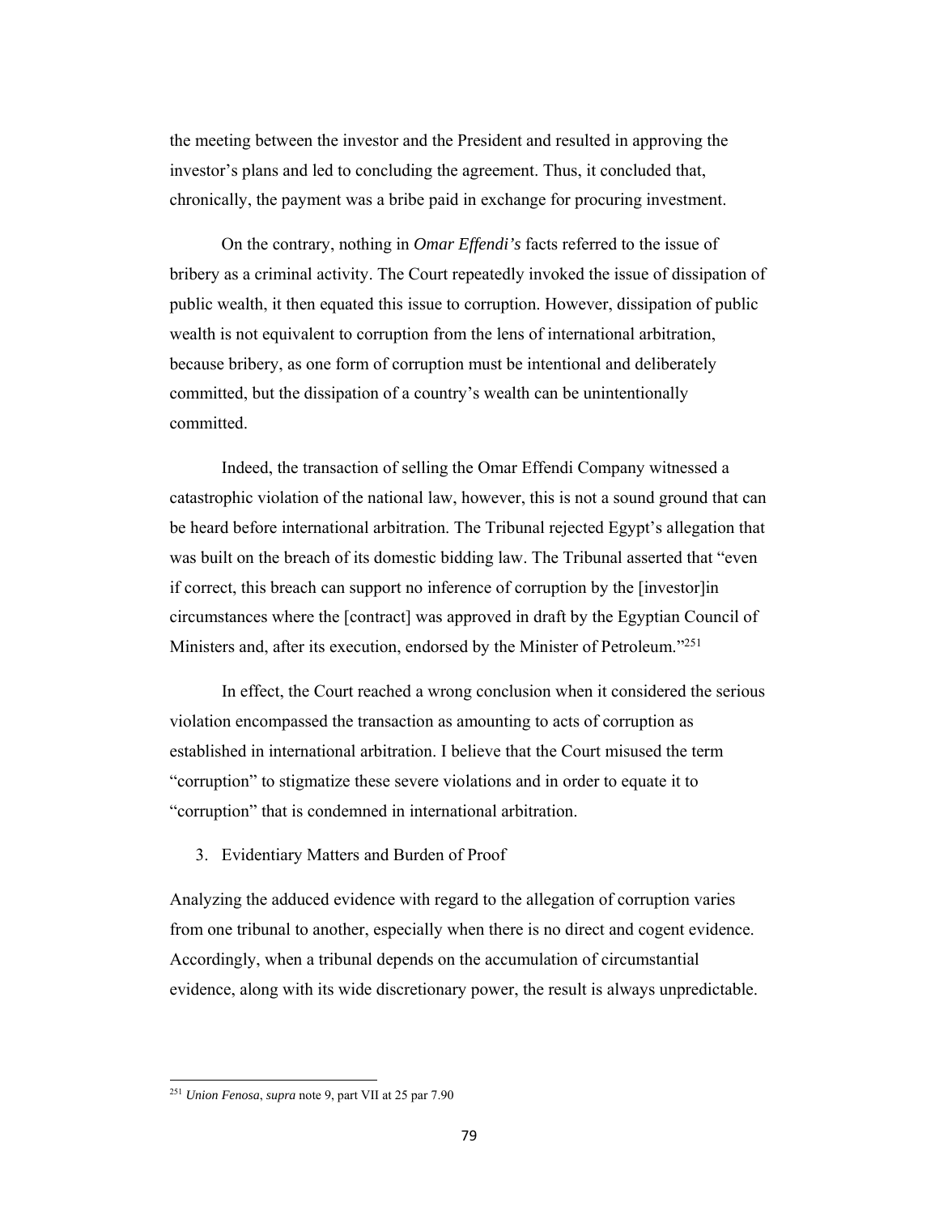the meeting between the investor and the President and resulted in approving the investor's plans and led to concluding the agreement. Thus, it concluded that, chronically, the payment was a bribe paid in exchange for procuring investment.

On the contrary, nothing in *Omar Effendi's* facts referred to the issue of bribery as a criminal activity. The Court repeatedly invoked the issue of dissipation of public wealth, it then equated this issue to corruption. However, dissipation of public wealth is not equivalent to corruption from the lens of international arbitration, because bribery, as one form of corruption must be intentional and deliberately committed, but the dissipation of a country's wealth can be unintentionally committed.

Indeed, the transaction of selling the Omar Effendi Company witnessed a catastrophic violation of the national law, however, this is not a sound ground that can be heard before international arbitration. The Tribunal rejected Egypt's allegation that was built on the breach of its domestic bidding law. The Tribunal asserted that "even if correct, this breach can support no inference of corruption by the [investor]in circumstances where the [contract] was approved in draft by the Egyptian Council of Ministers and, after its execution, endorsed by the Minister of Petroleum."[251]

In effect, the Court reached a wrong conclusion when it considered the serious violation encompassed the transaction as amounting to acts of corruption as established in international arbitration. I believe that the Court misused the term "corruption" to stigmatize these severe violations and in order to equate it to "corruption" that is condemned in international arbitration.

3. Evidentiary Matters and Burden of Proof

Analyzing the adduced evidence with regard to the allegation of corruption varies from one tribunal to another, especially when there is no direct and cogent evidence. Accordingly, when a tribunal depends on the accumulation of circumstantial evidence, along with its wide discretionary power, the result is always unpredictable.

[251] *Union Fenosa*, *supra* note 9, part VII at 25 par 7.90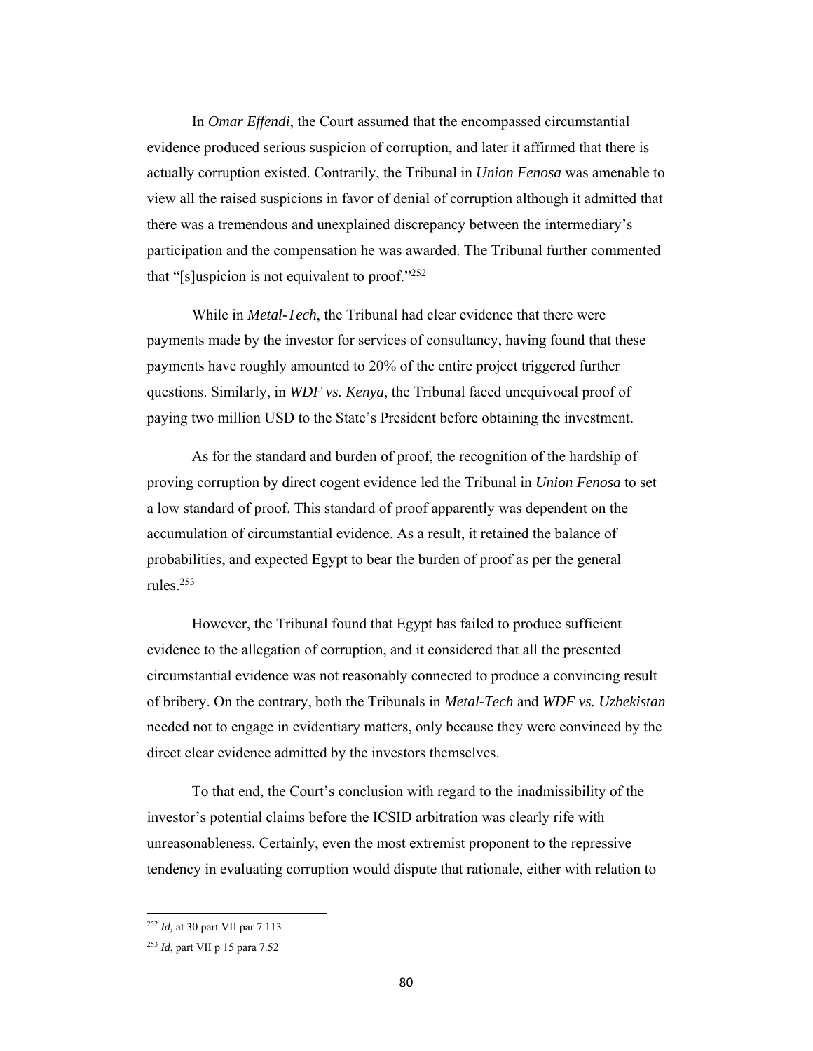In *Omar Effendi*, the Court assumed that the encompassed circumstantial evidence produced serious suspicion of corruption, and later it affirmed that there is actually corruption existed. Contrarily, the Tribunal in *Union Fenosa* was amenable to view all the raised suspicions in favor of denial of corruption although it admitted that there was a tremendous and unexplained discrepancy between the intermediary's participation and the compensation he was awarded. The Tribunal further commented that "[s]uspicion is not equivalent to proof."[252]

While in *Metal-Tech*, the Tribunal had clear evidence that there were payments made by the investor for services of consultancy, having found that these payments have roughly amounted to 20% of the entire project triggered further questions. Similarly, in *WDF vs. Kenya*, the Tribunal faced unequivocal proof of paying two million USD to the State's President before obtaining the investment.

As for the standard and burden of proof, the recognition of the hardship of proving corruption by direct cogent evidence led the Tribunal in *Union Fenosa* to set a low standard of proof. This standard of proof apparently was dependent on the accumulation of circumstantial evidence. As a result, it retained the balance of probabilities, and expected Egypt to bear the burden of proof as per the general rules.[253]

However, the Tribunal found that Egypt has failed to produce sufficient evidence to the allegation of corruption, and it considered that all the presented circumstantial evidence was not reasonably connected to produce a convincing result of bribery. On the contrary, both the Tribunals in *Metal-Tech* and *WDF vs. Uzbekistan* needed not to engage in evidentiary matters, only because they were convinced by the direct clear evidence admitted by the investors themselves.

To that end, the Court's conclusion with regard to the inadmissibility of the investor's potential claims before the ICSID arbitration was clearly rife with unreasonableness. Certainly, even the most extremist proponent to the repressive tendency in evaluating corruption would dispute that rationale, either with relation to

---

[252] *Id,* at 30 part VII par 7.113

[253] *Id*, part VII p 15 para 7.52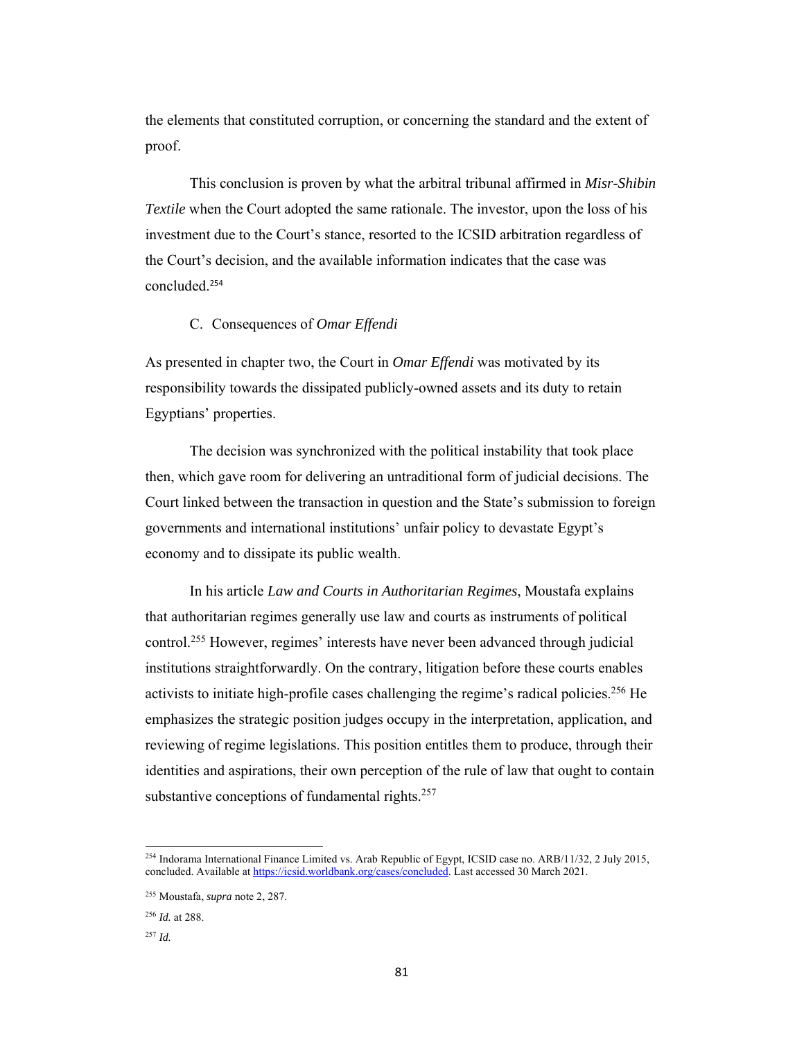the elements that constituted corruption, or concerning the standard and the extent of proof.

This conclusion is proven by what the arbitral tribunal affirmed in *Misr-Shibin Textile* when the Court adopted the same rationale. The investor, upon the loss of his investment due to the Court's stance, resorted to the ICSID arbitration regardless of the Court's decision, and the available information indicates that the case was concluded.[254]

### C. Consequences of *Omar Effendi*

As presented in chapter two, the Court in *Omar Effendi* was motivated by its responsibility towards the dissipated publicly-owned assets and its duty to retain Egyptians' properties.

The decision was synchronized with the political instability that took place then, which gave room for delivering an untraditional form of judicial decisions. The Court linked between the transaction in question and the State's submission to foreign governments and international institutions' unfair policy to devastate Egypt's economy and to dissipate its public wealth.

In his article *Law and Courts in Authoritarian Regimes*, Moustafa explains that authoritarian regimes generally use law and courts as instruments of political control.[255] However, regimes' interests have never been advanced through judicial institutions straightforwardly. On the contrary, litigation before these courts enables activists to initiate high-profile cases challenging the regime's radical policies.[256] He emphasizes the strategic position judges occupy in the interpretation, application, and reviewing of regime legislations. This position entitles them to produce, through their identities and aspirations, their own perception of the rule of law that ought to contain substantive conceptions of fundamental rights.[257]

---

[254] Indorama International Finance Limited vs. Arab Republic of Egypt, ICSID case no. ARB/11/32, 2 July 2015, concluded. Available at https://icsid.worldbank.org/cases/concluded. Last accessed 30 March 2021.

[255] Moustafa, *supra* note 2, 287.

[256] *Id.* at 288.

[257] *Id.*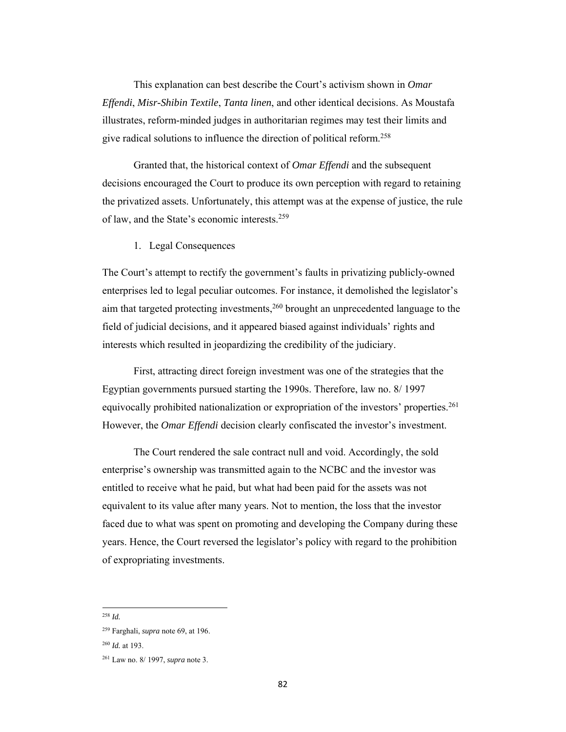This explanation can best describe the Court's activism shown in *Omar Effendi*, *Misr-Shibin Textile*, *Tanta linen*, and other identical decisions. As Moustafa illustrates, reform-minded judges in authoritarian regimes may test their limits and give radical solutions to influence the direction of political reform.[258]

Granted that, the historical context of *Omar Effendi* and the subsequent decisions encouraged the Court to produce its own perception with regard to retaining the privatized assets. Unfortunately, this attempt was at the expense of justice, the rule of law, and the State's economic interests.[259]

1. Legal Consequences

The Court's attempt to rectify the government's faults in privatizing publicly-owned enterprises led to legal peculiar outcomes. For instance, it demolished the legislator's aim that targeted protecting investments,[260] brought an unprecedented language to the field of judicial decisions, and it appeared biased against individuals' rights and interests which resulted in jeopardizing the credibility of the judiciary.

First, attracting direct foreign investment was one of the strategies that the Egyptian governments pursued starting the 1990s. Therefore, law no. 8/ 1997 equivocally prohibited nationalization or expropriation of the investors' properties.[261] However, the *Omar Effendi* decision clearly confiscated the investor's investment.

The Court rendered the sale contract null and void. Accordingly, the sold enterprise's ownership was transmitted again to the NCBC and the investor was entitled to receive what he paid, but what had been paid for the assets was not equivalent to its value after many years. Not to mention, the loss that the investor faced due to what was spent on promoting and developing the Company during these years. Hence, the Court reversed the legislator's policy with regard to the prohibition of expropriating investments.

---

[258] *Id.*

[259] Farghali, *supra* note 69, at 196.

[260] *Id.* at 193.

[261] Law no. 8/ 1997, *supra* note 3.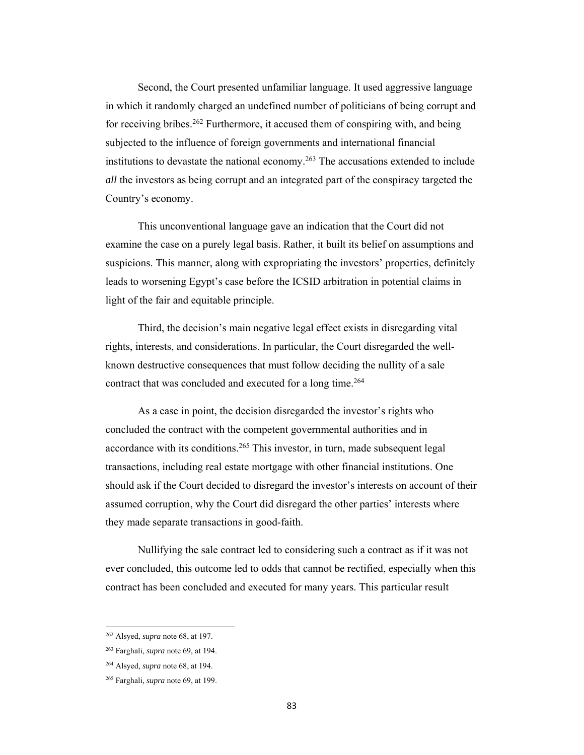Second, the Court presented unfamiliar language. It used aggressive language in which it randomly charged an undefined number of politicians of being corrupt and for receiving bribes.[262] Furthermore, it accused them of conspiring with, and being subjected to the influence of foreign governments and international financial institutions to devastate the national economy.[263] The accusations extended to include *all* the investors as being corrupt and an integrated part of the conspiracy targeted the Country's economy.

This unconventional language gave an indication that the Court did not examine the case on a purely legal basis. Rather, it built its belief on assumptions and suspicions. This manner, along with expropriating the investors' properties, definitely leads to worsening Egypt's case before the ICSID arbitration in potential claims in light of the fair and equitable principle.

Third, the decision's main negative legal effect exists in disregarding vital rights, interests, and considerations. In particular, the Court disregarded the well-known destructive consequences that must follow deciding the nullity of a sale contract that was concluded and executed for a long time.[264]

As a case in point, the decision disregarded the investor's rights who concluded the contract with the competent governmental authorities and in accordance with its conditions.[265] This investor, in turn, made subsequent legal transactions, including real estate mortgage with other financial institutions. One should ask if the Court decided to disregard the investor's interests on account of their assumed corruption, why the Court did disregard the other parties' interests where they made separate transactions in good-faith.

Nullifying the sale contract led to considering such a contract as if it was not ever concluded, this outcome led to odds that cannot be rectified, especially when this contract has been concluded and executed for many years. This particular result

---

[262] Alsyed, *supra* note 68, at 197.

[263] Farghali, *supra* note 69, at 194.

[264] Alsyed, *supra* note 68, at 194.

[265] Farghali, *supra* note 69, at 199.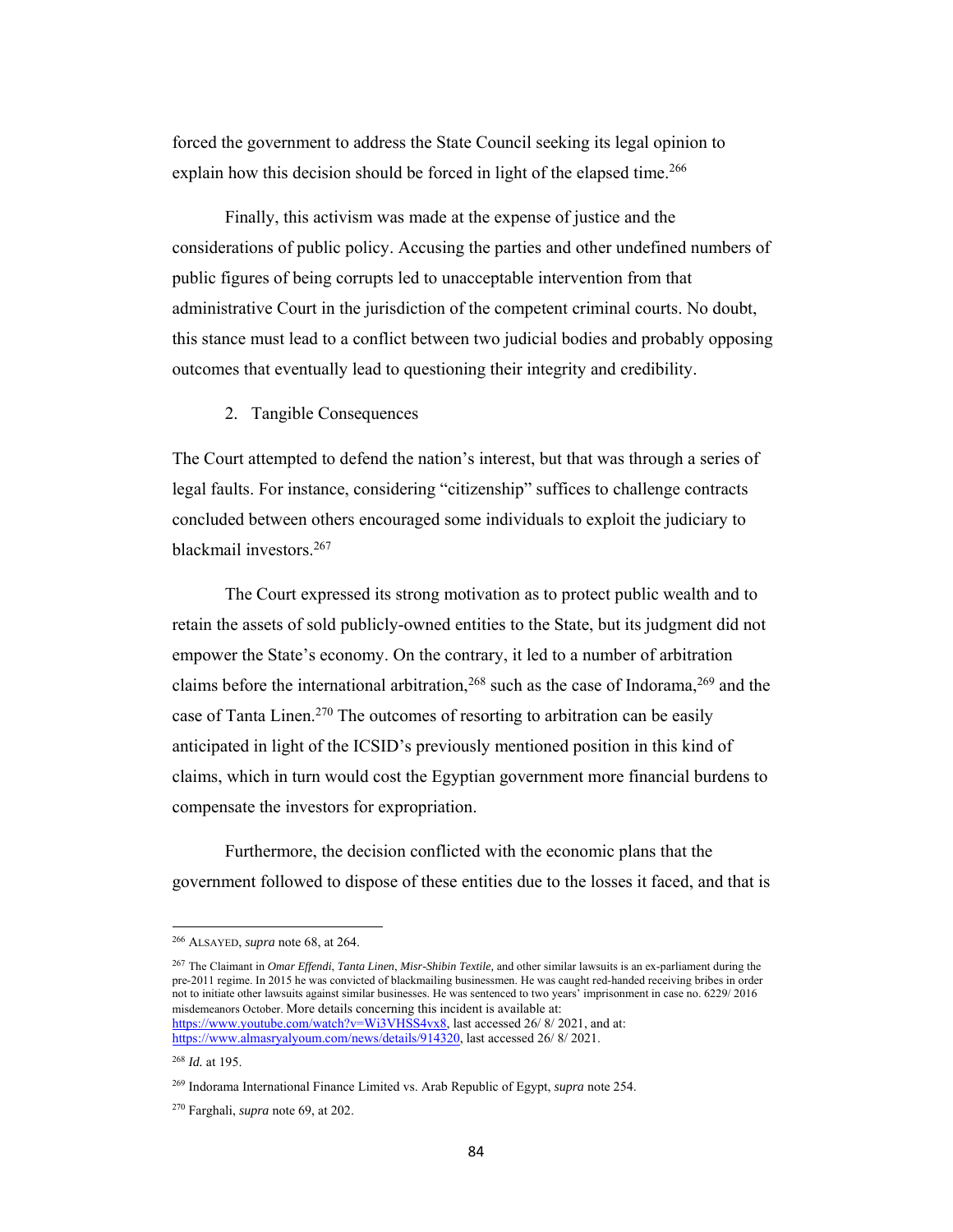forced the government to address the State Council seeking its legal opinion to explain how this decision should be forced in light of the elapsed time.[266]

Finally, this activism was made at the expense of justice and the considerations of public policy. Accusing the parties and other undefined numbers of public figures of being corrupts led to unacceptable intervention from that administrative Court in the jurisdiction of the competent criminal courts. No doubt, this stance must lead to a conflict between two judicial bodies and probably opposing outcomes that eventually lead to questioning their integrity and credibility.

2. Tangible Consequences

The Court attempted to defend the nation's interest, but that was through a series of legal faults. For instance, considering "citizenship" suffices to challenge contracts concluded between others encouraged some individuals to exploit the judiciary to blackmail investors.[267]

The Court expressed its strong motivation as to protect public wealth and to retain the assets of sold publicly-owned entities to the State, but its judgment did not empower the State's economy. On the contrary, it led to a number of arbitration claims before the international arbitration,[268] such as the case of Indorama,[269] and the case of Tanta Linen.[270] The outcomes of resorting to arbitration can be easily anticipated in light of the ICSID's previously mentioned position in this kind of claims, which in turn would cost the Egyptian government more financial burdens to compensate the investors for expropriation.

Furthermore, the decision conflicted with the economic plans that the government followed to dispose of these entities due to the losses it faced, and that is

---

[266] ALSAYED, *supra* note 68, at 264.

[267] The Claimant in *Omar Effendi*, *Tanta Linen*, *Misr-Shibin Textile,* and other similar lawsuits is an ex-parliament during the pre-2011 regime. In 2015 he was convicted of blackmailing businessmen. He was caught red-handed receiving bribes in order not to initiate other lawsuits against similar businesses. He was sentenced to two years' imprisonment in case no. 6229/ 2016 misdemeanors October. More details concerning this incident is available at: https://www.youtube.com/watch?v=Wi3VHSS4vx8, last accessed 26/ 8/ 2021, and at: https://www.almasryalyoum.com/news/details/914320, last accessed 26/ 8/ 2021.

[268] *Id.* at 195.

[269] Indorama International Finance Limited vs. Arab Republic of Egypt, *supra* note 254.

[270] Farghali, *supra* note 69, at 202.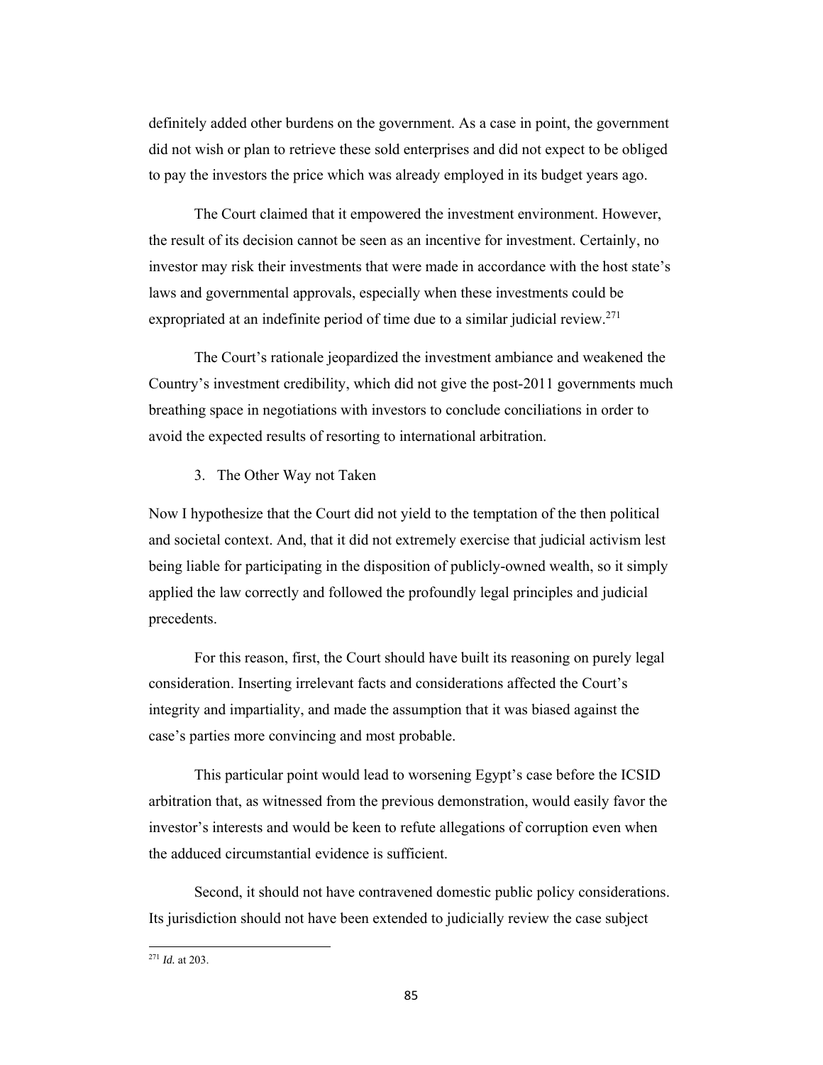definitely added other burdens on the government. As a case in point, the government did not wish or plan to retrieve these sold enterprises and did not expect to be obliged to pay the investors the price which was already employed in its budget years ago.

The Court claimed that it empowered the investment environment. However, the result of its decision cannot be seen as an incentive for investment. Certainly, no investor may risk their investments that were made in accordance with the host state's laws and governmental approvals, especially when these investments could be expropriated at an indefinite period of time due to a similar judicial review.[271]

The Court's rationale jeopardized the investment ambiance and weakened the Country's investment credibility, which did not give the post-2011 governments much breathing space in negotiations with investors to conclude conciliations in order to avoid the expected results of resorting to international arbitration.

3. The Other Way not Taken

Now I hypothesize that the Court did not yield to the temptation of the then political and societal context. And, that it did not extremely exercise that judicial activism lest being liable for participating in the disposition of publicly-owned wealth, so it simply applied the law correctly and followed the profoundly legal principles and judicial precedents.

For this reason, first, the Court should have built its reasoning on purely legal consideration. Inserting irrelevant facts and considerations affected the Court's integrity and impartiality, and made the assumption that it was biased against the case's parties more convincing and most probable.

This particular point would lead to worsening Egypt's case before the ICSID arbitration that, as witnessed from the previous demonstration, would easily favor the investor's interests and would be keen to refute allegations of corruption even when the adduced circumstantial evidence is sufficient.

Second, it should not have contravened domestic public policy considerations. Its jurisdiction should not have been extended to judicially review the case subject

---

[271] *Id.* at 203.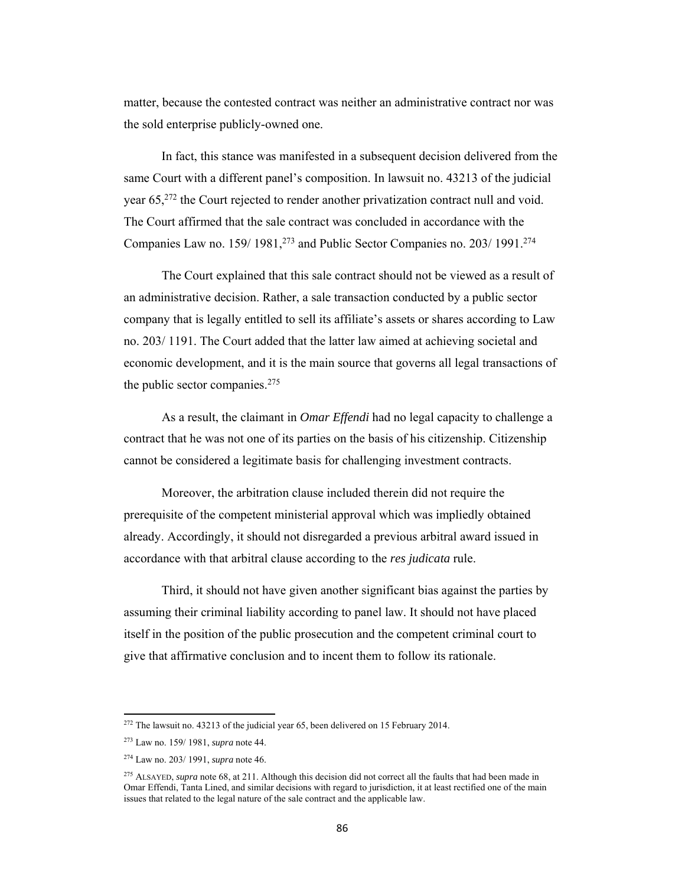matter, because the contested contract was neither an administrative contract nor was the sold enterprise publicly-owned one.

In fact, this stance was manifested in a subsequent decision delivered from the same Court with a different panel's composition. In lawsuit no. 43213 of the judicial year 65,[272] the Court rejected to render another privatization contract null and void. The Court affirmed that the sale contract was concluded in accordance with the Companies Law no. 159/ 1981,[273] and Public Sector Companies no. 203/ 1991.[274]

The Court explained that this sale contract should not be viewed as a result of an administrative decision. Rather, a sale transaction conducted by a public sector company that is legally entitled to sell its affiliate's assets or shares according to Law no. 203/ 1191. The Court added that the latter law aimed at achieving societal and economic development, and it is the main source that governs all legal transactions of the public sector companies.[275]

As a result, the claimant in *Omar Effendi* had no legal capacity to challenge a contract that he was not one of its parties on the basis of his citizenship. Citizenship cannot be considered a legitimate basis for challenging investment contracts.

Moreover, the arbitration clause included therein did not require the prerequisite of the competent ministerial approval which was impliedly obtained already. Accordingly, it should not disregarded a previous arbitral award issued in accordance with that arbitral clause according to the *res judicata* rule.

Third, it should not have given another significant bias against the parties by assuming their criminal liability according to panel law. It should not have placed itself in the position of the public prosecution and the competent criminal court to give that affirmative conclusion and to incent them to follow its rationale.

---

[272] The lawsuit no. 43213 of the judicial year 65, been delivered on 15 February 2014.

[273] Law no. 159/ 1981, *supra* note 44.

[274] Law no. 203/ 1991, *supra* note 46.

[275] ALSAYED, *supra* note 68, at 211. Although this decision did not correct all the faults that had been made in Omar Effendi, Tanta Lined, and similar decisions with regard to jurisdiction, it at least rectified one of the main issues that related to the legal nature of the sale contract and the applicable law.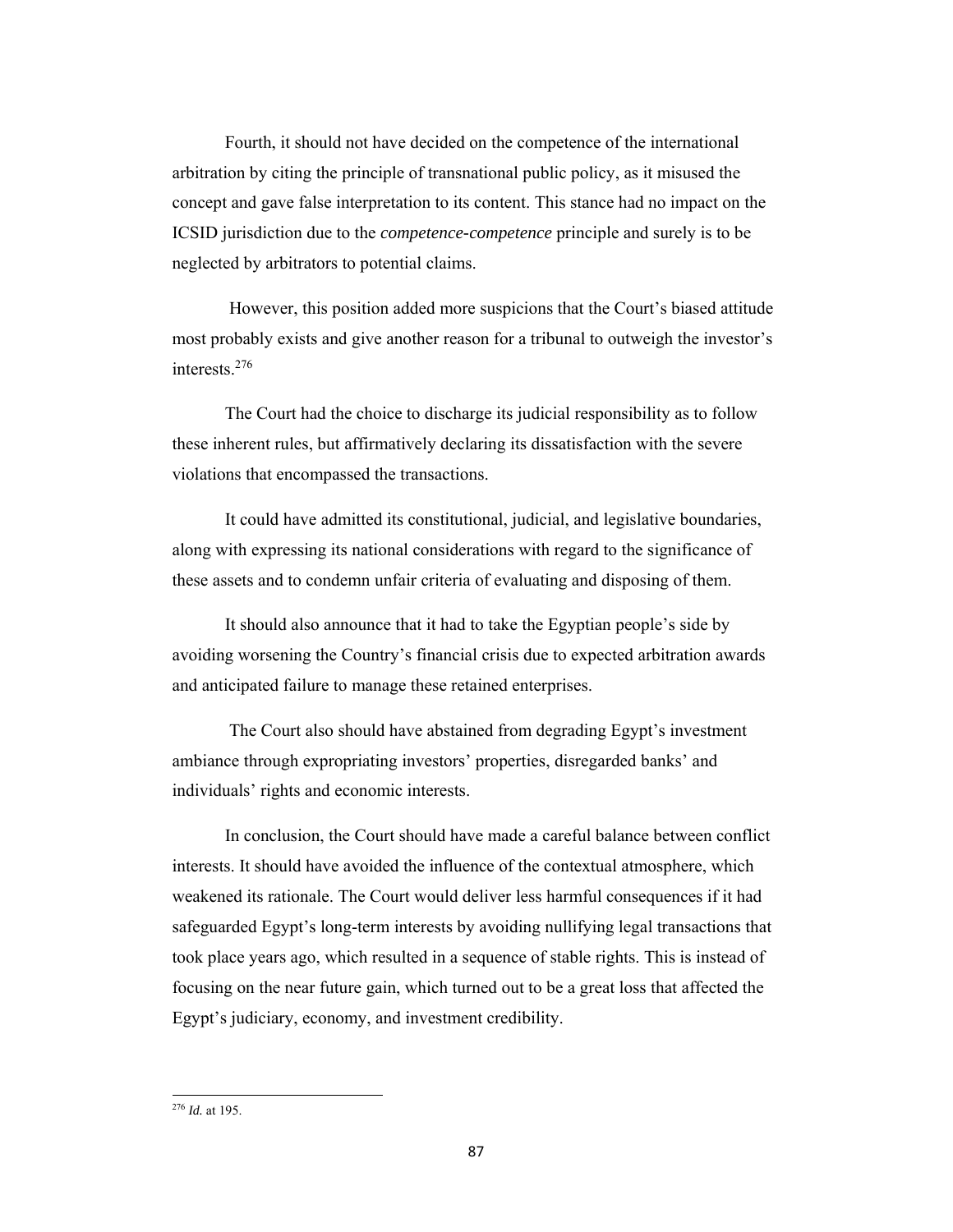Fourth, it should not have decided on the competence of the international arbitration by citing the principle of transnational public policy, as it misused the concept and gave false interpretation to its content. This stance had no impact on the ICSID jurisdiction due to the *competence-competence* principle and surely is to be neglected by arbitrators to potential claims.

However, this position added more suspicions that the Court's biased attitude most probably exists and give another reason for a tribunal to outweigh the investor's interests.[276]

The Court had the choice to discharge its judicial responsibility as to follow these inherent rules, but affirmatively declaring its dissatisfaction with the severe violations that encompassed the transactions.

It could have admitted its constitutional, judicial, and legislative boundaries, along with expressing its national considerations with regard to the significance of these assets and to condemn unfair criteria of evaluating and disposing of them.

It should also announce that it had to take the Egyptian people's side by avoiding worsening the Country's financial crisis due to expected arbitration awards and anticipated failure to manage these retained enterprises.

The Court also should have abstained from degrading Egypt's investment ambiance through expropriating investors' properties, disregarded banks' and individuals' rights and economic interests.

In conclusion, the Court should have made a careful balance between conflict interests. It should have avoided the influence of the contextual atmosphere, which weakened its rationale. The Court would deliver less harmful consequences if it had safeguarded Egypt's long-term interests by avoiding nullifying legal transactions that took place years ago, which resulted in a sequence of stable rights. This is instead of focusing on the near future gain, which turned out to be a great loss that affected the Egypt's judiciary, economy, and investment credibility.

---

[276] *Id.* at 195.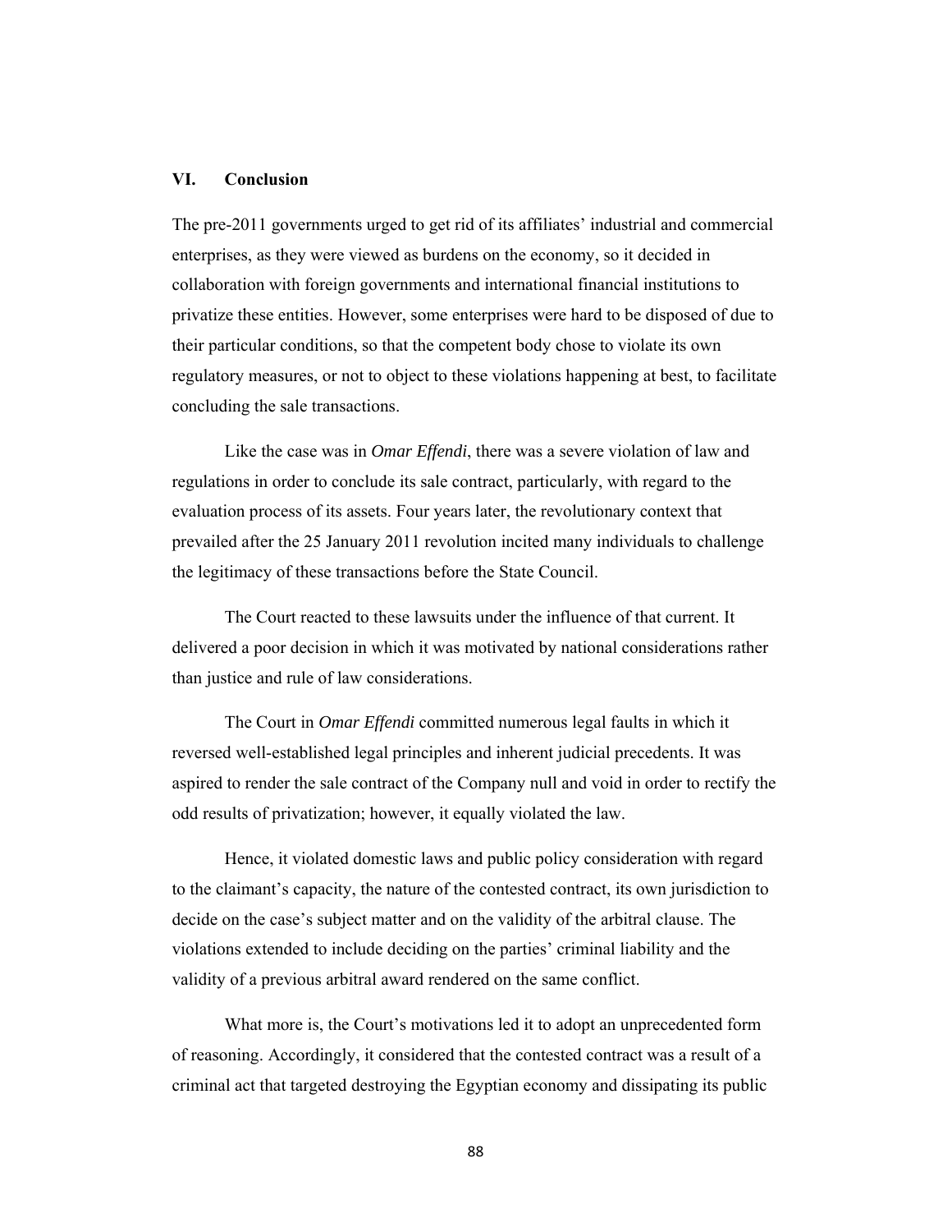## VI. Conclusion

The pre-2011 governments urged to get rid of its affiliates' industrial and commercial enterprises, as they were viewed as burdens on the economy, so it decided in collaboration with foreign governments and international financial institutions to privatize these entities. However, some enterprises were hard to be disposed of due to their particular conditions, so that the competent body chose to violate its own regulatory measures, or not to object to these violations happening at best, to facilitate concluding the sale transactions.

Like the case was in *Omar Effendi*, there was a severe violation of law and regulations in order to conclude its sale contract, particularly, with regard to the evaluation process of its assets. Four years later, the revolutionary context that prevailed after the 25 January 2011 revolution incited many individuals to challenge the legitimacy of these transactions before the State Council.

The Court reacted to these lawsuits under the influence of that current. It delivered a poor decision in which it was motivated by national considerations rather than justice and rule of law considerations.

The Court in *Omar Effendi* committed numerous legal faults in which it reversed well-established legal principles and inherent judicial precedents. It was aspired to render the sale contract of the Company null and void in order to rectify the odd results of privatization; however, it equally violated the law.

Hence, it violated domestic laws and public policy consideration with regard to the claimant's capacity, the nature of the contested contract, its own jurisdiction to decide on the case's subject matter and on the validity of the arbitral clause. The violations extended to include deciding on the parties' criminal liability and the validity of a previous arbitral award rendered on the same conflict.

What more is, the Court's motivations led it to adopt an unprecedented form of reasoning. Accordingly, it considered that the contested contract was a result of a criminal act that targeted destroying the Egyptian economy and dissipating its public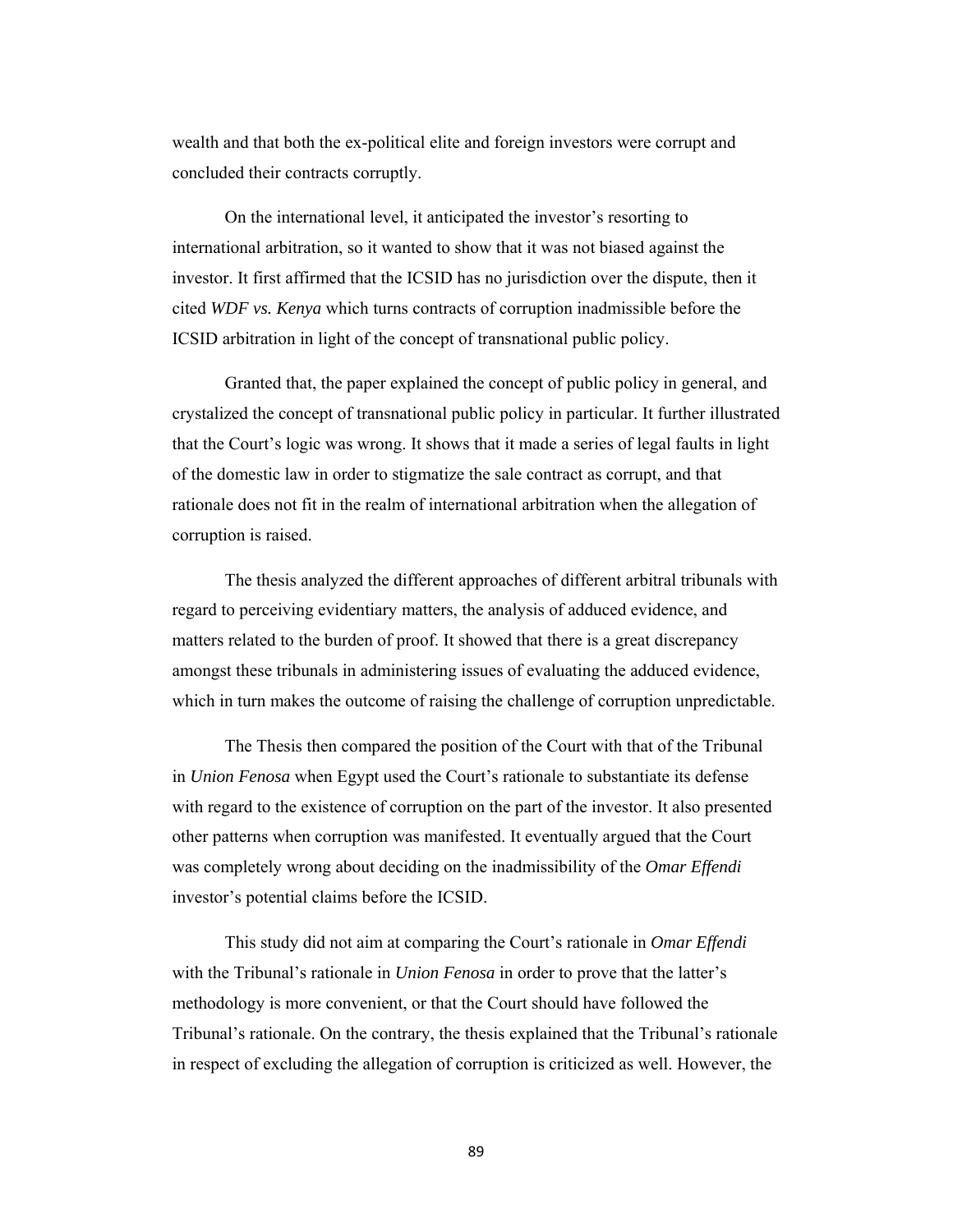wealth and that both the ex-political elite and foreign investors were corrupt and concluded their contracts corruptly.

On the international level, it anticipated the investor's resorting to international arbitration, so it wanted to show that it was not biased against the investor. It first affirmed that the ICSID has no jurisdiction over the dispute, then it cited *WDF vs. Kenya* which turns contracts of corruption inadmissible before the ICSID arbitration in light of the concept of transnational public policy.

Granted that, the paper explained the concept of public policy in general, and crystalized the concept of transnational public policy in particular. It further illustrated that the Court's logic was wrong. It shows that it made a series of legal faults in light of the domestic law in order to stigmatize the sale contract as corrupt, and that rationale does not fit in the realm of international arbitration when the allegation of corruption is raised.

The thesis analyzed the different approaches of different arbitral tribunals with regard to perceiving evidentiary matters, the analysis of adduced evidence, and matters related to the burden of proof. It showed that there is a great discrepancy amongst these tribunals in administering issues of evaluating the adduced evidence, which in turn makes the outcome of raising the challenge of corruption unpredictable.

The Thesis then compared the position of the Court with that of the Tribunal in *Union Fenosa* when Egypt used the Court's rationale to substantiate its defense with regard to the existence of corruption on the part of the investor. It also presented other patterns when corruption was manifested. It eventually argued that the Court was completely wrong about deciding on the inadmissibility of the *Omar Effendi* investor's potential claims before the ICSID.

This study did not aim at comparing the Court's rationale in *Omar Effendi* with the Tribunal's rationale in *Union Fenosa* in order to prove that the latter's methodology is more convenient, or that the Court should have followed the Tribunal's rationale. On the contrary, the thesis explained that the Tribunal's rationale in respect of excluding the allegation of corruption is criticized as well. However, the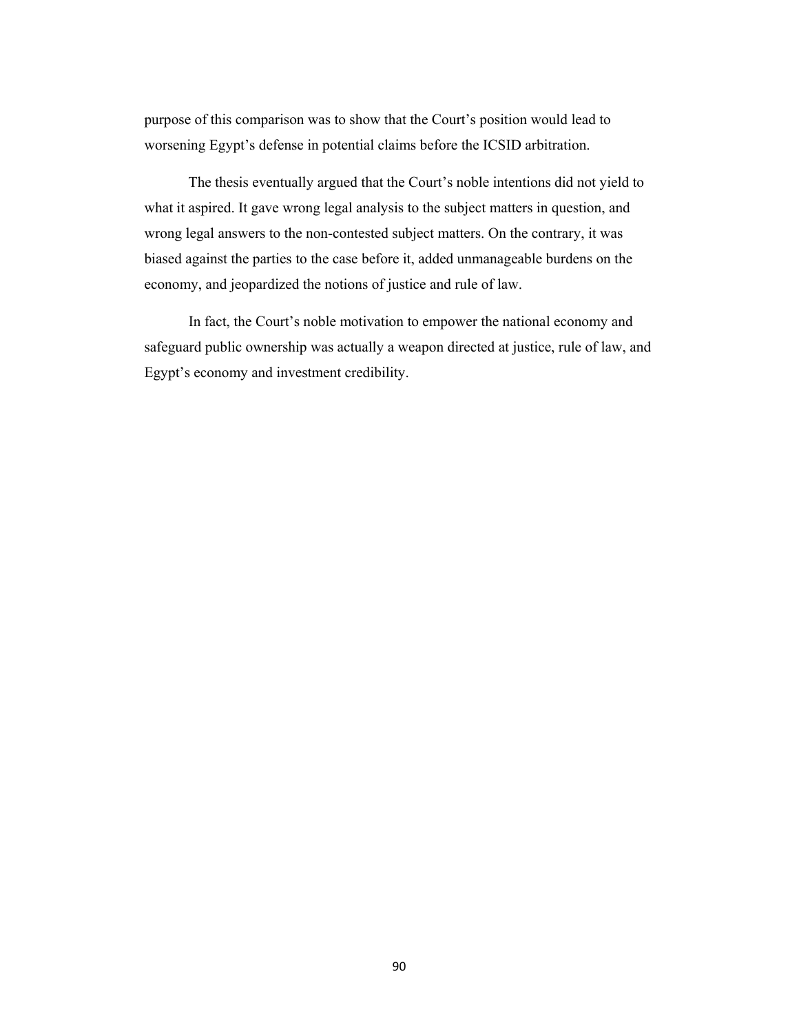purpose of this comparison was to show that the Court's position would lead to worsening Egypt's defense in potential claims before the ICSID arbitration.

The thesis eventually argued that the Court's noble intentions did not yield to what it aspired. It gave wrong legal analysis to the subject matters in question, and wrong legal answers to the non-contested subject matters. On the contrary, it was biased against the parties to the case before it, added unmanageable burdens on the economy, and jeopardized the notions of justice and rule of law.

In fact, the Court's noble motivation to empower the national economy and safeguard public ownership was actually a weapon directed at justice, rule of law, and Egypt's economy and investment credibility.